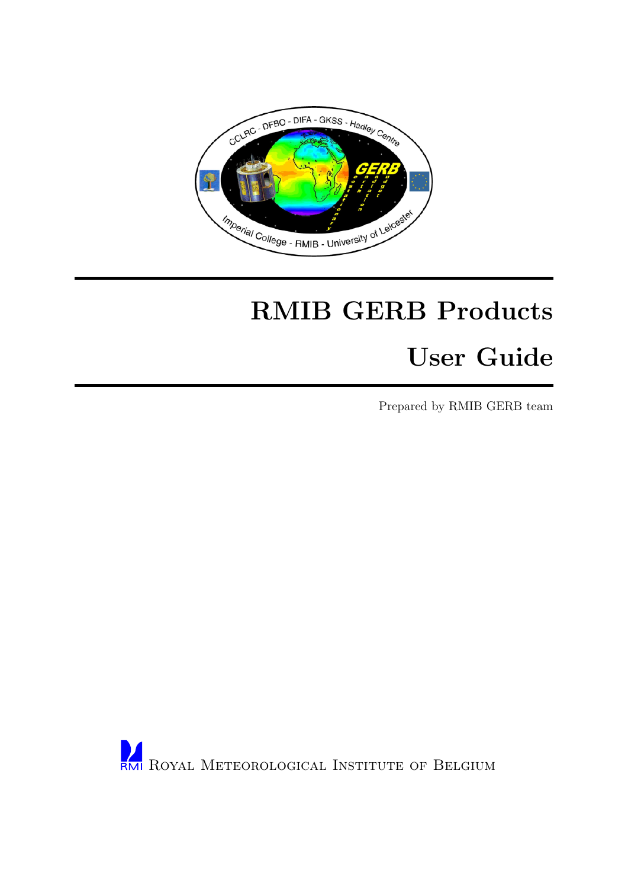# RMIB GERB Products

# User Guide

Prepared by RMIB GERB team

RMI Royal Meteorological Institute of Belgium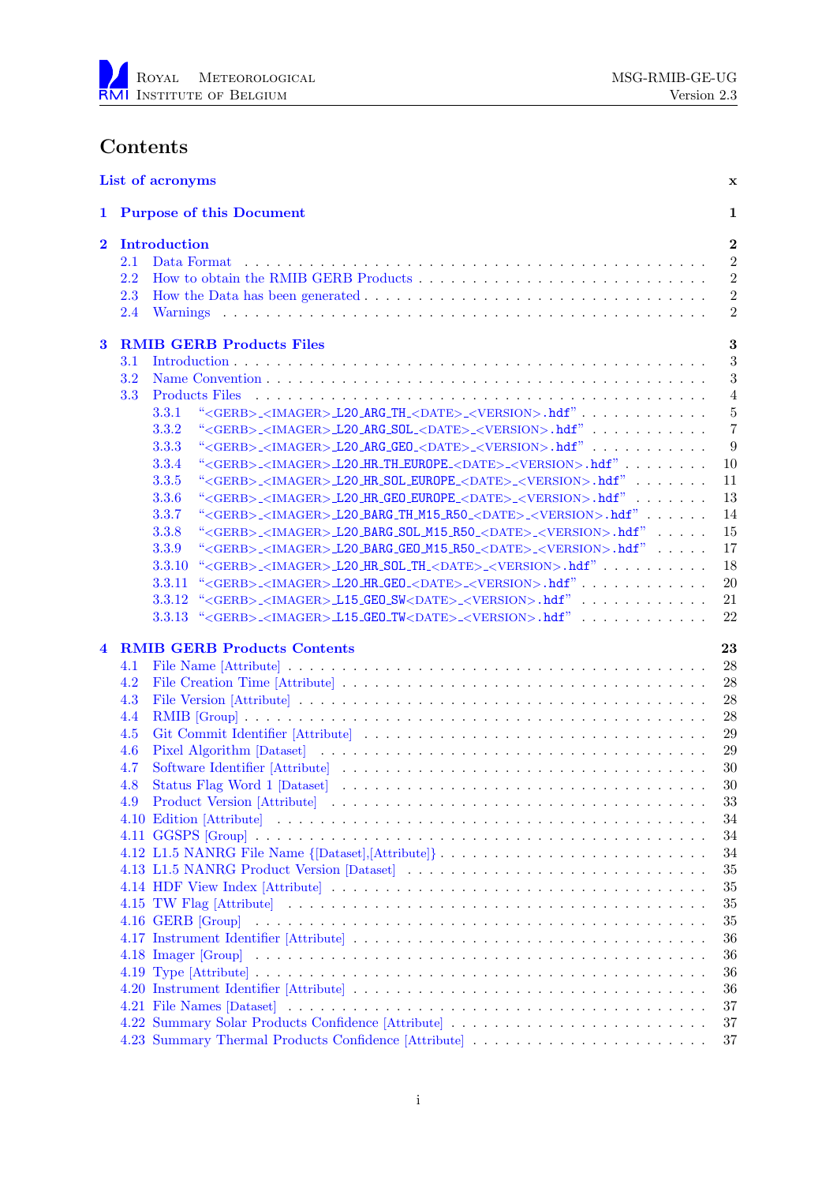# Contents

List of acronyms x

1 Purpose of this Document 1

2 Introduction 2
- 2.1 Data Format 2
- 2.2 How to obtain the RMIB GERB Products 2
- 2.3 How the Data has been generated 2
- 2.4 Warnings 2

3 RMIB GERB Products Files 3
- 3.1 Introduction 3
- 3.2 Name Convention 3
- 3.3 Products Files 4
  - 3.3.1 "<GERB>_<IMAGER>_L20_ARG_TH_<DATE>_<VERSION>.hdf" 5
  - 3.3.2 "<GERB>_<IMAGER>_L20_ARG_SOL_<DATE>_<VERSION>.hdf" 7
  - 3.3.3 "<GERB>_<IMAGER>_L20_ARG_GEO_<DATE>_<VERSION>.hdf" 9
  - 3.3.4 "<GERB>_<IMAGER>_L20_HR_TH_EUROPE_<DATE>_<VERSION>.hdf" 10
  - 3.3.5 "<GERB>_<IMAGER>_L20_HR_SOL_EUROPE_<DATE>_<VERSION>.hdf" 11
  - 3.3.6 "<GERB>_<IMAGER>_L20_HR_GEO_EUROPE_<DATE>_<VERSION>.hdf" 13
  - 3.3.7 "<GERB>_<IMAGER>_L20_BARG_TH_M15_R50_<DATE>_<VERSION>.hdf" 14
  - 3.3.8 "<GERB>_<IMAGER>_L20_BARG_SOL_M15_R50_<DATE>_<VERSION>.hdf" 15
  - 3.3.9 "<GERB>_<IMAGER>_L20_BARG_GEO_M15_R50_<DATE>_<VERSION>.hdf" 17
  - 3.3.10 "<GERB>_<IMAGER>_L20_HR_SOL_TH_<DATE>_<VERSION>.hdf" 18
  - 3.3.11 "<GERB>_<IMAGER>_L20_HR_GEO_<DATE>_<VERSION>.hdf" 20
  - 3.3.12 "<GERB>_<IMAGER>_L15_GEO_SW<DATE>_<VERSION>.hdf" 21
  - 3.3.13 "<GERB>_<IMAGER>_L15_GEO_TW<DATE>_<VERSION>.hdf" 22

4 RMIB GERB Products Contents 23
- 4.1 File Name [Attribute] 28
- 4.2 File Creation Time [Attribute] 28
- 4.3 File Version [Attribute] 28
- 4.4 RMIB [Group] 28
- 4.5 Git Commit Identifier [Attribute] 29
- 4.6 Pixel Algorithm [Dataset] 29
- 4.7 Software Identifier [Attribute] 30
- 4.8 Status Flag Word 1 [Dataset] 30
- 4.9 Product Version [Attribute] 33
- 4.10 Edition [Attribute] 34
- 4.11 GGSPS [Group] 34
- 4.12 L1.5 NANRG File Name {[Dataset],[Attribute]} 34
- 4.13 L1.5 NANRG Product Version [Dataset] 35
- 4.14 HDF View Index [Attribute] 35
- 4.15 TW Flag [Attribute] 35
- 4.16 GERB [Group] 35
- 4.17 Instrument Identifier [Attribute] 36
- 4.18 Imager [Group] 36
- 4.19 Type [Attribute] 36
- 4.20 Instrument Identifier [Attribute] 36
- 4.21 File Names [Dataset] 37
- 4.22 Summary Solar Products Confidence [Attribute] 37
- 4.23 Summary Thermal Products Confidence [Attribute] 37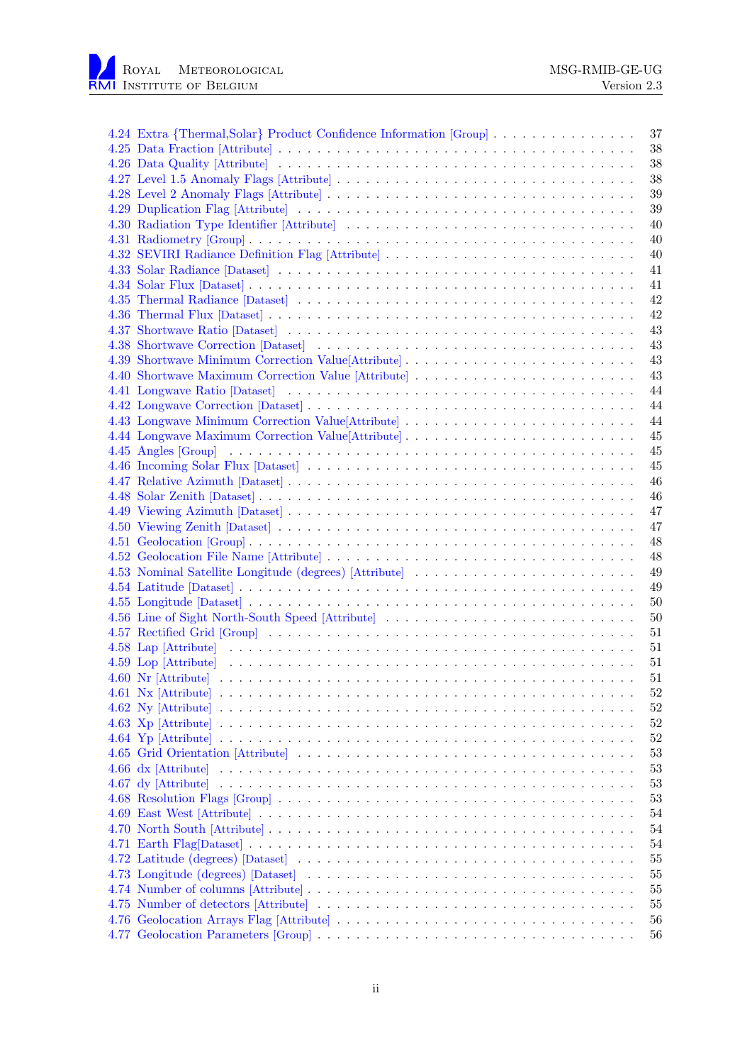4.24 Extra {Thermal,Solar} Product Confidence Information [Group] . . . . . . . . . . . . . . . . 37
4.25 Data Fraction [Attribute] . . . . . . . . . . . . . . . . . . . . . . . . . . . . . . . . . . . . . . . . . . . . . 38
4.26 Data Quality [Attribute] . . . . . . . . . . . . . . . . . . . . . . . . . . . . . . . . . . . . . . . . . . . . . 38
4.27 Level 1.5 Anomaly Flags [Attribute] . . . . . . . . . . . . . . . . . . . . . . . . . . . . . . . . . . . . 38
4.28 Level 2 Anomaly Flags [Attribute] . . . . . . . . . . . . . . . . . . . . . . . . . . . . . . . . . . . . . 39
4.29 Duplication Flag [Attribute] . . . . . . . . . . . . . . . . . . . . . . . . . . . . . . . . . . . . . . . . . . 39
4.30 Radiation Type Identifier [Attribute] . . . . . . . . . . . . . . . . . . . . . . . . . . . . . . . . . . . 40
4.31 Radiometry [Group] . . . . . . . . . . . . . . . . . . . . . . . . . . . . . . . . . . . . . . . . . . . . . . . . 40
4.32 SEVIRI Radiance Definition Flag [Attribute] . . . . . . . . . . . . . . . . . . . . . . . . . . . . . . 40
4.33 Solar Radiance [Dataset] . . . . . . . . . . . . . . . . . . . . . . . . . . . . . . . . . . . . . . . . . . . . 41
4.34 Solar Flux [Dataset] . . . . . . . . . . . . . . . . . . . . . . . . . . . . . . . . . . . . . . . . . . . . . . . 41
4.35 Thermal Radiance [Dataset] . . . . . . . . . . . . . . . . . . . . . . . . . . . . . . . . . . . . . . . . . . 42
4.36 Thermal Flux [Dataset] . . . . . . . . . . . . . . . . . . . . . . . . . . . . . . . . . . . . . . . . . . . . . . 42
4.37 Shortwave Ratio [Dataset] . . . . . . . . . . . . . . . . . . . . . . . . . . . . . . . . . . . . . . . . . . . 43
4.38 Shortwave Correction [Dataset] . . . . . . . . . . . . . . . . . . . . . . . . . . . . . . . . . . . . . . . 43
4.39 Shortwave Minimum Correction Value[Attribute] . . . . . . . . . . . . . . . . . . . . . . . . . . . 43
4.40 Shortwave Maximum Correction Value [Attribute] . . . . . . . . . . . . . . . . . . . . . . . . . . 43
4.41 Longwave Ratio [Dataset] . . . . . . . . . . . . . . . . . . . . . . . . . . . . . . . . . . . . . . . . . . . 44
4.42 Longwave Correction [Dataset] . . . . . . . . . . . . . . . . . . . . . . . . . . . . . . . . . . . . . . . 44
4.43 Longwave Minimum Correction Value[Attribute] . . . . . . . . . . . . . . . . . . . . . . . . . . . 44
4.44 Longwave Maximum Correction Value[Attribute] . . . . . . . . . . . . . . . . . . . . . . . . . . . 45
4.45 Angles [Group] . . . . . . . . . . . . . . . . . . . . . . . . . . . . . . . . . . . . . . . . . . . . . . . . . . . 45
4.46 Incoming Solar Flux [Dataset] . . . . . . . . . . . . . . . . . . . . . . . . . . . . . . . . . . . . . . . . 45
4.47 Relative Azimuth [Dataset] . . . . . . . . . . . . . . . . . . . . . . . . . . . . . . . . . . . . . . . . . . 46
4.48 Solar Zenith [Dataset] . . . . . . . . . . . . . . . . . . . . . . . . . . . . . . . . . . . . . . . . . . . . . . 46
4.49 Viewing Azimuth [Dataset] . . . . . . . . . . . . . . . . . . . . . . . . . . . . . . . . . . . . . . . . . . 47
4.50 Viewing Zenith [Dataset] . . . . . . . . . . . . . . . . . . . . . . . . . . . . . . . . . . . . . . . . . . . 47
4.51 Geolocation [Group] . . . . . . . . . . . . . . . . . . . . . . . . . . . . . . . . . . . . . . . . . . . . . . . 48
4.52 Geolocation File Name [Attribute] . . . . . . . . . . . . . . . . . . . . . . . . . . . . . . . . . . . . . 48
4.53 Nominal Satellite Longitude (degrees) [Attribute] . . . . . . . . . . . . . . . . . . . . . . . . . . . 49
4.54 Latitude [Dataset] . . . . . . . . . . . . . . . . . . . . . . . . . . . . . . . . . . . . . . . . . . . . . . . . 49
4.55 Longitude [Dataset] . . . . . . . . . . . . . . . . . . . . . . . . . . . . . . . . . . . . . . . . . . . . . . . 50
4.56 Line of Sight North-South Speed [Attribute] . . . . . . . . . . . . . . . . . . . . . . . . . . . . . . . 50
4.57 Rectified Grid [Group] . . . . . . . . . . . . . . . . . . . . . . . . . . . . . . . . . . . . . . . . . . . . . 51
4.58 Lap [Attribute] . . . . . . . . . . . . . . . . . . . . . . . . . . . . . . . . . . . . . . . . . . . . . . . . . . 51
4.59 Lop [Attribute] . . . . . . . . . . . . . . . . . . . . . . . . . . . . . . . . . . . . . . . . . . . . . . . . . . 51
4.60 Nr [Attribute] . . . . . . . . . . . . . . . . . . . . . . . . . . . . . . . . . . . . . . . . . . . . . . . . . . . 51
4.61 Nx [Attribute] . . . . . . . . . . . . . . . . . . . . . . . . . . . . . . . . . . . . . . . . . . . . . . . . . . . 52
4.62 Ny [Attribute] . . . . . . . . . . . . . . . . . . . . . . . . . . . . . . . . . . . . . . . . . . . . . . . . . . . 52
4.63 Xp [Attribute] . . . . . . . . . . . . . . . . . . . . . . . . . . . . . . . . . . . . . . . . . . . . . . . . . . . 52
4.64 Yp [Attribute] . . . . . . . . . . . . . . . . . . . . . . . . . . . . . . . . . . . . . . . . . . . . . . . . . . . 52
4.65 Grid Orientation [Attribute] . . . . . . . . . . . . . . . . . . . . . . . . . . . . . . . . . . . . . . . . . 53
4.66 dx [Attribute] . . . . . . . . . . . . . . . . . . . . . . . . . . . . . . . . . . . . . . . . . . . . . . . . . . . 53
4.67 dy [Attribute] . . . . . . . . . . . . . . . . . . . . . . . . . . . . . . . . . . . . . . . . . . . . . . . . . . . 53
4.68 Resolution Flags [Group] . . . . . . . . . . . . . . . . . . . . . . . . . . . . . . . . . . . . . . . . . . . 53
4.69 East West [Attribute] . . . . . . . . . . . . . . . . . . . . . . . . . . . . . . . . . . . . . . . . . . . . . 54
4.70 North South [Attribute] . . . . . . . . . . . . . . . . . . . . . . . . . . . . . . . . . . . . . . . . . . . . 54
4.71 Earth Flag[Dataset] . . . . . . . . . . . . . . . . . . . . . . . . . . . . . . . . . . . . . . . . . . . . . . . 54
4.72 Latitude (degrees) [Dataset] . . . . . . . . . . . . . . . . . . . . . . . . . . . . . . . . . . . . . . . . . 55
4.73 Longitude (degrees) [Dataset] . . . . . . . . . . . . . . . . . . . . . . . . . . . . . . . . . . . . . . . . 55
4.74 Number of columns [Attribute] . . . . . . . . . . . . . . . . . . . . . . . . . . . . . . . . . . . . . . . 55
4.75 Number of detectors [Attribute] . . . . . . . . . . . . . . . . . . . . . . . . . . . . . . . . . . . . . . 55
4.76 Geolocation Arrays Flag [Attribute] . . . . . . . . . . . . . . . . . . . . . . . . . . . . . . . . . . . . 56
4.77 Geolocation Parameters [Group] . . . . . . . . . . . . . . . . . . . . . . . . . . . . . . . . . . . . . . 56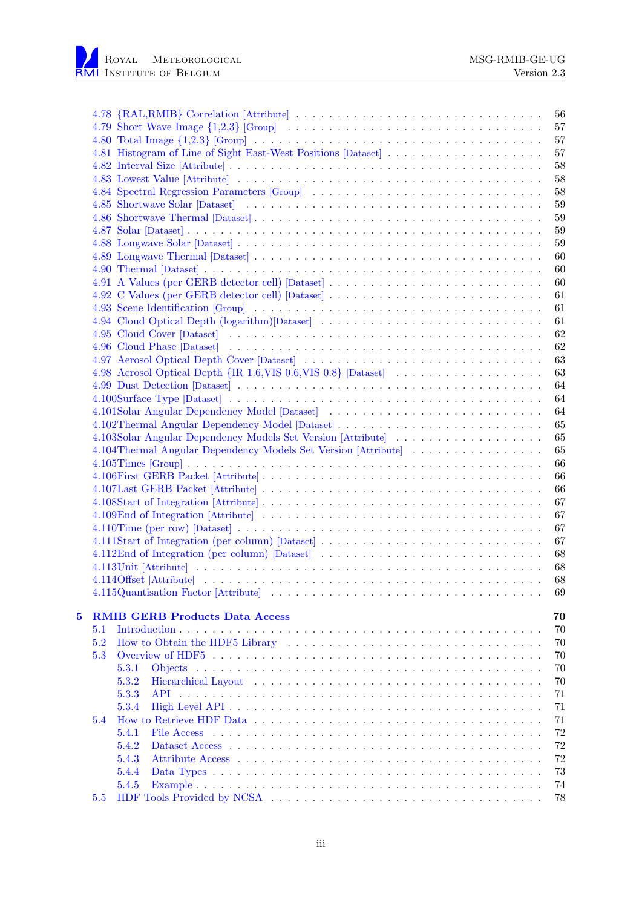4.78 {RAL,RMIB} Correlation [Attribute] . . . 56
4.79 Short Wave Image {1,2,3} [Group] . . . 57
4.80 Total Image {1,2,3} [Group] . . . 57
4.81 Histogram of Line of Sight East-West Positions [Dataset] . . . 57
4.82 Interval Size [Attribute] . . . 58
4.83 Lowest Value [Attribute] . . . 58
4.84 Spectral Regression Parameters [Group] . . . 58
4.85 Shortwave Solar [Dataset] . . . 59
4.86 Shortwave Thermal [Dataset] . . . 59
4.87 Solar [Dataset] . . . 59
4.88 Longwave Solar [Dataset] . . . 59
4.89 Longwave Thermal [Dataset] . . . 60
4.90 Thermal [Dataset] . . . 60
4.91 A Values (per GERB detector cell) [Dataset] . . . 60
4.92 C Values (per GERB detector cell) [Dataset] . . . 61
4.93 Scene Identification [Group] . . . 61
4.94 Cloud Optical Depth (logarithm)[Dataset] . . . 61
4.95 Cloud Cover [Dataset] . . . 62
4.96 Cloud Phase [Dataset] . . . 62
4.97 Aerosol Optical Depth Cover [Dataset] . . . 63
4.98 Aerosol Optical Depth {IR 1.6,VIS 0.6,VIS 0.8} [Dataset] . . . 63
4.99 Dust Detection [Dataset] . . . 64
4.100 Surface Type [Dataset] . . . 64
4.101 Solar Angular Dependency Model [Dataset] . . . 64
4.102 Thermal Angular Dependency Model [Dataset] . . . 65
4.103 Solar Angular Dependency Models Set Version [Attribute] . . . 65
4.104 Thermal Angular Dependency Models Set Version [Attribute] . . . 65
4.105 Times [Group] . . . 66
4.106 First GERB Packet [Attribute] . . . 66
4.107 Last GERB Packet [Attribute] . . . 66
4.108 Start of Integration [Attribute] . . . 67
4.109 End of Integration [Attribute] . . . 67
4.110 Time (per row) [Dataset] . . . 67
4.111 Start of Integration (per column) [Dataset] . . . 67
4.112 End of Integration (per column) [Dataset] . . . 68
4.113 Unit [Attribute] . . . 68
4.114 Offset [Attribute] . . . 68
4.115 Quantisation Factor [Attribute] . . . 69

**5 RMIB GERB Products Data Access** **70**

5.1 Introduction . . . 70
5.2 How to Obtain the HDF5 Library . . . 70
5.3 Overview of HDF5 . . . 70
- 5.3.1 Objects . . . 70
- 5.3.2 Hierarchical Layout . . . 70
- 5.3.3 API . . . 71
- 5.3.4 High Level API . . . 71

5.4 How to Retrieve HDF Data . . . 71
- 5.4.1 File Access . . . 72
- 5.4.2 Dataset Access . . . 72
- 5.4.3 Attribute Access . . . 72
- 5.4.4 Data Types . . . 73
- 5.4.5 Example . . . 74

5.5 HDF Tools Provided by NCSA . . . 78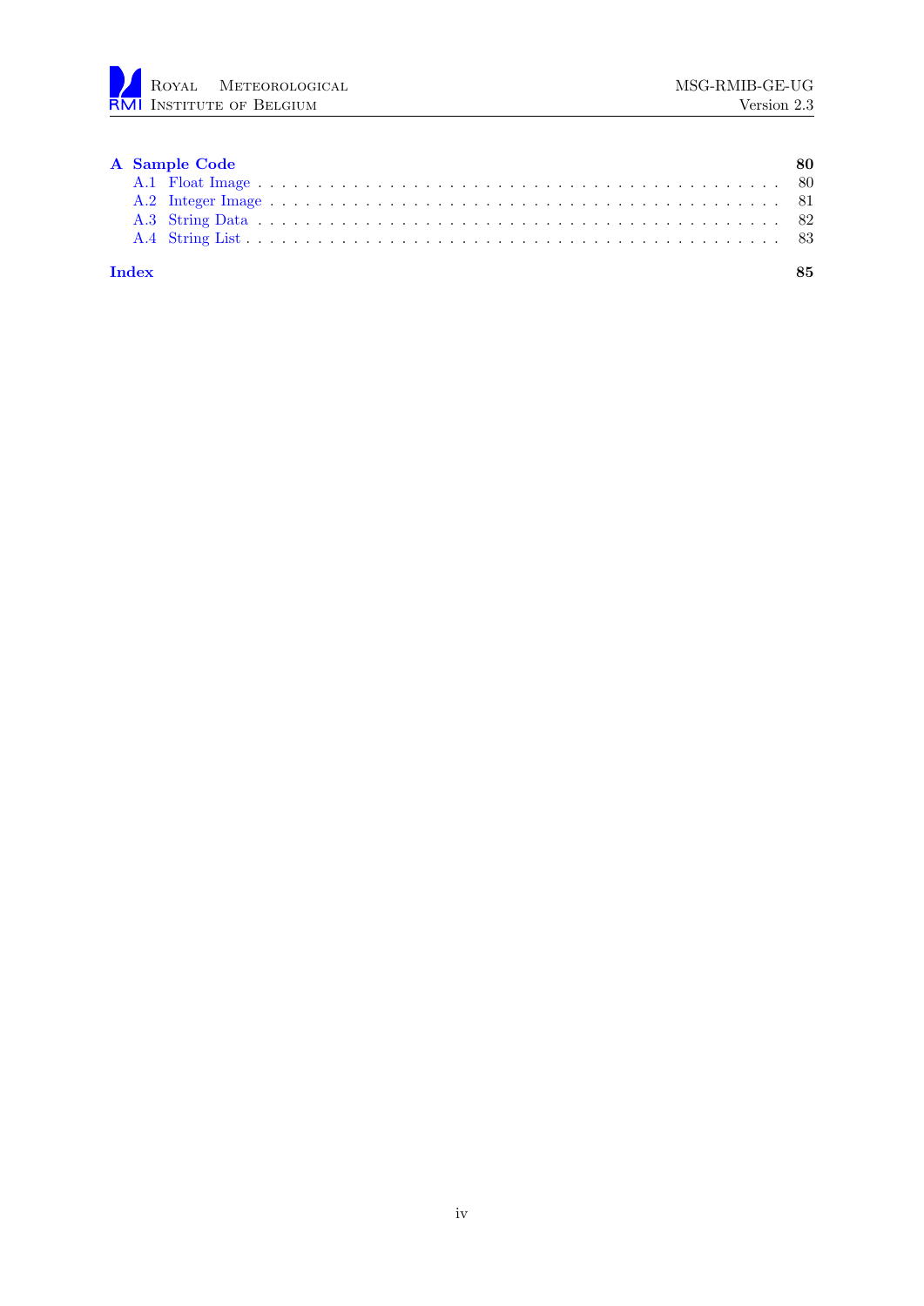**A Sample Code** 80

- A.1 Float Image . . . . . . . . . . 80
- A.2 Integer Image . . . . . . . . . . 81
- A.3 String Data . . . . . . . . . . 82
- A.4 String List . . . . . . . . . . 83

**Index** 85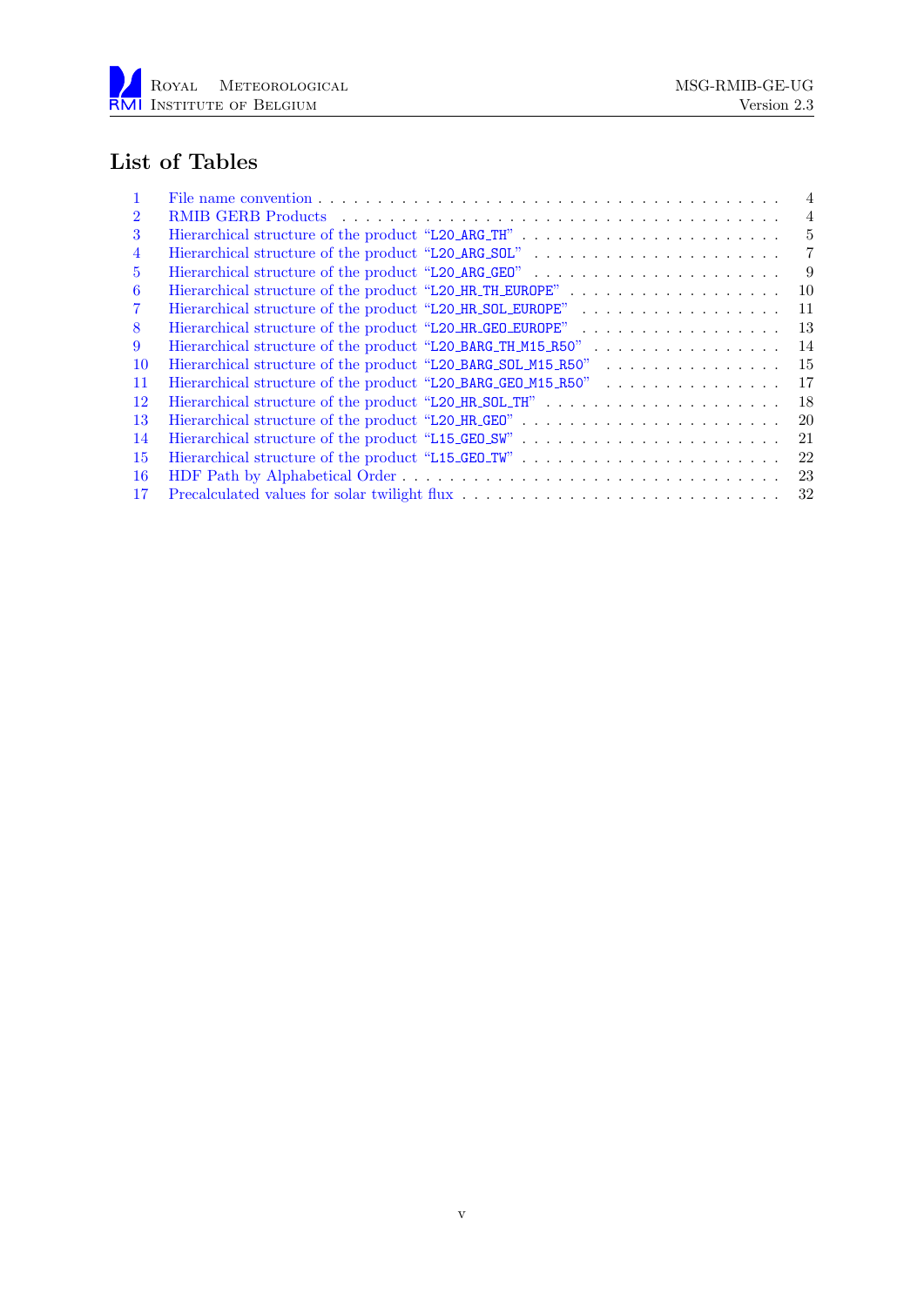# List of Tables

| | | |
|---|---|---|
| 1 | File name convention | 4 |
| 2 | RMIB GERB Products | 4 |
| 3 | Hierarchical structure of the product "L20_ARG_TH" | 5 |
| 4 | Hierarchical structure of the product "L20_ARG_SOL" | 7 |
| 5 | Hierarchical structure of the product "L20_ARG_GEO" | 9 |
| 6 | Hierarchical structure of the product "L20_HR_TH_EUROPE" | 10 |
| 7 | Hierarchical structure of the product "L20_HR_SOL_EUROPE" | 11 |
| 8 | Hierarchical structure of the product "L20_HR_GEO_EUROPE" | 13 |
| 9 | Hierarchical structure of the product "L20_BARG_TH_M15_R50" | 14 |
| 10 | Hierarchical structure of the product "L20_BARG_SOL_M15_R50" | 15 |
| 11 | Hierarchical structure of the product "L20_BARG_GEO_M15_R50" | 17 |
| 12 | Hierarchical structure of the product "L20_HR_SOL_TH" | 18 |
| 13 | Hierarchical structure of the product "L20_HR_GEO" | 20 |
| 14 | Hierarchical structure of the product "L15_GEO_SW" | 21 |
| 15 | Hierarchical structure of the product "L15_GEO_TW" | 22 |
| 16 | HDF Path by Alphabetical Order | 23 |
| 17 | Precalculated values for solar twilight flux | 32 |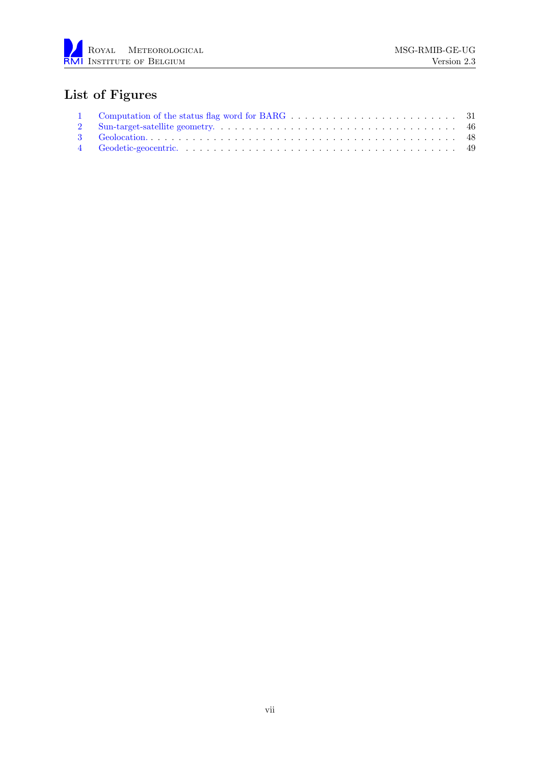# List of Figures

1 Computation of the status flag word for BARG . . . . . . . . . . . . . . . . . . . . . . . . . 31
2 Sun-target-satellite geometry. . . . . . . . . . . . . . . . . . . . . . . . . . . . . . . . . . . . 46
3 Geolocation. . . . . . . . . . . . . . . . . . . . . . . . . . . . . . . . . . . . . . . . . . . . . . 48
4 Geodetic-geocentric. . . . . . . . . . . . . . . . . . . . . . . . . . . . . . . . . . . . . . . . . 49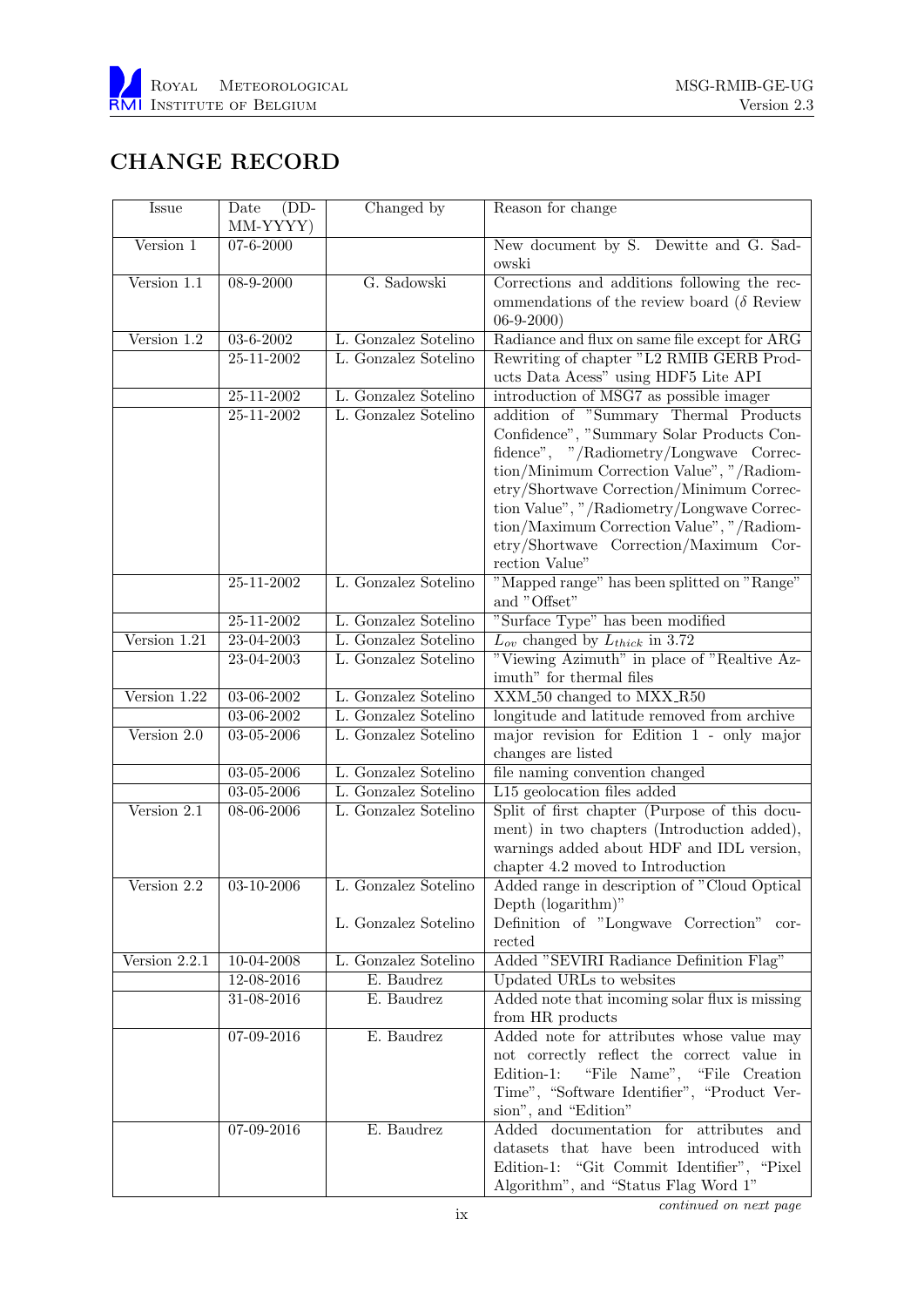# CHANGE RECORD

| Issue | Date (DD-MM-YYYY) | Changed by | Reason for change |
|---|---|---|---|
| Version 1 | 07-6-2000 | | New document by S. Dewitte and G. Sadowski |
| Version 1.1 | 08-9-2000 | G. Sadowski | Corrections and additions following the recommendations of the review board ($\delta$ Review 06-9-2000) |
| Version 1.2 | 03-6-2002 | L. Gonzalez Sotelino | Radiance and flux on same file except for ARG |
| | 25-11-2002 | L. Gonzalez Sotelino | Rewriting of chapter "L2 RMIB GERB Products Data Acess" using HDF5 Lite API |
| | 25-11-2002 | L. Gonzalez Sotelino | introduction of MSG7 as possible imager |
| | 25-11-2002 | L. Gonzalez Sotelino | addition of "Summary Thermal Products Confidence", "Summary Solar Products Confidence", "/Radiometry/Longwave Correction/Minimum Correction Value", "/Radiometry/Shortwave Correction/Minimum Correction Value", "/Radiometry/Longwave Correction/Maximum Correction Value", "/Radiometry/Shortwave Correction/Maximum Correction Value" |
| | 25-11-2002 | L. Gonzalez Sotelino | "Mapped range" has been splitted on "Range" and "Offset" |
| | 25-11-2002 | L. Gonzalez Sotelino | "Surface Type" has been modified |
| Version 1.21 | 23-04-2003 | L. Gonzalez Sotelino | $L_{ov}$ changed by $L_{thick}$ in 3.72 |
| | 23-04-2003 | L. Gonzalez Sotelino | "Viewing Azimuth" in place of "Realtive Azimuth" for thermal files |
| Version 1.22 | 03-06-2002 | L. Gonzalez Sotelino | XXM_50 changed to MXX_R50 |
| | 03-06-2002 | L. Gonzalez Sotelino | longitude and latitude removed from archive |
| Version 2.0 | 03-05-2006 | L. Gonzalez Sotelino | major revision for Edition 1 - only major changes are listed |
| | 03-05-2006 | L. Gonzalez Sotelino | file naming convention changed |
| | 03-05-2006 | L. Gonzalez Sotelino | L15 geolocation files added |
| Version 2.1 | 08-06-2006 | L. Gonzalez Sotelino | Split of first chapter (Purpose of this document) in two chapters (Introduction added), warnings added about HDF and IDL version, chapter 4.2 moved to Introduction |
| Version 2.2 | 03-10-2006 | L. Gonzalez Sotelino | Added range in description of "Cloud Optical Depth (logarithm)" |
| | | L. Gonzalez Sotelino | Definition of "Longwave Correction" corrected |
| Version 2.2.1 | 10-04-2008 | L. Gonzalez Sotelino | Added "SEVIRI Radiance Definition Flag" |
| | 12-08-2016 | E. Baudrez | Updated URLs to websites |
| | 31-08-2016 | E. Baudrez | Added note that incoming solar flux is missing from HR products |
| | 07-09-2016 | E. Baudrez | Added note for attributes whose value may not correctly reflect the correct value in Edition-1: "File Name", "File Creation Time", "Software Identifier", "Product Version", and "Edition" |
| | 07-09-2016 | E. Baudrez | Added documentation for attributes and datasets that have been introduced with Edition-1: "Git Commit Identifier", "Pixel Algorithm", and "Status Flag Word 1" |

*continued on next page*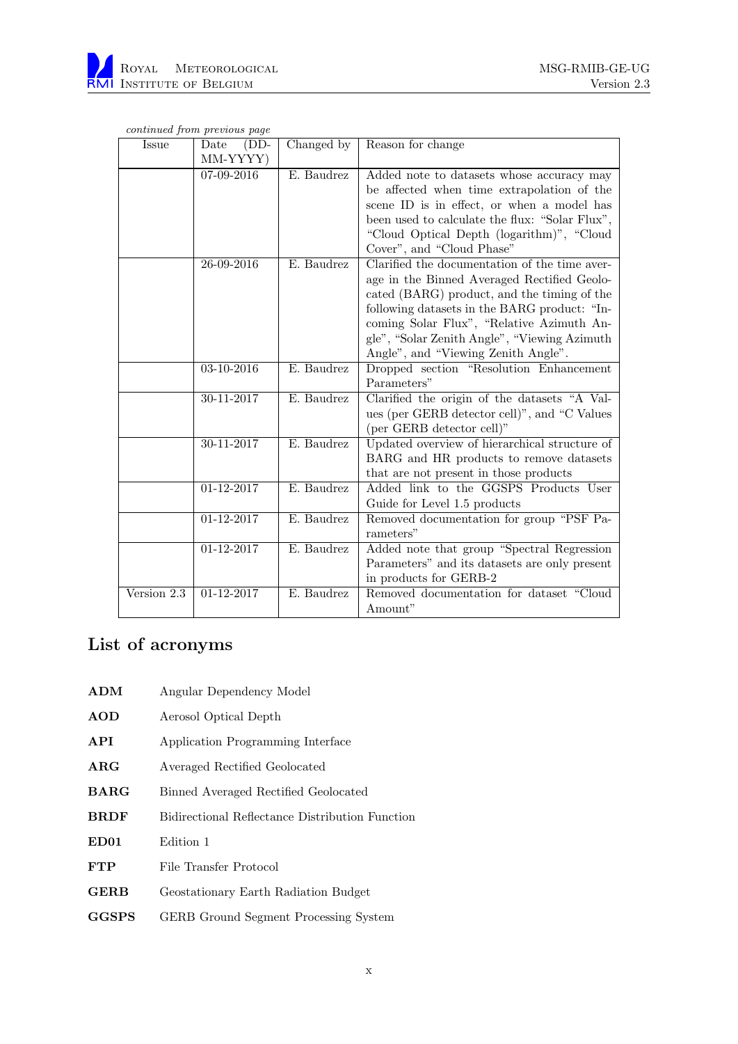*continued from previous page*

| Issue | Date (DD-MM-YYYY) | Changed by | Reason for change |
|---|---|---|---|
| | 07-09-2016 | E. Baudrez | Added note to datasets whose accuracy may be affected when time extrapolation of the scene ID is in effect, or when a model has been used to calculate the flux: "Solar Flux", "Cloud Optical Depth (logarithm)", "Cloud Cover", and "Cloud Phase" |
| | 26-09-2016 | E. Baudrez | Clarified the documentation of the time average in the Binned Averaged Rectified Geolocated (BARG) product, and the timing of the following datasets in the BARG product: "Incoming Solar Flux", "Relative Azimuth Angle", "Solar Zenith Angle", "Viewing Azimuth Angle", and "Viewing Zenith Angle". |
| | 03-10-2016 | E. Baudrez | Dropped section "Resolution Enhancement Parameters" |
| | 30-11-2017 | E. Baudrez | Clarified the origin of the datasets "A Values (per GERB detector cell)", and "C Values (per GERB detector cell)" |
| | 30-11-2017 | E. Baudrez | Updated overview of hierarchical structure of BARG and HR products to remove datasets that are not present in those products |
| | 01-12-2017 | E. Baudrez | Added link to the GGSPS Products User Guide for Level 1.5 products |
| | 01-12-2017 | E. Baudrez | Removed documentation for group "PSF Parameters" |
| | 01-12-2017 | E. Baudrez | Added note that group "Spectral Regression Parameters" and its datasets are only present in products for GERB-2 |
| Version 2.3 | 01-12-2017 | E. Baudrez | Removed documentation for dataset "Cloud Amount" |

## List of acronyms

**ADM** Angular Dependency Model

**AOD** Aerosol Optical Depth

**API** Application Programming Interface

**ARG** Averaged Rectified Geolocated

**BARG** Binned Averaged Rectified Geolocated

**BRDF** Bidirectional Reflectance Distribution Function

**ED01** Edition 1

**FTP** File Transfer Protocol

**GERB** Geostationary Earth Radiation Budget

**GGSPS** GERB Ground Segment Processing System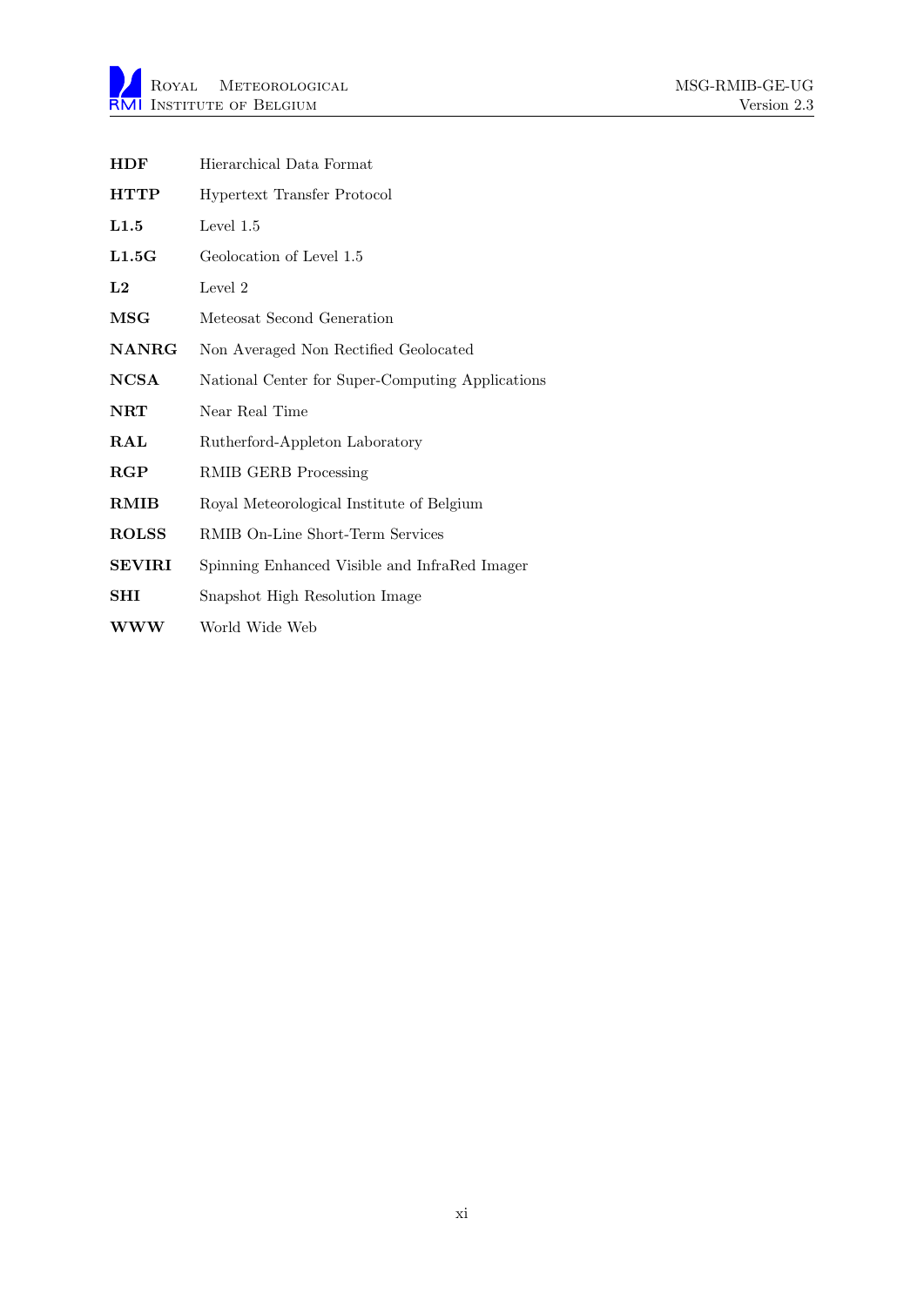**HDF** Hierarchical Data Format

**HTTP** Hypertext Transfer Protocol

**L1.5** Level 1.5

**L1.5G** Geolocation of Level 1.5

**L2** Level 2

**MSG** Meteosat Second Generation

**NANRG** Non Averaged Non Rectified Geolocated

**NCSA** National Center for Super-Computing Applications

**NRT** Near Real Time

**RAL** Rutherford-Appleton Laboratory

**RGP** RMIB GERB Processing

**RMIB** Royal Meteorological Institute of Belgium

**ROLSS** RMIB On-Line Short-Term Services

**SEVIRI** Spinning Enhanced Visible and InfraRed Imager

**SHI** Snapshot High Resolution Image

**WWW** World Wide Web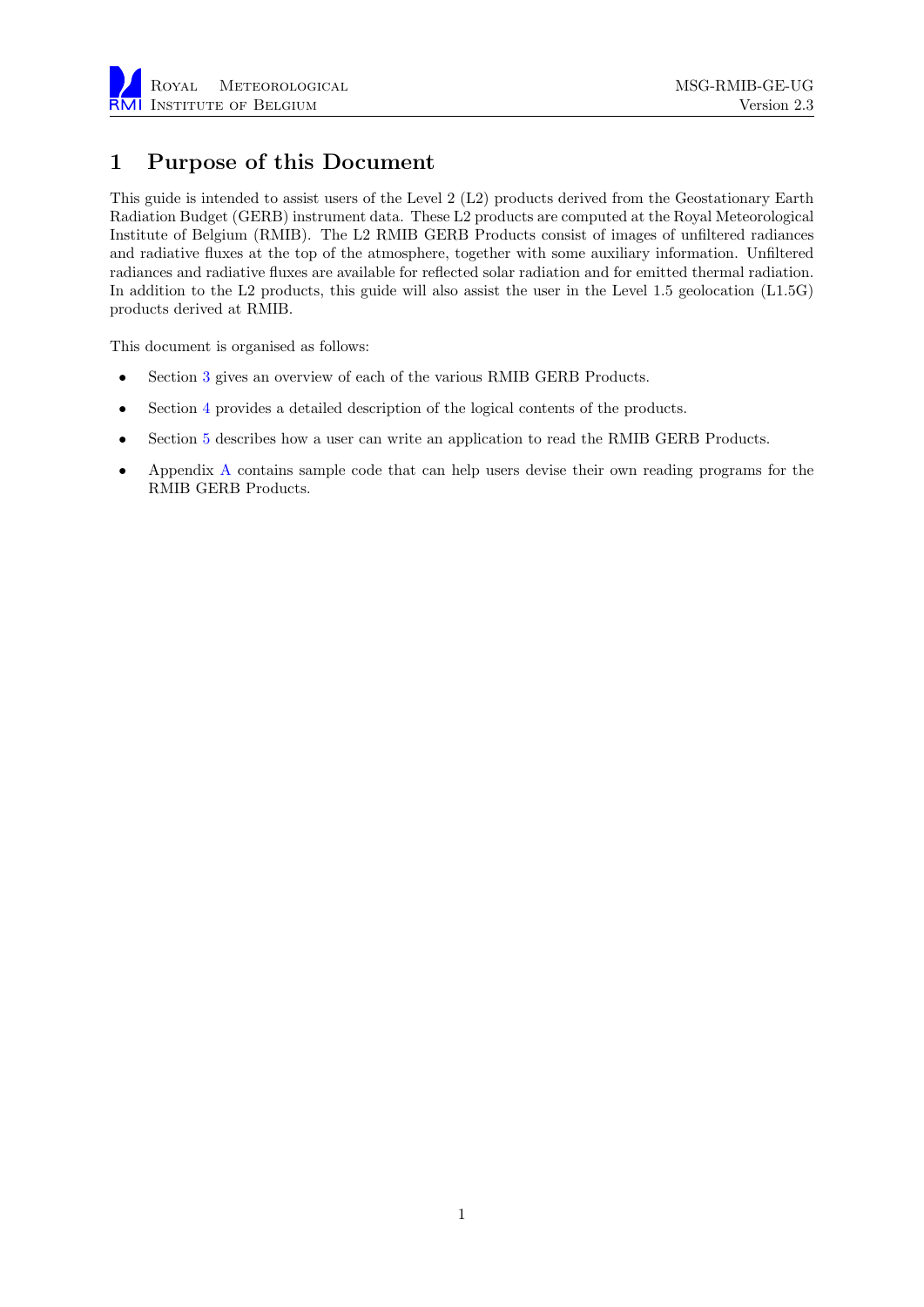# 1 Purpose of this Document

This guide is intended to assist users of the Level 2 (L2) products derived from the Geostationary Earth Radiation Budget (GERB) instrument data. These L2 products are computed at the Royal Meteorological Institute of Belgium (RMIB). The L2 RMIB GERB Products consist of images of unfiltered radiances and radiative fluxes at the top of the atmosphere, together with some auxiliary information. Unfiltered radiances and radiative fluxes are available for reflected solar radiation and for emitted thermal radiation. In addition to the L2 products, this guide will also assist the user in the Level 1.5 geolocation (L1.5G) products derived at RMIB.

This document is organised as follows:

- Section 3 gives an overview of each of the various RMIB GERB Products.
- Section 4 provides a detailed description of the logical contents of the products.
- Section 5 describes how a user can write an application to read the RMIB GERB Products.
- Appendix A contains sample code that can help users devise their own reading programs for the RMIB GERB Products.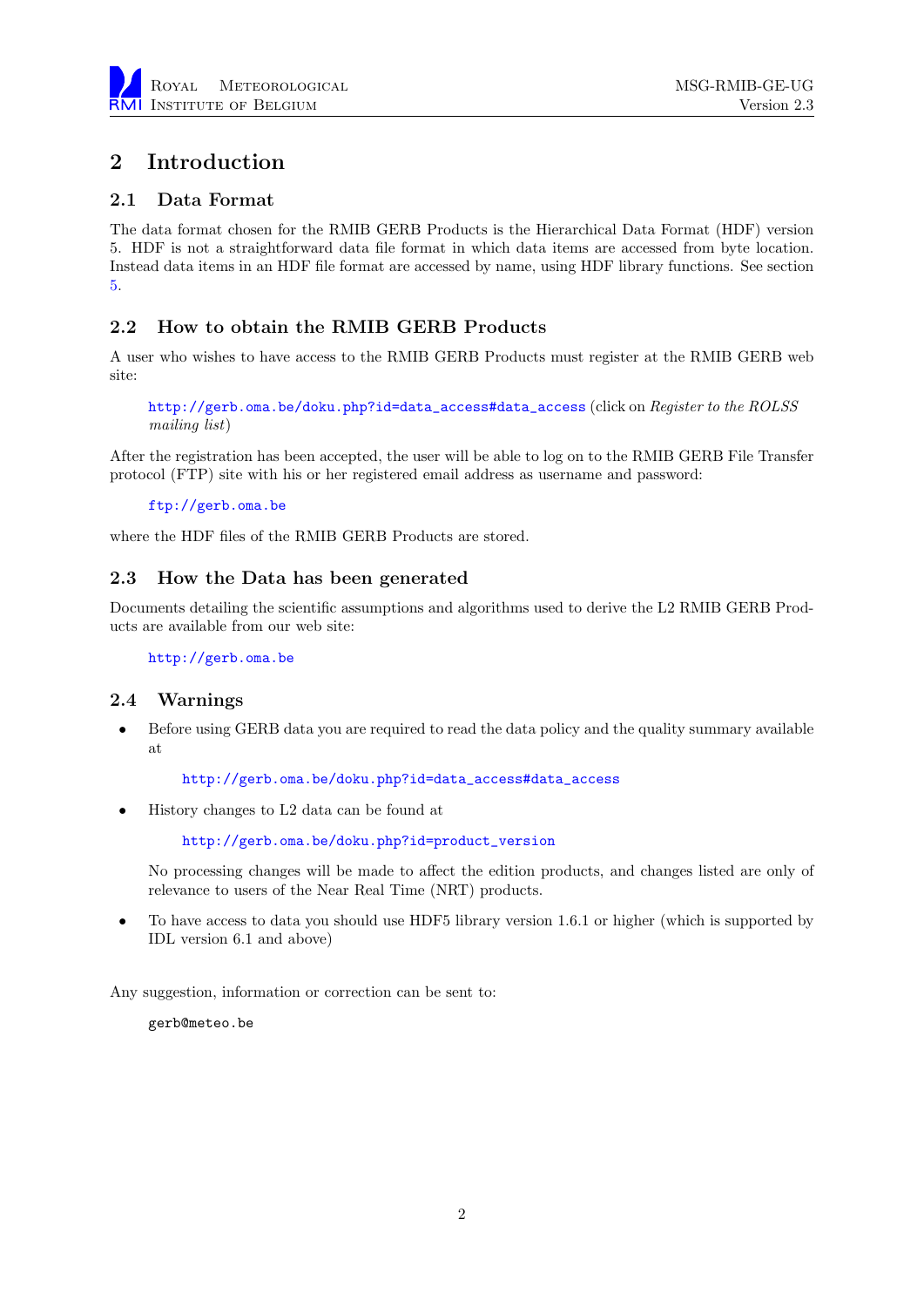# 2 Introduction

## 2.1 Data Format

The data format chosen for the RMIB GERB Products is the Hierarchical Data Format (HDF) version 5. HDF is not a straightforward data file format in which data items are accessed from byte location. Instead data items in an HDF file format are accessed by name, using HDF library functions. See section 5.

## 2.2 How to obtain the RMIB GERB Products

A user who wishes to have access to the RMIB GERB Products must register at the RMIB GERB web site:

> http://gerb.oma.be/doku.php?id=data_access#data_access (click on *Register to the ROLSS mailing list*)

After the registration has been accepted, the user will be able to log on to the RMIB GERB File Transfer protocol (FTP) site with his or her registered email address as username and password:

> ftp://gerb.oma.be

where the HDF files of the RMIB GERB Products are stored.

## 2.3 How the Data has been generated

Documents detailing the scientific assumptions and algorithms used to derive the L2 RMIB GERB Products are available from our web site:

> http://gerb.oma.be

## 2.4 Warnings

- Before using GERB data you are required to read the data policy and the quality summary available at

  > http://gerb.oma.be/doku.php?id=data_access#data_access

- History changes to L2 data can be found at

  > http://gerb.oma.be/doku.php?id=product_version

  No processing changes will be made to affect the edition products, and changes listed are only of relevance to users of the Near Real Time (NRT) products.

- To have access to data you should use HDF5 library version 1.6.1 or higher (which is supported by IDL version 6.1 and above)

Any suggestion, information or correction can be sent to:

> gerb@meteo.be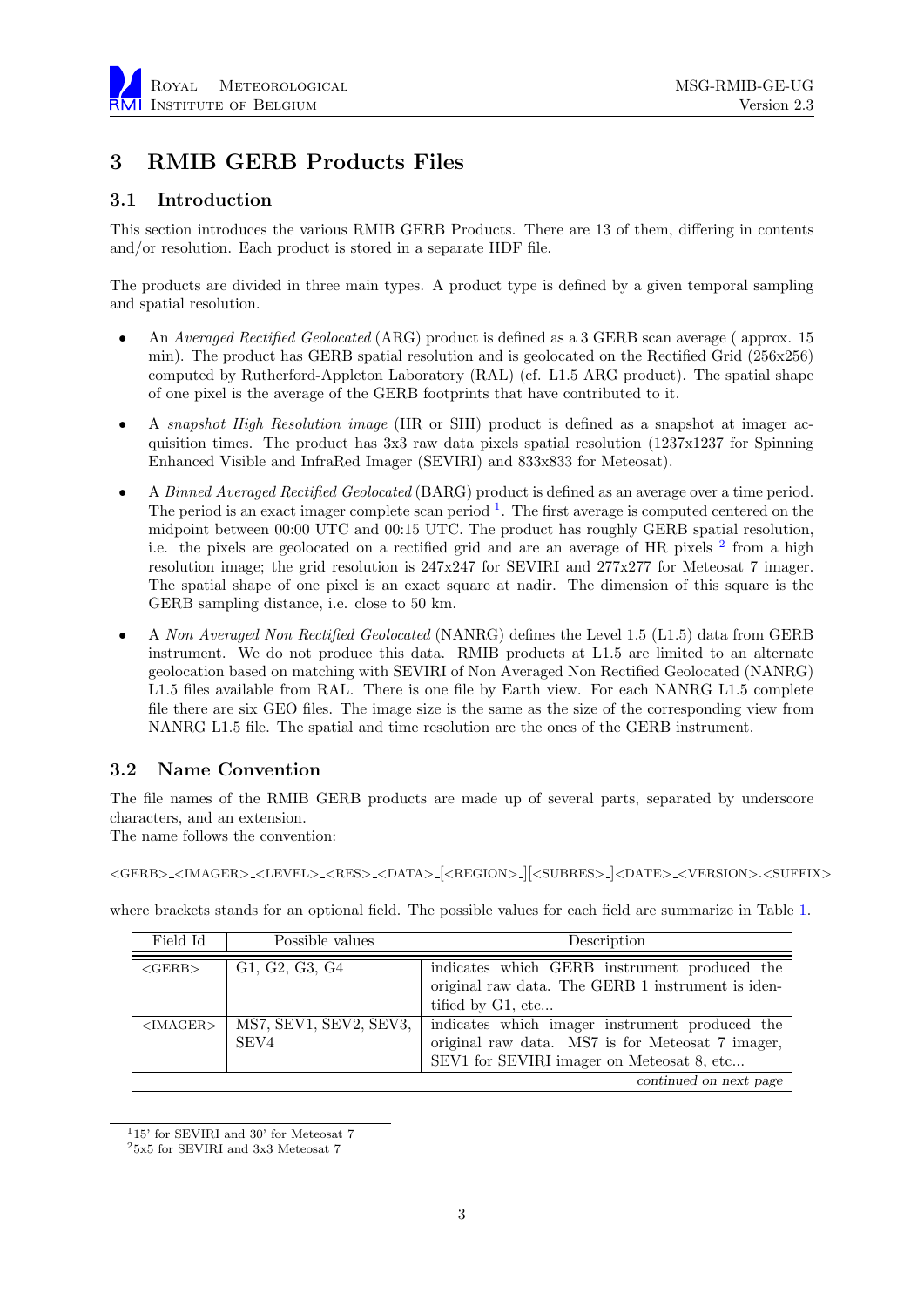# 3 RMIB GERB Products Files

## 3.1 Introduction

This section introduces the various RMIB GERB Products. There are 13 of them, differing in contents and/or resolution. Each product is stored in a separate HDF file.

The products are divided in three main types. A product type is defined by a given temporal sampling and spatial resolution.

- An *Averaged Rectified Geolocated* (ARG) product is defined as a 3 GERB scan average ( approx. 15 min). The product has GERB spatial resolution and is geolocated on the Rectified Grid (256x256) computed by Rutherford-Appleton Laboratory (RAL) (cf. L1.5 ARG product). The spatial shape of one pixel is the average of the GERB footprints that have contributed to it.
- A *snapshot High Resolution image* (HR or SHI) product is defined as a snapshot at imager acquisition times. The product has 3x3 raw data pixels spatial resolution (1237x1237 for Spinning Enhanced Visible and InfraRed Imager (SEVIRI) and 833x833 for Meteosat).
- A *Binned Averaged Rectified Geolocated* (BARG) product is defined as an average over a time period. The period is an exact imager complete scan period [1]. The first average is computed centered on the midpoint between 00:00 UTC and 00:15 UTC. The product has roughly GERB spatial resolution, i.e. the pixels are geolocated on a rectified grid and are an average of HR pixels [2] from a high resolution image; the grid resolution is 247x247 for SEVIRI and 277x277 for Meteosat 7 imager. The spatial shape of one pixel is an exact square at nadir. The dimension of this square is the GERB sampling distance, i.e. close to 50 km.
- A *Non Averaged Non Rectified Geolocated* (NANRG) defines the Level 1.5 (L1.5) data from GERB instrument. We do not produce this data. RMIB products at L1.5 are limited to an alternate geolocation based on matching with SEVIRI of Non Averaged Non Rectified Geolocated (NANRG) L1.5 files available from RAL. There is one file by Earth view. For each NANRG L1.5 complete file there are six GEO files. The image size is the same as the size of the corresponding view from NANRG L1.5 file. The spatial and time resolution are the ones of the GERB instrument.

## 3.2 Name Convention

The file names of the RMIB GERB products are made up of several parts, separated by underscore characters, and an extension.
The name follows the convention:

<GERB>_<IMAGER>_<LEVEL>_<RES>_<DATA>_[<REGION>_][<SUBRES>_]<DATE>_<VERSION>.<SUFFIX>

where brackets stands for an optional field. The possible values for each field are summarize in Table 1.

| Field Id | Possible values | Description |
|---|---|---|
| <GERB> | G1, G2, G3, G4 | indicates which GERB instrument produced the original raw data. The GERB 1 instrument is identified by G1, etc... |
| <IMAGER> | MS7, SEV1, SEV2, SEV3, SEV4 | indicates which imager instrument produced the original raw data. MS7 is for Meteosat 7 imager, SEV1 for SEVIRI imager on Meteosat 8, etc... |
| | | *continued on next page* |

[1] 15' for SEVIRI and 30' for Meteosat 7

[2] 5x5 for SEVIRI and 3x3 Meteosat 7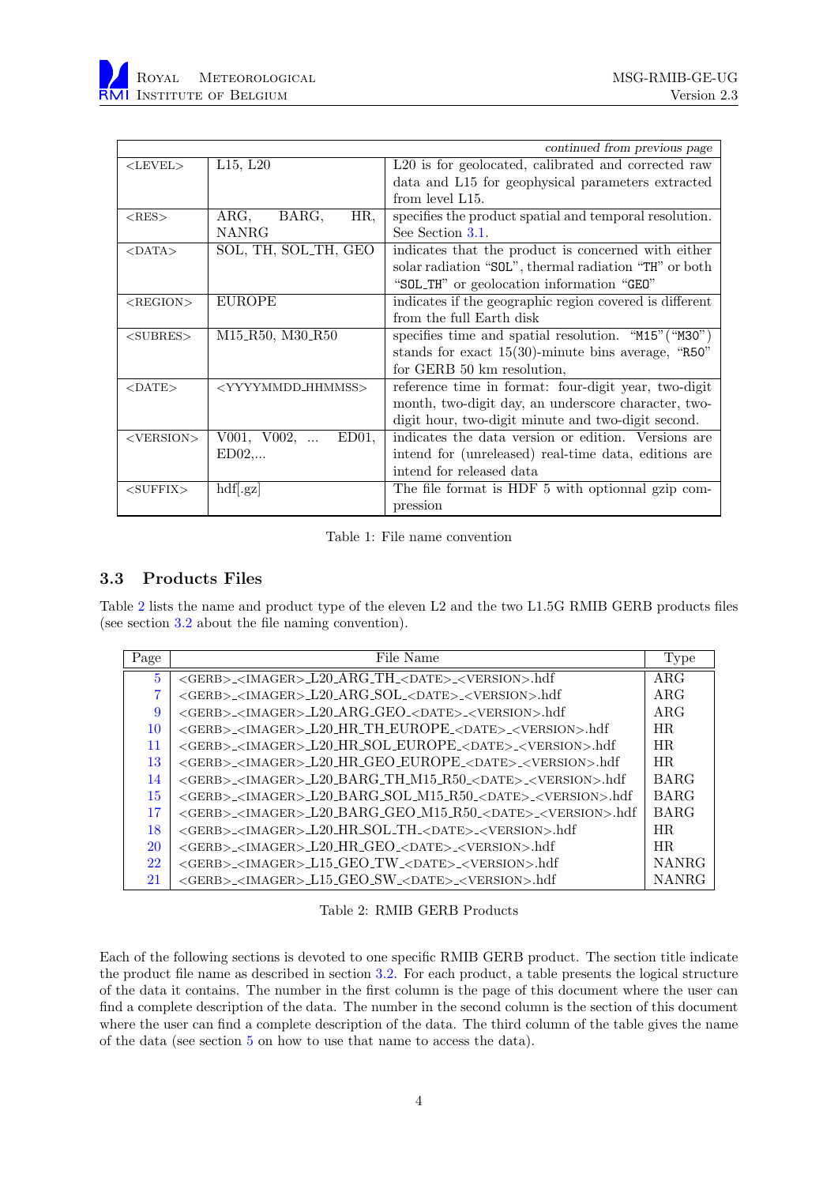| | | *continued from previous page* |
|---|---|---|
| <LEVEL> | L15, L20 | L20 is for geolocated, calibrated and corrected raw data and L15 for geophysical parameters extracted from level L15. |
| <RES> | ARG, BARG, HR, NANRG | specifies the product spatial and temporal resolution. See Section 3.1. |
| <DATA> | SOL, TH, SOL_TH, GEO | indicates that the product is concerned with either solar radiation "SOL", thermal radiation "TH" or both "SOL_TH" or geolocation information "GEO" |
| <REGION> | EUROPE | indicates if the geographic region covered is different from the full Earth disk |
| <SUBRES> | M15_R50, M30_R50 | specifies time and spatial resolution. "M15"("M30") stands for exact 15(30)-minute bins average, "R50" for GERB 50 km resolution, |
| <DATE> | <YYYYMMDD_HHMMSS> | reference time in format: four-digit year, two-digit month, two-digit day, an underscore character, two-digit hour, two-digit minute and two-digit second. |
| <VERSION> | V001, V002, ... ED01, ED02,... | indicates the data version or edition. Versions are intend for (unreleased) real-time data, editions are intend for released data |
| <SUFFIX> | hdf[.gz] | The file format is HDF 5 with optionnal gzip compression |

Table 1: File name convention

### 3.3 Products Files

Table 2 lists the name and product type of the eleven L2 and the two L1.5G RMIB GERB products files (see section 3.2 about the file naming convention).

| Page | File Name | Type |
|---|---|---|
| 5 | <GERB>_<IMAGER>_L20_ARG_TH_<DATE>_<VERSION>.hdf | ARG |
| 7 | <GERB>_<IMAGER>_L20_ARG_SOL_<DATE>_<VERSION>.hdf | ARG |
| 9 | <GERB>_<IMAGER>_L20_ARG_GEO_<DATE>_<VERSION>.hdf | ARG |
| 10 | <GERB>_<IMAGER>_L20_HR_TH_EUROPE_<DATE>_<VERSION>.hdf | HR |
| 11 | <GERB>_<IMAGER>_L20_HR_SOL_EUROPE_<DATE>_<VERSION>.hdf | HR |
| 13 | <GERB>_<IMAGER>_L20_HR_GEO_EUROPE_<DATE>_<VERSION>.hdf | HR |
| 14 | <GERB>_<IMAGER>_L20_BARG_TH_M15_R50_<DATE>_<VERSION>.hdf | BARG |
| 15 | <GERB>_<IMAGER>_L20_BARG_SOL_M15_R50_<DATE>_<VERSION>.hdf | BARG |
| 17 | <GERB>_<IMAGER>_L20_BARG_GEO_M15_R50_<DATE>_<VERSION>.hdf | BARG |
| 18 | <GERB>_<IMAGER>_L20_HR_SOL_TH_<DATE>_<VERSION>.hdf | HR |
| 20 | <GERB>_<IMAGER>_L20_HR_GEO_<DATE>_<VERSION>.hdf | HR |
| 22 | <GERB>_<IMAGER>_L15_GEO_TW_<DATE>_<VERSION>.hdf | NANRG |
| 21 | <GERB>_<IMAGER>_L15_GEO_SW_<DATE>_<VERSION>.hdf | NANRG |

Table 2: RMIB GERB Products

Each of the following sections is devoted to one specific RMIB GERB product. The section title indicate the product file name as described in section 3.2. For each product, a table presents the logical structure of the data it contains. The number in the first column is the page of this document where the user can find a complete description of the data. The number in the second column is the section of this document where the user can find a complete description of the data. The third column of the table gives the name of the data (see section 5 on how to use that name to access the data).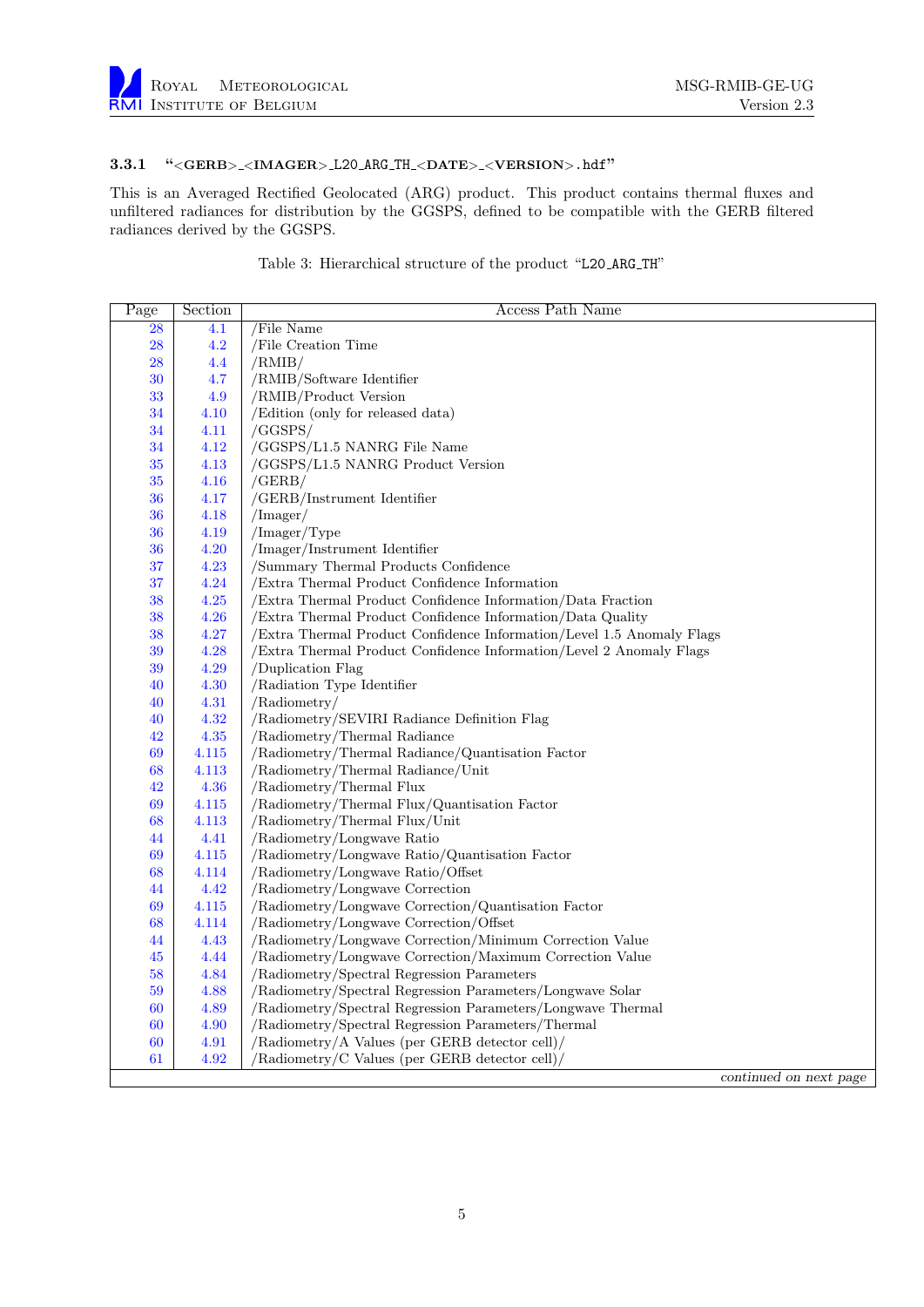### 3.3.1 "<GERB>_<IMAGER>_L20_ARG_TH_<DATE>_<VERSION>.hdf"

This is an Averaged Rectified Geolocated (ARG) product. This product contains thermal fluxes and unfiltered radiances for distribution by the GGSPS, defined to be compatible with the GERB filtered radiances derived by the GGSPS.

Table 3: Hierarchical structure of the product "L20_ARG_TH"

| Page | Section | Access Path Name |
|---|---|---|
| 28 | 4.1 | /File Name |
| 28 | 4.2 | /File Creation Time |
| 28 | 4.4 | /RMIB/ |
| 30 | 4.7 | /RMIB/Software Identifier |
| 33 | 4.9 | /RMIB/Product Version |
| 34 | 4.10 | /Edition (only for released data) |
| 34 | 4.11 | /GGSPS/ |
| 34 | 4.12 | /GGSPS/L1.5 NANRG File Name |
| 35 | 4.13 | /GGSPS/L1.5 NANRG Product Version |
| 35 | 4.16 | /GERB/ |
| 36 | 4.17 | /GERB/Instrument Identifier |
| 36 | 4.18 | /Imager/ |
| 36 | 4.19 | /Imager/Type |
| 36 | 4.20 | /Imager/Instrument Identifier |
| 37 | 4.23 | /Summary Thermal Products Confidence |
| 37 | 4.24 | /Extra Thermal Product Confidence Information |
| 38 | 4.25 | /Extra Thermal Product Confidence Information/Data Fraction |
| 38 | 4.26 | /Extra Thermal Product Confidence Information/Data Quality |
| 38 | 4.27 | /Extra Thermal Product Confidence Information/Level 1.5 Anomaly Flags |
| 39 | 4.28 | /Extra Thermal Product Confidence Information/Level 2 Anomaly Flags |
| 39 | 4.29 | /Duplication Flag |
| 40 | 4.30 | /Radiation Type Identifier |
| 40 | 4.31 | /Radiometry/ |
| 40 | 4.32 | /Radiometry/SEVIRI Radiance Definition Flag |
| 42 | 4.35 | /Radiometry/Thermal Radiance |
| 69 | 4.115 | /Radiometry/Thermal Radiance/Quantisation Factor |
| 68 | 4.113 | /Radiometry/Thermal Radiance/Unit |
| 42 | 4.36 | /Radiometry/Thermal Flux |
| 69 | 4.115 | /Radiometry/Thermal Flux/Quantisation Factor |
| 68 | 4.113 | /Radiometry/Thermal Flux/Unit |
| 44 | 4.41 | /Radiometry/Longwave Ratio |
| 69 | 4.115 | /Radiometry/Longwave Ratio/Quantisation Factor |
| 68 | 4.114 | /Radiometry/Longwave Ratio/Offset |
| 44 | 4.42 | /Radiometry/Longwave Correction |
| 69 | 4.115 | /Radiometry/Longwave Correction/Quantisation Factor |
| 68 | 4.114 | /Radiometry/Longwave Correction/Offset |
| 44 | 4.43 | /Radiometry/Longwave Correction/Minimum Correction Value |
| 45 | 4.44 | /Radiometry/Longwave Correction/Maximum Correction Value |
| 58 | 4.84 | /Radiometry/Spectral Regression Parameters |
| 59 | 4.88 | /Radiometry/Spectral Regression Parameters/Longwave Solar |
| 60 | 4.89 | /Radiometry/Spectral Regression Parameters/Longwave Thermal |
| 60 | 4.90 | /Radiometry/Spectral Regression Parameters/Thermal |
| 60 | 4.91 | /Radiometry/A Values (per GERB detector cell)/ |
| 61 | 4.92 | /Radiometry/C Values (per GERB detector cell)/ |
| | | *continued on next page* |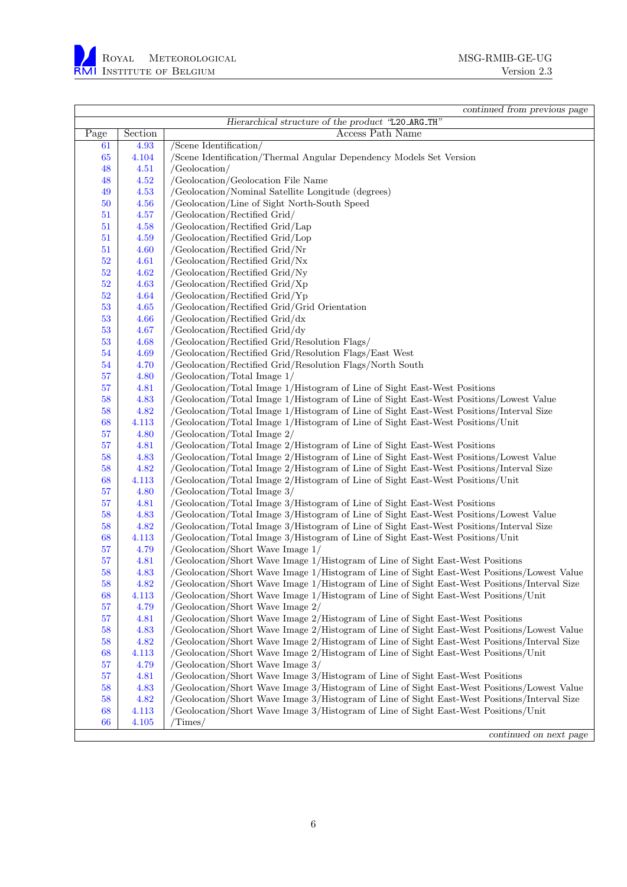| | | *continued from previous page* |
|---|---|---|
| | | *Hierarchical structure of the product "L20_ARG_TH"* |
| Page | Section | Access Path Name |
| 61 | 4.93 | /Scene Identification/ |
| 65 | 4.104 | /Scene Identification/Thermal Angular Dependency Models Set Version |
| 48 | 4.51 | /Geolocation/ |
| 48 | 4.52 | /Geolocation/Geolocation File Name |
| 49 | 4.53 | /Geolocation/Nominal Satellite Longitude (degrees) |
| 50 | 4.56 | /Geolocation/Line of Sight North-South Speed |
| 51 | 4.57 | /Geolocation/Rectified Grid/ |
| 51 | 4.58 | /Geolocation/Rectified Grid/Lap |
| 51 | 4.59 | /Geolocation/Rectified Grid/Lop |
| 51 | 4.60 | /Geolocation/Rectified Grid/Nr |
| 52 | 4.61 | /Geolocation/Rectified Grid/Nx |
| 52 | 4.62 | /Geolocation/Rectified Grid/Ny |
| 52 | 4.63 | /Geolocation/Rectified Grid/Xp |
| 52 | 4.64 | /Geolocation/Rectified Grid/Yp |
| 53 | 4.65 | /Geolocation/Rectified Grid/Grid Orientation |
| 53 | 4.66 | /Geolocation/Rectified Grid/dx |
| 53 | 4.67 | /Geolocation/Rectified Grid/dy |
| 53 | 4.68 | /Geolocation/Rectified Grid/Resolution Flags/ |
| 54 | 4.69 | /Geolocation/Rectified Grid/Resolution Flags/East West |
| 54 | 4.70 | /Geolocation/Rectified Grid/Resolution Flags/North South |
| 57 | 4.80 | /Geolocation/Total Image 1/ |
| 57 | 4.81 | /Geolocation/Total Image 1/Histogram of Line of Sight East-West Positions |
| 58 | 4.83 | /Geolocation/Total Image 1/Histogram of Line of Sight East-West Positions/Lowest Value |
| 58 | 4.82 | /Geolocation/Total Image 1/Histogram of Line of Sight East-West Positions/Interval Size |
| 68 | 4.113 | /Geolocation/Total Image 1/Histogram of Line of Sight East-West Positions/Unit |
| 57 | 4.80 | /Geolocation/Total Image 2/ |
| 57 | 4.81 | /Geolocation/Total Image 2/Histogram of Line of Sight East-West Positions |
| 58 | 4.83 | /Geolocation/Total Image 2/Histogram of Line of Sight East-West Positions/Lowest Value |
| 58 | 4.82 | /Geolocation/Total Image 2/Histogram of Line of Sight East-West Positions/Interval Size |
| 68 | 4.113 | /Geolocation/Total Image 2/Histogram of Line of Sight East-West Positions/Unit |
| 57 | 4.80 | /Geolocation/Total Image 3/ |
| 57 | 4.81 | /Geolocation/Total Image 3/Histogram of Line of Sight East-West Positions |
| 58 | 4.83 | /Geolocation/Total Image 3/Histogram of Line of Sight East-West Positions/Lowest Value |
| 58 | 4.82 | /Geolocation/Total Image 3/Histogram of Line of Sight East-West Positions/Interval Size |
| 68 | 4.113 | /Geolocation/Total Image 3/Histogram of Line of Sight East-West Positions/Unit |
| 57 | 4.79 | /Geolocation/Short Wave Image 1/ |
| 57 | 4.81 | /Geolocation/Short Wave Image 1/Histogram of Line of Sight East-West Positions |
| 58 | 4.83 | /Geolocation/Short Wave Image 1/Histogram of Line of Sight East-West Positions/Lowest Value |
| 58 | 4.82 | /Geolocation/Short Wave Image 1/Histogram of Line of Sight East-West Positions/Interval Size |
| 68 | 4.113 | /Geolocation/Short Wave Image 1/Histogram of Line of Sight East-West Positions/Unit |
| 57 | 4.79 | /Geolocation/Short Wave Image 2/ |
| 57 | 4.81 | /Geolocation/Short Wave Image 2/Histogram of Line of Sight East-West Positions |
| 58 | 4.83 | /Geolocation/Short Wave Image 2/Histogram of Line of Sight East-West Positions/Lowest Value |
| 58 | 4.82 | /Geolocation/Short Wave Image 2/Histogram of Line of Sight East-West Positions/Interval Size |
| 68 | 4.113 | /Geolocation/Short Wave Image 2/Histogram of Line of Sight East-West Positions/Unit |
| 57 | 4.79 | /Geolocation/Short Wave Image 3/ |
| 57 | 4.81 | /Geolocation/Short Wave Image 3/Histogram of Line of Sight East-West Positions |
| 58 | 4.83 | /Geolocation/Short Wave Image 3/Histogram of Line of Sight East-West Positions/Lowest Value |
| 58 | 4.82 | /Geolocation/Short Wave Image 3/Histogram of Line of Sight East-West Positions/Interval Size |
| 68 | 4.113 | /Geolocation/Short Wave Image 3/Histogram of Line of Sight East-West Positions/Unit |
| 66 | 4.105 | /Times/ |
| | | *continued on next page* |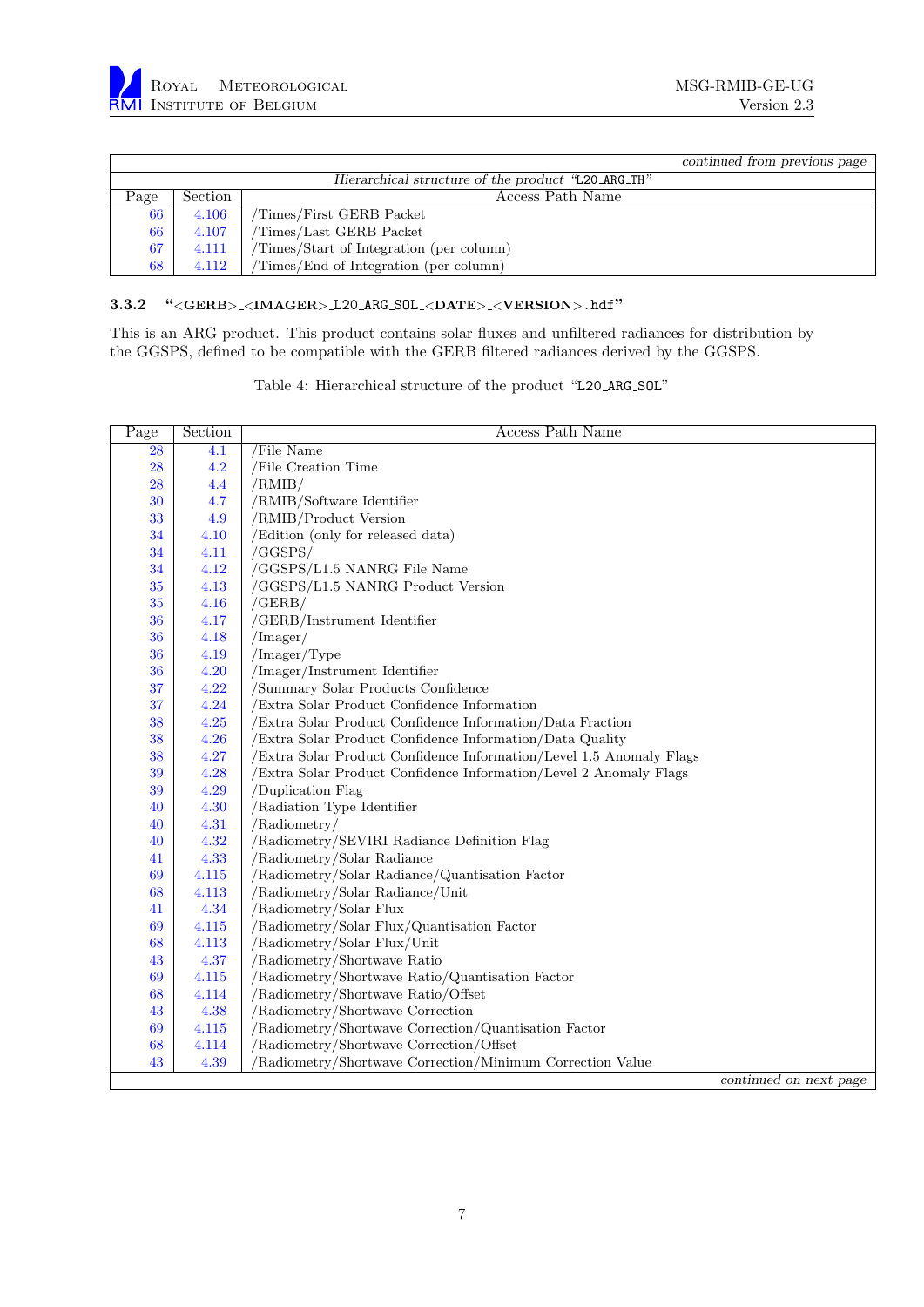| Page | Section | Access Path Name |
|---|---|---|
| | | *continued from previous page* |
| | | *Hierarchical structure of the product "L20_ARG_TH"* |
| 66 | 4.106 | /Times/First GERB Packet |
| 66 | 4.107 | /Times/Last GERB Packet |
| 67 | 4.111 | /Times/Start of Integration (per column) |
| 68 | 4.112 | /Times/End of Integration (per column) |

### 3.3.2 "<GERB>_<IMAGER>_L20_ARG_SOL_<DATE>_<VERSION>.hdf"

This is an ARG product. This product contains solar fluxes and unfiltered radiances for distribution by the GGSPS, defined to be compatible with the GERB filtered radiances derived by the GGSPS.

Table 4: Hierarchical structure of the product "L20_ARG_SOL"

| Page | Section | Access Path Name |
|---|---|---|
| 28 | 4.1 | /File Name |
| 28 | 4.2 | /File Creation Time |
| 28 | 4.4 | /RMIB/ |
| 30 | 4.7 | /RMIB/Software Identifier |
| 33 | 4.9 | /RMIB/Product Version |
| 34 | 4.10 | /Edition (only for released data) |
| 34 | 4.11 | /GGSPS/ |
| 34 | 4.12 | /GGSPS/L1.5 NANRG File Name |
| 35 | 4.13 | /GGSPS/L1.5 NANRG Product Version |
| 35 | 4.16 | /GERB/ |
| 36 | 4.17 | /GERB/Instrument Identifier |
| 36 | 4.18 | /Imager/ |
| 36 | 4.19 | /Imager/Type |
| 36 | 4.20 | /Imager/Instrument Identifier |
| 37 | 4.22 | /Summary Solar Products Confidence |
| 37 | 4.24 | /Extra Solar Product Confidence Information |
| 38 | 4.25 | /Extra Solar Product Confidence Information/Data Fraction |
| 38 | 4.26 | /Extra Solar Product Confidence Information/Data Quality |
| 38 | 4.27 | /Extra Solar Product Confidence Information/Level 1.5 Anomaly Flags |
| 39 | 4.28 | /Extra Solar Product Confidence Information/Level 2 Anomaly Flags |
| 39 | 4.29 | /Duplication Flag |
| 40 | 4.30 | /Radiation Type Identifier |
| 40 | 4.31 | /Radiometry/ |
| 40 | 4.32 | /Radiometry/SEVIRI Radiance Definition Flag |
| 41 | 4.33 | /Radiometry/Solar Radiance |
| 69 | 4.115 | /Radiometry/Solar Radiance/Quantisation Factor |
| 68 | 4.113 | /Radiometry/Solar Radiance/Unit |
| 41 | 4.34 | /Radiometry/Solar Flux |
| 69 | 4.115 | /Radiometry/Solar Flux/Quantisation Factor |
| 68 | 4.113 | /Radiometry/Solar Flux/Unit |
| 43 | 4.37 | /Radiometry/Shortwave Ratio |
| 69 | 4.115 | /Radiometry/Shortwave Ratio/Quantisation Factor |
| 68 | 4.114 | /Radiometry/Shortwave Ratio/Offset |
| 43 | 4.38 | /Radiometry/Shortwave Correction |
| 69 | 4.115 | /Radiometry/Shortwave Correction/Quantisation Factor |
| 68 | 4.114 | /Radiometry/Shortwave Correction/Offset |
| 43 | 4.39 | /Radiometry/Shortwave Correction/Minimum Correction Value |
| | | *continued on next page* |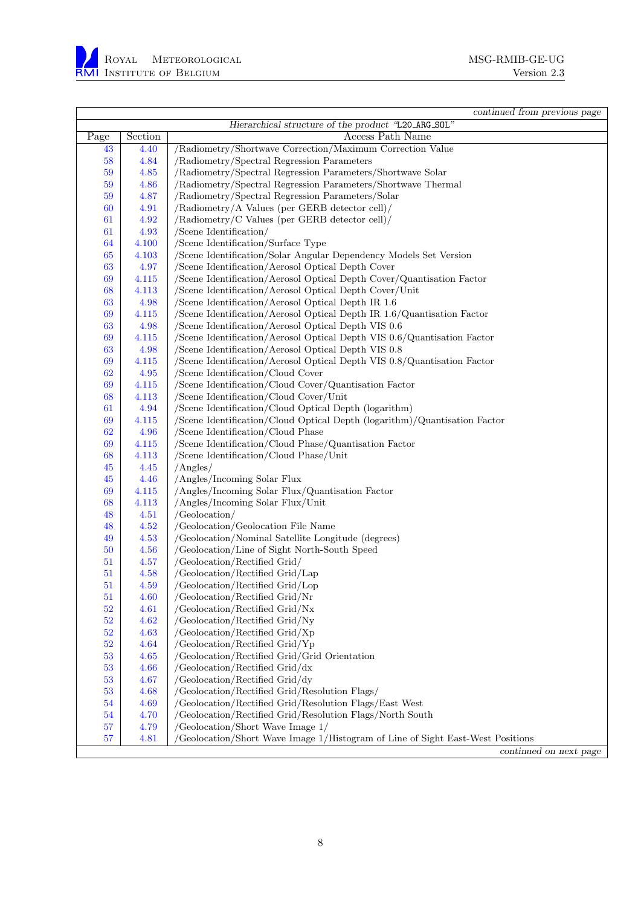*continued from previous page*

| Hierarchical structure of the product "L20_ARG_SOL" | | |
|---|---|---|
| Page | Section | Access Path Name |
| 43 | 4.40 | /Radiometry/Shortwave Correction/Maximum Correction Value |
| 58 | 4.84 | /Radiometry/Spectral Regression Parameters |
| 59 | 4.85 | /Radiometry/Spectral Regression Parameters/Shortwave Solar |
| 59 | 4.86 | /Radiometry/Spectral Regression Parameters/Shortwave Thermal |
| 59 | 4.87 | /Radiometry/Spectral Regression Parameters/Solar |
| 60 | 4.91 | /Radiometry/A Values (per GERB detector cell)/ |
| 61 | 4.92 | /Radiometry/C Values (per GERB detector cell)/ |
| 61 | 4.93 | /Scene Identification/ |
| 64 | 4.100 | /Scene Identification/Surface Type |
| 65 | 4.103 | /Scene Identification/Solar Angular Dependency Models Set Version |
| 63 | 4.97 | /Scene Identification/Aerosol Optical Depth Cover |
| 69 | 4.115 | /Scene Identification/Aerosol Optical Depth Cover/Quantisation Factor |
| 68 | 4.113 | /Scene Identification/Aerosol Optical Depth Cover/Unit |
| 63 | 4.98 | /Scene Identification/Aerosol Optical Depth IR 1.6 |
| 69 | 4.115 | /Scene Identification/Aerosol Optical Depth IR 1.6/Quantisation Factor |
| 63 | 4.98 | /Scene Identification/Aerosol Optical Depth VIS 0.6 |
| 69 | 4.115 | /Scene Identification/Aerosol Optical Depth VIS 0.6/Quantisation Factor |
| 63 | 4.98 | /Scene Identification/Aerosol Optical Depth VIS 0.8 |
| 69 | 4.115 | /Scene Identification/Aerosol Optical Depth VIS 0.8/Quantisation Factor |
| 62 | 4.95 | /Scene Identification/Cloud Cover |
| 69 | 4.115 | /Scene Identification/Cloud Cover/Quantisation Factor |
| 68 | 4.113 | /Scene Identification/Cloud Cover/Unit |
| 61 | 4.94 | /Scene Identification/Cloud Optical Depth (logarithm) |
| 69 | 4.115 | /Scene Identification/Cloud Optical Depth (logarithm)/Quantisation Factor |
| 62 | 4.96 | /Scene Identification/Cloud Phase |
| 69 | 4.115 | /Scene Identification/Cloud Phase/Quantisation Factor |
| 68 | 4.113 | /Scene Identification/Cloud Phase/Unit |
| 45 | 4.45 | /Angles/ |
| 45 | 4.46 | /Angles/Incoming Solar Flux |
| 69 | 4.115 | /Angles/Incoming Solar Flux/Quantisation Factor |
| 68 | 4.113 | /Angles/Incoming Solar Flux/Unit |
| 48 | 4.51 | /Geolocation/ |
| 48 | 4.52 | /Geolocation/Geolocation File Name |
| 49 | 4.53 | /Geolocation/Nominal Satellite Longitude (degrees) |
| 50 | 4.56 | /Geolocation/Line of Sight North-South Speed |
| 51 | 4.57 | /Geolocation/Rectified Grid/ |
| 51 | 4.58 | /Geolocation/Rectified Grid/Lap |
| 51 | 4.59 | /Geolocation/Rectified Grid/Lop |
| 51 | 4.60 | /Geolocation/Rectified Grid/Nr |
| 52 | 4.61 | /Geolocation/Rectified Grid/Nx |
| 52 | 4.62 | /Geolocation/Rectified Grid/Ny |
| 52 | 4.63 | /Geolocation/Rectified Grid/Xp |
| 52 | 4.64 | /Geolocation/Rectified Grid/Yp |
| 53 | 4.65 | /Geolocation/Rectified Grid/Grid Orientation |
| 53 | 4.66 | /Geolocation/Rectified Grid/dx |
| 53 | 4.67 | /Geolocation/Rectified Grid/dy |
| 53 | 4.68 | /Geolocation/Rectified Grid/Resolution Flags/ |
| 54 | 4.69 | /Geolocation/Rectified Grid/Resolution Flags/East West |
| 54 | 4.70 | /Geolocation/Rectified Grid/Resolution Flags/North South |
| 57 | 4.79 | /Geolocation/Short Wave Image 1/ |
| 57 | 4.81 | /Geolocation/Short Wave Image 1/Histogram of Line of Sight East-West Positions |

*continued on next page*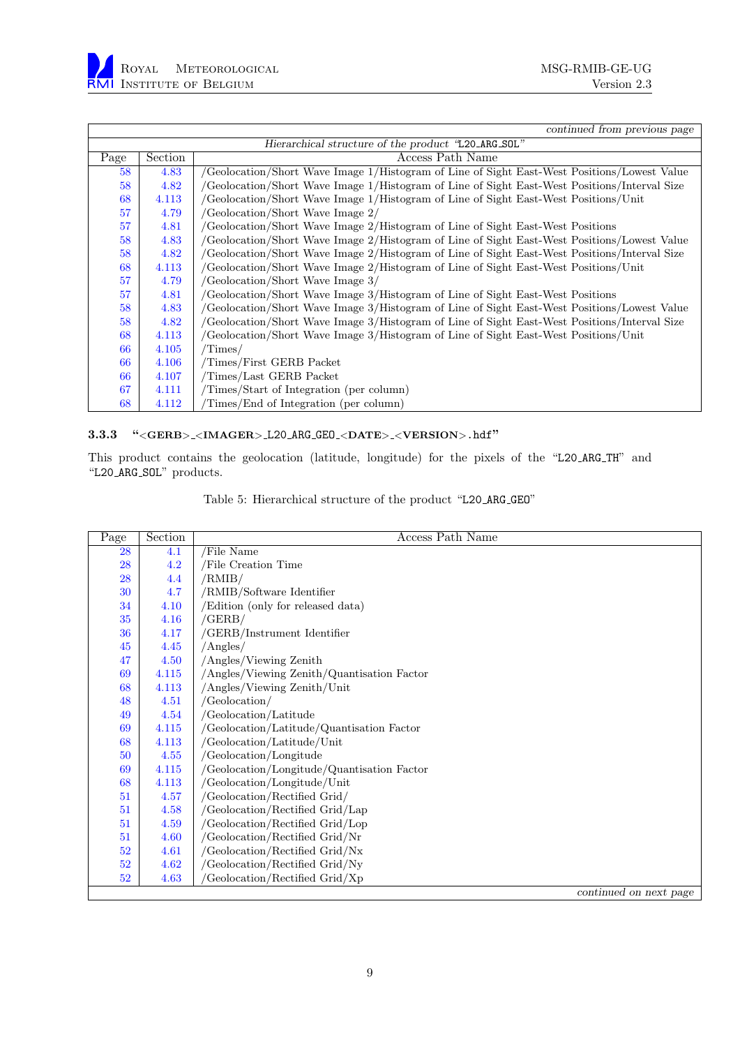| Page | Section | Access Path Name |
|---|---|---|
| | | *continued from previous page* |
| | | *Hierarchical structure of the product "L20_ARG_SOL"* |
| 58 | 4.83 | /Geolocation/Short Wave Image 1/Histogram of Line of Sight East-West Positions/Lowest Value |
| 58 | 4.82 | /Geolocation/Short Wave Image 1/Histogram of Line of Sight East-West Positions/Interval Size |
| 68 | 4.113 | /Geolocation/Short Wave Image 1/Histogram of Line of Sight East-West Positions/Unit |
| 57 | 4.79 | /Geolocation/Short Wave Image 2/ |
| 57 | 4.81 | /Geolocation/Short Wave Image 2/Histogram of Line of Sight East-West Positions |
| 58 | 4.83 | /Geolocation/Short Wave Image 2/Histogram of Line of Sight East-West Positions/Lowest Value |
| 58 | 4.82 | /Geolocation/Short Wave Image 2/Histogram of Line of Sight East-West Positions/Interval Size |
| 68 | 4.113 | /Geolocation/Short Wave Image 2/Histogram of Line of Sight East-West Positions/Unit |
| 57 | 4.79 | /Geolocation/Short Wave Image 3/ |
| 57 | 4.81 | /Geolocation/Short Wave Image 3/Histogram of Line of Sight East-West Positions |
| 58 | 4.83 | /Geolocation/Short Wave Image 3/Histogram of Line of Sight East-West Positions/Lowest Value |
| 58 | 4.82 | /Geolocation/Short Wave Image 3/Histogram of Line of Sight East-West Positions/Interval Size |
| 68 | 4.113 | /Geolocation/Short Wave Image 3/Histogram of Line of Sight East-West Positions/Unit |
| 66 | 4.105 | /Times/ |
| 66 | 4.106 | /Times/First GERB Packet |
| 66 | 4.107 | /Times/Last GERB Packet |
| 67 | 4.111 | /Times/Start of Integration (per column) |
| 68 | 4.112 | /Times/End of Integration (per column) |

### 3.3.3 "<GERB>_<IMAGER>_L20_ARG_GEO_<DATE>_<VERSION>.hdf"

This product contains the geolocation (latitude, longitude) for the pixels of the "L20_ARG_TH" and "L20_ARG_SOL" products.

Table 5: Hierarchical structure of the product "L20_ARG_GEO"

| Page | Section | Access Path Name |
|---|---|---|
| 28 | 4.1 | /File Name |
| 28 | 4.2 | /File Creation Time |
| 28 | 4.4 | /RMIB/ |
| 30 | 4.7 | /RMIB/Software Identifier |
| 34 | 4.10 | /Edition (only for released data) |
| 35 | 4.16 | /GERB/ |
| 36 | 4.17 | /GERB/Instrument Identifier |
| 45 | 4.45 | /Angles/ |
| 47 | 4.50 | /Angles/Viewing Zenith |
| 69 | 4.115 | /Angles/Viewing Zenith/Quantisation Factor |
| 68 | 4.113 | /Angles/Viewing Zenith/Unit |
| 48 | 4.51 | /Geolocation/ |
| 49 | 4.54 | /Geolocation/Latitude |
| 69 | 4.115 | /Geolocation/Latitude/Quantisation Factor |
| 68 | 4.113 | /Geolocation/Latitude/Unit |
| 50 | 4.55 | /Geolocation/Longitude |
| 69 | 4.115 | /Geolocation/Longitude/Quantisation Factor |
| 68 | 4.113 | /Geolocation/Longitude/Unit |
| 51 | 4.57 | /Geolocation/Rectified Grid/ |
| 51 | 4.58 | /Geolocation/Rectified Grid/Lap |
| 51 | 4.59 | /Geolocation/Rectified Grid/Lop |
| 51 | 4.60 | /Geolocation/Rectified Grid/Nr |
| 52 | 4.61 | /Geolocation/Rectified Grid/Nx |
| 52 | 4.62 | /Geolocation/Rectified Grid/Ny |
| 52 | 4.63 | /Geolocation/Rectified Grid/Xp |
| | | *continued on next page* |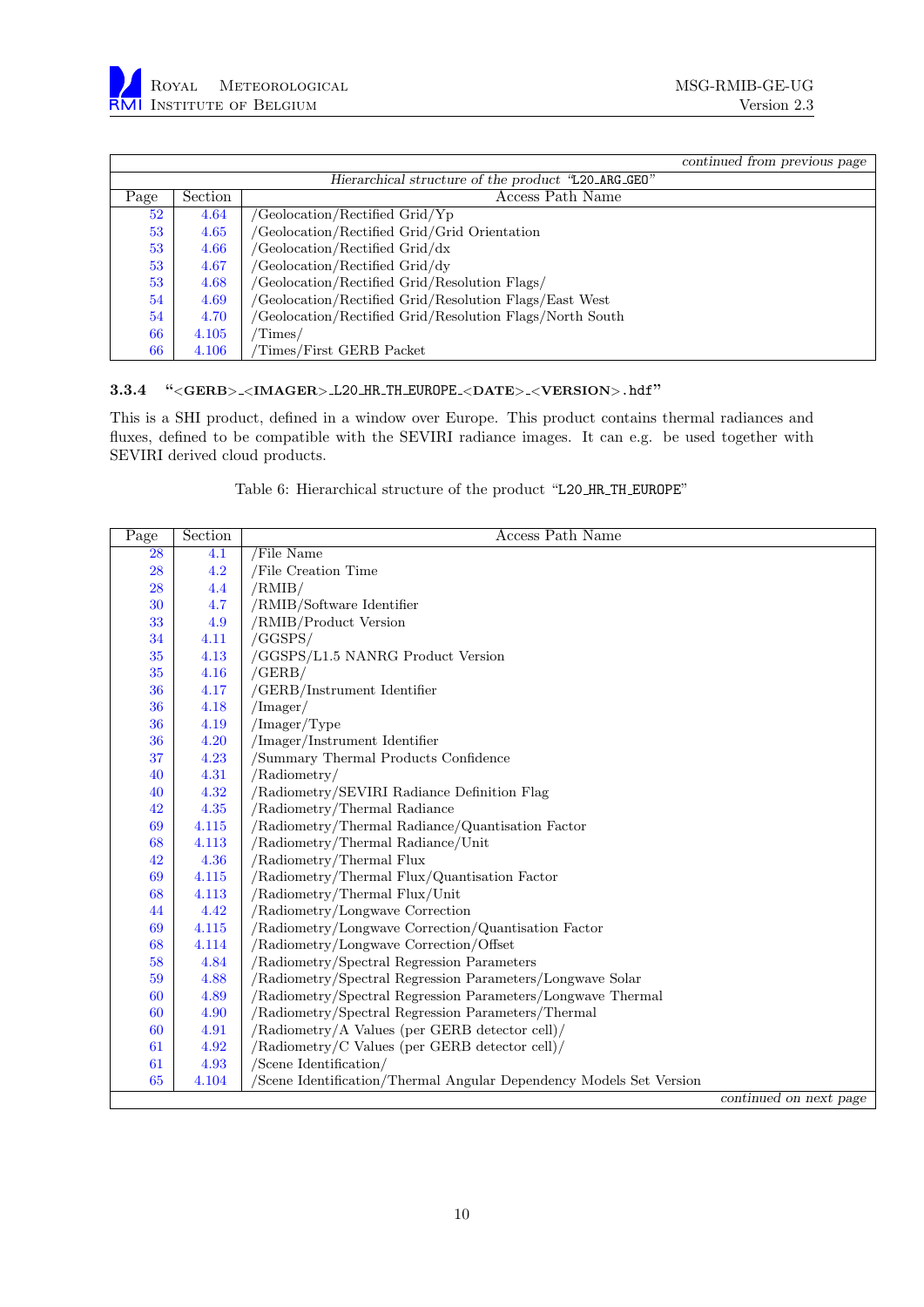| Page | Section | Access Path Name |
| --- | --- | --- |
| | | *continued from previous page* |
| | | *Hierarchical structure of the product "L20_ARG_GEO"* |
| 52 | 4.64 | /Geolocation/Rectified Grid/Yp |
| 53 | 4.65 | /Geolocation/Rectified Grid/Grid Orientation |
| 53 | 4.66 | /Geolocation/Rectified Grid/dx |
| 53 | 4.67 | /Geolocation/Rectified Grid/dy |
| 53 | 4.68 | /Geolocation/Rectified Grid/Resolution Flags/ |
| 54 | 4.69 | /Geolocation/Rectified Grid/Resolution Flags/East West |
| 54 | 4.70 | /Geolocation/Rectified Grid/Resolution Flags/North South |
| 66 | 4.105 | /Times/ |
| 66 | 4.106 | /Times/First GERB Packet |

### 3.3.4 "<GERB>_<IMAGER>_L20_HR_TH_EUROPE_<DATE>_<VERSION>.hdf"

This is a SHI product, defined in a window over Europe. This product contains thermal radiances and fluxes, defined to be compatible with the SEVIRI radiance images. It can e.g. be used together with SEVIRI derived cloud products.

Table 6: Hierarchical structure of the product "L20_HR_TH_EUROPE"

| Page | Section | Access Path Name |
| --- | --- | --- |
| 28 | 4.1 | /File Name |
| 28 | 4.2 | /File Creation Time |
| 28 | 4.4 | /RMIB/ |
| 30 | 4.7 | /RMIB/Software Identifier |
| 33 | 4.9 | /RMIB/Product Version |
| 34 | 4.11 | /GGSPS/ |
| 35 | 4.13 | /GGSPS/L1.5 NANRG Product Version |
| 35 | 4.16 | /GERB/ |
| 36 | 4.17 | /GERB/Instrument Identifier |
| 36 | 4.18 | /Imager/ |
| 36 | 4.19 | /Imager/Type |
| 36 | 4.20 | /Imager/Instrument Identifier |
| 37 | 4.23 | /Summary Thermal Products Confidence |
| 40 | 4.31 | /Radiometry/ |
| 40 | 4.32 | /Radiometry/SEVIRI Radiance Definition Flag |
| 42 | 4.35 | /Radiometry/Thermal Radiance |
| 69 | 4.115 | /Radiometry/Thermal Radiance/Quantisation Factor |
| 68 | 4.113 | /Radiometry/Thermal Radiance/Unit |
| 42 | 4.36 | /Radiometry/Thermal Flux |
| 69 | 4.115 | /Radiometry/Thermal Flux/Quantisation Factor |
| 68 | 4.113 | /Radiometry/Thermal Flux/Unit |
| 44 | 4.42 | /Radiometry/Longwave Correction |
| 69 | 4.115 | /Radiometry/Longwave Correction/Quantisation Factor |
| 68 | 4.114 | /Radiometry/Longwave Correction/Offset |
| 58 | 4.84 | /Radiometry/Spectral Regression Parameters |
| 59 | 4.88 | /Radiometry/Spectral Regression Parameters/Longwave Solar |
| 60 | 4.89 | /Radiometry/Spectral Regression Parameters/Longwave Thermal |
| 60 | 4.90 | /Radiometry/Spectral Regression Parameters/Thermal |
| 60 | 4.91 | /Radiometry/A Values (per GERB detector cell)/ |
| 61 | 4.92 | /Radiometry/C Values (per GERB detector cell)/ |
| 61 | 4.93 | /Scene Identification/ |
| 65 | 4.104 | /Scene Identification/Thermal Angular Dependency Models Set Version |
| | | *continued on next page* |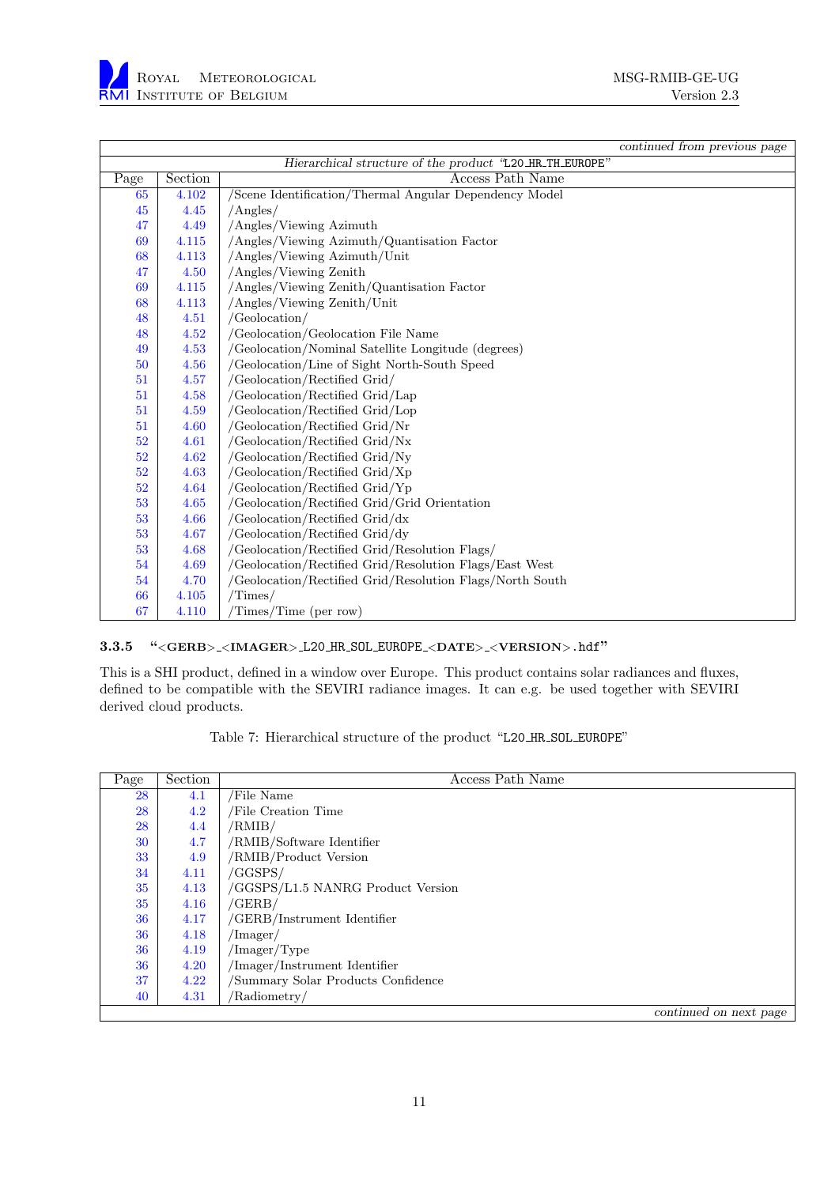| | | *continued from previous page* |
|---|---|---|
| | | *Hierarchical structure of the product "L20_HR_TH_EUROPE"* |
| Page | Section | Access Path Name |
| 65 | 4.102 | /Scene Identification/Thermal Angular Dependency Model |
| 45 | 4.45 | /Angles/ |
| 47 | 4.49 | /Angles/Viewing Azimuth |
| 69 | 4.115 | /Angles/Viewing Azimuth/Quantisation Factor |
| 68 | 4.113 | /Angles/Viewing Azimuth/Unit |
| 47 | 4.50 | /Angles/Viewing Zenith |
| 69 | 4.115 | /Angles/Viewing Zenith/Quantisation Factor |
| 68 | 4.113 | /Angles/Viewing Zenith/Unit |
| 48 | 4.51 | /Geolocation/ |
| 48 | 4.52 | /Geolocation/Geolocation File Name |
| 49 | 4.53 | /Geolocation/Nominal Satellite Longitude (degrees) |
| 50 | 4.56 | /Geolocation/Line of Sight North-South Speed |
| 51 | 4.57 | /Geolocation/Rectified Grid/ |
| 51 | 4.58 | /Geolocation/Rectified Grid/Lap |
| 51 | 4.59 | /Geolocation/Rectified Grid/Lop |
| 51 | 4.60 | /Geolocation/Rectified Grid/Nr |
| 52 | 4.61 | /Geolocation/Rectified Grid/Nx |
| 52 | 4.62 | /Geolocation/Rectified Grid/Ny |
| 52 | 4.63 | /Geolocation/Rectified Grid/Xp |
| 52 | 4.64 | /Geolocation/Rectified Grid/Yp |
| 53 | 4.65 | /Geolocation/Rectified Grid/Grid Orientation |
| 53 | 4.66 | /Geolocation/Rectified Grid/dx |
| 53 | 4.67 | /Geolocation/Rectified Grid/dy |
| 53 | 4.68 | /Geolocation/Rectified Grid/Resolution Flags/ |
| 54 | 4.69 | /Geolocation/Rectified Grid/Resolution Flags/East West |
| 54 | 4.70 | /Geolocation/Rectified Grid/Resolution Flags/North South |
| 66 | 4.105 | /Times/ |
| 67 | 4.110 | /Times/Time (per row) |

### 3.3.5 "<GERB>_<IMAGER>_L20_HR_SOL_EUROPE_<DATE>_<VERSION>.hdf"

This is a SHI product, defined in a window over Europe. This product contains solar radiances and fluxes, defined to be compatible with the SEVIRI radiance images. It can e.g. be used together with SEVIRI derived cloud products.

Table 7: Hierarchical structure of the product "L20_HR_SOL_EUROPE"

| Page | Section | Access Path Name |
|---|---|---|
| 28 | 4.1 | /File Name |
| 28 | 4.2 | /File Creation Time |
| 28 | 4.4 | /RMIB/ |
| 30 | 4.7 | /RMIB/Software Identifier |
| 33 | 4.9 | /RMIB/Product Version |
| 34 | 4.11 | /GGSPS/ |
| 35 | 4.13 | /GGSPS/L1.5 NANRG Product Version |
| 35 | 4.16 | /GERB/ |
| 36 | 4.17 | /GERB/Instrument Identifier |
| 36 | 4.18 | /Imager/ |
| 36 | 4.19 | /Imager/Type |
| 36 | 4.20 | /Imager/Instrument Identifier |
| 37 | 4.22 | /Summary Solar Products Confidence |
| 40 | 4.31 | /Radiometry/ |
| | | *continued on next page* |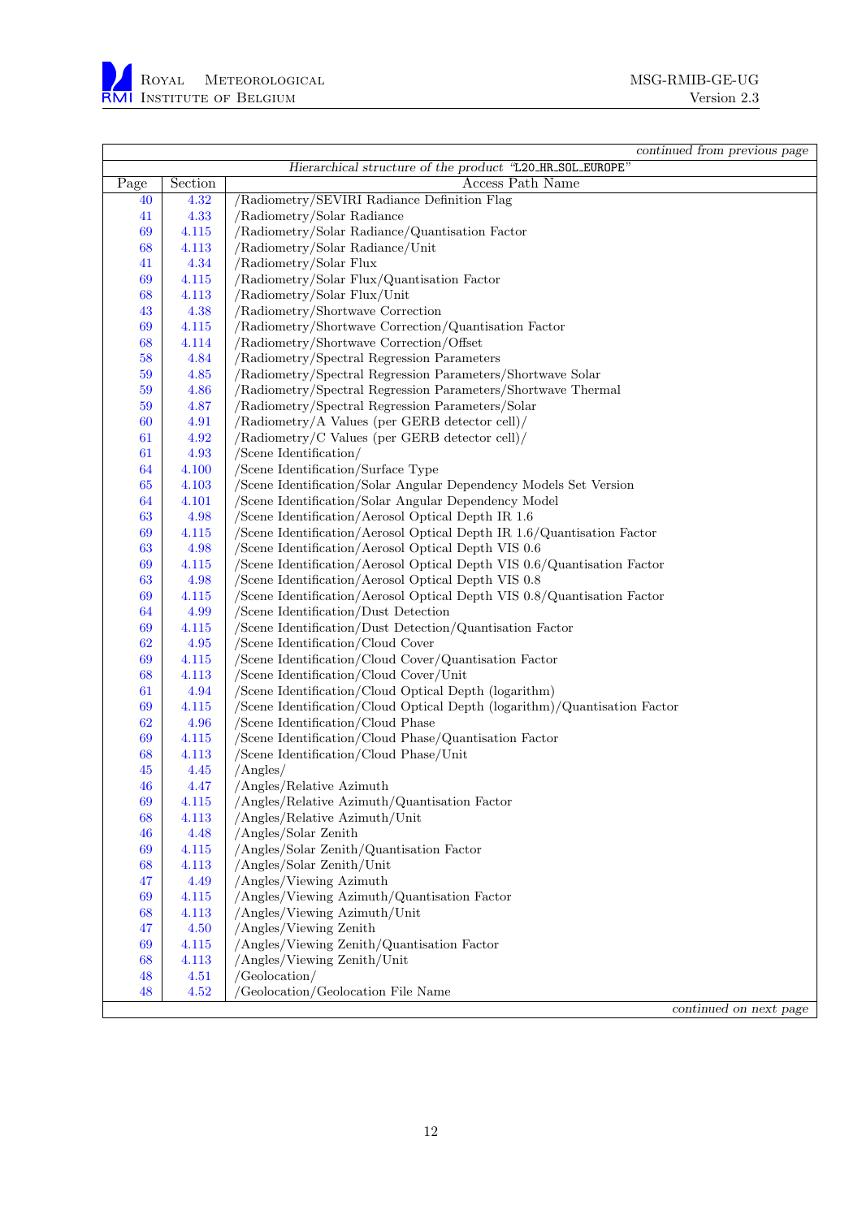*continued from previous page*

| Hierarchical structure of the product "L20_HR_SOL_EUROPE" | | |
|---|---|---|
| Page | Section | Access Path Name |
| 40 | 4.32 | /Radiometry/SEVIRI Radiance Definition Flag |
| 41 | 4.33 | /Radiometry/Solar Radiance |
| 69 | 4.115 | /Radiometry/Solar Radiance/Quantisation Factor |
| 68 | 4.113 | /Radiometry/Solar Radiance/Unit |
| 41 | 4.34 | /Radiometry/Solar Flux |
| 69 | 4.115 | /Radiometry/Solar Flux/Quantisation Factor |
| 68 | 4.113 | /Radiometry/Solar Flux/Unit |
| 43 | 4.38 | /Radiometry/Shortwave Correction |
| 69 | 4.115 | /Radiometry/Shortwave Correction/Quantisation Factor |
| 68 | 4.114 | /Radiometry/Shortwave Correction/Offset |
| 58 | 4.84 | /Radiometry/Spectral Regression Parameters |
| 59 | 4.85 | /Radiometry/Spectral Regression Parameters/Shortwave Solar |
| 59 | 4.86 | /Radiometry/Spectral Regression Parameters/Shortwave Thermal |
| 59 | 4.87 | /Radiometry/Spectral Regression Parameters/Solar |
| 60 | 4.91 | /Radiometry/A Values (per GERB detector cell)/ |
| 61 | 4.92 | /Radiometry/C Values (per GERB detector cell)/ |
| 61 | 4.93 | /Scene Identification/ |
| 64 | 4.100 | /Scene Identification/Surface Type |
| 65 | 4.103 | /Scene Identification/Solar Angular Dependency Models Set Version |
| 64 | 4.101 | /Scene Identification/Solar Angular Dependency Model |
| 63 | 4.98 | /Scene Identification/Aerosol Optical Depth IR 1.6 |
| 69 | 4.115 | /Scene Identification/Aerosol Optical Depth IR 1.6/Quantisation Factor |
| 63 | 4.98 | /Scene Identification/Aerosol Optical Depth VIS 0.6 |
| 69 | 4.115 | /Scene Identification/Aerosol Optical Depth VIS 0.6/Quantisation Factor |
| 63 | 4.98 | /Scene Identification/Aerosol Optical Depth VIS 0.8 |
| 69 | 4.115 | /Scene Identification/Aerosol Optical Depth VIS 0.8/Quantisation Factor |
| 64 | 4.99 | /Scene Identification/Dust Detection |
| 69 | 4.115 | /Scene Identification/Dust Detection/Quantisation Factor |
| 62 | 4.95 | /Scene Identification/Cloud Cover |
| 69 | 4.115 | /Scene Identification/Cloud Cover/Quantisation Factor |
| 68 | 4.113 | /Scene Identification/Cloud Cover/Unit |
| 61 | 4.94 | /Scene Identification/Cloud Optical Depth (logarithm) |
| 69 | 4.115 | /Scene Identification/Cloud Optical Depth (logarithm)/Quantisation Factor |
| 62 | 4.96 | /Scene Identification/Cloud Phase |
| 69 | 4.115 | /Scene Identification/Cloud Phase/Quantisation Factor |
| 68 | 4.113 | /Scene Identification/Cloud Phase/Unit |
| 45 | 4.45 | /Angles/ |
| 46 | 4.47 | /Angles/Relative Azimuth |
| 69 | 4.115 | /Angles/Relative Azimuth/Quantisation Factor |
| 68 | 4.113 | /Angles/Relative Azimuth/Unit |
| 46 | 4.48 | /Angles/Solar Zenith |
| 69 | 4.115 | /Angles/Solar Zenith/Quantisation Factor |
| 68 | 4.113 | /Angles/Solar Zenith/Unit |
| 47 | 4.49 | /Angles/Viewing Azimuth |
| 69 | 4.115 | /Angles/Viewing Azimuth/Quantisation Factor |
| 68 | 4.113 | /Angles/Viewing Azimuth/Unit |
| 47 | 4.50 | /Angles/Viewing Zenith |
| 69 | 4.115 | /Angles/Viewing Zenith/Quantisation Factor |
| 68 | 4.113 | /Angles/Viewing Zenith/Unit |
| 48 | 4.51 | /Geolocation/ |
| 48 | 4.52 | /Geolocation/Geolocation File Name |

*continued on next page*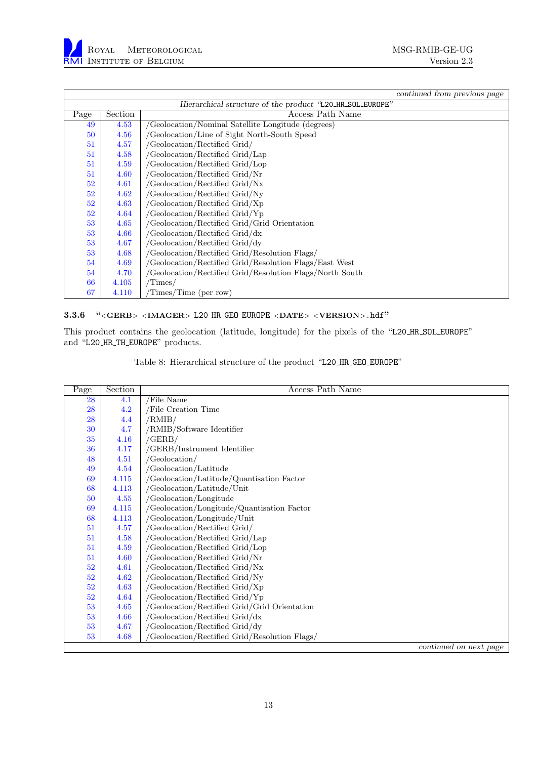| Page | Section | Access Path Name |
|---|---|---|
| | | *continued from previous page* |
| | | *Hierarchical structure of the product "L20_HR_SOL_EUROPE"* |
| 49 | 4.53 | /Geolocation/Nominal Satellite Longitude (degrees) |
| 50 | 4.56 | /Geolocation/Line of Sight North-South Speed |
| 51 | 4.57 | /Geolocation/Rectified Grid/ |
| 51 | 4.58 | /Geolocation/Rectified Grid/Lap |
| 51 | 4.59 | /Geolocation/Rectified Grid/Lop |
| 51 | 4.60 | /Geolocation/Rectified Grid/Nr |
| 52 | 4.61 | /Geolocation/Rectified Grid/Nx |
| 52 | 4.62 | /Geolocation/Rectified Grid/Ny |
| 52 | 4.63 | /Geolocation/Rectified Grid/Xp |
| 52 | 4.64 | /Geolocation/Rectified Grid/Yp |
| 53 | 4.65 | /Geolocation/Rectified Grid/Grid Orientation |
| 53 | 4.66 | /Geolocation/Rectified Grid/dx |
| 53 | 4.67 | /Geolocation/Rectified Grid/dy |
| 53 | 4.68 | /Geolocation/Rectified Grid/Resolution Flags/ |
| 54 | 4.69 | /Geolocation/Rectified Grid/Resolution Flags/East West |
| 54 | 4.70 | /Geolocation/Rectified Grid/Resolution Flags/North South |
| 66 | 4.105 | /Times/ |
| 67 | 4.110 | /Times/Time (per row) |

### 3.3.6 "<GERB>_<IMAGER>_L20_HR_GEO_EUROPE_<DATE>_<VERSION>.hdf"

This product contains the geolocation (latitude, longitude) for the pixels of the "L20_HR_SOL_EUROPE" and "L20_HR_TH_EUROPE" products.

Table 8: Hierarchical structure of the product "L20_HR_GEO_EUROPE"

| Page | Section | Access Path Name |
|---|---|---|
| 28 | 4.1 | /File Name |
| 28 | 4.2 | /File Creation Time |
| 28 | 4.4 | /RMIB/ |
| 30 | 4.7 | /RMIB/Software Identifier |
| 35 | 4.16 | /GERB/ |
| 36 | 4.17 | /GERB/Instrument Identifier |
| 48 | 4.51 | /Geolocation/ |
| 49 | 4.54 | /Geolocation/Latitude |
| 69 | 4.115 | /Geolocation/Latitude/Quantisation Factor |
| 68 | 4.113 | /Geolocation/Latitude/Unit |
| 50 | 4.55 | /Geolocation/Longitude |
| 69 | 4.115 | /Geolocation/Longitude/Quantisation Factor |
| 68 | 4.113 | /Geolocation/Longitude/Unit |
| 51 | 4.57 | /Geolocation/Rectified Grid/ |
| 51 | 4.58 | /Geolocation/Rectified Grid/Lap |
| 51 | 4.59 | /Geolocation/Rectified Grid/Lop |
| 51 | 4.60 | /Geolocation/Rectified Grid/Nr |
| 52 | 4.61 | /Geolocation/Rectified Grid/Nx |
| 52 | 4.62 | /Geolocation/Rectified Grid/Ny |
| 52 | 4.63 | /Geolocation/Rectified Grid/Xp |
| 52 | 4.64 | /Geolocation/Rectified Grid/Yp |
| 53 | 4.65 | /Geolocation/Rectified Grid/Grid Orientation |
| 53 | 4.66 | /Geolocation/Rectified Grid/dx |
| 53 | 4.67 | /Geolocation/Rectified Grid/dy |
| 53 | 4.68 | /Geolocation/Rectified Grid/Resolution Flags/ |
| | | *continued on next page* |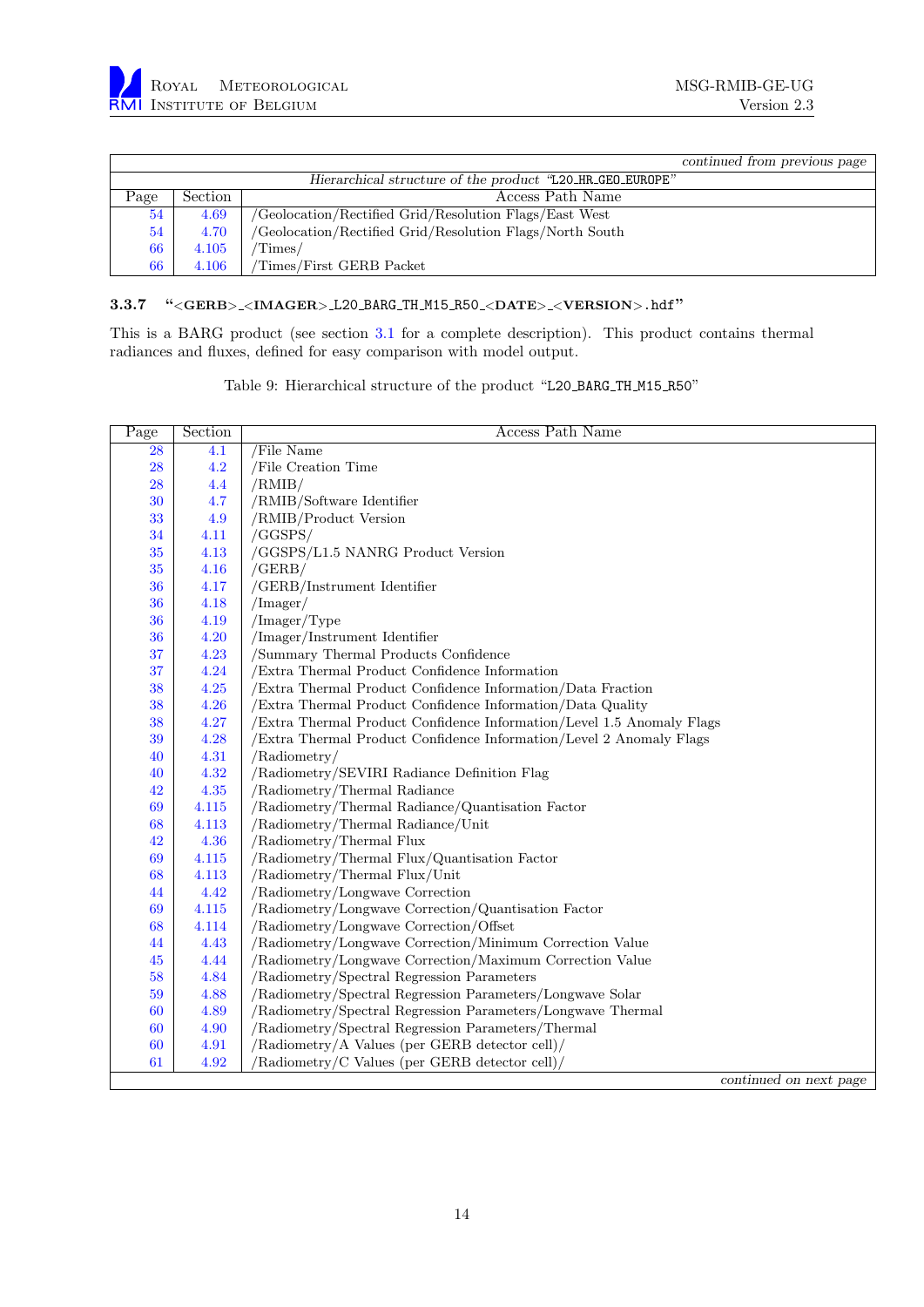| Page | Section | Access Path Name |
| --- | --- | --- |
| | | *continued from previous page* |
| | | *Hierarchical structure of the product "L20_HR_GEO_EUROPE"* |
| 54 | 4.69 | /Geolocation/Rectified Grid/Resolution Flags/East West |
| 54 | 4.70 | /Geolocation/Rectified Grid/Resolution Flags/North South |
| 66 | 4.105 | /Times/ |
| 66 | 4.106 | /Times/First GERB Packet |

### 3.3.7 "<GERB>_<IMAGER>_L20_BARG_TH_M15_R50_<DATE>_<VERSION>.hdf"

This is a BARG product (see section 3.1 for a complete description). This product contains thermal radiances and fluxes, defined for easy comparison with model output.

Table 9: Hierarchical structure of the product "L20_BARG_TH_M15_R50"

| Page | Section | Access Path Name |
| --- | --- | --- |
| 28 | 4.1 | /File Name |
| 28 | 4.2 | /File Creation Time |
| 28 | 4.4 | /RMIB/ |
| 30 | 4.7 | /RMIB/Software Identifier |
| 33 | 4.9 | /RMIB/Product Version |
| 34 | 4.11 | /GGSPS/ |
| 35 | 4.13 | /GGSPS/L1.5 NANRG Product Version |
| 35 | 4.16 | /GERB/ |
| 36 | 4.17 | /GERB/Instrument Identifier |
| 36 | 4.18 | /Imager/ |
| 36 | 4.19 | /Imager/Type |
| 36 | 4.20 | /Imager/Instrument Identifier |
| 37 | 4.23 | /Summary Thermal Products Confidence |
| 37 | 4.24 | /Extra Thermal Product Confidence Information |
| 38 | 4.25 | /Extra Thermal Product Confidence Information/Data Fraction |
| 38 | 4.26 | /Extra Thermal Product Confidence Information/Data Quality |
| 38 | 4.27 | /Extra Thermal Product Confidence Information/Level 1.5 Anomaly Flags |
| 39 | 4.28 | /Extra Thermal Product Confidence Information/Level 2 Anomaly Flags |
| 40 | 4.31 | /Radiometry/ |
| 40 | 4.32 | /Radiometry/SEVIRI Radiance Definition Flag |
| 42 | 4.35 | /Radiometry/Thermal Radiance |
| 69 | 4.115 | /Radiometry/Thermal Radiance/Quantisation Factor |
| 68 | 4.113 | /Radiometry/Thermal Radiance/Unit |
| 42 | 4.36 | /Radiometry/Thermal Flux |
| 69 | 4.115 | /Radiometry/Thermal Flux/Quantisation Factor |
| 68 | 4.113 | /Radiometry/Thermal Flux/Unit |
| 44 | 4.42 | /Radiometry/Longwave Correction |
| 69 | 4.115 | /Radiometry/Longwave Correction/Quantisation Factor |
| 68 | 4.114 | /Radiometry/Longwave Correction/Offset |
| 44 | 4.43 | /Radiometry/Longwave Correction/Minimum Correction Value |
| 45 | 4.44 | /Radiometry/Longwave Correction/Maximum Correction Value |
| 58 | 4.84 | /Radiometry/Spectral Regression Parameters |
| 59 | 4.88 | /Radiometry/Spectral Regression Parameters/Longwave Solar |
| 60 | 4.89 | /Radiometry/Spectral Regression Parameters/Longwave Thermal |
| 60 | 4.90 | /Radiometry/Spectral Regression Parameters/Thermal |
| 60 | 4.91 | /Radiometry/A Values (per GERB detector cell)/ |
| 61 | 4.92 | /Radiometry/C Values (per GERB detector cell)/ |
| | | *continued on next page* |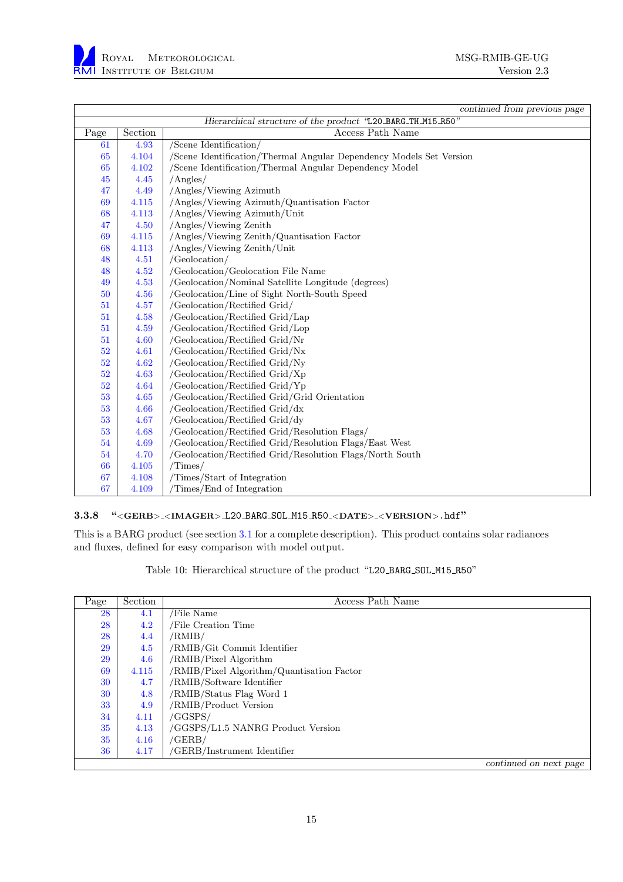| | | *continued from previous page* |
|---|---|---|
| | | *Hierarchical structure of the product "`L20_BARG_TH_M15_R50`"* |
| Page | Section | Access Path Name |
| 61 | 4.93 | /Scene Identification/ |
| 65 | 4.104 | /Scene Identification/Thermal Angular Dependency Models Set Version |
| 65 | 4.102 | /Scene Identification/Thermal Angular Dependency Model |
| 45 | 4.45 | /Angles/ |
| 47 | 4.49 | /Angles/Viewing Azimuth |
| 69 | 4.115 | /Angles/Viewing Azimuth/Quantisation Factor |
| 68 | 4.113 | /Angles/Viewing Azimuth/Unit |
| 47 | 4.50 | /Angles/Viewing Zenith |
| 69 | 4.115 | /Angles/Viewing Zenith/Quantisation Factor |
| 68 | 4.113 | /Angles/Viewing Zenith/Unit |
| 48 | 4.51 | /Geolocation/ |
| 48 | 4.52 | /Geolocation/Geolocation File Name |
| 49 | 4.53 | /Geolocation/Nominal Satellite Longitude (degrees) |
| 50 | 4.56 | /Geolocation/Line of Sight North-South Speed |
| 51 | 4.57 | /Geolocation/Rectified Grid/ |
| 51 | 4.58 | /Geolocation/Rectified Grid/Lap |
| 51 | 4.59 | /Geolocation/Rectified Grid/Lop |
| 51 | 4.60 | /Geolocation/Rectified Grid/Nr |
| 52 | 4.61 | /Geolocation/Rectified Grid/Nx |
| 52 | 4.62 | /Geolocation/Rectified Grid/Ny |
| 52 | 4.63 | /Geolocation/Rectified Grid/Xp |
| 52 | 4.64 | /Geolocation/Rectified Grid/Yp |
| 53 | 4.65 | /Geolocation/Rectified Grid/Grid Orientation |
| 53 | 4.66 | /Geolocation/Rectified Grid/dx |
| 53 | 4.67 | /Geolocation/Rectified Grid/dy |
| 53 | 4.68 | /Geolocation/Rectified Grid/Resolution Flags/ |
| 54 | 4.69 | /Geolocation/Rectified Grid/Resolution Flags/East West |
| 54 | 4.70 | /Geolocation/Rectified Grid/Resolution Flags/North South |
| 66 | 4.105 | /Times/ |
| 67 | 4.108 | /Times/Start of Integration |
| 67 | 4.109 | /Times/End of Integration |

### 3.3.8 "<GERB>_<IMAGER>_L20_BARG_SOL_M15_R50_<DATE>_<VERSION>.hdf"

This is a BARG product (see section 3.1 for a complete description). This product contains solar radiances and fluxes, defined for easy comparison with model output.

Table 10: Hierarchical structure of the product "`L20_BARG_SOL_M15_R50`"

| Page | Section | Access Path Name |
|---|---|---|
| 28 | 4.1 | /File Name |
| 28 | 4.2 | /File Creation Time |
| 28 | 4.4 | /RMIB/ |
| 29 | 4.5 | /RMIB/Git Commit Identifier |
| 29 | 4.6 | /RMIB/Pixel Algorithm |
| 69 | 4.115 | /RMIB/Pixel Algorithm/Quantisation Factor |
| 30 | 4.7 | /RMIB/Software Identifier |
| 30 | 4.8 | /RMIB/Status Flag Word 1 |
| 33 | 4.9 | /RMIB/Product Version |
| 34 | 4.11 | /GGSPS/ |
| 35 | 4.13 | /GGSPS/L1.5 NANRG Product Version |
| 35 | 4.16 | /GERB/ |
| 36 | 4.17 | /GERB/Instrument Identifier |
| | | *continued on next page* |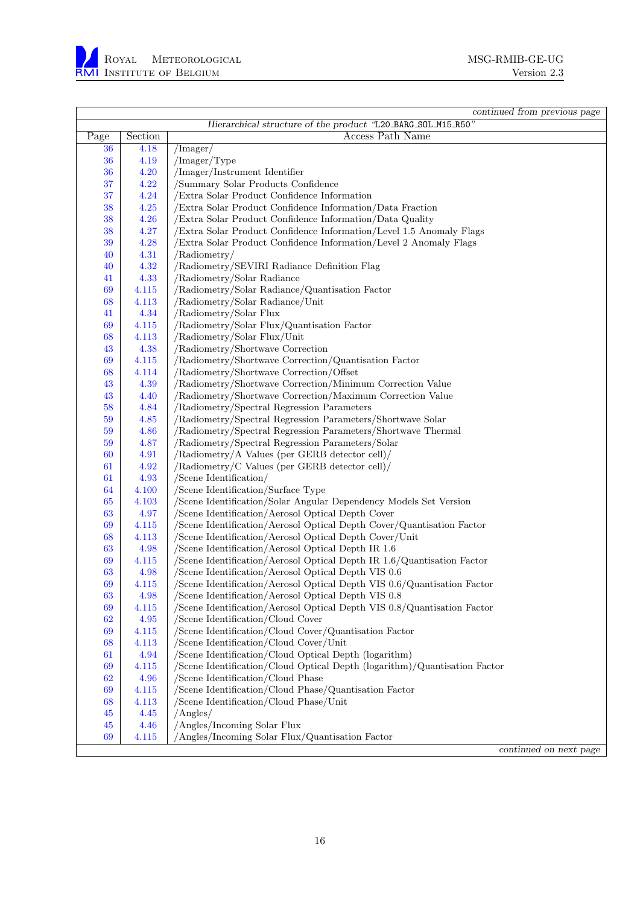| *continued from previous page* | | |
|---|---|---|
| *Hierarchical structure of the product "`L20_BARG_SOL_M15_R50`"* | | |
| Page | Section | Access Path Name |
| 36 | 4.18 | /Imager/ |
| 36 | 4.19 | /Imager/Type |
| 36 | 4.20 | /Imager/Instrument Identifier |
| 37 | 4.22 | /Summary Solar Products Confidence |
| 37 | 4.24 | /Extra Solar Product Confidence Information |
| 38 | 4.25 | /Extra Solar Product Confidence Information/Data Fraction |
| 38 | 4.26 | /Extra Solar Product Confidence Information/Data Quality |
| 38 | 4.27 | /Extra Solar Product Confidence Information/Level 1.5 Anomaly Flags |
| 39 | 4.28 | /Extra Solar Product Confidence Information/Level 2 Anomaly Flags |
| 40 | 4.31 | /Radiometry/ |
| 40 | 4.32 | /Radiometry/SEVIRI Radiance Definition Flag |
| 41 | 4.33 | /Radiometry/Solar Radiance |
| 69 | 4.115 | /Radiometry/Solar Radiance/Quantisation Factor |
| 68 | 4.113 | /Radiometry/Solar Radiance/Unit |
| 41 | 4.34 | /Radiometry/Solar Flux |
| 69 | 4.115 | /Radiometry/Solar Flux/Quantisation Factor |
| 68 | 4.113 | /Radiometry/Solar Flux/Unit |
| 43 | 4.38 | /Radiometry/Shortwave Correction |
| 69 | 4.115 | /Radiometry/Shortwave Correction/Quantisation Factor |
| 68 | 4.114 | /Radiometry/Shortwave Correction/Offset |
| 43 | 4.39 | /Radiometry/Shortwave Correction/Minimum Correction Value |
| 43 | 4.40 | /Radiometry/Shortwave Correction/Maximum Correction Value |
| 58 | 4.84 | /Radiometry/Spectral Regression Parameters |
| 59 | 4.85 | /Radiometry/Spectral Regression Parameters/Shortwave Solar |
| 59 | 4.86 | /Radiometry/Spectral Regression Parameters/Shortwave Thermal |
| 59 | 4.87 | /Radiometry/Spectral Regression Parameters/Solar |
| 60 | 4.91 | /Radiometry/A Values (per GERB detector cell)/ |
| 61 | 4.92 | /Radiometry/C Values (per GERB detector cell)/ |
| 61 | 4.93 | /Scene Identification/ |
| 64 | 4.100 | /Scene Identification/Surface Type |
| 65 | 4.103 | /Scene Identification/Solar Angular Dependency Models Set Version |
| 63 | 4.97 | /Scene Identification/Aerosol Optical Depth Cover |
| 69 | 4.115 | /Scene Identification/Aerosol Optical Depth Cover/Quantisation Factor |
| 68 | 4.113 | /Scene Identification/Aerosol Optical Depth Cover/Unit |
| 63 | 4.98 | /Scene Identification/Aerosol Optical Depth IR 1.6 |
| 69 | 4.115 | /Scene Identification/Aerosol Optical Depth IR 1.6/Quantisation Factor |
| 63 | 4.98 | /Scene Identification/Aerosol Optical Depth VIS 0.6 |
| 69 | 4.115 | /Scene Identification/Aerosol Optical Depth VIS 0.6/Quantisation Factor |
| 63 | 4.98 | /Scene Identification/Aerosol Optical Depth VIS 0.8 |
| 69 | 4.115 | /Scene Identification/Aerosol Optical Depth VIS 0.8/Quantisation Factor |
| 62 | 4.95 | /Scene Identification/Cloud Cover |
| 69 | 4.115 | /Scene Identification/Cloud Cover/Quantisation Factor |
| 68 | 4.113 | /Scene Identification/Cloud Cover/Unit |
| 61 | 4.94 | /Scene Identification/Cloud Optical Depth (logarithm) |
| 69 | 4.115 | /Scene Identification/Cloud Optical Depth (logarithm)/Quantisation Factor |
| 62 | 4.96 | /Scene Identification/Cloud Phase |
| 69 | 4.115 | /Scene Identification/Cloud Phase/Quantisation Factor |
| 68 | 4.113 | /Scene Identification/Cloud Phase/Unit |
| 45 | 4.45 | /Angles/ |
| 45 | 4.46 | /Angles/Incoming Solar Flux |
| 69 | 4.115 | /Angles/Incoming Solar Flux/Quantisation Factor |
| *continued on next page* | | |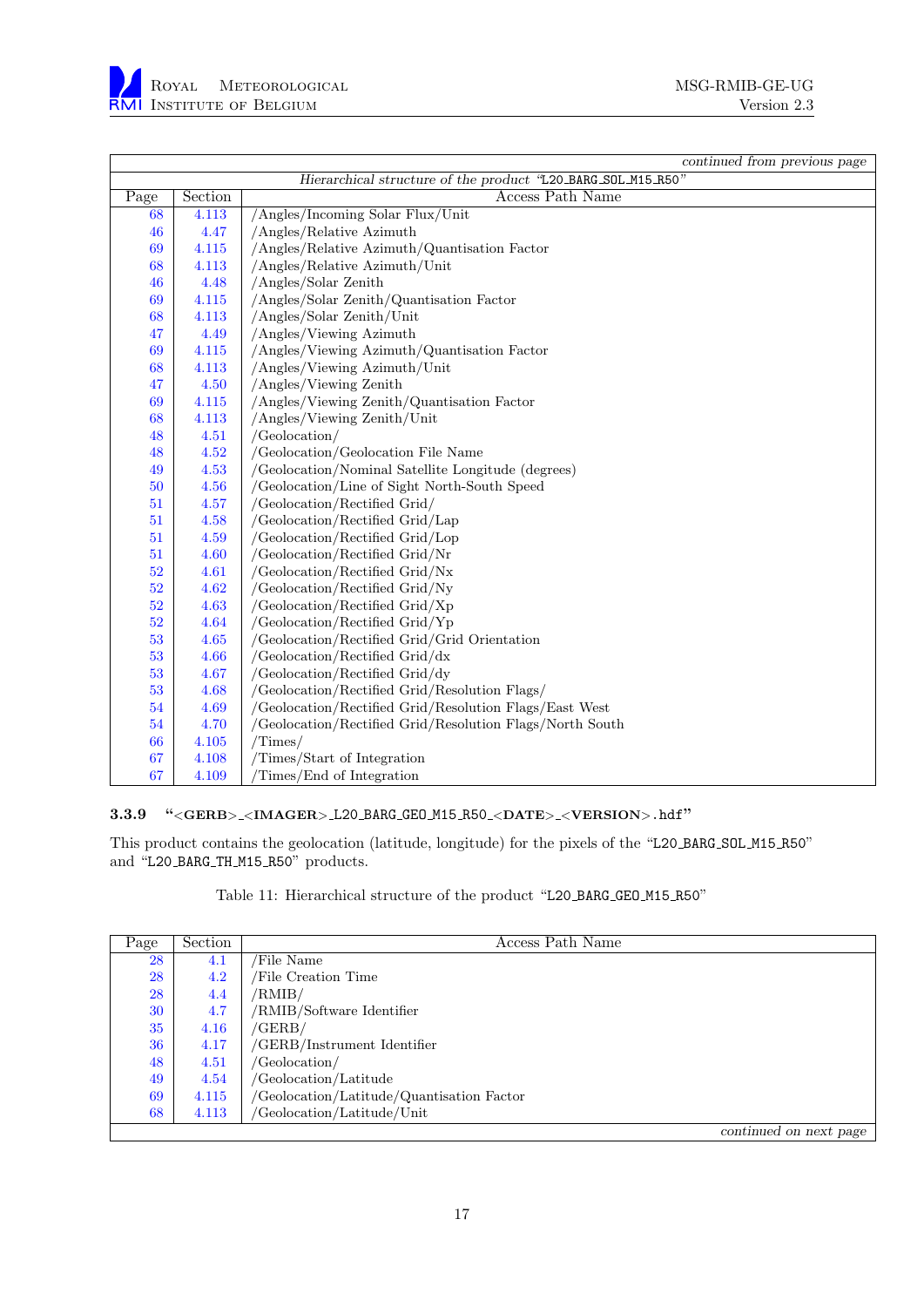*continued from previous page*

*Hierarchical structure of the product "L20_BARG_SOL_M15_R50"*

| Page | Section | Access Path Name |
|---|---|---|
| 68 | 4.113 | /Angles/Incoming Solar Flux/Unit |
| 46 | 4.47 | /Angles/Relative Azimuth |
| 69 | 4.115 | /Angles/Relative Azimuth/Quantisation Factor |
| 68 | 4.113 | /Angles/Relative Azimuth/Unit |
| 46 | 4.48 | /Angles/Solar Zenith |
| 69 | 4.115 | /Angles/Solar Zenith/Quantisation Factor |
| 68 | 4.113 | /Angles/Solar Zenith/Unit |
| 47 | 4.49 | /Angles/Viewing Azimuth |
| 69 | 4.115 | /Angles/Viewing Azimuth/Quantisation Factor |
| 68 | 4.113 | /Angles/Viewing Azimuth/Unit |
| 47 | 4.50 | /Angles/Viewing Zenith |
| 69 | 4.115 | /Angles/Viewing Zenith/Quantisation Factor |
| 68 | 4.113 | /Angles/Viewing Zenith/Unit |
| 48 | 4.51 | /Geolocation/ |
| 48 | 4.52 | /Geolocation/Geolocation File Name |
| 49 | 4.53 | /Geolocation/Nominal Satellite Longitude (degrees) |
| 50 | 4.56 | /Geolocation/Line of Sight North-South Speed |
| 51 | 4.57 | /Geolocation/Rectified Grid/ |
| 51 | 4.58 | /Geolocation/Rectified Grid/Lap |
| 51 | 4.59 | /Geolocation/Rectified Grid/Lop |
| 51 | 4.60 | /Geolocation/Rectified Grid/Nr |
| 52 | 4.61 | /Geolocation/Rectified Grid/Nx |
| 52 | 4.62 | /Geolocation/Rectified Grid/Ny |
| 52 | 4.63 | /Geolocation/Rectified Grid/Xp |
| 52 | 4.64 | /Geolocation/Rectified Grid/Yp |
| 53 | 4.65 | /Geolocation/Rectified Grid/Grid Orientation |
| 53 | 4.66 | /Geolocation/Rectified Grid/dx |
| 53 | 4.67 | /Geolocation/Rectified Grid/dy |
| 53 | 4.68 | /Geolocation/Rectified Grid/Resolution Flags/ |
| 54 | 4.69 | /Geolocation/Rectified Grid/Resolution Flags/East West |
| 54 | 4.70 | /Geolocation/Rectified Grid/Resolution Flags/North South |
| 66 | 4.105 | /Times/ |
| 67 | 4.108 | /Times/Start of Integration |
| 67 | 4.109 | /Times/End of Integration |

### 3.3.9 "<GERB>_<IMAGER>_L20_BARG_GEO_M15_R50_<DATE>_<VERSION>.hdf"

This product contains the geolocation (latitude, longitude) for the pixels of the "L20_BARG_SOL_M15_R50" and "L20_BARG_TH_M15_R50" products.

Table 11: Hierarchical structure of the product "L20_BARG_GEO_M15_R50"

| Page | Section | Access Path Name |
|---|---|---|
| 28 | 4.1 | /File Name |
| 28 | 4.2 | /File Creation Time |
| 28 | 4.4 | /RMIB/ |
| 30 | 4.7 | /RMIB/Software Identifier |
| 35 | 4.16 | /GERB/ |
| 36 | 4.17 | /GERB/Instrument Identifier |
| 48 | 4.51 | /Geolocation/ |
| 49 | 4.54 | /Geolocation/Latitude |
| 69 | 4.115 | /Geolocation/Latitude/Quantisation Factor |
| 68 | 4.113 | /Geolocation/Latitude/Unit |

*continued on next page*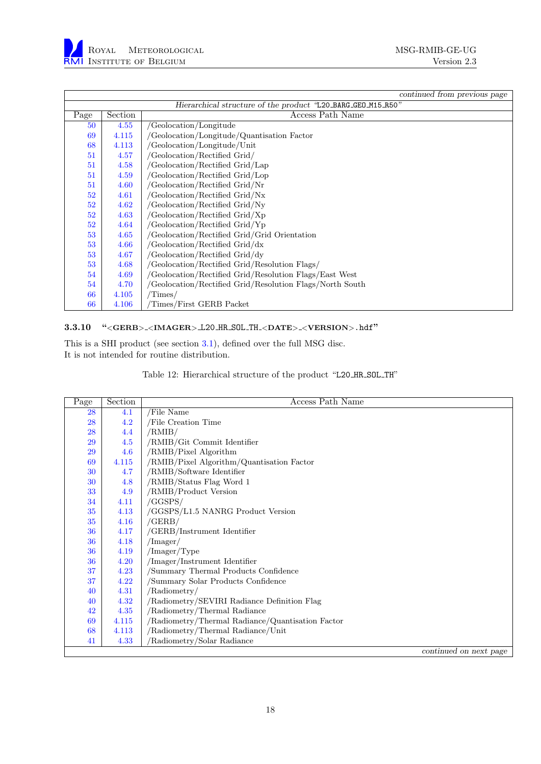| | | *continued from previous page* |
|---|---|---|
| | | *Hierarchical structure of the product "L20_BARG_GEO_M15_R50"* |
| Page | Section | Access Path Name |
| 50 | 4.55 | /Geolocation/Longitude |
| 69 | 4.115 | /Geolocation/Longitude/Quantisation Factor |
| 68 | 4.113 | /Geolocation/Longitude/Unit |
| 51 | 4.57 | /Geolocation/Rectified Grid/ |
| 51 | 4.58 | /Geolocation/Rectified Grid/Lap |
| 51 | 4.59 | /Geolocation/Rectified Grid/Lop |
| 51 | 4.60 | /Geolocation/Rectified Grid/Nr |
| 52 | 4.61 | /Geolocation/Rectified Grid/Nx |
| 52 | 4.62 | /Geolocation/Rectified Grid/Ny |
| 52 | 4.63 | /Geolocation/Rectified Grid/Xp |
| 52 | 4.64 | /Geolocation/Rectified Grid/Yp |
| 53 | 4.65 | /Geolocation/Rectified Grid/Grid Orientation |
| 53 | 4.66 | /Geolocation/Rectified Grid/dx |
| 53 | 4.67 | /Geolocation/Rectified Grid/dy |
| 53 | 4.68 | /Geolocation/Rectified Grid/Resolution Flags/ |
| 54 | 4.69 | /Geolocation/Rectified Grid/Resolution Flags/East West |
| 54 | 4.70 | /Geolocation/Rectified Grid/Resolution Flags/North South |
| 66 | 4.105 | /Times/ |
| 66 | 4.106 | /Times/First GERB Packet |

### 3.3.10 "<GERB>_<IMAGER>_L20_HR_SOL_TH_<DATE>_<VERSION>.hdf"

This is a SHI product (see section 3.1), defined over the full MSG disc.
It is not intended for routine distribution.

Table 12: Hierarchical structure of the product "L20_HR_SOL_TH"

| Page | Section | Access Path Name |
|---|---|---|
| 28 | 4.1 | /File Name |
| 28 | 4.2 | /File Creation Time |
| 28 | 4.4 | /RMIB/ |
| 29 | 4.5 | /RMIB/Git Commit Identifier |
| 29 | 4.6 | /RMIB/Pixel Algorithm |
| 69 | 4.115 | /RMIB/Pixel Algorithm/Quantisation Factor |
| 30 | 4.7 | /RMIB/Software Identifier |
| 30 | 4.8 | /RMIB/Status Flag Word 1 |
| 33 | 4.9 | /RMIB/Product Version |
| 34 | 4.11 | /GGSPS/ |
| 35 | 4.13 | /GGSPS/L1.5 NANRG Product Version |
| 35 | 4.16 | /GERB/ |
| 36 | 4.17 | /GERB/Instrument Identifier |
| 36 | 4.18 | /Imager/ |
| 36 | 4.19 | /Imager/Type |
| 36 | 4.20 | /Imager/Instrument Identifier |
| 37 | 4.23 | /Summary Thermal Products Confidence |
| 37 | 4.22 | /Summary Solar Products Confidence |
| 40 | 4.31 | /Radiometry/ |
| 40 | 4.32 | /Radiometry/SEVIRI Radiance Definition Flag |
| 42 | 4.35 | /Radiometry/Thermal Radiance |
| 69 | 4.115 | /Radiometry/Thermal Radiance/Quantisation Factor |
| 68 | 4.113 | /Radiometry/Thermal Radiance/Unit |
| 41 | 4.33 | /Radiometry/Solar Radiance |
| | | *continued on next page* |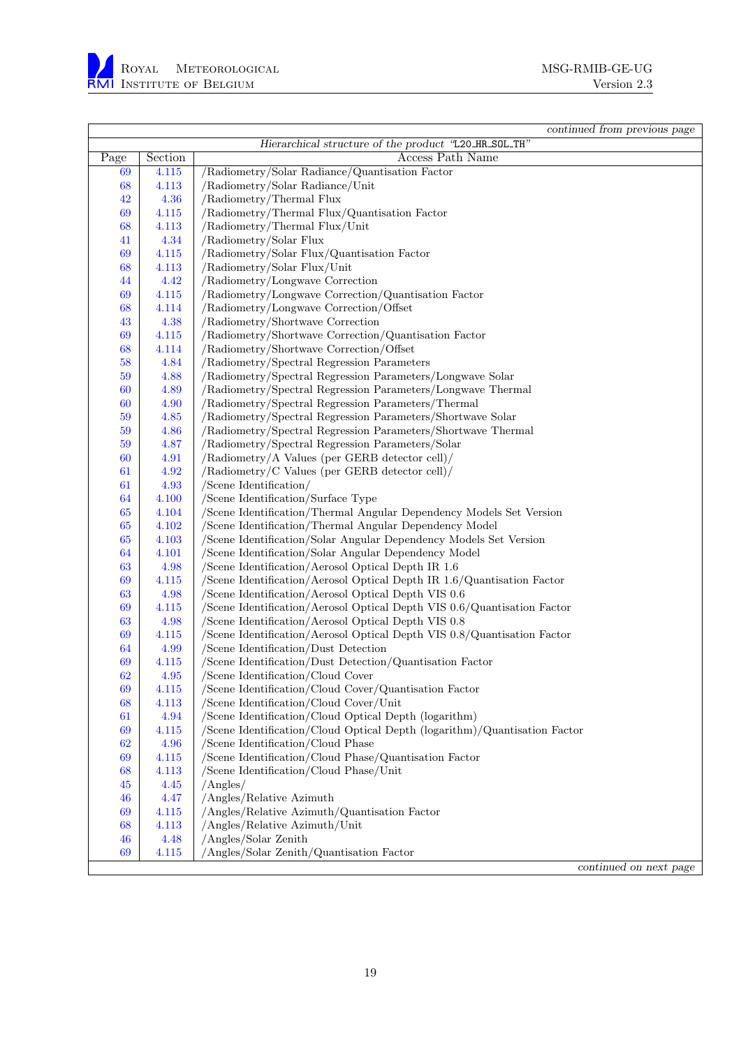*continued from previous page*

*Hierarchical structure of the product "L20_HR_SOL_TH"*

| Page | Section | Access Path Name |
|---|---|---|
| 69 | 4.115 | /Radiometry/Solar Radiance/Quantisation Factor |
| 68 | 4.113 | /Radiometry/Solar Radiance/Unit |
| 42 | 4.36 | /Radiometry/Thermal Flux |
| 69 | 4.115 | /Radiometry/Thermal Flux/Quantisation Factor |
| 68 | 4.113 | /Radiometry/Thermal Flux/Unit |
| 41 | 4.34 | /Radiometry/Solar Flux |
| 69 | 4.115 | /Radiometry/Solar Flux/Quantisation Factor |
| 68 | 4.113 | /Radiometry/Solar Flux/Unit |
| 44 | 4.42 | /Radiometry/Longwave Correction |
| 69 | 4.115 | /Radiometry/Longwave Correction/Quantisation Factor |
| 68 | 4.114 | /Radiometry/Longwave Correction/Offset |
| 43 | 4.38 | /Radiometry/Shortwave Correction |
| 69 | 4.115 | /Radiometry/Shortwave Correction/Quantisation Factor |
| 68 | 4.114 | /Radiometry/Shortwave Correction/Offset |
| 58 | 4.84 | /Radiometry/Spectral Regression Parameters |
| 59 | 4.88 | /Radiometry/Spectral Regression Parameters/Longwave Solar |
| 60 | 4.89 | /Radiometry/Spectral Regression Parameters/Longwave Thermal |
| 60 | 4.90 | /Radiometry/Spectral Regression Parameters/Thermal |
| 59 | 4.85 | /Radiometry/Spectral Regression Parameters/Shortwave Solar |
| 59 | 4.86 | /Radiometry/Spectral Regression Parameters/Shortwave Thermal |
| 59 | 4.87 | /Radiometry/Spectral Regression Parameters/Solar |
| 60 | 4.91 | /Radiometry/A Values (per GERB detector cell)/ |
| 61 | 4.92 | /Radiometry/C Values (per GERB detector cell)/ |
| 61 | 4.93 | /Scene Identification/ |
| 64 | 4.100 | /Scene Identification/Surface Type |
| 65 | 4.104 | /Scene Identification/Thermal Angular Dependency Models Set Version |
| 65 | 4.102 | /Scene Identification/Thermal Angular Dependency Model |
| 65 | 4.103 | /Scene Identification/Solar Angular Dependency Models Set Version |
| 64 | 4.101 | /Scene Identification/Solar Angular Dependency Model |
| 63 | 4.98 | /Scene Identification/Aerosol Optical Depth IR 1.6 |
| 69 | 4.115 | /Scene Identification/Aerosol Optical Depth IR 1.6/Quantisation Factor |
| 63 | 4.98 | /Scene Identification/Aerosol Optical Depth VIS 0.6 |
| 69 | 4.115 | /Scene Identification/Aerosol Optical Depth VIS 0.6/Quantisation Factor |
| 63 | 4.98 | /Scene Identification/Aerosol Optical Depth VIS 0.8 |
| 69 | 4.115 | /Scene Identification/Aerosol Optical Depth VIS 0.8/Quantisation Factor |
| 64 | 4.99 | /Scene Identification/Dust Detection |
| 69 | 4.115 | /Scene Identification/Dust Detection/Quantisation Factor |
| 62 | 4.95 | /Scene Identification/Cloud Cover |
| 69 | 4.115 | /Scene Identification/Cloud Cover/Quantisation Factor |
| 68 | 4.113 | /Scene Identification/Cloud Cover/Unit |
| 61 | 4.94 | /Scene Identification/Cloud Optical Depth (logarithm) |
| 69 | 4.115 | /Scene Identification/Cloud Optical Depth (logarithm)/Quantisation Factor |
| 62 | 4.96 | /Scene Identification/Cloud Phase |
| 69 | 4.115 | /Scene Identification/Cloud Phase/Quantisation Factor |
| 68 | 4.113 | /Scene Identification/Cloud Phase/Unit |
| 45 | 4.45 | /Angles/ |
| 46 | 4.47 | /Angles/Relative Azimuth |
| 69 | 4.115 | /Angles/Relative Azimuth/Quantisation Factor |
| 68 | 4.113 | /Angles/Relative Azimuth/Unit |
| 46 | 4.48 | /Angles/Solar Zenith |
| 69 | 4.115 | /Angles/Solar Zenith/Quantisation Factor |

*continued on next page*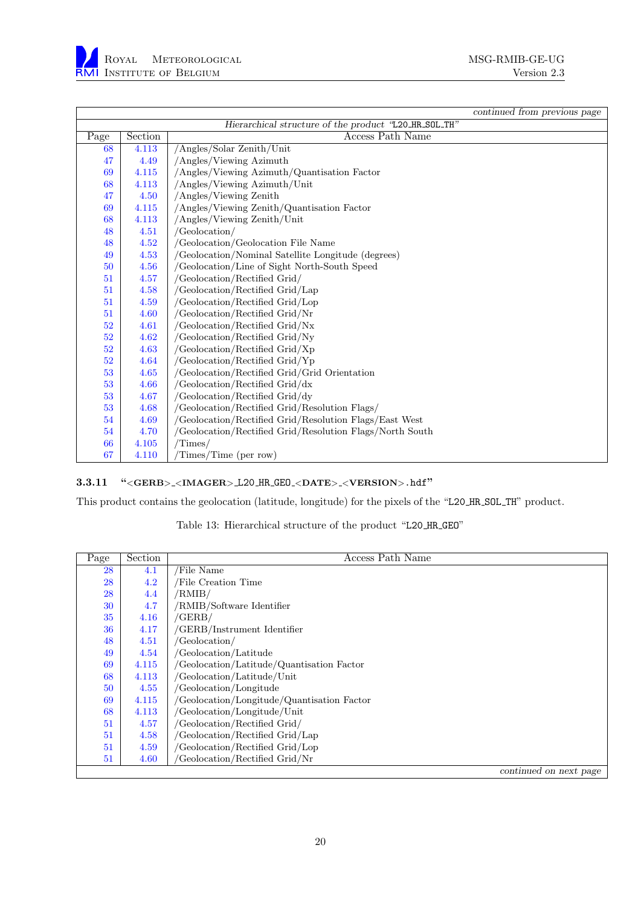| *continued from previous page* | | |
|---|---|---|
| *Hierarchical structure of the product "L20_HR_SOL_TH"* | | |
| Page | Section | Access Path Name |
| 68 | 4.113 | /Angles/Solar Zenith/Unit |
| 47 | 4.49 | /Angles/Viewing Azimuth |
| 69 | 4.115 | /Angles/Viewing Azimuth/Quantisation Factor |
| 68 | 4.113 | /Angles/Viewing Azimuth/Unit |
| 47 | 4.50 | /Angles/Viewing Zenith |
| 69 | 4.115 | /Angles/Viewing Zenith/Quantisation Factor |
| 68 | 4.113 | /Angles/Viewing Zenith/Unit |
| 48 | 4.51 | /Geolocation/ |
| 48 | 4.52 | /Geolocation/Geolocation File Name |
| 49 | 4.53 | /Geolocation/Nominal Satellite Longitude (degrees) |
| 50 | 4.56 | /Geolocation/Line of Sight North-South Speed |
| 51 | 4.57 | /Geolocation/Rectified Grid/ |
| 51 | 4.58 | /Geolocation/Rectified Grid/Lap |
| 51 | 4.59 | /Geolocation/Rectified Grid/Lop |
| 51 | 4.60 | /Geolocation/Rectified Grid/Nr |
| 52 | 4.61 | /Geolocation/Rectified Grid/Nx |
| 52 | 4.62 | /Geolocation/Rectified Grid/Ny |
| 52 | 4.63 | /Geolocation/Rectified Grid/Xp |
| 52 | 4.64 | /Geolocation/Rectified Grid/Yp |
| 53 | 4.65 | /Geolocation/Rectified Grid/Grid Orientation |
| 53 | 4.66 | /Geolocation/Rectified Grid/dx |
| 53 | 4.67 | /Geolocation/Rectified Grid/dy |
| 53 | 4.68 | /Geolocation/Rectified Grid/Resolution Flags/ |
| 54 | 4.69 | /Geolocation/Rectified Grid/Resolution Flags/East West |
| 54 | 4.70 | /Geolocation/Rectified Grid/Resolution Flags/North South |
| 66 | 4.105 | /Times/ |
| 67 | 4.110 | /Times/Time (per row) |

### 3.3.11 "<GERB>_<IMAGER>_L20_HR_GEO_<DATE>_<VERSION>.hdf"

This product contains the geolocation (latitude, longitude) for the pixels of the "L20_HR_SOL_TH" product.

Table 13: Hierarchical structure of the product "L20_HR_GEO"

| Page | Section | Access Path Name |
|---|---|---|
| 28 | 4.1 | /File Name |
| 28 | 4.2 | /File Creation Time |
| 28 | 4.4 | /RMIB/ |
| 30 | 4.7 | /RMIB/Software Identifier |
| 35 | 4.16 | /GERB/ |
| 36 | 4.17 | /GERB/Instrument Identifier |
| 48 | 4.51 | /Geolocation/ |
| 49 | 4.54 | /Geolocation/Latitude |
| 69 | 4.115 | /Geolocation/Latitude/Quantisation Factor |
| 68 | 4.113 | /Geolocation/Latitude/Unit |
| 50 | 4.55 | /Geolocation/Longitude |
| 69 | 4.115 | /Geolocation/Longitude/Quantisation Factor |
| 68 | 4.113 | /Geolocation/Longitude/Unit |
| 51 | 4.57 | /Geolocation/Rectified Grid/ |
| 51 | 4.58 | /Geolocation/Rectified Grid/Lap |
| 51 | 4.59 | /Geolocation/Rectified Grid/Lop |
| 51 | 4.60 | /Geolocation/Rectified Grid/Nr |
| *continued on next page* | | |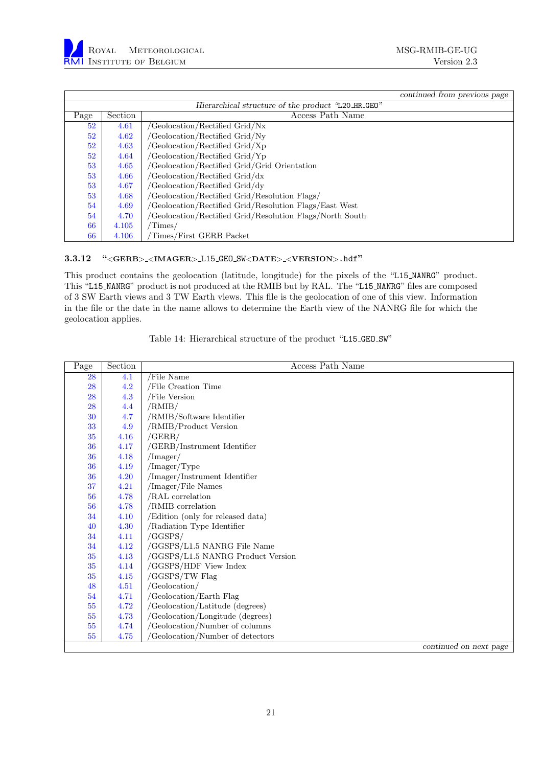| Page | Section | Access Path Name |
|---|---|---|
| | | *continued from previous page* |
| | | *Hierarchical structure of the product "L20_HR_GEO"* |
| 52 | 4.61 | /Geolocation/Rectified Grid/Nx |
| 52 | 4.62 | /Geolocation/Rectified Grid/Ny |
| 52 | 4.63 | /Geolocation/Rectified Grid/Xp |
| 52 | 4.64 | /Geolocation/Rectified Grid/Yp |
| 53 | 4.65 | /Geolocation/Rectified Grid/Grid Orientation |
| 53 | 4.66 | /Geolocation/Rectified Grid/dx |
| 53 | 4.67 | /Geolocation/Rectified Grid/dy |
| 53 | 4.68 | /Geolocation/Rectified Grid/Resolution Flags/ |
| 54 | 4.69 | /Geolocation/Rectified Grid/Resolution Flags/East West |
| 54 | 4.70 | /Geolocation/Rectified Grid/Resolution Flags/North South |
| 66 | 4.105 | /Times/ |
| 66 | 4.106 | /Times/First GERB Packet |

### 3.3.12 "<GERB>_<IMAGER>_L15_GEO_SW<DATE>_<VERSION>.hdf"

This product contains the geolocation (latitude, longitude) for the pixels of the "L15_NANRG" product. This "L15_NANRG" product is not produced at the RMIB but by RAL. The "L15_NANRG" files are composed of 3 SW Earth views and 3 TW Earth views. This file is the geolocation of one of this view. Information in the file or the date in the name allows to determine the Earth view of the NANRG file for which the geolocation applies.

Table 14: Hierarchical structure of the product "L15_GEO_SW"

| Page | Section | Access Path Name |
|---|---|---|
| 28 | 4.1 | /File Name |
| 28 | 4.2 | /File Creation Time |
| 28 | 4.3 | /File Version |
| 28 | 4.4 | /RMIB/ |
| 30 | 4.7 | /RMIB/Software Identifier |
| 33 | 4.9 | /RMIB/Product Version |
| 35 | 4.16 | /GERB/ |
| 36 | 4.17 | /GERB/Instrument Identifier |
| 36 | 4.18 | /Imager/ |
| 36 | 4.19 | /Imager/Type |
| 36 | 4.20 | /Imager/Instrument Identifier |
| 37 | 4.21 | /Imager/File Names |
| 56 | 4.78 | /RAL correlation |
| 56 | 4.78 | /RMIB correlation |
| 34 | 4.10 | /Edition (only for released data) |
| 40 | 4.30 | /Radiation Type Identifier |
| 34 | 4.11 | /GGSPS/ |
| 34 | 4.12 | /GGSPS/L1.5 NANRG File Name |
| 35 | 4.13 | /GGSPS/L1.5 NANRG Product Version |
| 35 | 4.14 | /GGSPS/HDF View Index |
| 35 | 4.15 | /GGSPS/TW Flag |
| 48 | 4.51 | /Geolocation/ |
| 54 | 4.71 | /Geolocation/Earth Flag |
| 55 | 4.72 | /Geolocation/Latitude (degrees) |
| 55 | 4.73 | /Geolocation/Longitude (degrees) |
| 55 | 4.74 | /Geolocation/Number of columns |
| 55 | 4.75 | /Geolocation/Number of detectors |
| | | *continued on next page* |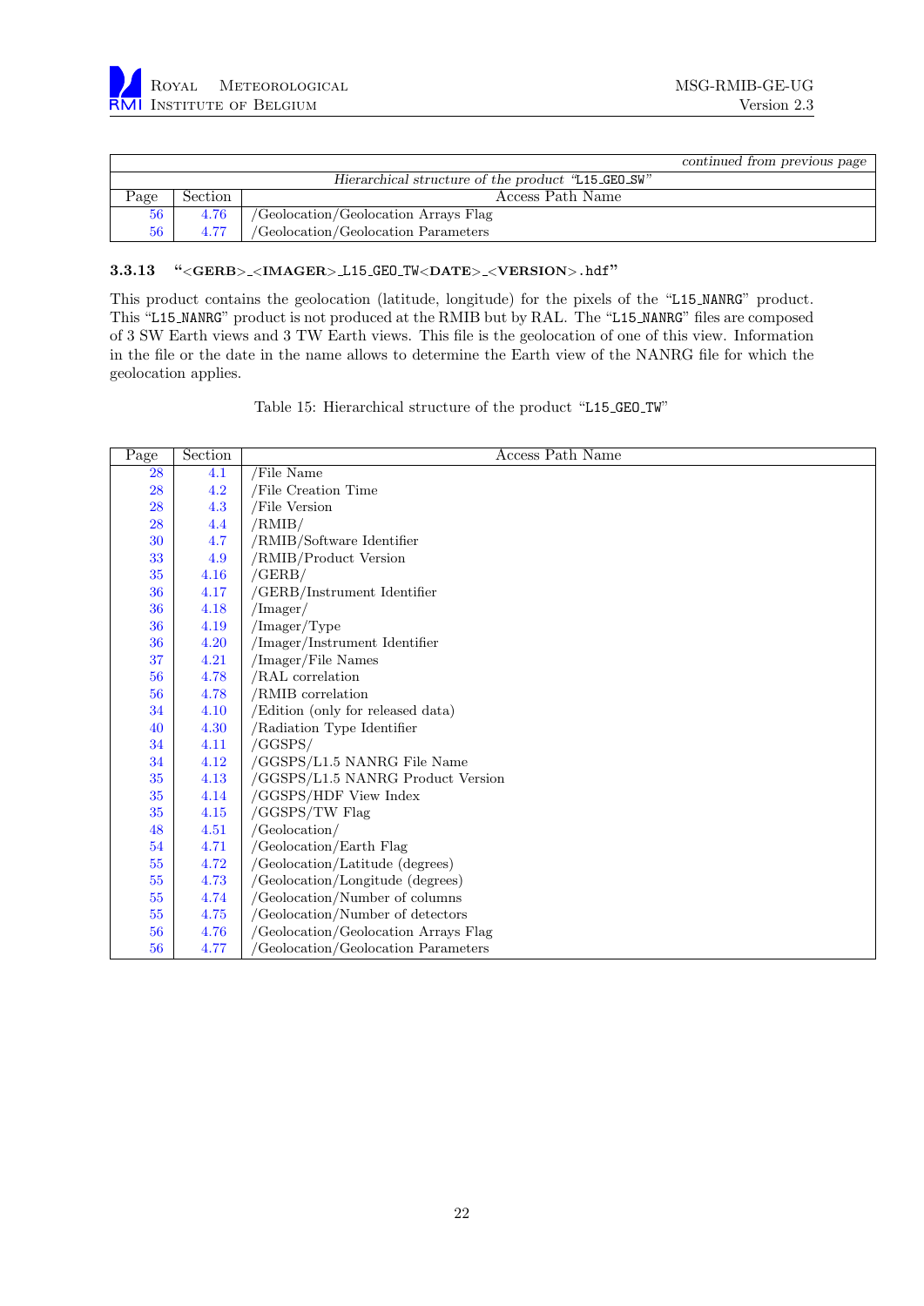| *continued from previous page* | | |
|---|---|---|
| *Hierarchical structure of the product "L15_GEO_SW"* | | |
| Page | Section | Access Path Name |
| 56 | 4.76 | /Geolocation/Geolocation Arrays Flag |
| 56 | 4.77 | /Geolocation/Geolocation Parameters |

### 3.3.13 "<GERB>_<IMAGER>_L15_GEO_TW<DATE>_<VERSION>.hdf"

This product contains the geolocation (latitude, longitude) for the pixels of the "L15_NANRG" product. This "L15_NANRG" product is not produced at the RMIB but by RAL. The "L15_NANRG" files are composed of 3 SW Earth views and 3 TW Earth views. This file is the geolocation of one of this view. Information in the file or the date in the name allows to determine the Earth view of the NANRG file for which the geolocation applies.

Table 15: Hierarchical structure of the product "L15_GEO_TW"

| Page | Section | Access Path Name |
|---|---|---|
| 28 | 4.1 | /File Name |
| 28 | 4.2 | /File Creation Time |
| 28 | 4.3 | /File Version |
| 28 | 4.4 | /RMIB/ |
| 30 | 4.7 | /RMIB/Software Identifier |
| 33 | 4.9 | /RMIB/Product Version |
| 35 | 4.16 | /GERB/ |
| 36 | 4.17 | /GERB/Instrument Identifier |
| 36 | 4.18 | /Imager/ |
| 36 | 4.19 | /Imager/Type |
| 36 | 4.20 | /Imager/Instrument Identifier |
| 37 | 4.21 | /Imager/File Names |
| 56 | 4.78 | /RAL correlation |
| 56 | 4.78 | /RMIB correlation |
| 34 | 4.10 | /Edition (only for released data) |
| 40 | 4.30 | /Radiation Type Identifier |
| 34 | 4.11 | /GGSPS/ |
| 34 | 4.12 | /GGSPS/L1.5 NANRG File Name |
| 35 | 4.13 | /GGSPS/L1.5 NANRG Product Version |
| 35 | 4.14 | /GGSPS/HDF View Index |
| 35 | 4.15 | /GGSPS/TW Flag |
| 48 | 4.51 | /Geolocation/ |
| 54 | 4.71 | /Geolocation/Earth Flag |
| 55 | 4.72 | /Geolocation/Latitude (degrees) |
| 55 | 4.73 | /Geolocation/Longitude (degrees) |
| 55 | 4.74 | /Geolocation/Number of columns |
| 55 | 4.75 | /Geolocation/Number of detectors |
| 56 | 4.76 | /Geolocation/Geolocation Arrays Flag |
| 56 | 4.77 | /Geolocation/Geolocation Parameters |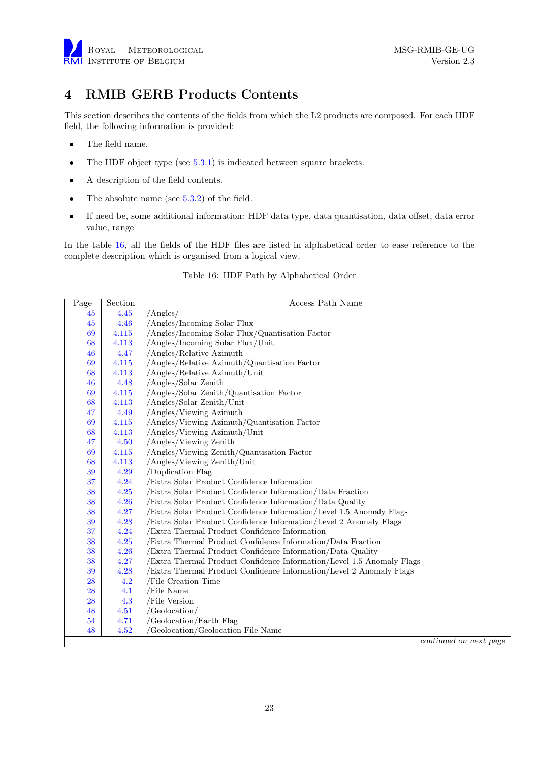# 4 RMIB GERB Products Contents

This section describes the contents of the fields from which the L2 products are composed. For each HDF field, the following information is provided:

- The field name.
- The HDF object type (see 5.3.1) is indicated between square brackets.
- A description of the field contents.
- The absolute name (see 5.3.2) of the field.
- If need be, some additional information: HDF data type, data quantisation, data offset, data error value, range

In the table 16, all the fields of the HDF files are listed in alphabetical order to ease reference to the complete description which is organised from a logical view.

Table 16: HDF Path by Alphabetical Order

| Page | Section | Access Path Name |
|---|---|---|
| 45 | 4.45 | /Angles/ |
| 45 | 4.46 | /Angles/Incoming Solar Flux |
| 69 | 4.115 | /Angles/Incoming Solar Flux/Quantisation Factor |
| 68 | 4.113 | /Angles/Incoming Solar Flux/Unit |
| 46 | 4.47 | /Angles/Relative Azimuth |
| 69 | 4.115 | /Angles/Relative Azimuth/Quantisation Factor |
| 68 | 4.113 | /Angles/Relative Azimuth/Unit |
| 46 | 4.48 | /Angles/Solar Zenith |
| 69 | 4.115 | /Angles/Solar Zenith/Quantisation Factor |
| 68 | 4.113 | /Angles/Solar Zenith/Unit |
| 47 | 4.49 | /Angles/Viewing Azimuth |
| 69 | 4.115 | /Angles/Viewing Azimuth/Quantisation Factor |
| 68 | 4.113 | /Angles/Viewing Azimuth/Unit |
| 47 | 4.50 | /Angles/Viewing Zenith |
| 69 | 4.115 | /Angles/Viewing Zenith/Quantisation Factor |
| 68 | 4.113 | /Angles/Viewing Zenith/Unit |
| 39 | 4.29 | /Duplication Flag |
| 37 | 4.24 | /Extra Solar Product Confidence Information |
| 38 | 4.25 | /Extra Solar Product Confidence Information/Data Fraction |
| 38 | 4.26 | /Extra Solar Product Confidence Information/Data Quality |
| 38 | 4.27 | /Extra Solar Product Confidence Information/Level 1.5 Anomaly Flags |
| 39 | 4.28 | /Extra Solar Product Confidence Information/Level 2 Anomaly Flags |
| 37 | 4.24 | /Extra Thermal Product Confidence Information |
| 38 | 4.25 | /Extra Thermal Product Confidence Information/Data Fraction |
| 38 | 4.26 | /Extra Thermal Product Confidence Information/Data Quality |
| 38 | 4.27 | /Extra Thermal Product Confidence Information/Level 1.5 Anomaly Flags |
| 39 | 4.28 | /Extra Thermal Product Confidence Information/Level 2 Anomaly Flags |
| 28 | 4.2 | /File Creation Time |
| 28 | 4.1 | /File Name |
| 28 | 4.3 | /File Version |
| 48 | 4.51 | /Geolocation/ |
| 54 | 4.71 | /Geolocation/Earth Flag |
| 48 | 4.52 | /Geolocation/Geolocation File Name |
| | | *continued on next page* |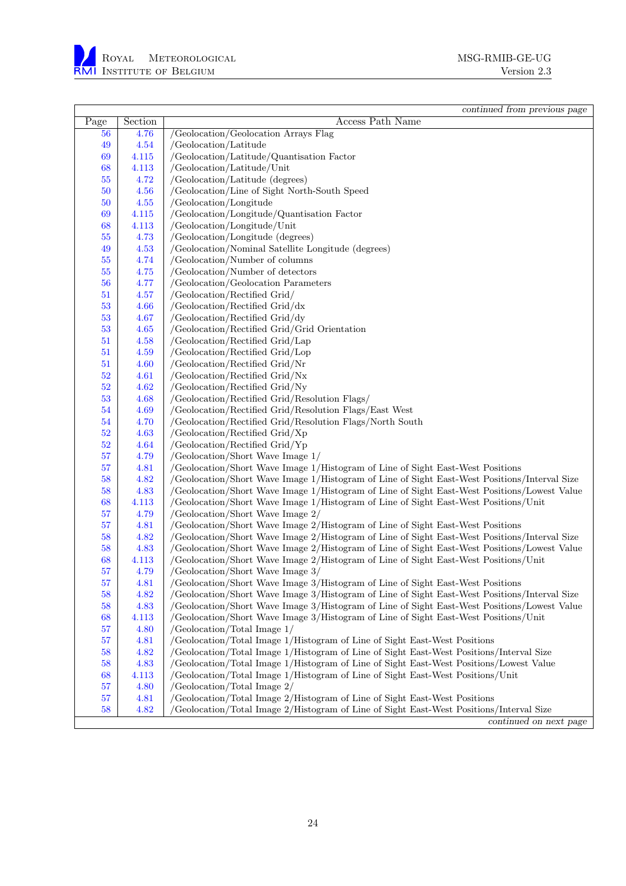*continued from previous page*

| Page | Section | Access Path Name |
|---|---|---|
| 56 | 4.76 | /Geolocation/Geolocation Arrays Flag |
| 49 | 4.54 | /Geolocation/Latitude |
| 69 | 4.115 | /Geolocation/Latitude/Quantisation Factor |
| 68 | 4.113 | /Geolocation/Latitude/Unit |
| 55 | 4.72 | /Geolocation/Latitude (degrees) |
| 50 | 4.56 | /Geolocation/Line of Sight North-South Speed |
| 50 | 4.55 | /Geolocation/Longitude |
| 69 | 4.115 | /Geolocation/Longitude/Quantisation Factor |
| 68 | 4.113 | /Geolocation/Longitude/Unit |
| 55 | 4.73 | /Geolocation/Longitude (degrees) |
| 49 | 4.53 | /Geolocation/Nominal Satellite Longitude (degrees) |
| 55 | 4.74 | /Geolocation/Number of columns |
| 55 | 4.75 | /Geolocation/Number of detectors |
| 56 | 4.77 | /Geolocation/Geolocation Parameters |
| 51 | 4.57 | /Geolocation/Rectified Grid/ |
| 53 | 4.66 | /Geolocation/Rectified Grid/dx |
| 53 | 4.67 | /Geolocation/Rectified Grid/dy |
| 53 | 4.65 | /Geolocation/Rectified Grid/Grid Orientation |
| 51 | 4.58 | /Geolocation/Rectified Grid/Lap |
| 51 | 4.59 | /Geolocation/Rectified Grid/Lop |
| 51 | 4.60 | /Geolocation/Rectified Grid/Nr |
| 52 | 4.61 | /Geolocation/Rectified Grid/Nx |
| 52 | 4.62 | /Geolocation/Rectified Grid/Ny |
| 53 | 4.68 | /Geolocation/Rectified Grid/Resolution Flags/ |
| 54 | 4.69 | /Geolocation/Rectified Grid/Resolution Flags/East West |
| 54 | 4.70 | /Geolocation/Rectified Grid/Resolution Flags/North South |
| 52 | 4.63 | /Geolocation/Rectified Grid/Xp |
| 52 | 4.64 | /Geolocation/Rectified Grid/Yp |
| 57 | 4.79 | /Geolocation/Short Wave Image 1/ |
| 57 | 4.81 | /Geolocation/Short Wave Image 1/Histogram of Line of Sight East-West Positions |
| 58 | 4.82 | /Geolocation/Short Wave Image 1/Histogram of Line of Sight East-West Positions/Interval Size |
| 58 | 4.83 | /Geolocation/Short Wave Image 1/Histogram of Line of Sight East-West Positions/Lowest Value |
| 68 | 4.113 | /Geolocation/Short Wave Image 1/Histogram of Line of Sight East-West Positions/Unit |
| 57 | 4.79 | /Geolocation/Short Wave Image 2/ |
| 57 | 4.81 | /Geolocation/Short Wave Image 2/Histogram of Line of Sight East-West Positions |
| 58 | 4.82 | /Geolocation/Short Wave Image 2/Histogram of Line of Sight East-West Positions/Interval Size |
| 58 | 4.83 | /Geolocation/Short Wave Image 2/Histogram of Line of Sight East-West Positions/Lowest Value |
| 68 | 4.113 | /Geolocation/Short Wave Image 2/Histogram of Line of Sight East-West Positions/Unit |
| 57 | 4.79 | /Geolocation/Short Wave Image 3/ |
| 57 | 4.81 | /Geolocation/Short Wave Image 3/Histogram of Line of Sight East-West Positions |
| 58 | 4.82 | /Geolocation/Short Wave Image 3/Histogram of Line of Sight East-West Positions/Interval Size |
| 58 | 4.83 | /Geolocation/Short Wave Image 3/Histogram of Line of Sight East-West Positions/Lowest Value |
| 68 | 4.113 | /Geolocation/Short Wave Image 3/Histogram of Line of Sight East-West Positions/Unit |
| 57 | 4.80 | /Geolocation/Total Image 1/ |
| 57 | 4.81 | /Geolocation/Total Image 1/Histogram of Line of Sight East-West Positions |
| 58 | 4.82 | /Geolocation/Total Image 1/Histogram of Line of Sight East-West Positions/Interval Size |
| 58 | 4.83 | /Geolocation/Total Image 1/Histogram of Line of Sight East-West Positions/Lowest Value |
| 68 | 4.113 | /Geolocation/Total Image 1/Histogram of Line of Sight East-West Positions/Unit |
| 57 | 4.80 | /Geolocation/Total Image 2/ |
| 57 | 4.81 | /Geolocation/Total Image 2/Histogram of Line of Sight East-West Positions |
| 58 | 4.82 | /Geolocation/Total Image 2/Histogram of Line of Sight East-West Positions/Interval Size |

*continued on next page*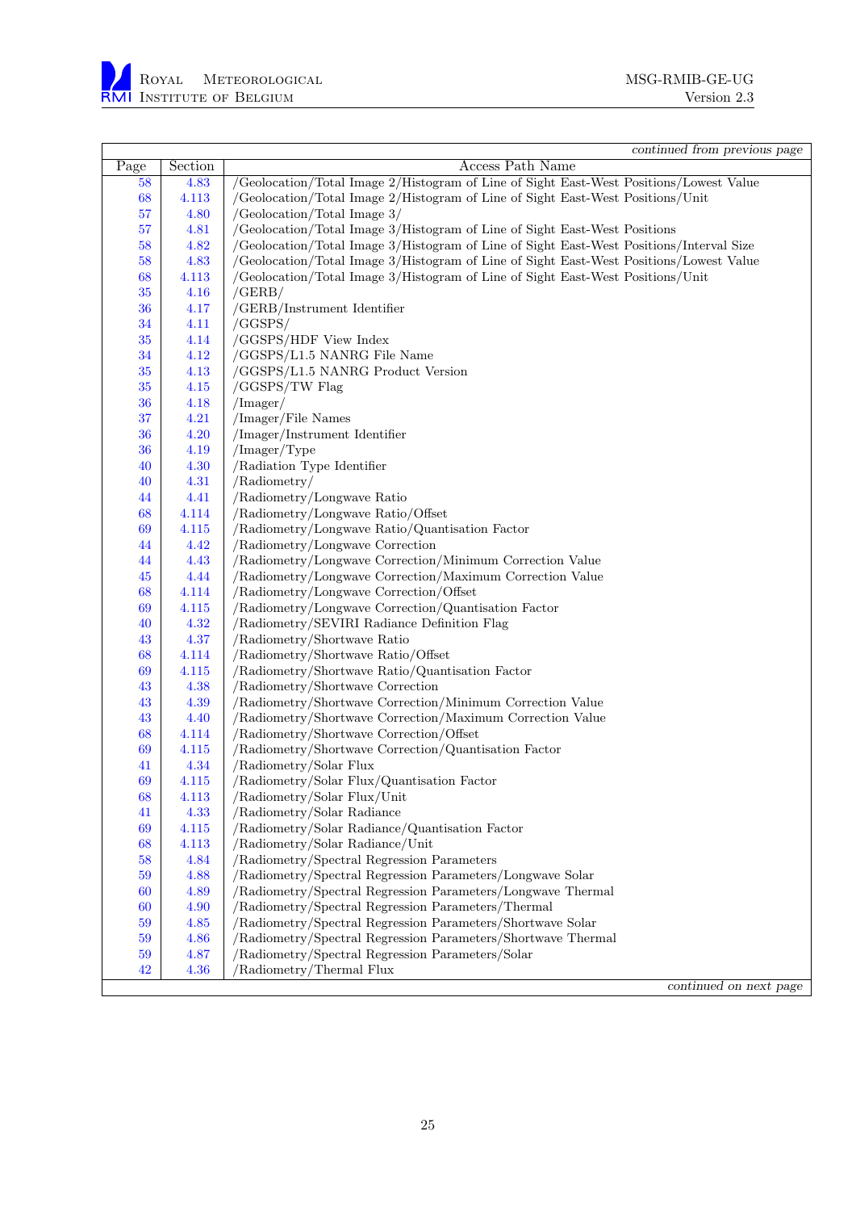*continued from previous page*

| Page | Section | Access Path Name |
|---|---|---|
| 58 | 4.83 | /Geolocation/Total Image 2/Histogram of Line of Sight East-West Positions/Lowest Value |
| 68 | 4.113 | /Geolocation/Total Image 2/Histogram of Line of Sight East-West Positions/Unit |
| 57 | 4.80 | /Geolocation/Total Image 3/ |
| 57 | 4.81 | /Geolocation/Total Image 3/Histogram of Line of Sight East-West Positions |
| 58 | 4.82 | /Geolocation/Total Image 3/Histogram of Line of Sight East-West Positions/Interval Size |
| 58 | 4.83 | /Geolocation/Total Image 3/Histogram of Line of Sight East-West Positions/Lowest Value |
| 68 | 4.113 | /Geolocation/Total Image 3/Histogram of Line of Sight East-West Positions/Unit |
| 35 | 4.16 | /GERB/ |
| 36 | 4.17 | /GERB/Instrument Identifier |
| 34 | 4.11 | /GGSPS/ |
| 35 | 4.14 | /GGSPS/HDF View Index |
| 34 | 4.12 | /GGSPS/L1.5 NANRG File Name |
| 35 | 4.13 | /GGSPS/L1.5 NANRG Product Version |
| 35 | 4.15 | /GGSPS/TW Flag |
| 36 | 4.18 | /Imager/ |
| 37 | 4.21 | /Imager/File Names |
| 36 | 4.20 | /Imager/Instrument Identifier |
| 36 | 4.19 | /Imager/Type |
| 40 | 4.30 | /Radiation Type Identifier |
| 40 | 4.31 | /Radiometry/ |
| 44 | 4.41 | /Radiometry/Longwave Ratio |
| 68 | 4.114 | /Radiometry/Longwave Ratio/Offset |
| 69 | 4.115 | /Radiometry/Longwave Ratio/Quantisation Factor |
| 44 | 4.42 | /Radiometry/Longwave Correction |
| 44 | 4.43 | /Radiometry/Longwave Correction/Minimum Correction Value |
| 45 | 4.44 | /Radiometry/Longwave Correction/Maximum Correction Value |
| 68 | 4.114 | /Radiometry/Longwave Correction/Offset |
| 69 | 4.115 | /Radiometry/Longwave Correction/Quantisation Factor |
| 40 | 4.32 | /Radiometry/SEVIRI Radiance Definition Flag |
| 43 | 4.37 | /Radiometry/Shortwave Ratio |
| 68 | 4.114 | /Radiometry/Shortwave Ratio/Offset |
| 69 | 4.115 | /Radiometry/Shortwave Ratio/Quantisation Factor |
| 43 | 4.38 | /Radiometry/Shortwave Correction |
| 43 | 4.39 | /Radiometry/Shortwave Correction/Minimum Correction Value |
| 43 | 4.40 | /Radiometry/Shortwave Correction/Maximum Correction Value |
| 68 | 4.114 | /Radiometry/Shortwave Correction/Offset |
| 69 | 4.115 | /Radiometry/Shortwave Correction/Quantisation Factor |
| 41 | 4.34 | /Radiometry/Solar Flux |
| 69 | 4.115 | /Radiometry/Solar Flux/Quantisation Factor |
| 68 | 4.113 | /Radiometry/Solar Flux/Unit |
| 41 | 4.33 | /Radiometry/Solar Radiance |
| 69 | 4.115 | /Radiometry/Solar Radiance/Quantisation Factor |
| 68 | 4.113 | /Radiometry/Solar Radiance/Unit |
| 58 | 4.84 | /Radiometry/Spectral Regression Parameters |
| 59 | 4.88 | /Radiometry/Spectral Regression Parameters/Longwave Solar |
| 60 | 4.89 | /Radiometry/Spectral Regression Parameters/Longwave Thermal |
| 60 | 4.90 | /Radiometry/Spectral Regression Parameters/Thermal |
| 59 | 4.85 | /Radiometry/Spectral Regression Parameters/Shortwave Solar |
| 59 | 4.86 | /Radiometry/Spectral Regression Parameters/Shortwave Thermal |
| 59 | 4.87 | /Radiometry/Spectral Regression Parameters/Solar |
| 42 | 4.36 | /Radiometry/Thermal Flux |

*continued on next page*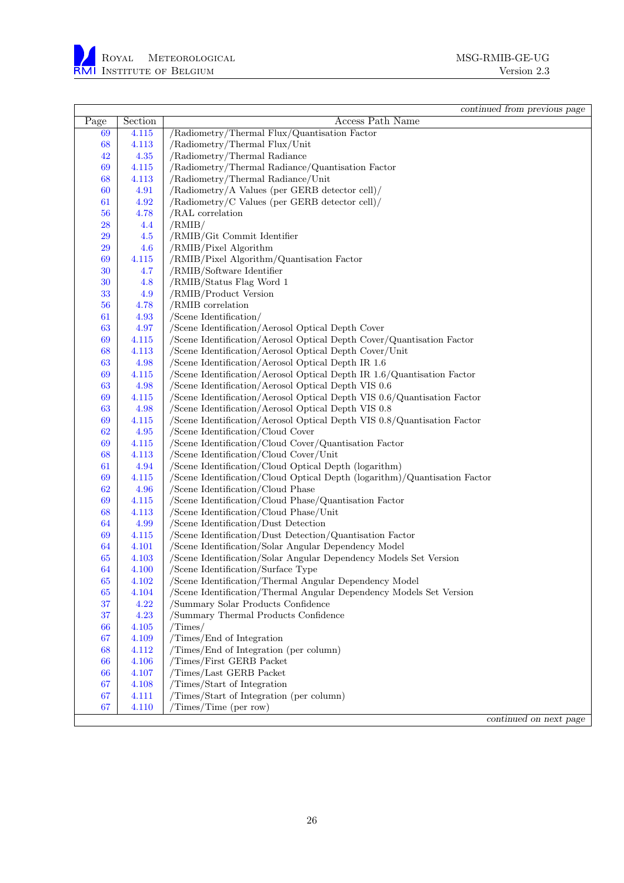*continued from previous page*

| Page | Section | Access Path Name |
|---|---|---|
| 69 | 4.115 | /Radiometry/Thermal Flux/Quantisation Factor |
| 68 | 4.113 | /Radiometry/Thermal Flux/Unit |
| 42 | 4.35 | /Radiometry/Thermal Radiance |
| 69 | 4.115 | /Radiometry/Thermal Radiance/Quantisation Factor |
| 68 | 4.113 | /Radiometry/Thermal Radiance/Unit |
| 60 | 4.91 | /Radiometry/A Values (per GERB detector cell)/ |
| 61 | 4.92 | /Radiometry/C Values (per GERB detector cell)/ |
| 56 | 4.78 | /RAL correlation |
| 28 | 4.4 | /RMIB/ |
| 29 | 4.5 | /RMIB/Git Commit Identifier |
| 29 | 4.6 | /RMIB/Pixel Algorithm |
| 69 | 4.115 | /RMIB/Pixel Algorithm/Quantisation Factor |
| 30 | 4.7 | /RMIB/Software Identifier |
| 30 | 4.8 | /RMIB/Status Flag Word 1 |
| 33 | 4.9 | /RMIB/Product Version |
| 56 | 4.78 | /RMIB correlation |
| 61 | 4.93 | /Scene Identification/ |
| 63 | 4.97 | /Scene Identification/Aerosol Optical Depth Cover |
| 69 | 4.115 | /Scene Identification/Aerosol Optical Depth Cover/Quantisation Factor |
| 68 | 4.113 | /Scene Identification/Aerosol Optical Depth Cover/Unit |
| 63 | 4.98 | /Scene Identification/Aerosol Optical Depth IR 1.6 |
| 69 | 4.115 | /Scene Identification/Aerosol Optical Depth IR 1.6/Quantisation Factor |
| 63 | 4.98 | /Scene Identification/Aerosol Optical Depth VIS 0.6 |
| 69 | 4.115 | /Scene Identification/Aerosol Optical Depth VIS 0.6/Quantisation Factor |
| 63 | 4.98 | /Scene Identification/Aerosol Optical Depth VIS 0.8 |
| 69 | 4.115 | /Scene Identification/Aerosol Optical Depth VIS 0.8/Quantisation Factor |
| 62 | 4.95 | /Scene Identification/Cloud Cover |
| 69 | 4.115 | /Scene Identification/Cloud Cover/Quantisation Factor |
| 68 | 4.113 | /Scene Identification/Cloud Cover/Unit |
| 61 | 4.94 | /Scene Identification/Cloud Optical Depth (logarithm) |
| 69 | 4.115 | /Scene Identification/Cloud Optical Depth (logarithm)/Quantisation Factor |
| 62 | 4.96 | /Scene Identification/Cloud Phase |
| 69 | 4.115 | /Scene Identification/Cloud Phase/Quantisation Factor |
| 68 | 4.113 | /Scene Identification/Cloud Phase/Unit |
| 64 | 4.99 | /Scene Identification/Dust Detection |
| 69 | 4.115 | /Scene Identification/Dust Detection/Quantisation Factor |
| 64 | 4.101 | /Scene Identification/Solar Angular Dependency Model |
| 65 | 4.103 | /Scene Identification/Solar Angular Dependency Models Set Version |
| 64 | 4.100 | /Scene Identification/Surface Type |
| 65 | 4.102 | /Scene Identification/Thermal Angular Dependency Model |
| 65 | 4.104 | /Scene Identification/Thermal Angular Dependency Models Set Version |
| 37 | 4.22 | /Summary Solar Products Confidence |
| 37 | 4.23 | /Summary Thermal Products Confidence |
| 66 | 4.105 | /Times/ |
| 67 | 4.109 | /Times/End of Integration |
| 68 | 4.112 | /Times/End of Integration (per column) |
| 66 | 4.106 | /Times/First GERB Packet |
| 66 | 4.107 | /Times/Last GERB Packet |
| 67 | 4.108 | /Times/Start of Integration |
| 67 | 4.111 | /Times/Start of Integration (per column) |
| 67 | 4.110 | /Times/Time (per row) |

*continued on next page*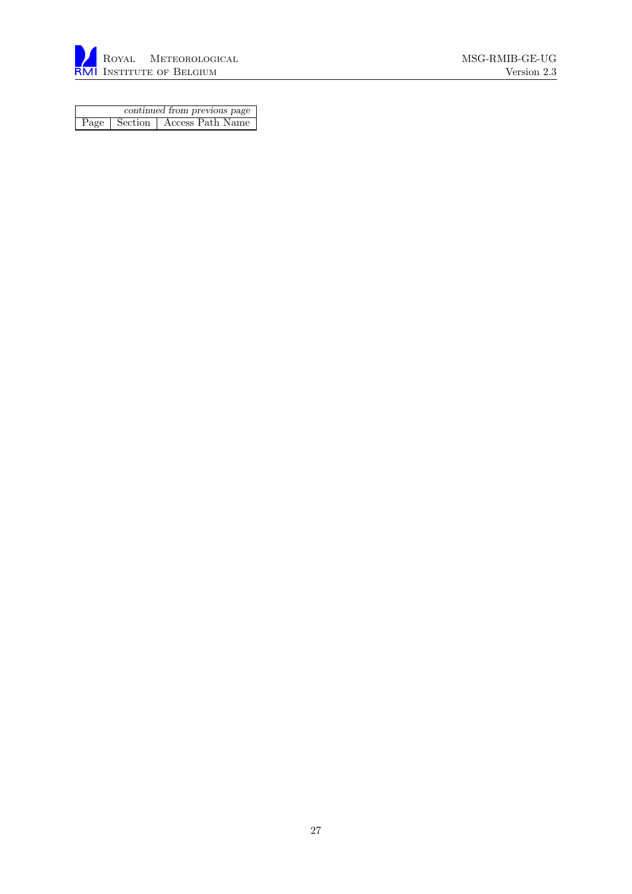| *continued from previous page* | | |
| --- | --- | --- |
| Page | Section | Access Path Name |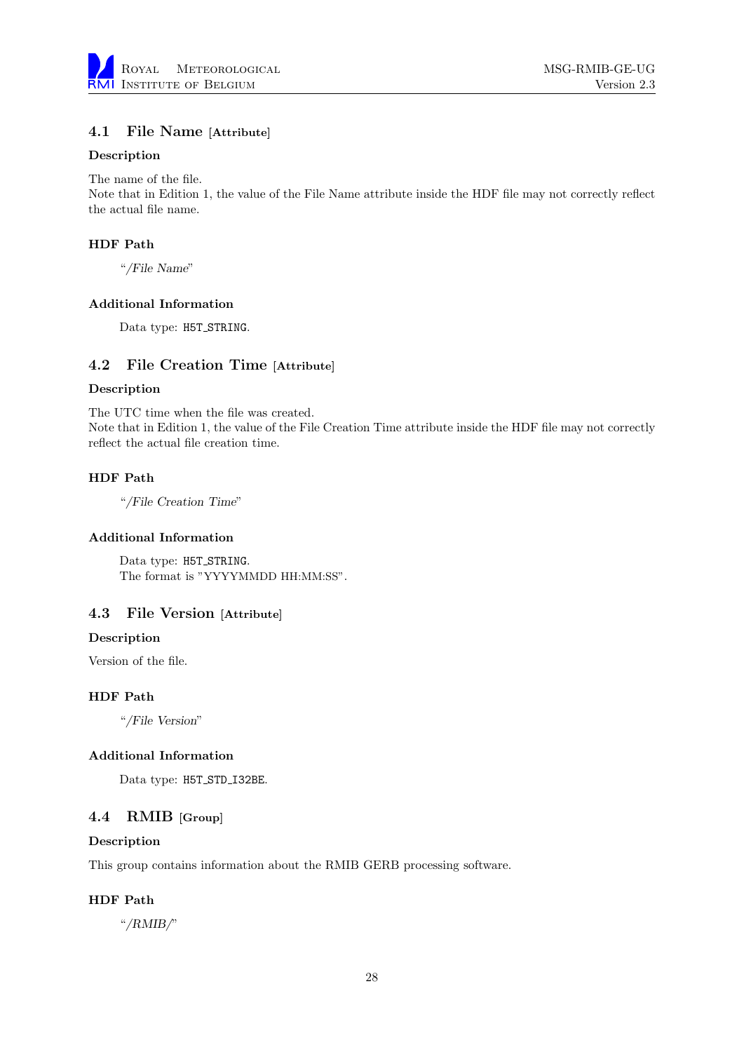## 4.1 File Name [Attribute]

#### Description

The name of the file.
Note that in Edition 1, the value of the File Name attribute inside the HDF file may not correctly reflect the actual file name.

#### HDF Path

"*/File Name*"

#### Additional Information

Data type: `H5T_STRING`.

## 4.2 File Creation Time [Attribute]

#### Description

The UTC time when the file was created.
Note that in Edition 1, the value of the File Creation Time attribute inside the HDF file may not correctly reflect the actual file creation time.

#### HDF Path

"*/File Creation Time*"

#### Additional Information

Data type: `H5T_STRING`.
The format is "YYYYMMDD HH:MM:SS".

## 4.3 File Version [Attribute]

#### Description

Version of the file.

#### HDF Path

"*/File Version*"

#### Additional Information

Data type: `H5T_STD_I32BE`.

## 4.4 RMIB [Group]

#### Description

This group contains information about the RMIB GERB processing software.

#### HDF Path

"*/RMIB/*"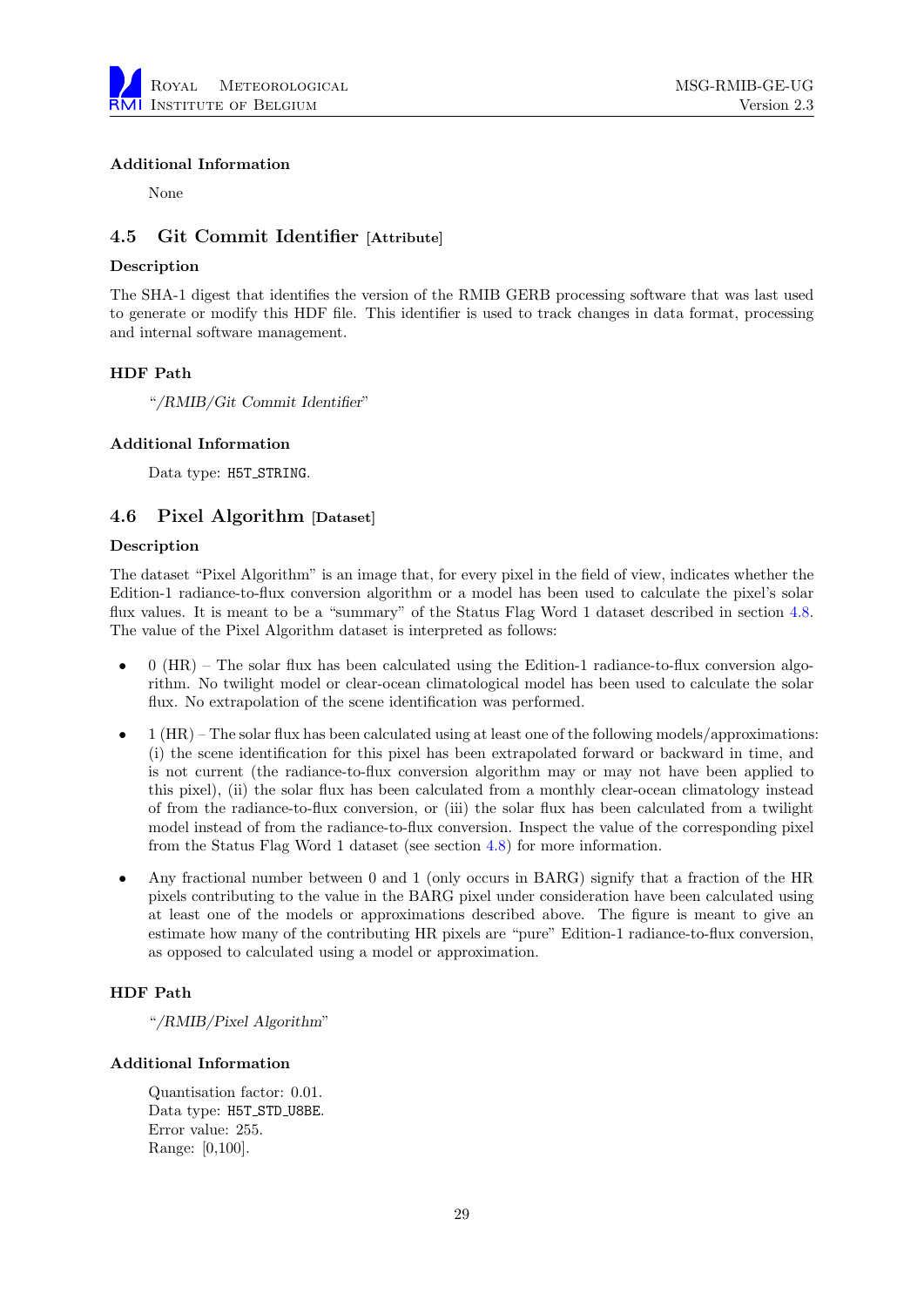#### Additional Information

None

### 4.5 Git Commit Identifier [Attribute]

#### Description

The SHA-1 digest that identifies the version of the RMIB GERB processing software that was last used to generate or modify this HDF file. This identifier is used to track changes in data format, processing and internal software management.

#### HDF Path

*"/RMIB/Git Commit Identifier"*

#### Additional Information

Data type: `H5T_STRING`.

### 4.6 Pixel Algorithm [Dataset]

#### Description

The dataset "Pixel Algorithm" is an image that, for every pixel in the field of view, indicates whether the Edition-1 radiance-to-flux conversion algorithm or a model has been used to calculate the pixel's solar flux values. It is meant to be a "summary" of the Status Flag Word 1 dataset described in section 4.8. The value of the Pixel Algorithm dataset is interpreted as follows:

- 0 (HR) – The solar flux has been calculated using the Edition-1 radiance-to-flux conversion algorithm. No twilight model or clear-ocean climatological model has been used to calculate the solar flux. No extrapolation of the scene identification was performed.
- 1 (HR) – The solar flux has been calculated using at least one of the following models/approximations: (i) the scene identification for this pixel has been extrapolated forward or backward in time, and is not current (the radiance-to-flux conversion algorithm may or may not have been applied to this pixel), (ii) the solar flux has been calculated from a monthly clear-ocean climatology instead of from the radiance-to-flux conversion, or (iii) the solar flux has been calculated from a twilight model instead of from the radiance-to-flux conversion. Inspect the value of the corresponding pixel from the Status Flag Word 1 dataset (see section 4.8) for more information.
- Any fractional number between 0 and 1 (only occurs in BARG) signify that a fraction of the HR pixels contributing to the value in the BARG pixel under consideration have been calculated using at least one of the models or approximations described above. The figure is meant to give an estimate how many of the contributing HR pixels are "pure" Edition-1 radiance-to-flux conversion, as opposed to calculated using a model or approximation.

#### HDF Path

*"/RMIB/Pixel Algorithm"*

#### Additional Information

Quantisation factor: 0.01.
Data type: `H5T_STD_U8BE`.
Error value: 255.
Range: [0,100].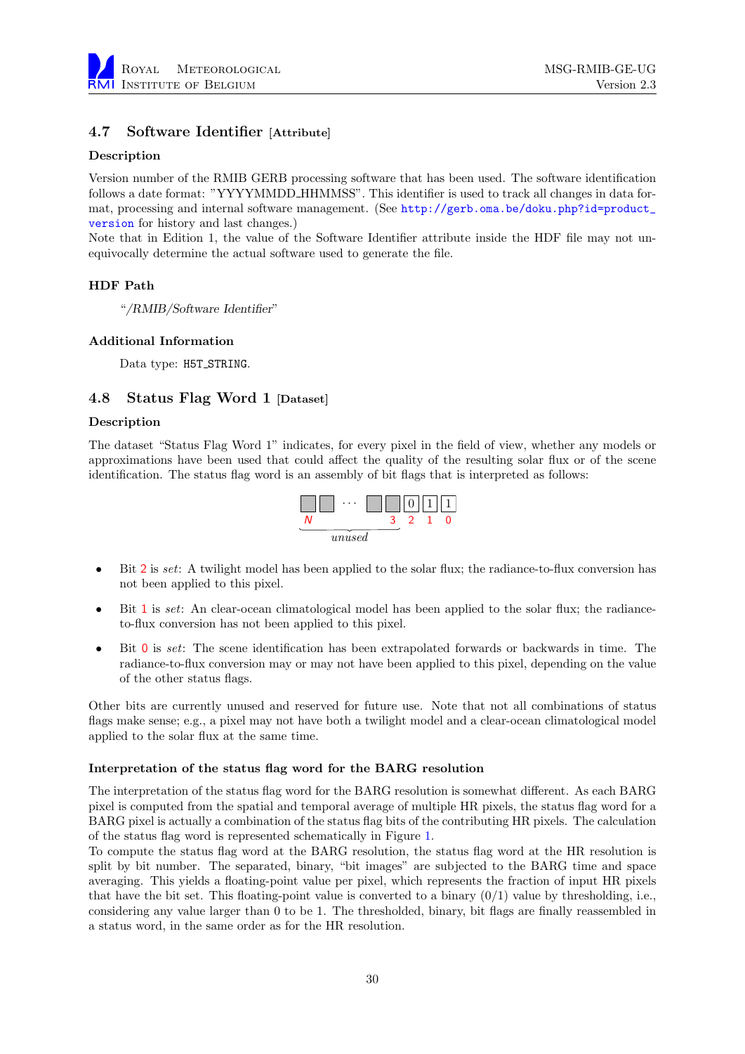## 4.7 Software Identifier [Attribute]

### Description

Version number of the RMIB GERB processing software that has been used. The software identification follows a date format: "YYYYMMDD_HHMMSS". This identifier is used to track all changes in data format, processing and internal software management. (See http://gerb.oma.be/doku.php?id=product_version for history and last changes.)
Note that in Edition 1, the value of the Software Identifier attribute inside the HDF file may not unequivocally determine the actual software used to generate the file.

### HDF Path

"*/RMIB/Software Identifier*"

### Additional Information

Data type: `H5T_STRING`.

## 4.8 Status Flag Word 1 [Dataset]

### Description

The dataset "Status Flag Word 1" indicates, for every pixel in the field of view, whether any models or approximations have been used that could affect the quality of the resulting solar flux or of the scene identification. The status flag word is an assembly of bit flags that is interpreted as follows:

| N | ... | 3 | 2 | 1 | 0 |
|---|---|---|---|---|---|
| *unused* | | | 0 | 1 | 1 |

- Bit 2 is *set*: A twilight model has been applied to the solar flux; the radiance-to-flux conversion has not been applied to this pixel.
- Bit 1 is *set*: An clear-ocean climatological model has been applied to the solar flux; the radiance-to-flux conversion has not been applied to this pixel.
- Bit 0 is *set*: The scene identification has been extrapolated forwards or backwards in time. The radiance-to-flux conversion may or may not have been applied to this pixel, depending on the value of the other status flags.

Other bits are currently unused and reserved for future use. Note that not all combinations of status flags make sense; e.g., a pixel may not have both a twilight model and a clear-ocean climatological model applied to the solar flux at the same time.

#### Interpretation of the status flag word for the BARG resolution

The interpretation of the status flag word for the BARG resolution is somewhat different. As each BARG pixel is computed from the spatial and temporal average of multiple HR pixels, the status flag word for a BARG pixel is actually a combination of the status flag bits of the contributing HR pixels. The calculation of the status flag word is represented schematically in Figure 1.
To compute the status flag word at the BARG resolution, the status flag word at the HR resolution is split by bit number. The separated, binary, "bit images" are subjected to the BARG time and space averaging. This yields a floating-point value per pixel, which represents the fraction of input HR pixels that have the bit set. This floating-point value is converted to a binary (0/1) value by thresholding, i.e., considering any value larger than 0 to be 1. The thresholded, binary, bit flags are finally reassembled in a status word, in the same order as for the HR resolution.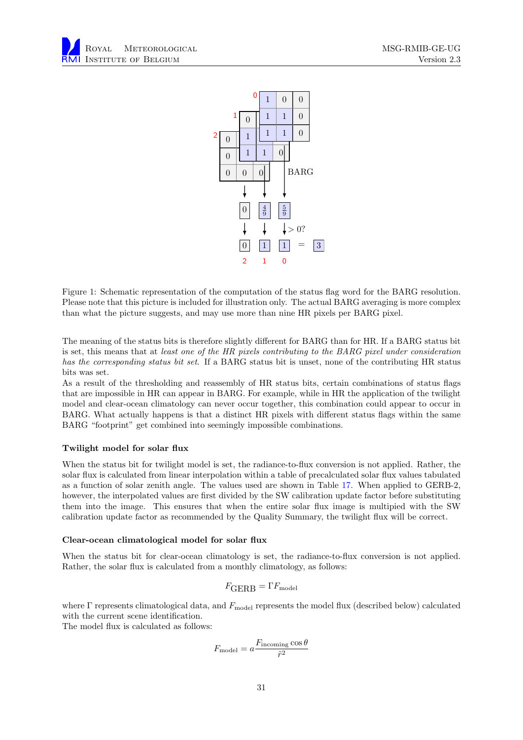Figure 1: Schematic representation of the computation of the status flag word for the BARG resolution. Please note that this picture is included for illustration only. The actual BARG averaging is more complex than what the picture suggests, and may use more than nine HR pixels per BARG pixel.

The meaning of the status bits is therefore slightly different for BARG than for HR. If a BARG status bit is set, this means that at *least one of the HR pixels contributing to the BARG pixel under consideration has the corresponding status bit set*. If a BARG status bit is unset, none of the contributing HR status bits was set.
As a result of the thresholding and reassembly of HR status bits, certain combinations of status flags that are impossible in HR can appear in BARG. For example, while in HR the application of the twilight model and clear-ocean climatology can never occur together, this combination could appear to occur in BARG. What actually happens is that a distinct HR pixels with different status flags within the same BARG "footprint" get combined into seemingly impossible combinations.

### Twilight model for solar flux

When the status bit for twilight model is set, the radiance-to-flux conversion is not applied. Rather, the solar flux is calculated from linear interpolation within a table of precalculated solar flux values tabulated as a function of solar zenith angle. The values used are shown in Table 17. When applied to GERB-2, however, the interpolated values are first divided by the SW calibration update factor before substituting them into the image. This ensures that when the entire solar flux image is multipied with the SW calibration update factor as recommended by the Quality Summary, the twilight flux will be correct.

### Clear-ocean climatological model for solar flux

When the status bit for clear-ocean climatology is set, the radiance-to-flux conversion is not applied. Rather, the solar flux is calculated from a monthly climatology, as follows:

$$F_{\text{GERB}} = \Gamma F_{\text{model}}$$

where $\Gamma$ represents climatological data, and $F_{\text{model}}$ represents the model flux (described below) calculated with the current scene identification.
The model flux is calculated as follows:

$$F_{\text{model}} = a \frac{F_{\text{incoming}} \cos\theta}{\tilde{r}^2}$$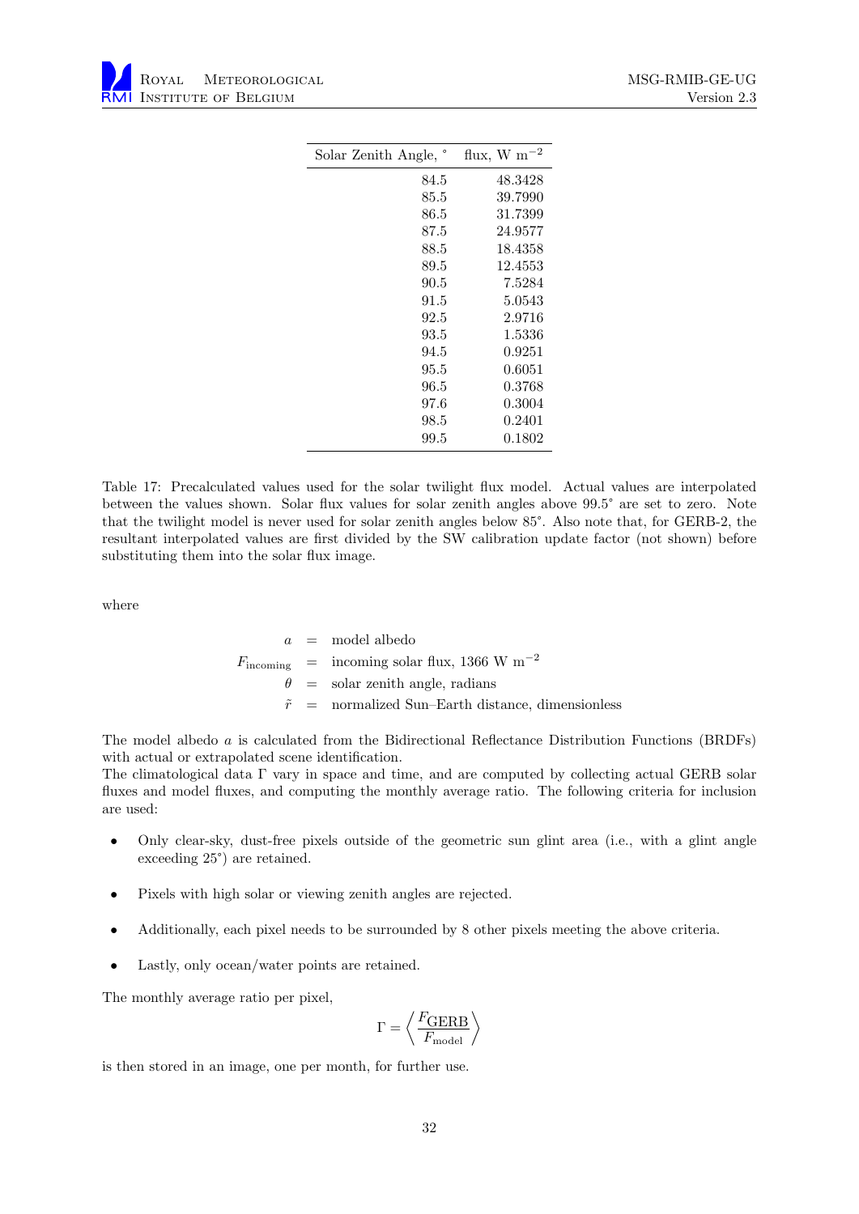| Solar Zenith Angle, ° | flux, W m$^{-2}$ |
|---|---|
| 84.5 | 48.3428 |
| 85.5 | 39.7990 |
| 86.5 | 31.7399 |
| 87.5 | 24.9577 |
| 88.5 | 18.4358 |
| 89.5 | 12.4553 |
| 90.5 | 7.5284 |
| 91.5 | 5.0543 |
| 92.5 | 2.9716 |
| 93.5 | 1.5336 |
| 94.5 | 0.9251 |
| 95.5 | 0.6051 |
| 96.5 | 0.3768 |
| 97.6 | 0.3004 |
| 98.5 | 0.2401 |
| 99.5 | 0.1802 |

Table 17: Precalculated values used for the solar twilight flux model. Actual values are interpolated between the values shown. Solar flux values for solar zenith angles above 99.5° are set to zero. Note that the twilight model is never used for solar zenith angles below 85°. Also note that, for GERB-2, the resultant interpolated values are first divided by the SW calibration update factor (not shown) before substituting them into the solar flux image.

where

$$
\begin{aligned}
a &= \text{model albedo} \\
F_{\text{incoming}} &= \text{incoming solar flux, 1366 W m}^{-2} \\
\theta &= \text{solar zenith angle, radians} \\
\tilde{r} &= \text{normalized Sun–Earth distance, dimensionless}
\end{aligned}
$$

The model albedo $a$ is calculated from the Bidirectional Reflectance Distribution Functions (BRDFs) with actual or extrapolated scene identification.
The climatological data $\Gamma$ vary in space and time, and are computed by collecting actual GERB solar fluxes and model fluxes, and computing the monthly average ratio. The following criteria for inclusion are used:

- Only clear-sky, dust-free pixels outside of the geometric sun glint area (i.e., with a glint angle exceeding 25°) are retained.
- Pixels with high solar or viewing zenith angles are rejected.
- Additionally, each pixel needs to be surrounded by 8 other pixels meeting the above criteria.
- Lastly, only ocean/water points are retained.

The monthly average ratio per pixel,

$$
\Gamma = \left\langle \frac{F_{\text{GERB}}}{F_{\text{model}}} \right\rangle
$$

is then stored in an image, one per month, for further use.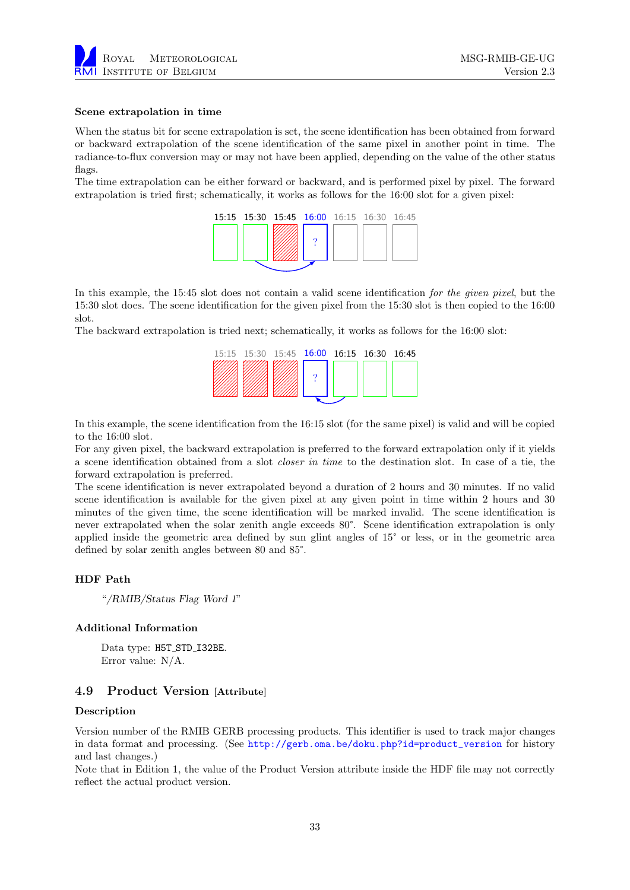#### Scene extrapolation in time

When the status bit for scene extrapolation is set, the scene identification has been obtained from forward or backward extrapolation of the scene identification of the same pixel in another point in time. The radiance-to-flux conversion may or may not have been applied, depending on the value of the other status flags.
The time extrapolation can be either forward or backward, and is performed pixel by pixel. The forward extrapolation is tried first; schematically, it works as follows for the 16:00 slot for a given pixel:

15:15 15:30 15:45 16:00 16:15 16:30 16:45

In this example, the 15:45 slot does not contain a valid scene identification *for the given pixel*, but the 15:30 slot does. The scene identification for the given pixel from the 15:30 slot is then copied to the 16:00 slot.
The backward extrapolation is tried next; schematically, it works as follows for the 16:00 slot:

15:15 15:30 15:45 16:00 16:15 16:30 16:45

In this example, the scene identification from the 16:15 slot (for the same pixel) is valid and will be copied to the 16:00 slot.
For any given pixel, the backward extrapolation is preferred to the forward extrapolation only if it yields a scene identification obtained from a slot *closer in time* to the destination slot. In case of a tie, the forward extrapolation is preferred.
The scene identification is never extrapolated beyond a duration of 2 hours and 30 minutes. If no valid scene identification is available for the given pixel at any given point in time within 2 hours and 30 minutes of the given time, the scene identification will be marked invalid. The scene identification is never extrapolated when the solar zenith angle exceeds 80°. Scene identification extrapolation is only applied inside the geometric area defined by sun glint angles of 15° or less, or in the geometric area defined by solar zenith angles between 80 and 85°.

#### HDF Path

"*/RMIB/Status Flag Word 1*"

#### Additional Information

Data type: H5T_STD_I32BE.
Error value: N/A.

## 4.9 Product Version [Attribute]

#### Description

Version number of the RMIB GERB processing products. This identifier is used to track major changes in data format and processing. (See http://gerb.oma.be/doku.php?id=product_version for history and last changes.)
Note that in Edition 1, the value of the Product Version attribute inside the HDF file may not correctly reflect the actual product version.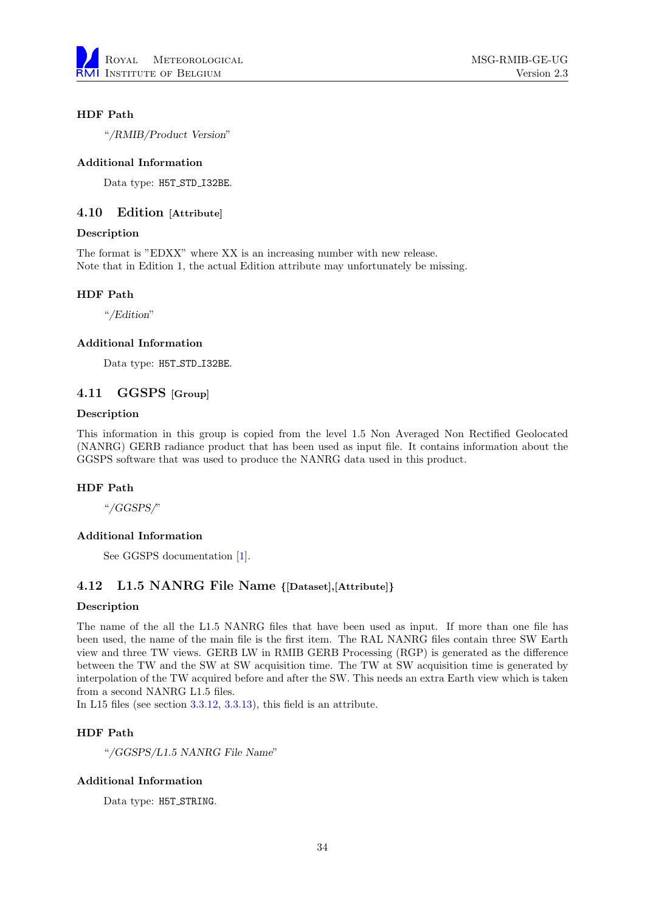#### HDF Path

"*/RMIB/Product Version*"

#### Additional Information

Data type: `H5T_STD_I32BE`.

### 4.10 Edition [Attribute]

#### Description

The format is "EDXX" where XX is an increasing number with new release.
Note that in Edition 1, the actual Edition attribute may unfortunately be missing.

#### HDF Path

"*/Edition*"

#### Additional Information

Data type: `H5T_STD_I32BE`.

### 4.11 GGSPS [Group]

#### Description

This information in this group is copied from the level 1.5 Non Averaged Non Rectified Geolocated (NANRG) GERB radiance product that has been used as input file. It contains information about the GGSPS software that was used to produce the NANRG data used in this product.

#### HDF Path

"*/GGSPS/*"

#### Additional Information

See GGSPS documentation [1].

### 4.12 L1.5 NANRG File Name {[Dataset],[Attribute]}

#### Description

The name of the all the L1.5 NANRG files that have been used as input. If more than one file has been used, the name of the main file is the first item. The RAL NANRG files contain three SW Earth view and three TW views. GERB LW in RMIB GERB Processing (RGP) is generated as the difference between the TW and the SW at SW acquisition time. The TW at SW acquisition time is generated by interpolation of the TW acquired before and after the SW. This needs an extra Earth view which is taken from a second NANRG L1.5 files.
In L15 files (see section 3.3.12, 3.3.13), this field is an attribute.

#### HDF Path

"*/GGSPS/L1.5 NANRG File Name*"

#### Additional Information

Data type: `H5T_STRING`.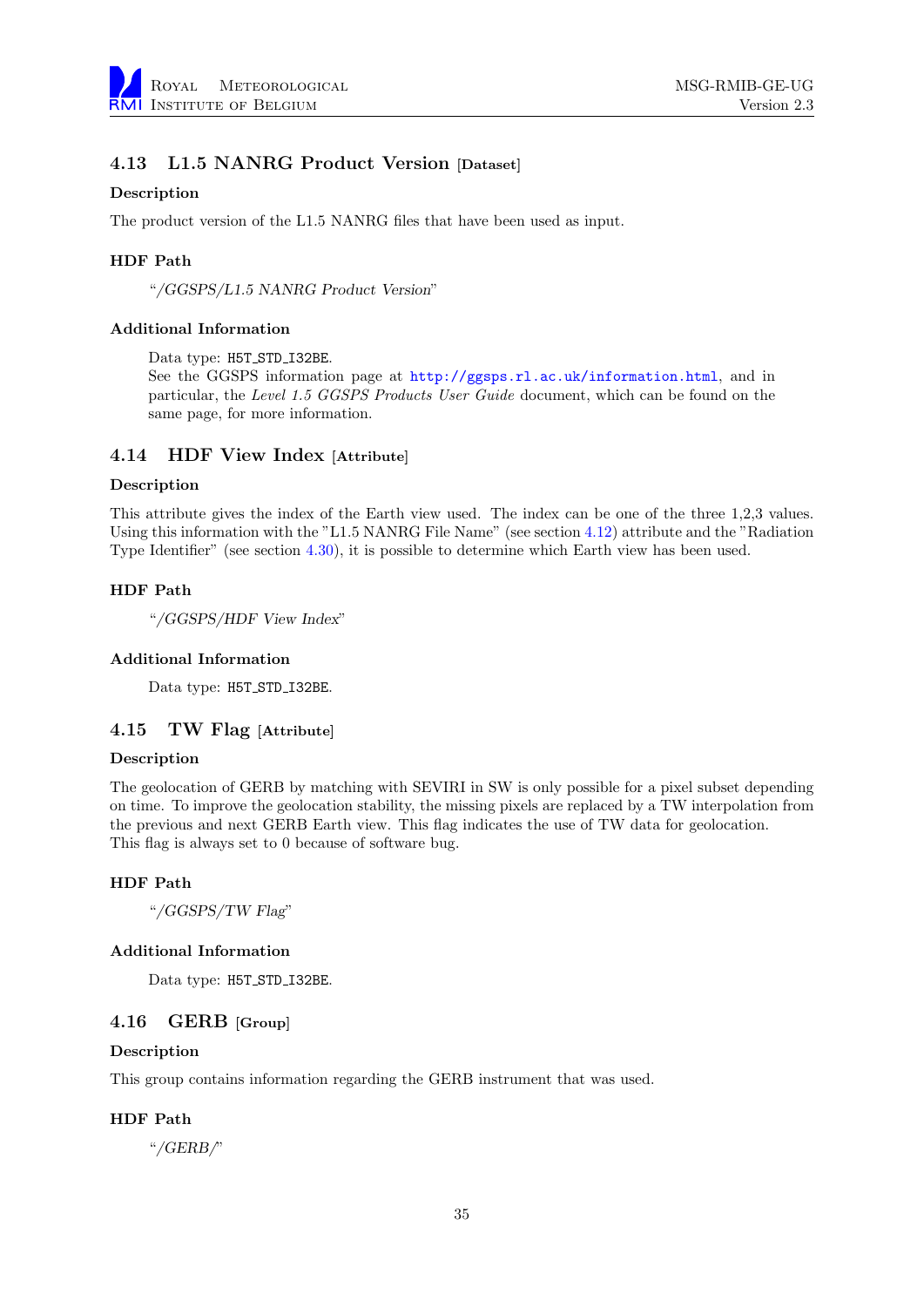## 4.13 L1.5 NANRG Product Version [Dataset]

### Description

The product version of the L1.5 NANRG files that have been used as input.

### HDF Path

> "*/GGSPS/L1.5 NANRG Product Version*"

### Additional Information

> Data type: `H5T_STD_I32BE`.
> See the GGSPS information page at http://ggsps.rl.ac.uk/information.html, and in particular, the *Level 1.5 GGSPS Products User Guide* document, which can be found on the same page, for more information.

## 4.14 HDF View Index [Attribute]

### Description

This attribute gives the index of the Earth view used. The index can be one of the three 1,2,3 values. Using this information with the "L1.5 NANRG File Name" (see section 4.12) attribute and the "Radiation Type Identifier" (see section 4.30), it is possible to determine which Earth view has been used.

### HDF Path

> "*/GGSPS/HDF View Index*"

### Additional Information

> Data type: `H5T_STD_I32BE`.

## 4.15 TW Flag [Attribute]

### Description

The geolocation of GERB by matching with SEVIRI in SW is only possible for a pixel subset depending on time. To improve the geolocation stability, the missing pixels are replaced by a TW interpolation from the previous and next GERB Earth view. This flag indicates the use of TW data for geolocation.
This flag is always set to 0 because of software bug.

### HDF Path

> "*/GGSPS/TW Flag*"

### Additional Information

> Data type: `H5T_STD_I32BE`.

## 4.16 GERB [Group]

### Description

This group contains information regarding the GERB instrument that was used.

### HDF Path

> "*/GERB/*"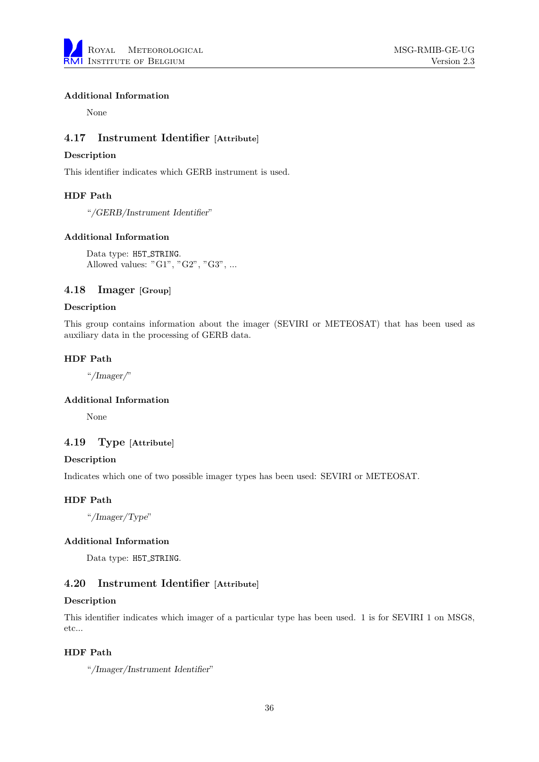#### Additional Information

None

## 4.17 Instrument Identifier [Attribute]

#### Description

This identifier indicates which GERB instrument is used.

#### HDF Path

"*/GERB/Instrument Identifier*"

#### Additional Information

Data type: `H5T_STRING`.
Allowed values: "G1", "G2", "G3", ...

## 4.18 Imager [Group]

#### Description

This group contains information about the imager (SEVIRI or METEOSAT) that has been used as auxiliary data in the processing of GERB data.

#### HDF Path

"*/Imager/*"

#### Additional Information

None

## 4.19 Type [Attribute]

#### Description

Indicates which one of two possible imager types has been used: SEVIRI or METEOSAT.

#### HDF Path

"*/Imager/Type*"

#### Additional Information

Data type: `H5T_STRING`.

## 4.20 Instrument Identifier [Attribute]

#### Description

This identifier indicates which imager of a particular type has been used. 1 is for SEVIRI 1 on MSG8, etc...

#### HDF Path

"*/Imager/Instrument Identifier*"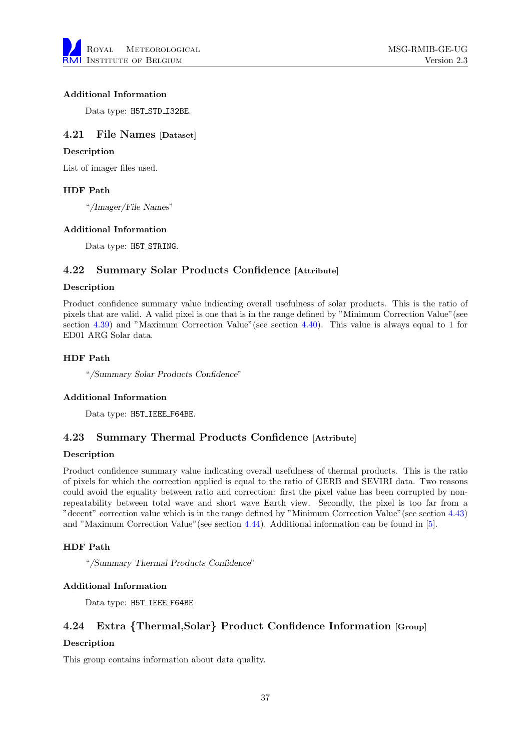#### Additional Information

Data type: H5T_STD_I32BE.

## 4.21 File Names [Dataset]

#### Description

List of imager files used.

#### HDF Path

"*/Imager/File Names*"

#### Additional Information

Data type: H5T_STRING.

## 4.22 Summary Solar Products Confidence [Attribute]

#### Description

Product confidence summary value indicating overall usefulness of solar products. This is the ratio of pixels that are valid. A valid pixel is one that is in the range defined by "Minimum Correction Value"(see section 4.39) and "Maximum Correction Value"(see section 4.40). This value is always equal to 1 for ED01 ARG Solar data.

#### HDF Path

"*/Summary Solar Products Confidence*"

#### Additional Information

Data type: H5T_IEEE_F64BE.

## 4.23 Summary Thermal Products Confidence [Attribute]

#### Description

Product confidence summary value indicating overall usefulness of thermal products. This is the ratio of pixels for which the correction applied is equal to the ratio of GERB and SEVIRI data. Two reasons could avoid the equality between ratio and correction: first the pixel value has been corrupted by non-repeatability between total wave and short wave Earth view. Secondly, the pixel is too far from a "decent" correction value which is in the range defined by "Minimum Correction Value"(see section 4.43) and "Maximum Correction Value"(see section 4.44). Additional information can be found in [5].

#### HDF Path

"*/Summary Thermal Products Confidence*"

#### Additional Information

Data type: H5T_IEEE_F64BE

## 4.24 Extra {Thermal,Solar} Product Confidence Information [Group]

#### Description

This group contains information about data quality.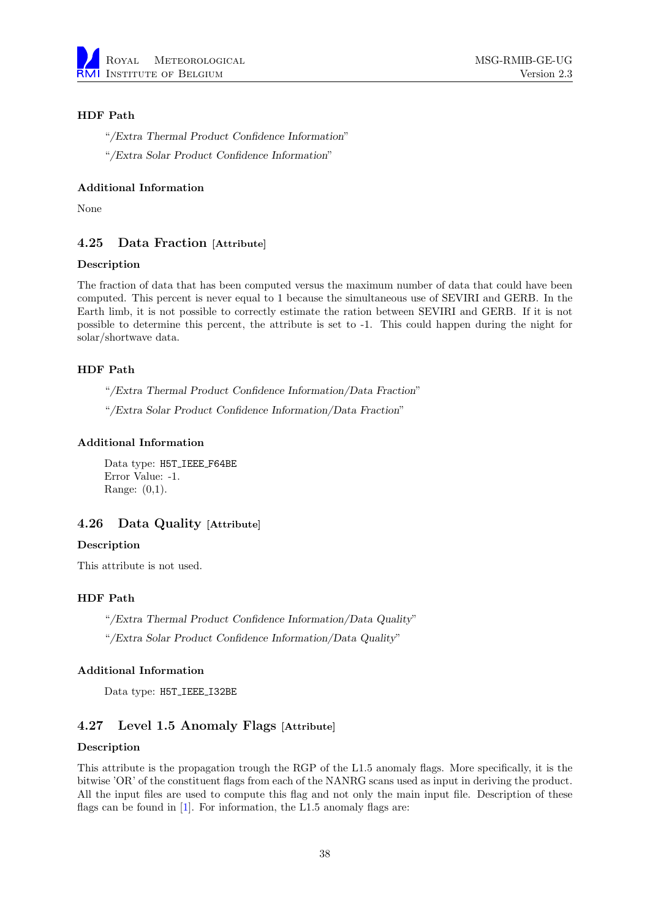#### HDF Path

"*/Extra Thermal Product Confidence Information*"

"*/Extra Solar Product Confidence Information*"

#### Additional Information

None

### 4.25 Data Fraction [Attribute]

#### Description

The fraction of data that has been computed versus the maximum number of data that could have been computed. This percent is never equal to 1 because the simultaneous use of SEVIRI and GERB. In the Earth limb, it is not possible to correctly estimate the ration between SEVIRI and GERB. If it is not possible to determine this percent, the attribute is set to -1. This could happen during the night for solar/shortwave data.

#### HDF Path

"*/Extra Thermal Product Confidence Information/Data Fraction*"

"*/Extra Solar Product Confidence Information/Data Fraction*"

#### Additional Information

Data type: `H5T_IEEE_F64BE`
Error Value: -1.
Range: (0,1).

### 4.26 Data Quality [Attribute]

#### Description

This attribute is not used.

#### HDF Path

"*/Extra Thermal Product Confidence Information/Data Quality*"

"*/Extra Solar Product Confidence Information/Data Quality*"

#### Additional Information

Data type: `H5T_IEEE_I32BE`

### 4.27 Level 1.5 Anomaly Flags [Attribute]

#### Description

This attribute is the propagation trough the RGP of the L1.5 anomaly flags. More specifically, it is the bitwise 'OR' of the constituent flags from each of the NANRG scans used as input in deriving the product. All the input files are used to compute this flag and not only the main input file. Description of these flags can be found in [1]. For information, the L1.5 anomaly flags are: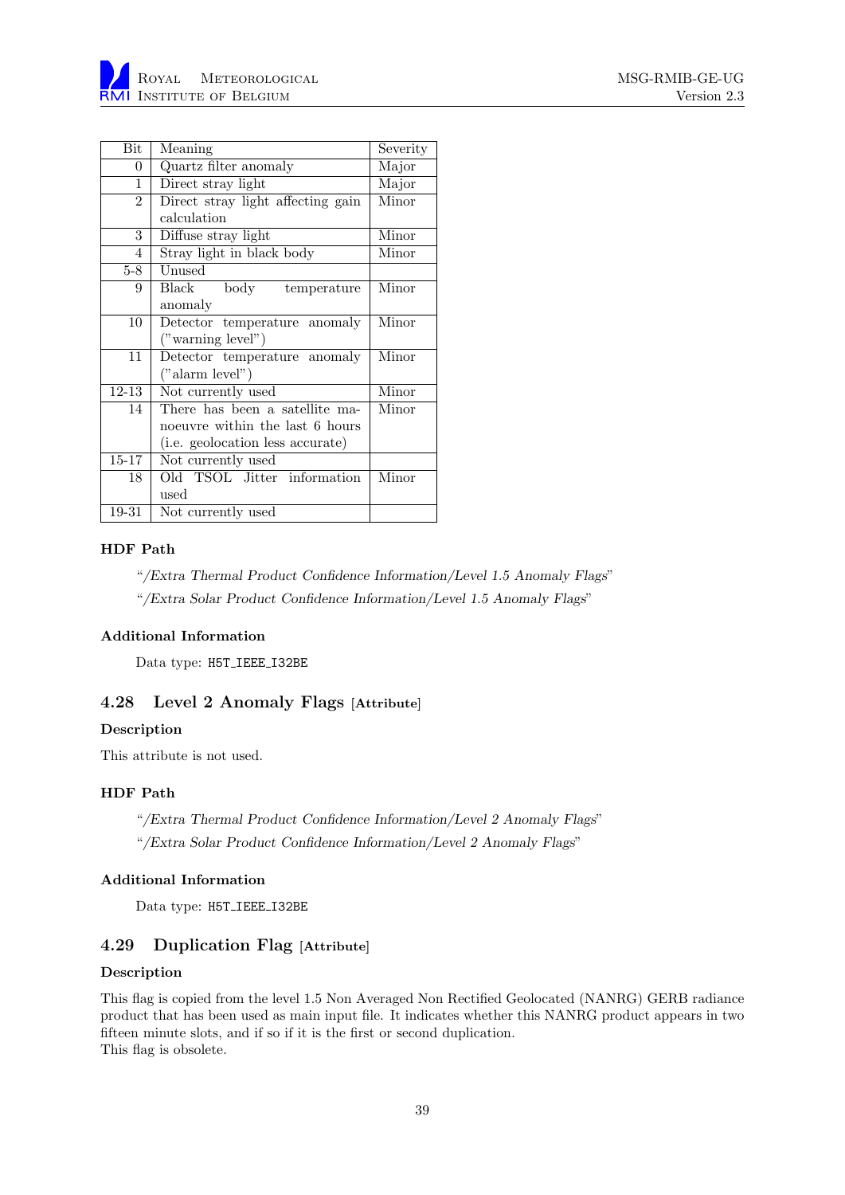| Bit | Meaning | Severity |
|---|---|---|
| 0 | Quartz filter anomaly | Major |
| 1 | Direct stray light | Major |
| 2 | Direct stray light affecting gain calculation | Minor |
| 3 | Diffuse stray light | Minor |
| 4 | Stray light in black body | Minor |
| 5-8 | Unused | |
| 9 | Black body temperature anomaly | Minor |
| 10 | Detector temperature anomaly ("warning level") | Minor |
| 11 | Detector temperature anomaly ("alarm level") | Minor |
| 12-13 | Not currently used | Minor |
| 14 | There has been a satellite manoeuvre within the last 6 hours (i.e. geolocation less accurate) | Minor |
| 15-17 | Not currently used | |
| 18 | Old TSOL Jitter information used | Minor |
| 19-31 | Not currently used | |

#### HDF Path

"*/Extra Thermal Product Confidence Information/Level 1.5 Anomaly Flags*"

"*/Extra Solar Product Confidence Information/Level 1.5 Anomaly Flags*"

#### Additional Information

Data type: `H5T_IEEE_I32BE`

## 4.28 Level 2 Anomaly Flags [Attribute]

#### Description

This attribute is not used.

#### HDF Path

"*/Extra Thermal Product Confidence Information/Level 2 Anomaly Flags*"

"*/Extra Solar Product Confidence Information/Level 2 Anomaly Flags*"

#### Additional Information

Data type: `H5T_IEEE_I32BE`

## 4.29 Duplication Flag [Attribute]

#### Description

This flag is copied from the level 1.5 Non Averaged Non Rectified Geolocated (NANRG) GERB radiance product that has been used as main input file. It indicates whether this NANRG product appears in two fifteen minute slots, and if so if it is the first or second duplication.
This flag is obsolete.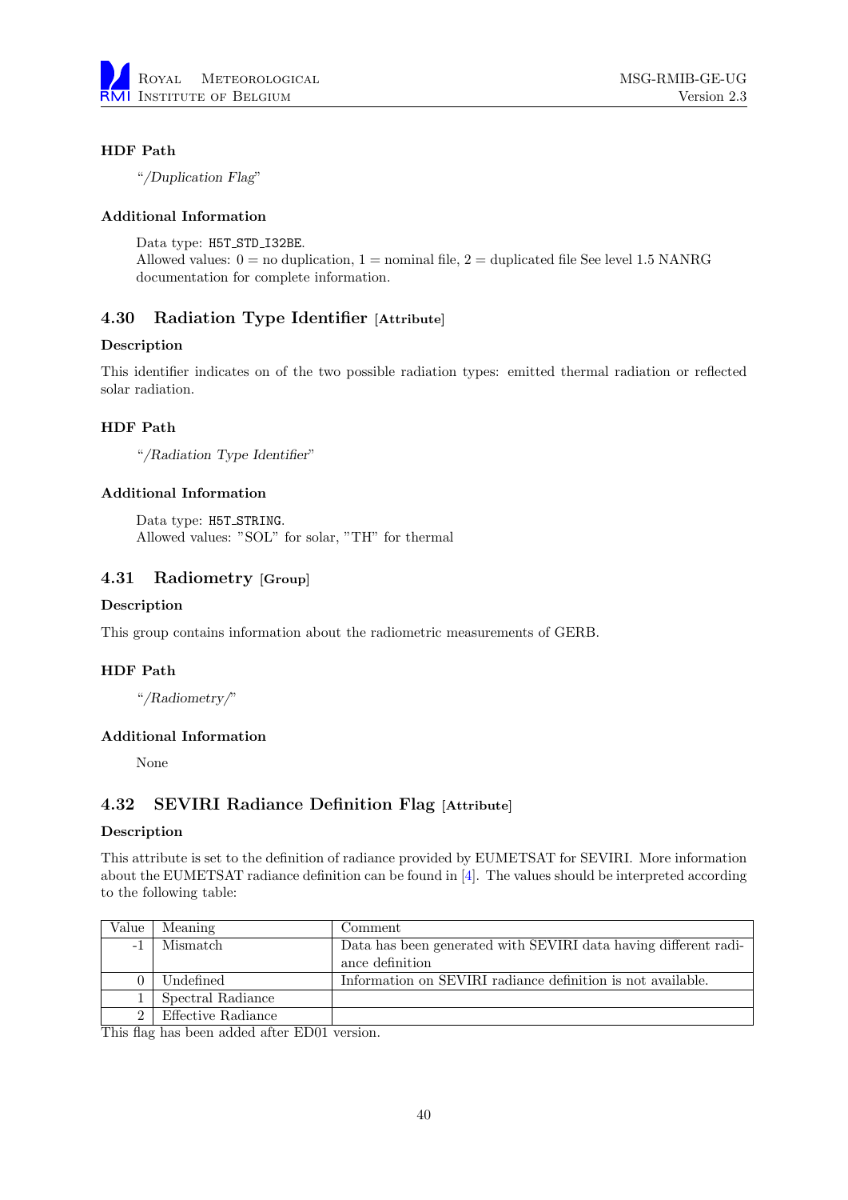**HDF Path**

"*/Duplication Flag*"

**Additional Information**

Data type: `H5T_STD_I32BE`.
Allowed values: 0 = no duplication, 1 = nominal file, 2 = duplicated file See level 1.5 NANRG documentation for complete information.

## 4.30 Radiation Type Identifier [Attribute]

**Description**

This identifier indicates on of the two possible radiation types: emitted thermal radiation or reflected solar radiation.

**HDF Path**

"*/Radiation Type Identifier*"

**Additional Information**

Data type: `H5T_STRING`.
Allowed values: "SOL" for solar, "TH" for thermal

## 4.31 Radiometry [Group]

**Description**

This group contains information about the radiometric measurements of GERB.

**HDF Path**

"*/Radiometry/*"

**Additional Information**

None

## 4.32 SEVIRI Radiance Definition Flag [Attribute]

**Description**

This attribute is set to the definition of radiance provided by EUMETSAT for SEVIRI. More information about the EUMETSAT radiance definition can be found in [4]. The values should be interpreted according to the following table:

| Value | Meaning | Comment |
|---|---|---|
| -1 | Mismatch | Data has been generated with SEVIRI data having different radiance definition |
| 0 | Undefined | Information on SEVIRI radiance definition is not available. |
| 1 | Spectral Radiance | |
| 2 | Effective Radiance | |

This flag has been added after ED01 version.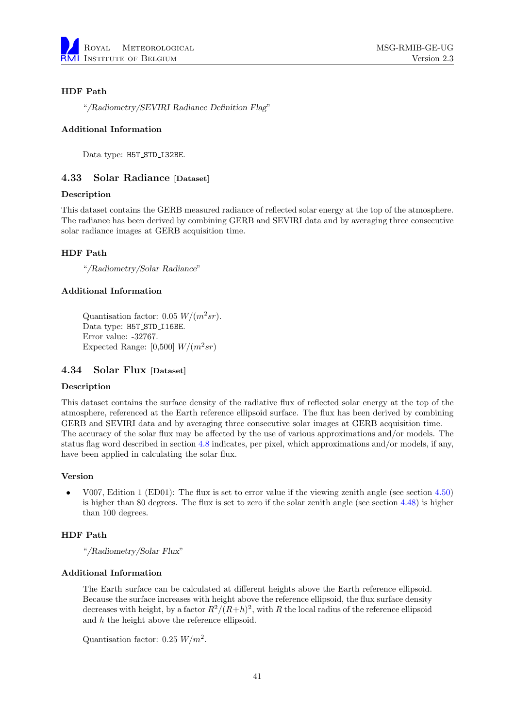#### HDF Path

"*/Radiometry/SEVIRI Radiance Definition Flag*"

#### Additional Information

Data type: `H5T_STD_I32BE`.

### 4.33 Solar Radiance [Dataset]

#### Description

This dataset contains the GERB measured radiance of reflected solar energy at the top of the atmosphere. The radiance has been derived by combining GERB and SEVIRI data and by averaging three consecutive solar radiance images at GERB acquisition time.

#### HDF Path

"*/Radiometry/Solar Radiance*"

#### Additional Information

Quantisation factor: 0.05 $W/(m^2sr)$.
Data type: `H5T_STD_I16BE`.
Error value: -32767.
Expected Range: [0,500] $W/(m^2sr)$

### 4.34 Solar Flux [Dataset]

#### Description

This dataset contains the surface density of the radiative flux of reflected solar energy at the top of the atmosphere, referenced at the Earth reference ellipsoid surface. The flux has been derived by combining GERB and SEVIRI data and by averaging three consecutive solar images at GERB acquisition time. The accuracy of the solar flux may be affected by the use of various approximations and/or models. The status flag word described in section 4.8 indicates, per pixel, which approximations and/or models, if any, have been applied in calculating the solar flux.

#### Version

- V007, Edition 1 (ED01): The flux is set to error value if the viewing zenith angle (see section 4.50) is higher than 80 degrees. The flux is set to zero if the solar zenith angle (see section 4.48) is higher than 100 degrees.

#### HDF Path

"*/Radiometry/Solar Flux*"

#### Additional Information

The Earth surface can be calculated at different heights above the Earth reference ellipsoid. Because the surface increases with height above the reference ellipsoid, the flux surface density decreases with height, by a factor $R^2/(R+h)^2$, with $R$ the local radius of the reference ellipsoid and $h$ the height above the reference ellipsoid.

Quantisation factor: 0.25 $W/m^2$.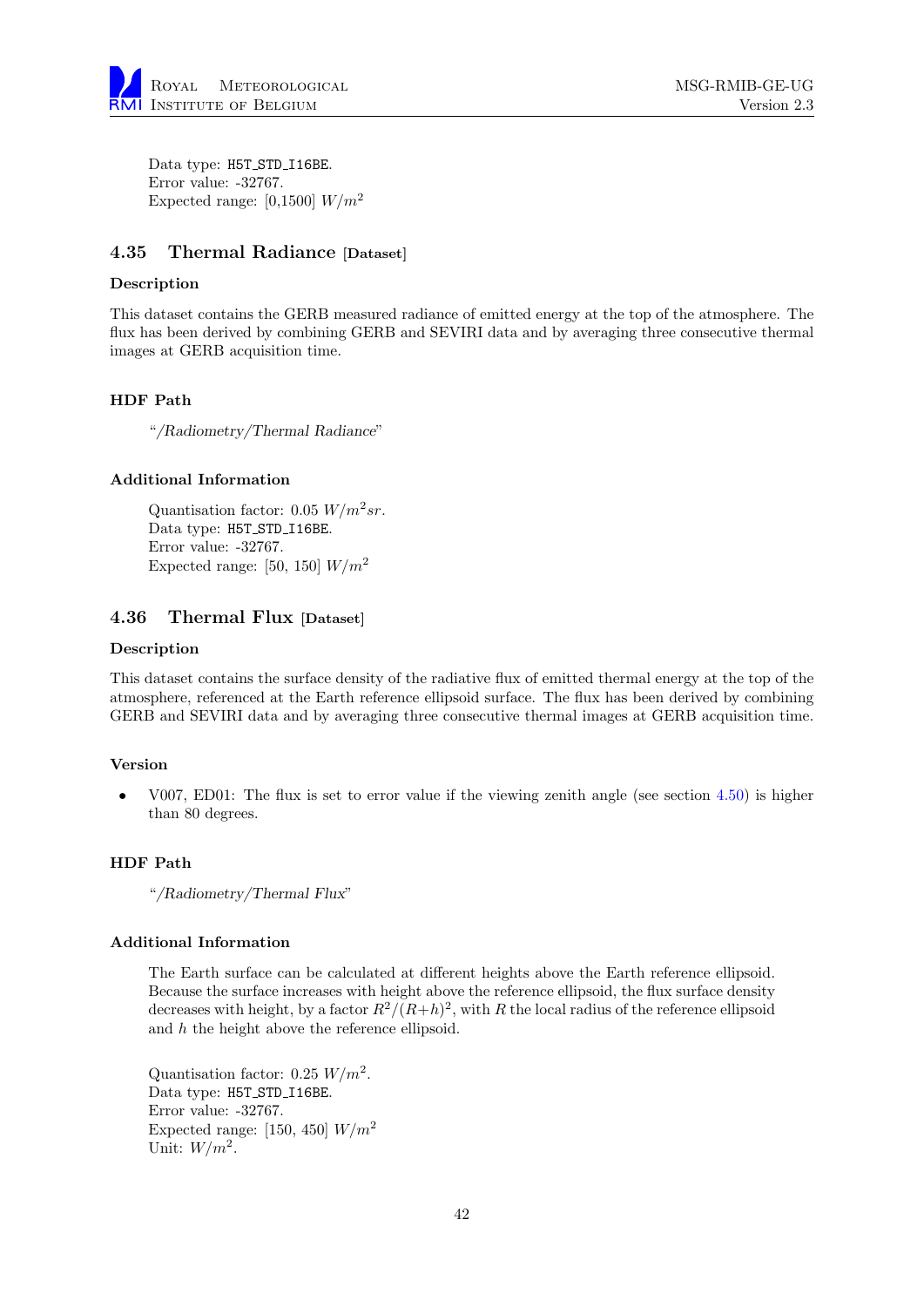Data type: H5T_STD_I16BE.
Error value: -32767.
Expected range: [0,1500] $W/m^2$

## 4.35 Thermal Radiance [Dataset]

#### Description

This dataset contains the GERB measured radiance of emitted energy at the top of the atmosphere. The flux has been derived by combining GERB and SEVIRI data and by averaging three consecutive thermal images at GERB acquisition time.

#### HDF Path

"*/Radiometry/Thermal Radiance*"

#### Additional Information

Quantisation factor: 0.05 $W/m^2sr$.
Data type: H5T_STD_I16BE.
Error value: -32767.
Expected range: [50, 150] $W/m^2$

## 4.36 Thermal Flux [Dataset]

#### Description

This dataset contains the surface density of the radiative flux of emitted thermal energy at the top of the atmosphere, referenced at the Earth reference ellipsoid surface. The flux has been derived by combining GERB and SEVIRI data and by averaging three consecutive thermal images at GERB acquisition time.

#### Version

- V007, ED01: The flux is set to error value if the viewing zenith angle (see section 4.50) is higher than 80 degrees.

#### HDF Path

"*/Radiometry/Thermal Flux*"

#### Additional Information

The Earth surface can be calculated at different heights above the Earth reference ellipsoid. Because the surface increases with height above the reference ellipsoid, the flux surface density decreases with height, by a factor $R^2/(R+h)^2$, with $R$ the local radius of the reference ellipsoid and $h$ the height above the reference ellipsoid.

Quantisation factor: 0.25 $W/m^2$.
Data type: H5T_STD_I16BE.
Error value: -32767.
Expected range: [150, 450] $W/m^2$
Unit: $W/m^2$.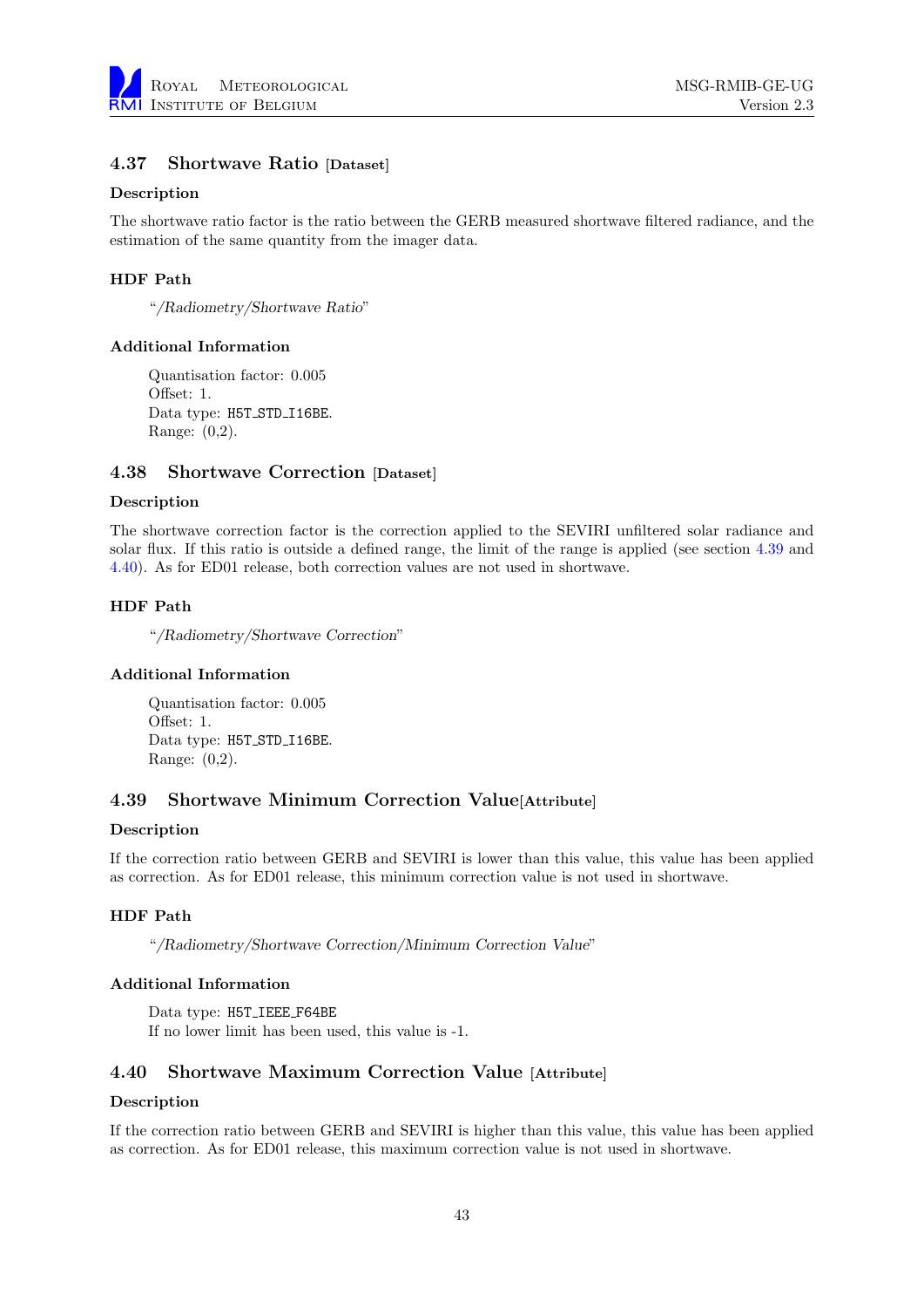## 4.37 Shortwave Ratio [Dataset]

### Description

The shortwave ratio factor is the ratio between the GERB measured shortwave filtered radiance, and the estimation of the same quantity from the imager data.

### HDF Path

"*/Radiometry/Shortwave Ratio*"

### Additional Information

Quantisation factor: 0.005
Offset: 1.
Data type: `H5T_STD_I16BE`.
Range: (0,2).

## 4.38 Shortwave Correction [Dataset]

### Description

The shortwave correction factor is the correction applied to the SEVIRI unfiltered solar radiance and solar flux. If this ratio is outside a defined range, the limit of the range is applied (see section 4.39 and 4.40). As for ED01 release, both correction values are not used in shortwave.

### HDF Path

"*/Radiometry/Shortwave Correction*"

### Additional Information

Quantisation factor: 0.005
Offset: 1.
Data type: `H5T_STD_I16BE`.
Range: (0,2).

## 4.39 Shortwave Minimum Correction Value[Attribute]

### Description

If the correction ratio between GERB and SEVIRI is lower than this value, this value has been applied as correction. As for ED01 release, this minimum correction value is not used in shortwave.

### HDF Path

"*/Radiometry/Shortwave Correction/Minimum Correction Value*"

### Additional Information

Data type: `H5T_IEEE_F64BE`
If no lower limit has been used, this value is -1.

## 4.40 Shortwave Maximum Correction Value [Attribute]

### Description

If the correction ratio between GERB and SEVIRI is higher than this value, this value has been applied as correction. As for ED01 release, this maximum correction value is not used in shortwave.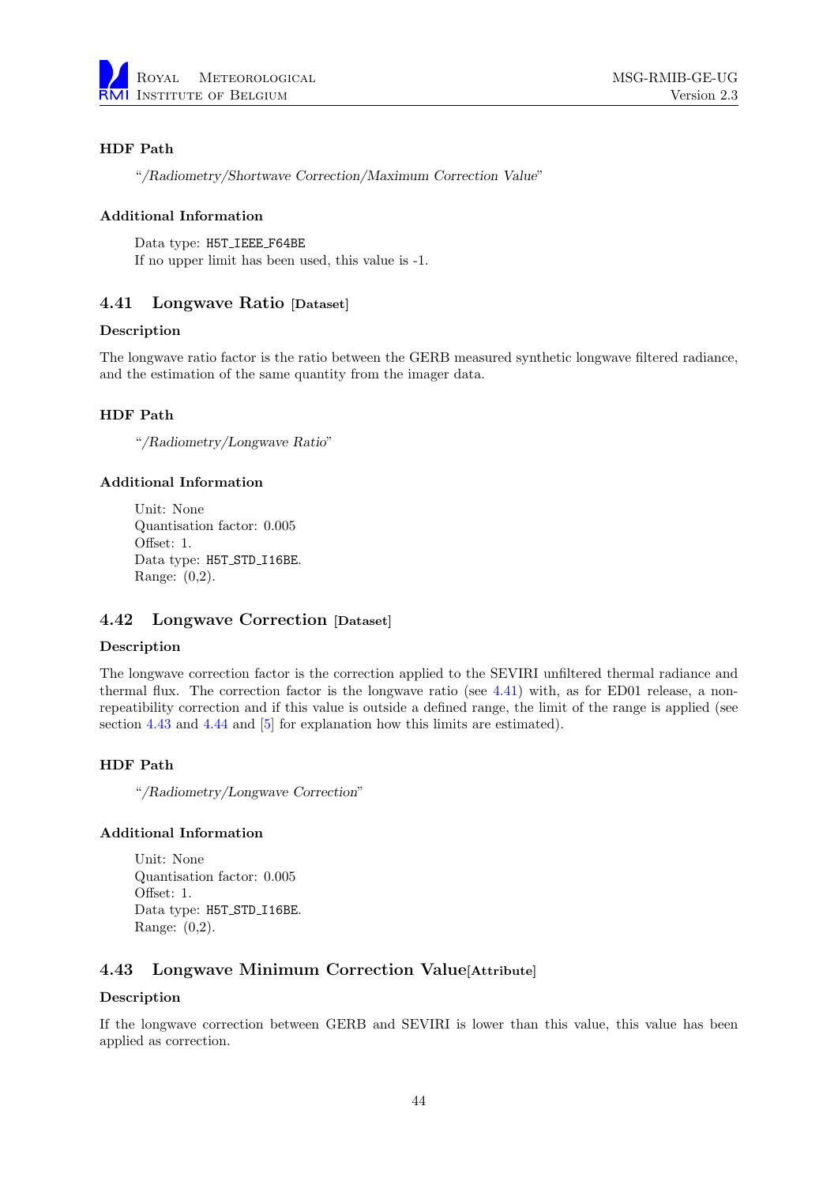#### HDF Path

"*/Radiometry/Shortwave Correction/Maximum Correction Value*"

#### Additional Information

Data type: `H5T_IEEE_F64BE`
If no upper limit has been used, this value is -1.

## 4.41 Longwave Ratio [Dataset]

#### Description

The longwave ratio factor is the ratio between the GERB measured synthetic longwave filtered radiance, and the estimation of the same quantity from the imager data.

#### HDF Path

"*/Radiometry/Longwave Ratio*"

#### Additional Information

Unit: None
Quantisation factor: 0.005
Offset: 1.
Data type: `H5T_STD_I16BE`.
Range: (0,2).

## 4.42 Longwave Correction [Dataset]

#### Description

The longwave correction factor is the correction applied to the SEVIRI unfiltered thermal radiance and thermal flux. The correction factor is the longwave ratio (see 4.41) with, as for ED01 release, a non-repeatibility correction and if this value is outside a defined range, the limit of the range is applied (see section 4.43 and 4.44 and [5] for explanation how this limits are estimated).

#### HDF Path

"*/Radiometry/Longwave Correction*"

#### Additional Information

Unit: None
Quantisation factor: 0.005
Offset: 1.
Data type: `H5T_STD_I16BE`.
Range: (0,2).

## 4.43 Longwave Minimum Correction Value[Attribute]

#### Description

If the longwave correction between GERB and SEVIRI is lower than this value, this value has been applied as correction.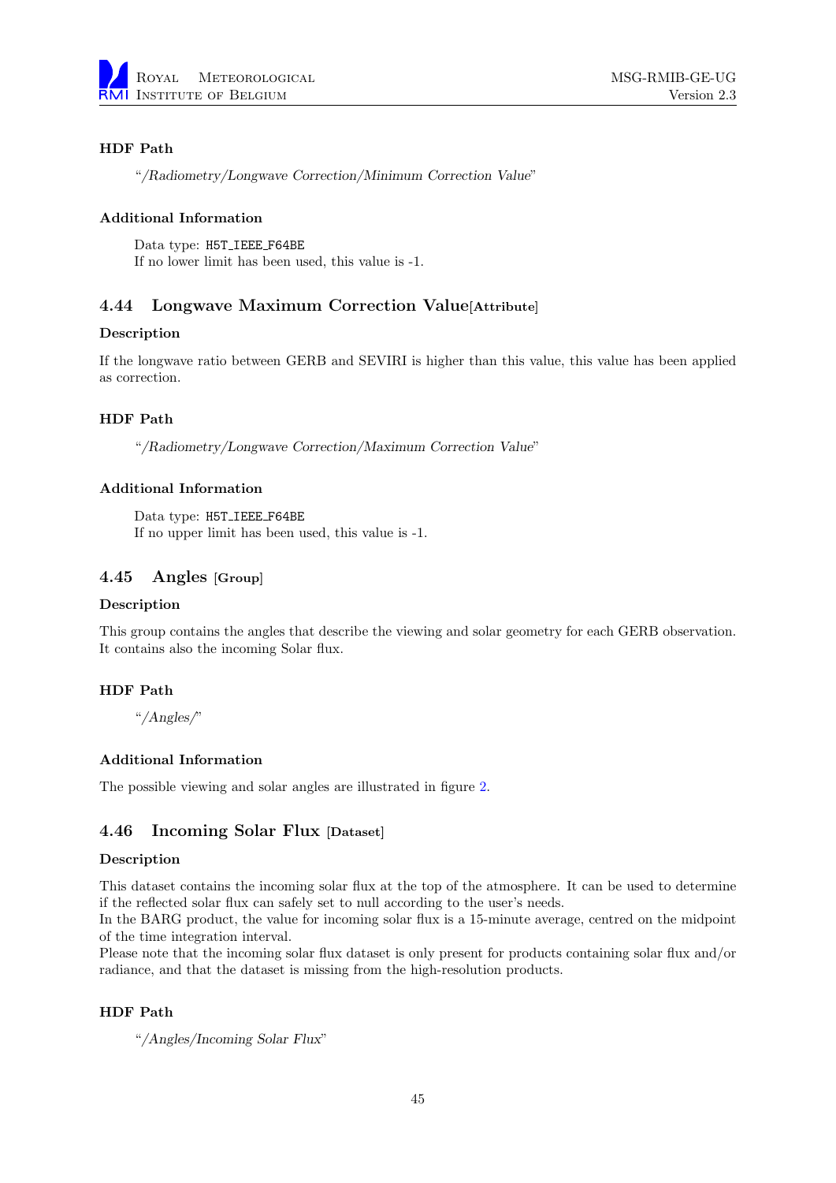#### HDF Path

"*/Radiometry/Longwave Correction/Minimum Correction Value*"

#### Additional Information

Data type: `H5T_IEEE_F64BE`
If no lower limit has been used, this value is -1.

### 4.44 Longwave Maximum Correction Value[Attribute]

#### Description

If the longwave ratio between GERB and SEVIRI is higher than this value, this value has been applied as correction.

#### HDF Path

"*/Radiometry/Longwave Correction/Maximum Correction Value*"

#### Additional Information

Data type: `H5T_IEEE_F64BE`
If no upper limit has been used, this value is -1.

### 4.45 Angles [Group]

#### Description

This group contains the angles that describe the viewing and solar geometry for each GERB observation. It contains also the incoming Solar flux.

#### HDF Path

"*/Angles/*"

#### Additional Information

The possible viewing and solar angles are illustrated in figure 2.

### 4.46 Incoming Solar Flux [Dataset]

#### Description

This dataset contains the incoming solar flux at the top of the atmosphere. It can be used to determine if the reflected solar flux can safely set to null according to the user's needs.
In the BARG product, the value for incoming solar flux is a 15-minute average, centred on the midpoint of the time integration interval.
Please note that the incoming solar flux dataset is only present for products containing solar flux and/or radiance, and that the dataset is missing from the high-resolution products.

#### HDF Path

"*/Angles/Incoming Solar Flux*"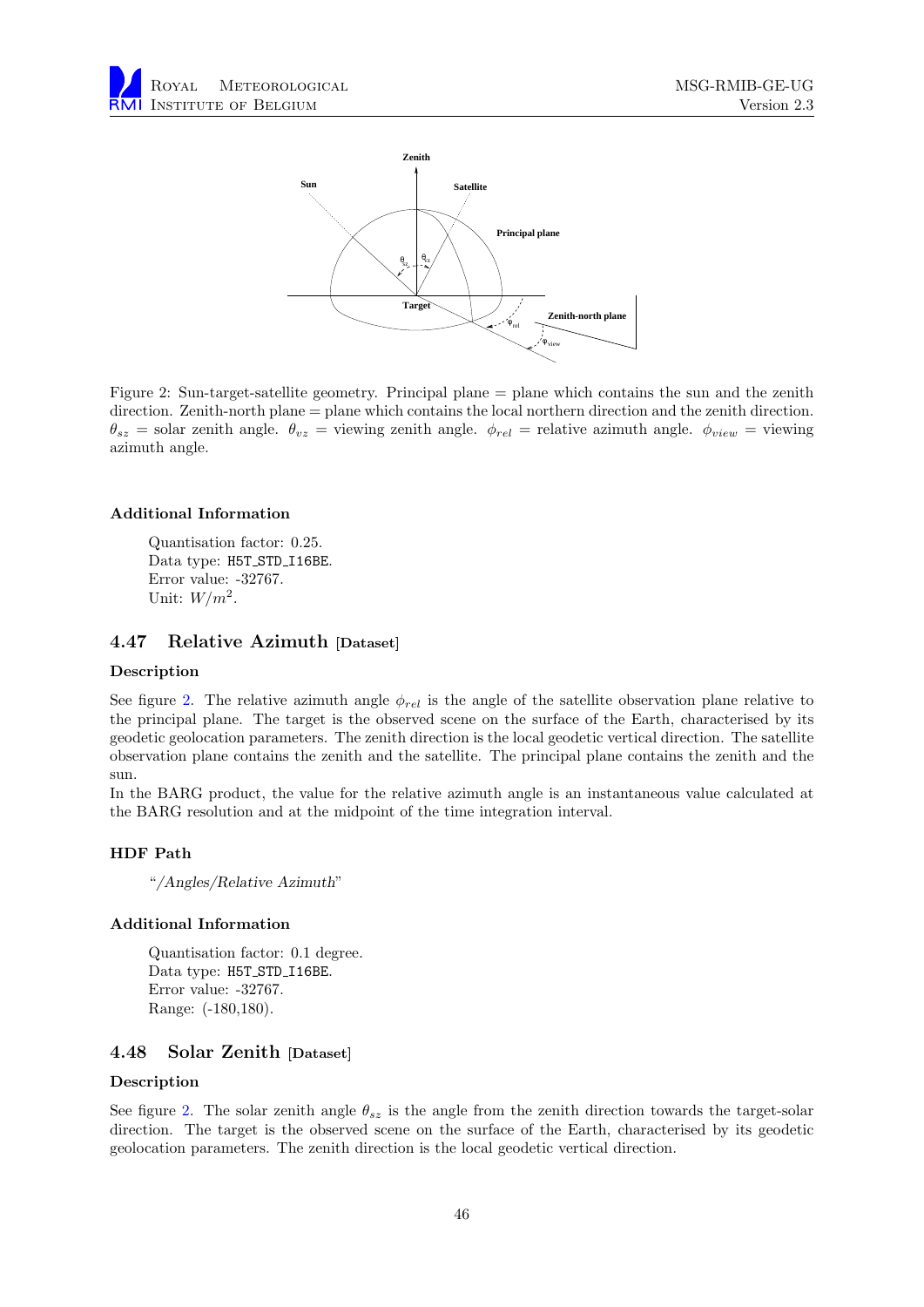Figure 2: Sun-target-satellite geometry. Principal plane = plane which contains the sun and the zenith direction. Zenith-north plane = plane which contains the local northern direction and the zenith direction. $\theta_{sz}$ = solar zenith angle. $\theta_{vz}$ = viewing zenith angle. $\phi_{rel}$ = relative azimuth angle. $\phi_{view}$ = viewing azimuth angle.

#### Additional Information

Quantisation factor: 0.25.
Data type: H5T_STD_I16BE.
Error value: -32767.
Unit: $W/m^2$.

### 4.47 Relative Azimuth [Dataset]

#### Description

See figure 2. The relative azimuth angle $\phi_{rel}$ is the angle of the satellite observation plane relative to the principal plane. The target is the observed scene on the surface of the Earth, characterised by its geodetic geolocation parameters. The zenith direction is the local geodetic vertical direction. The satellite observation plane contains the zenith and the satellite. The principal plane contains the zenith and the sun.
In the BARG product, the value for the relative azimuth angle is an instantaneous value calculated at the BARG resolution and at the midpoint of the time integration interval.

#### HDF Path

"*/Angles/Relative Azimuth*"

#### Additional Information

Quantisation factor: 0.1 degree.
Data type: H5T_STD_I16BE.
Error value: -32767.
Range: (-180,180).

### 4.48 Solar Zenith [Dataset]

#### Description

See figure 2. The solar zenith angle $\theta_{sz}$ is the angle from the zenith direction towards the target-solar direction. The target is the observed scene on the surface of the Earth, characterised by its geodetic geolocation parameters. The zenith direction is the local geodetic vertical direction.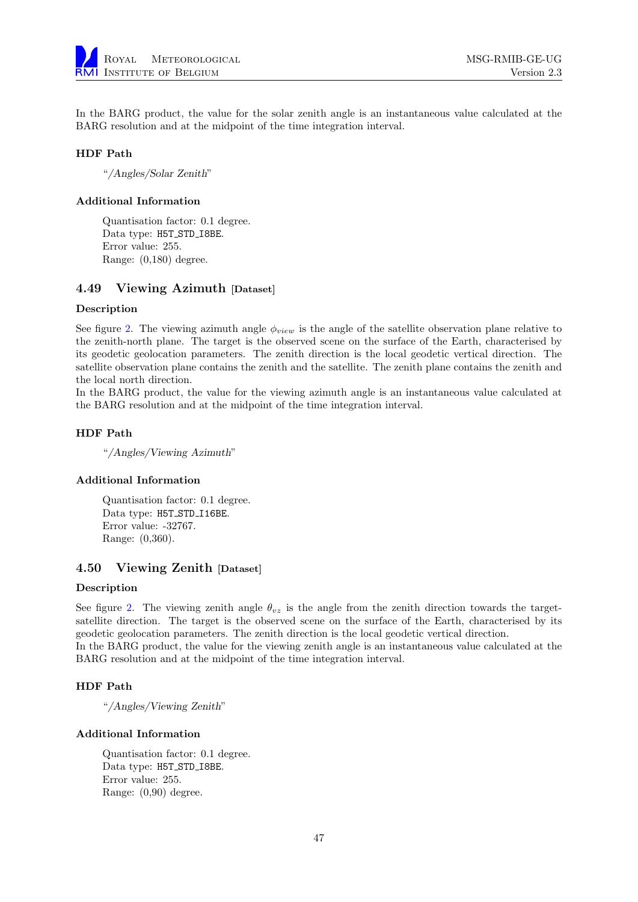In the BARG product, the value for the solar zenith angle is an instantaneous value calculated at the BARG resolution and at the midpoint of the time integration interval.

#### HDF Path

"*/Angles/Solar Zenith*"

#### Additional Information

Quantisation factor: 0.1 degree.
Data type: `H5T_STD_I8BE`.
Error value: 255.
Range: (0,180) degree.

### 4.49 Viewing Azimuth [Dataset]

#### Description

See figure 2. The viewing azimuth angle $\phi_{view}$ is the angle of the satellite observation plane relative to the zenith-north plane. The target is the observed scene on the surface of the Earth, characterised by its geodetic geolocation parameters. The zenith direction is the local geodetic vertical direction. The satellite observation plane contains the zenith and the satellite. The zenith plane contains the zenith and the local north direction.
In the BARG product, the value for the viewing azimuth angle is an instantaneous value calculated at the BARG resolution and at the midpoint of the time integration interval.

#### HDF Path

"*/Angles/Viewing Azimuth*"

#### Additional Information

Quantisation factor: 0.1 degree.
Data type: `H5T_STD_I16BE`.
Error value: -32767.
Range: (0,360).

### 4.50 Viewing Zenith [Dataset]

#### Description

See figure 2. The viewing zenith angle $\theta_{vz}$ is the angle from the zenith direction towards the target-satellite direction. The target is the observed scene on the surface of the Earth, characterised by its geodetic geolocation parameters. The zenith direction is the local geodetic vertical direction.
In the BARG product, the value for the viewing zenith angle is an instantaneous value calculated at the BARG resolution and at the midpoint of the time integration interval.

#### HDF Path

"*/Angles/Viewing Zenith*"

#### Additional Information

Quantisation factor: 0.1 degree.
Data type: `H5T_STD_I8BE`.
Error value: 255.
Range: (0,90) degree.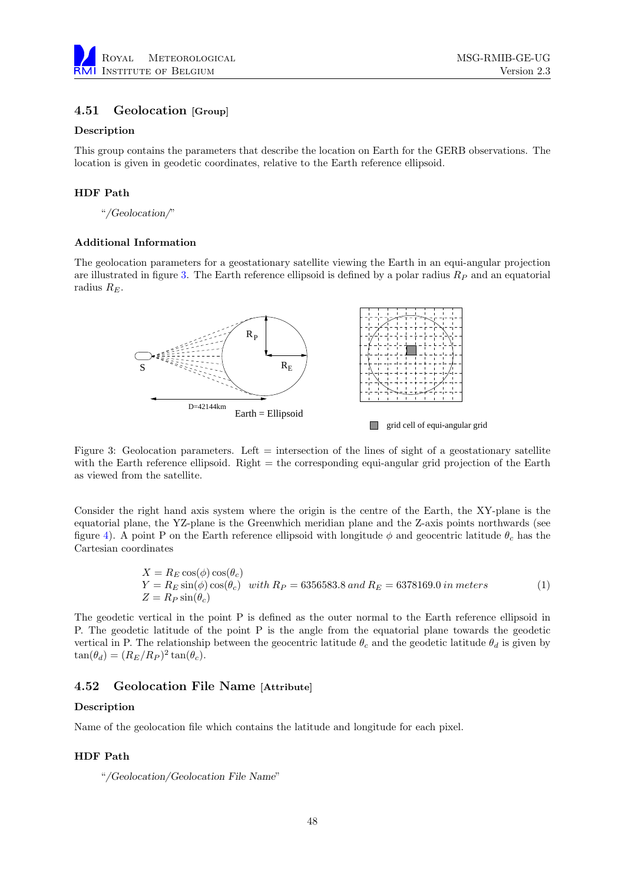## 4.51 Geolocation [Group]

**Description**

This group contains the parameters that describe the location on Earth for the GERB observations. The location is given in geodetic coordinates, relative to the Earth reference ellipsoid.

**HDF Path**

"*/Geolocation/*"

**Additional Information**

The geolocation parameters for a geostationary satellite viewing the Earth in an equi-angular projection are illustrated in figure 3. The Earth reference ellipsoid is defined by a polar radius $R_P$ and an equatorial radius $R_E$.

Figure 3: Geolocation parameters. Left = intersection of the lines of sight of a geostationary satellite with the Earth reference ellipsoid. Right = the corresponding equi-angular grid projection of the Earth as viewed from the satellite.

Consider the right hand axis system where the origin is the centre of the Earth, the XY-plane is the equatorial plane, the YZ-plane is the Greenwhich meridian plane and the Z-axis points northwards (see figure 4). A point P on the Earth reference ellipsoid with longitude $\phi$ and geocentric latitude $\theta_c$ has the Cartesian coordinates

$$
\begin{aligned}
&X = R_E \cos(\phi)\cos(\theta_c) \\
&Y = R_E \sin(\phi)\cos(\theta_c) \quad with\ R_P = 6356583.8\ and\ R_E = 6378169.0\ in\ meters \\
&Z = R_P \sin(\theta_c)
\end{aligned}
\tag{1}
$$

The geodetic vertical in the point P is defined as the outer normal to the Earth reference ellipsoid in P. The geodetic latitude of the point P is the angle from the equatorial plane towards the geodetic vertical in P. The relationship between the geocentric latitude $\theta_c$ and the geodetic latitude $\theta_d$ is given by $\tan(\theta_d) = (R_E/R_P)^2 \tan(\theta_c)$.

## 4.52 Geolocation File Name [Attribute]

**Description**

Name of the geolocation file which contains the latitude and longitude for each pixel.

**HDF Path**

"*/Geolocation/Geolocation File Name*"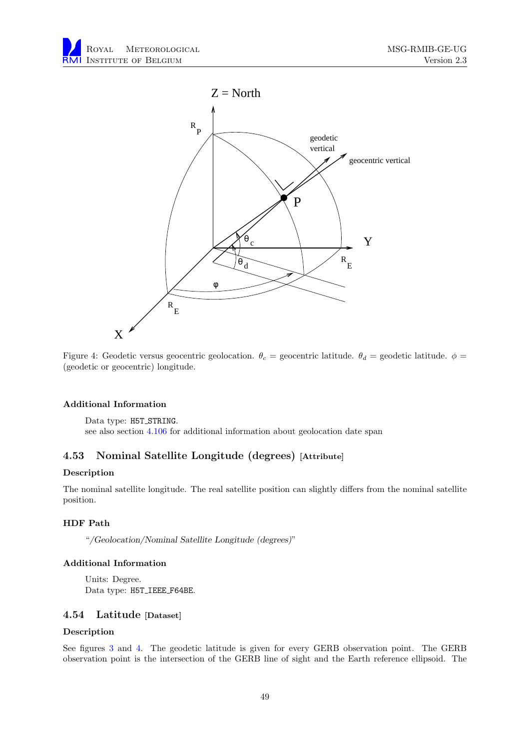Figure 4: Geodetic versus geocentric geolocation. $\theta_c$ = geocentric latitude. $\theta_d$ = geodetic latitude. $\phi$ = (geodetic or geocentric) longitude.

#### Additional Information

Data type: H5T_STRING.
see also section 4.106 for additional information about geolocation date span

### 4.53 Nominal Satellite Longitude (degrees) [Attribute]

#### Description

The nominal satellite longitude. The real satellite position can slightly differs from the nominal satellite position.

#### HDF Path

"*/Geolocation/Nominal Satellite Longitude (degrees)*"

#### Additional Information

Units: Degree.
Data type: H5T_IEEE_F64BE.

### 4.54 Latitude [Dataset]

#### Description

See figures 3 and 4. The geodetic latitude is given for every GERB observation point. The GERB observation point is the intersection of the GERB line of sight and the Earth reference ellipsoid. The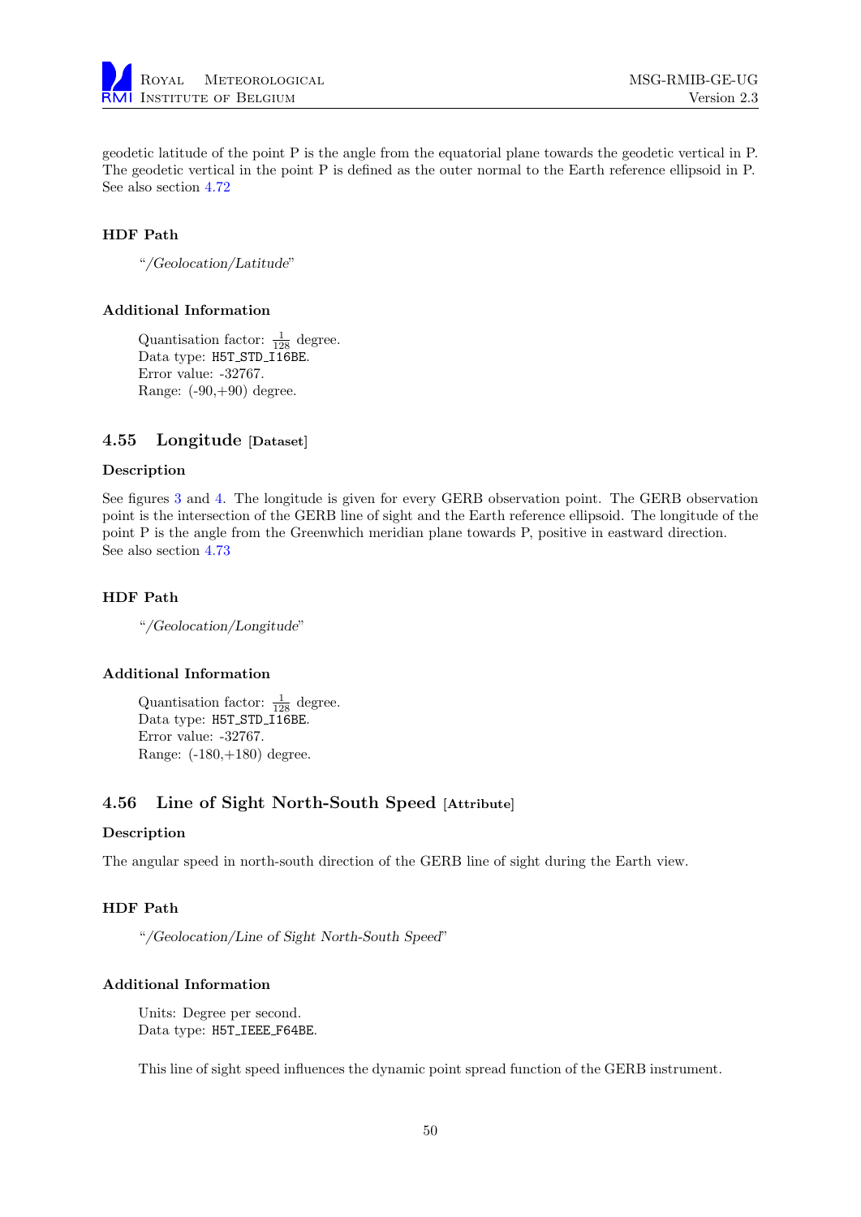geodetic latitude of the point P is the angle from the equatorial plane towards the geodetic vertical in P. The geodetic vertical in the point P is defined as the outer normal to the Earth reference ellipsoid in P. See also section 4.72

### HDF Path

"*/Geolocation/Latitude*"

### Additional Information

Quantisation factor: $\frac{1}{128}$ degree.
Data type: `H5T_STD_I16BE`.
Error value: -32767.
Range: (-90,+90) degree.

## 4.55 Longitude [Dataset]

### Description

See figures 3 and 4. The longitude is given for every GERB observation point. The GERB observation point is the intersection of the GERB line of sight and the Earth reference ellipsoid. The longitude of the point P is the angle from the Greenwhich meridian plane towards P, positive in eastward direction. See also section 4.73

### HDF Path

"*/Geolocation/Longitude*"

### Additional Information

Quantisation factor: $\frac{1}{128}$ degree.
Data type: `H5T_STD_I16BE`.
Error value: -32767.
Range: (-180,+180) degree.

## 4.56 Line of Sight North-South Speed [Attribute]

### Description

The angular speed in north-south direction of the GERB line of sight during the Earth view.

### HDF Path

"*/Geolocation/Line of Sight North-South Speed*"

### Additional Information

Units: Degree per second.
Data type: `H5T_IEEE_F64BE`.

This line of sight speed influences the dynamic point spread function of the GERB instrument.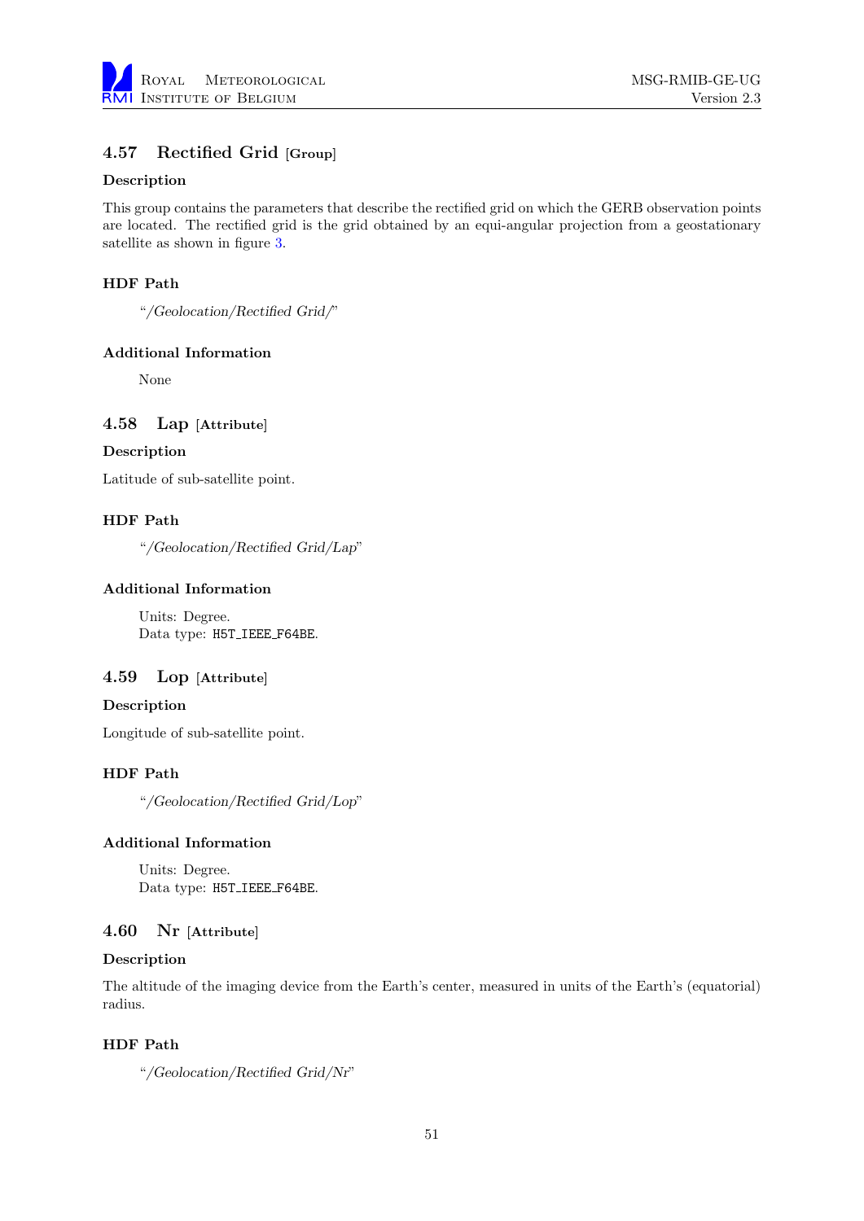## 4.57 Rectified Grid [Group]

### Description

This group contains the parameters that describe the rectified grid on which the GERB observation points are located. The rectified grid is the grid obtained by an equi-angular projection from a geostationary satellite as shown in figure 3.

### HDF Path

"*/Geolocation/Rectified Grid/*"

### Additional Information

None

## 4.58 Lap [Attribute]

### Description

Latitude of sub-satellite point.

### HDF Path

"*/Geolocation/Rectified Grid/Lap*"

### Additional Information

Units: Degree.
Data type: `H5T_IEEE_F64BE`.

## 4.59 Lop [Attribute]

### Description

Longitude of sub-satellite point.

### HDF Path

"*/Geolocation/Rectified Grid/Lop*"

### Additional Information

Units: Degree.
Data type: `H5T_IEEE_F64BE`.

## 4.60 Nr [Attribute]

### Description

The altitude of the imaging device from the Earth's center, measured in units of the Earth's (equatorial) radius.

### HDF Path

"*/Geolocation/Rectified Grid/Nr*"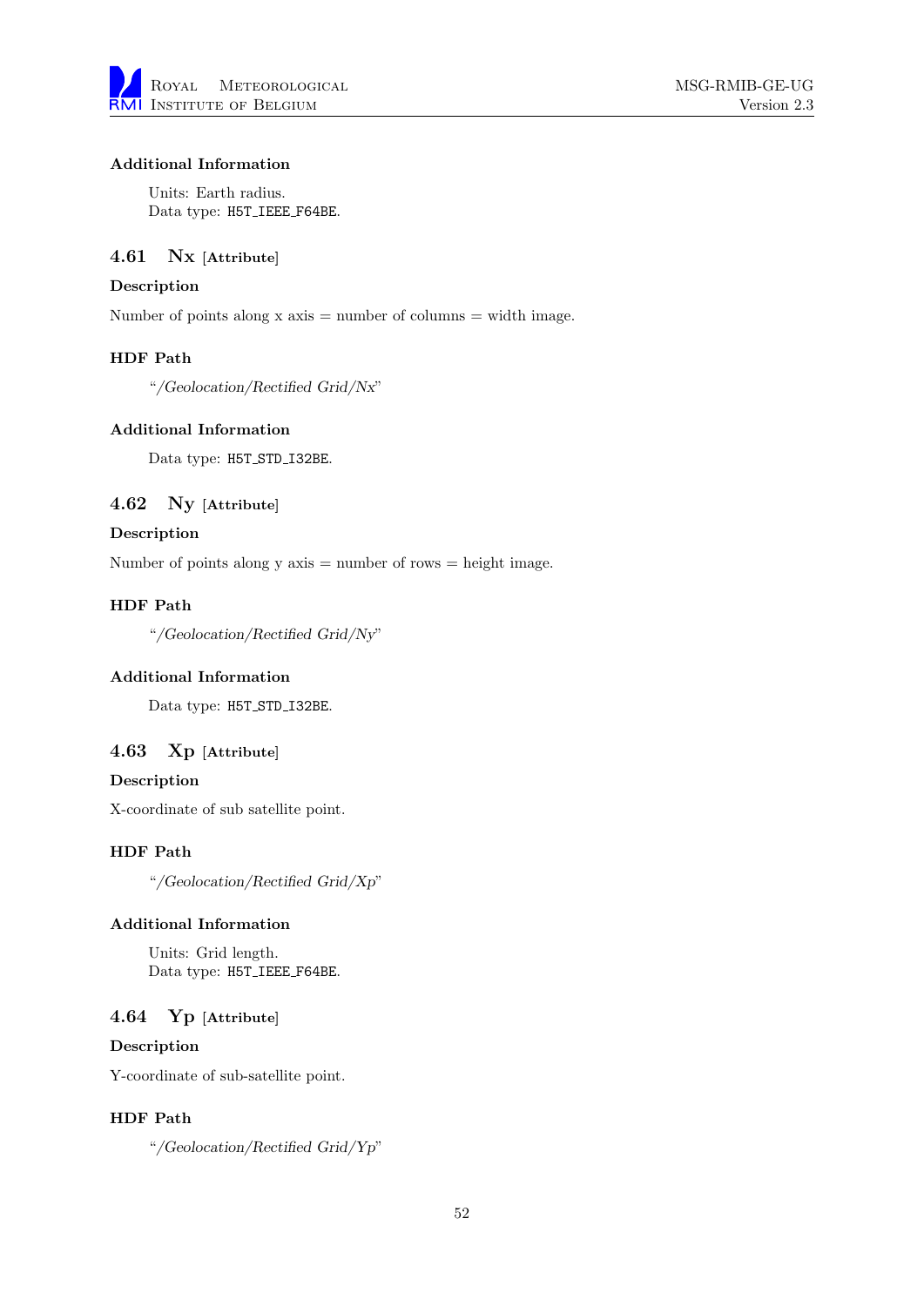#### Additional Information

Units: Earth radius.
Data type: `H5T_IEEE_F64BE`.

### 4.61 Nx [Attribute]

#### Description

Number of points along x axis = number of columns = width image.

#### HDF Path

"*/Geolocation/Rectified Grid/Nx*"

#### Additional Information

Data type: `H5T_STD_I32BE`.

### 4.62 Ny [Attribute]

#### Description

Number of points along y axis = number of rows = height image.

#### HDF Path

"*/Geolocation/Rectified Grid/Ny*"

#### Additional Information

Data type: `H5T_STD_I32BE`.

### 4.63 Xp [Attribute]

#### Description

X-coordinate of sub satellite point.

#### HDF Path

"*/Geolocation/Rectified Grid/Xp*"

#### Additional Information

Units: Grid length.
Data type: `H5T_IEEE_F64BE`.

### 4.64 Yp [Attribute]

#### Description

Y-coordinate of sub-satellite point.

#### HDF Path

"*/Geolocation/Rectified Grid/Yp*"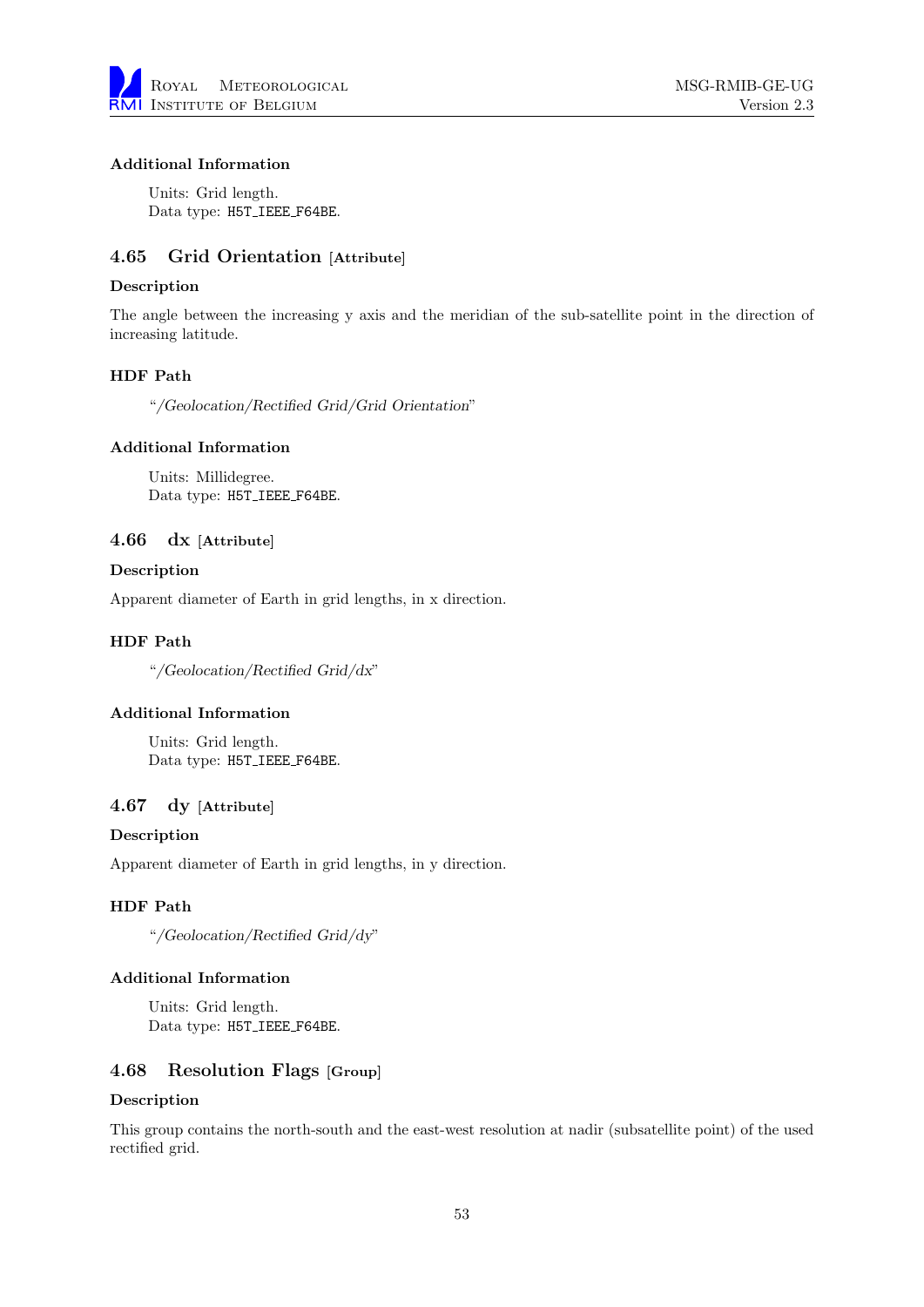#### Additional Information

Units: Grid length.
Data type: H5T_IEEE_F64BE.

### 4.65 Grid Orientation [Attribute]

#### Description

The angle between the increasing y axis and the meridian of the sub-satellite point in the direction of increasing latitude.

#### HDF Path

"*/Geolocation/Rectified Grid/Grid Orientation*"

#### Additional Information

Units: Millidegree.
Data type: H5T_IEEE_F64BE.

### 4.66 dx [Attribute]

#### Description

Apparent diameter of Earth in grid lengths, in x direction.

#### HDF Path

"*/Geolocation/Rectified Grid/dx*"

#### Additional Information

Units: Grid length.
Data type: H5T_IEEE_F64BE.

### 4.67 dy [Attribute]

#### Description

Apparent diameter of Earth in grid lengths, in y direction.

#### HDF Path

"*/Geolocation/Rectified Grid/dy*"

#### Additional Information

Units: Grid length.
Data type: H5T_IEEE_F64BE.

### 4.68 Resolution Flags [Group]

#### Description

This group contains the north-south and the east-west resolution at nadir (subsatellite point) of the used rectified grid.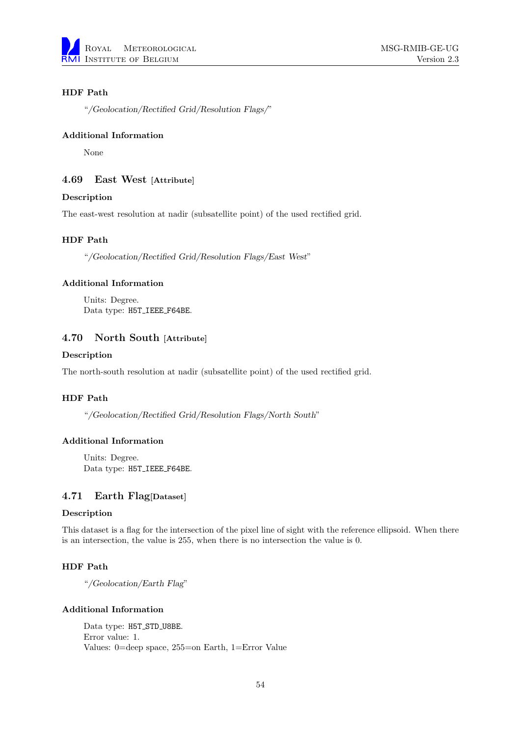**HDF Path**

> "*/Geolocation/Rectified Grid/Resolution Flags/*"

**Additional Information**

> None

### 4.69 East West [Attribute]

**Description**

The east-west resolution at nadir (subsatellite point) of the used rectified grid.

**HDF Path**

> "*/Geolocation/Rectified Grid/Resolution Flags/East West*"

**Additional Information**

> Units: Degree.
> Data type: `H5T_IEEE_F64BE`.

### 4.70 North South [Attribute]

**Description**

The north-south resolution at nadir (subsatellite point) of the used rectified grid.

**HDF Path**

> "*/Geolocation/Rectified Grid/Resolution Flags/North South*"

**Additional Information**

> Units: Degree.
> Data type: `H5T_IEEE_F64BE`.

### 4.71 Earth Flag[Dataset]

**Description**

This dataset is a flag for the intersection of the pixel line of sight with the reference ellipsoid. When there is an intersection, the value is 255, when there is no intersection the value is 0.

**HDF Path**

> "*/Geolocation/Earth Flag*"

**Additional Information**

> Data type: `H5T_STD_U8BE`.
> Error value: 1.
> Values: 0=deep space, 255=on Earth, 1=Error Value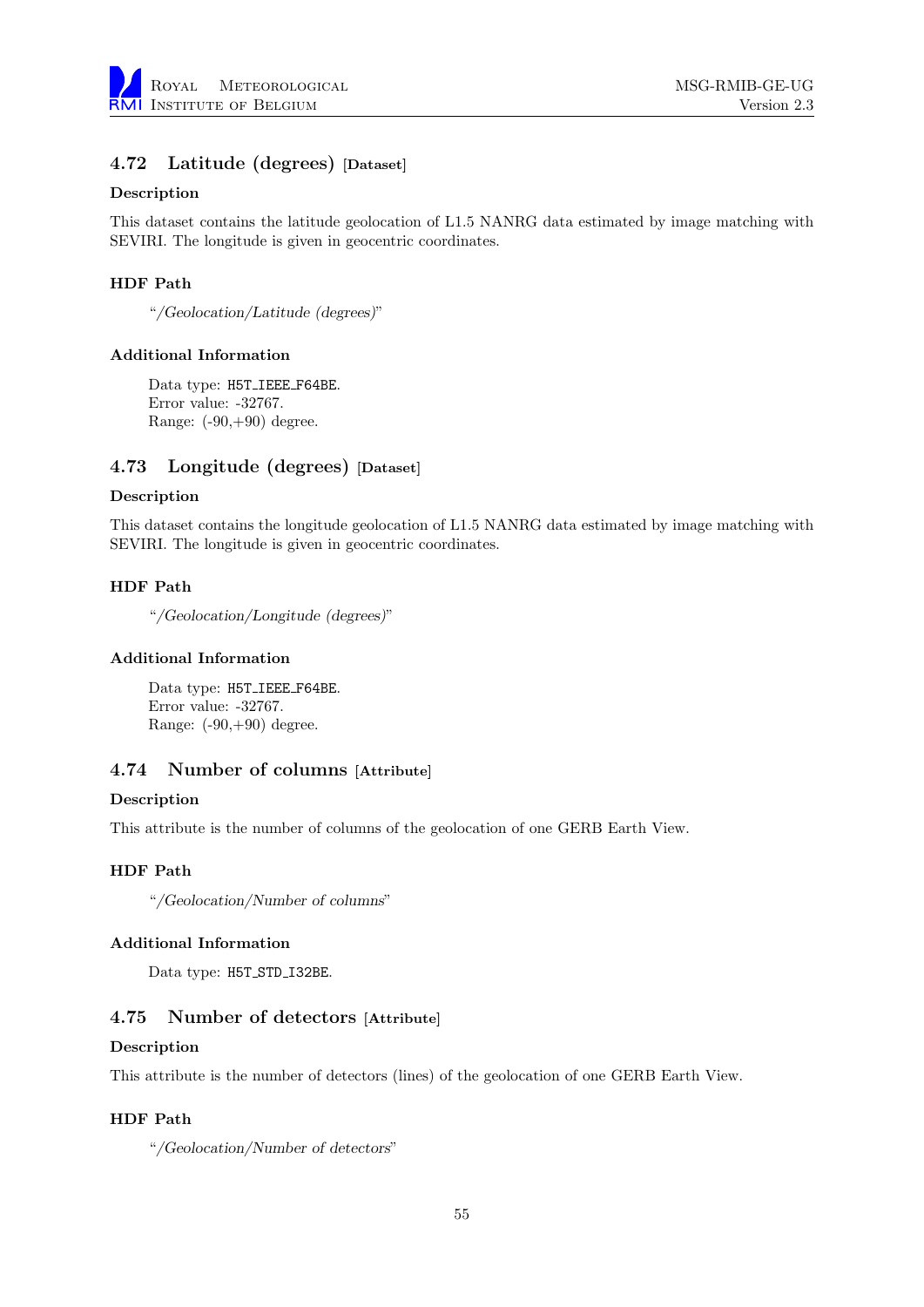## 4.72 Latitude (degrees) [Dataset]

### Description

This dataset contains the latitude geolocation of L1.5 NANRG data estimated by image matching with SEVIRI. The longitude is given in geocentric coordinates.

### HDF Path

"*/Geolocation/Latitude (degrees)*"

### Additional Information

Data type: `H5T_IEEE_F64BE`.
Error value: -32767.
Range: (-90,+90) degree.

## 4.73 Longitude (degrees) [Dataset]

### Description

This dataset contains the longitude geolocation of L1.5 NANRG data estimated by image matching with SEVIRI. The longitude is given in geocentric coordinates.

### HDF Path

"*/Geolocation/Longitude (degrees)*"

### Additional Information

Data type: `H5T_IEEE_F64BE`.
Error value: -32767.
Range: (-90,+90) degree.

## 4.74 Number of columns [Attribute]

### Description

This attribute is the number of columns of the geolocation of one GERB Earth View.

### HDF Path

"*/Geolocation/Number of columns*"

### Additional Information

Data type: `H5T_STD_I32BE`.

## 4.75 Number of detectors [Attribute]

### Description

This attribute is the number of detectors (lines) of the geolocation of one GERB Earth View.

### HDF Path

"*/Geolocation/Number of detectors*"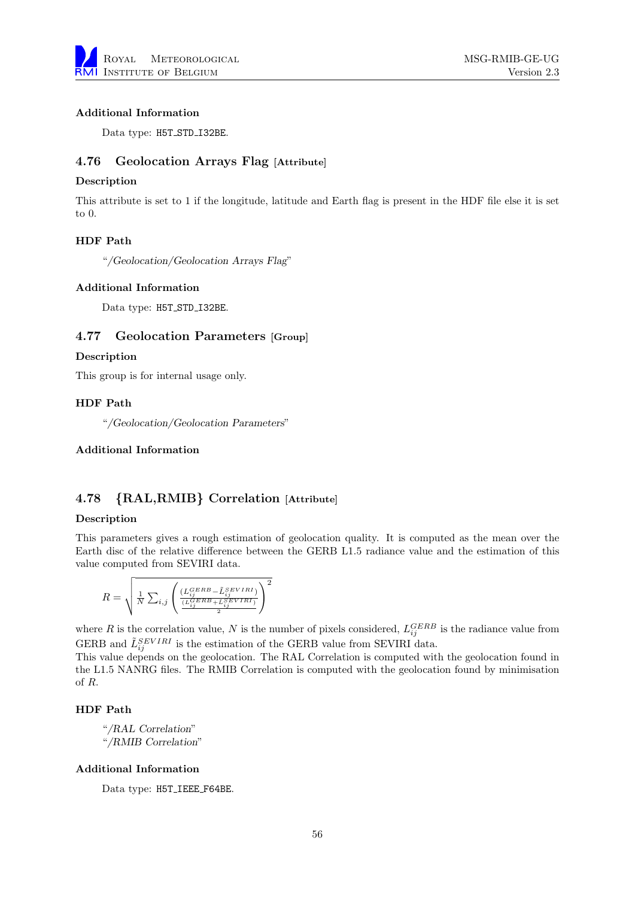#### Additional Information

Data type: H5T_STD_I32BE.

### 4.76 Geolocation Arrays Flag [Attribute]

#### Description

This attribute is set to 1 if the longitude, latitude and Earth flag is present in the HDF file else it is set to 0.

#### HDF Path

"*/Geolocation/Geolocation Arrays Flag*"

#### Additional Information

Data type: H5T_STD_I32BE.

### 4.77 Geolocation Parameters [Group]

#### Description

This group is for internal usage only.

#### HDF Path

"*/Geolocation/Geolocation Parameters*"

#### Additional Information

### 4.78 {RAL,RMIB} Correlation [Attribute]

#### Description

This parameters gives a rough estimation of geolocation quality. It is computed as the mean over the Earth disc of the relative difference between the GERB L1.5 radiance value and the estimation of this value computed from SEVIRI data.

$$R = \sqrt{\frac{1}{N}\sum_{i,j}\left(\frac{(L_{ij}^{GERB}-\tilde{L}_{ij}^{SEVIRI})}{\frac{(L_{ij}^{GERB}+\tilde{L}_{ij}^{SEVIRI})}{2}}\right)^2}$$

where $R$ is the correlation value, $N$ is the number of pixels considered, $L_{ij}^{GERB}$ is the radiance value from GERB and $\tilde{L}_{ij}^{SEVIRI}$ is the estimation of the GERB value from SEVIRI data.
This value depends on the geolocation. The RAL Correlation is computed with the geolocation found in the L1.5 NANRG files. The RMIB Correlation is computed with the geolocation found by minimisation of $R$.

#### HDF Path

"*/RAL Correlation*"
"*/RMIB Correlation*"

#### Additional Information

Data type: H5T_IEEE_F64BE.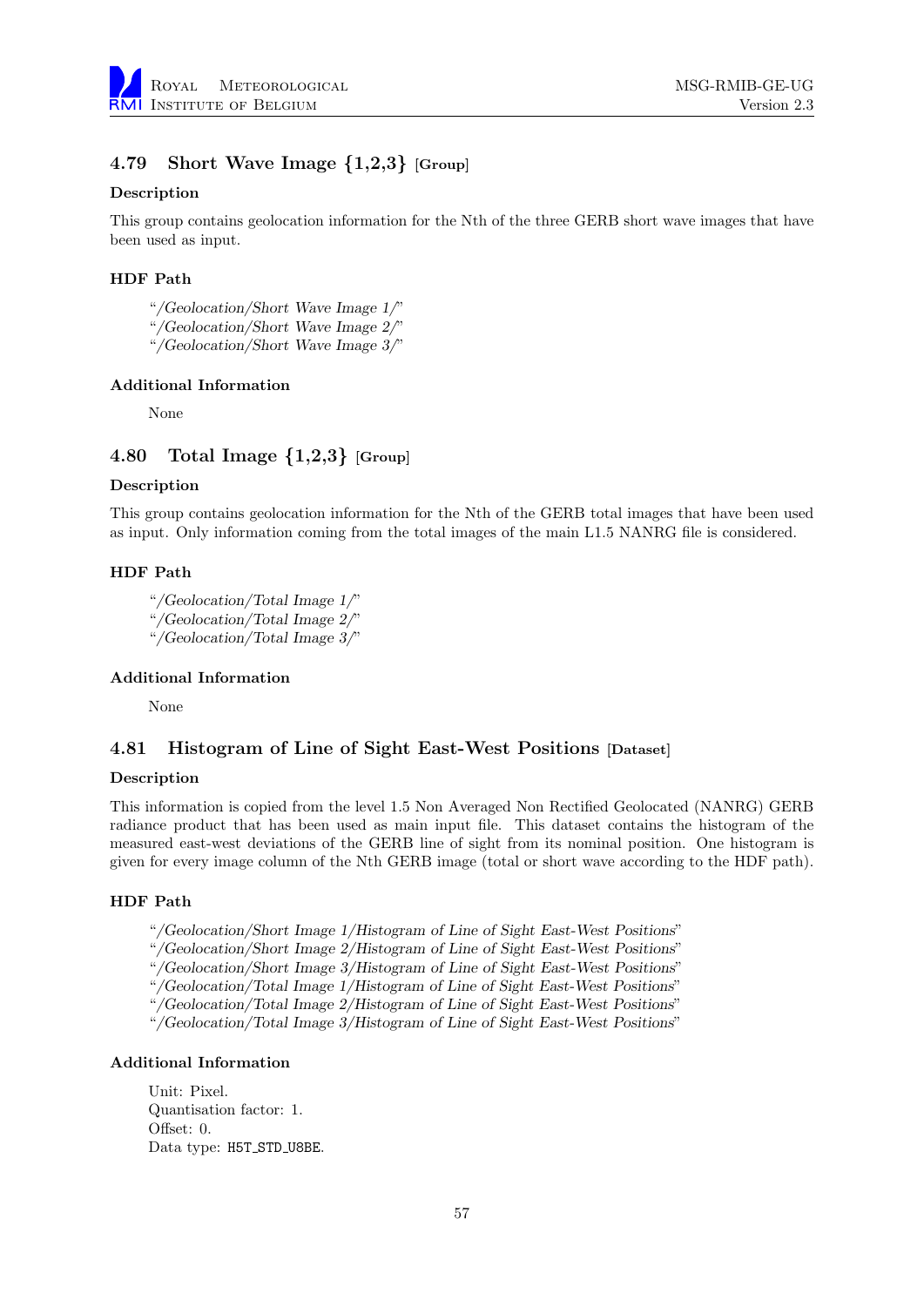## 4.79 Short Wave Image {1,2,3} [Group]

### Description

This group contains geolocation information for the Nth of the three GERB short wave images that have been used as input.

### HDF Path

"*/Geolocation/Short Wave Image 1/*"
"*/Geolocation/Short Wave Image 2/*"
"*/Geolocation/Short Wave Image 3/*"

### Additional Information

None

## 4.80 Total Image {1,2,3} [Group]

### Description

This group contains geolocation information for the Nth of the GERB total images that have been used as input. Only information coming from the total images of the main L1.5 NANRG file is considered.

### HDF Path

"*/Geolocation/Total Image 1/*"
"*/Geolocation/Total Image 2/*"
"*/Geolocation/Total Image 3/*"

### Additional Information

None

## 4.81 Histogram of Line of Sight East-West Positions [Dataset]

### Description

This information is copied from the level 1.5 Non Averaged Non Rectified Geolocated (NANRG) GERB radiance product that has been used as main input file. This dataset contains the histogram of the measured east-west deviations of the GERB line of sight from its nominal position. One histogram is given for every image column of the Nth GERB image (total or short wave according to the HDF path).

### HDF Path

"*/Geolocation/Short Image 1/Histogram of Line of Sight East-West Positions*"
"*/Geolocation/Short Image 2/Histogram of Line of Sight East-West Positions*"
"*/Geolocation/Short Image 3/Histogram of Line of Sight East-West Positions*"
"*/Geolocation/Total Image 1/Histogram of Line of Sight East-West Positions*"
"*/Geolocation/Total Image 2/Histogram of Line of Sight East-West Positions*"
"*/Geolocation/Total Image 3/Histogram of Line of Sight East-West Positions*"

### Additional Information

Unit: Pixel.
Quantisation factor: 1.
Offset: 0.
Data type: `H5T_STD_U8BE`.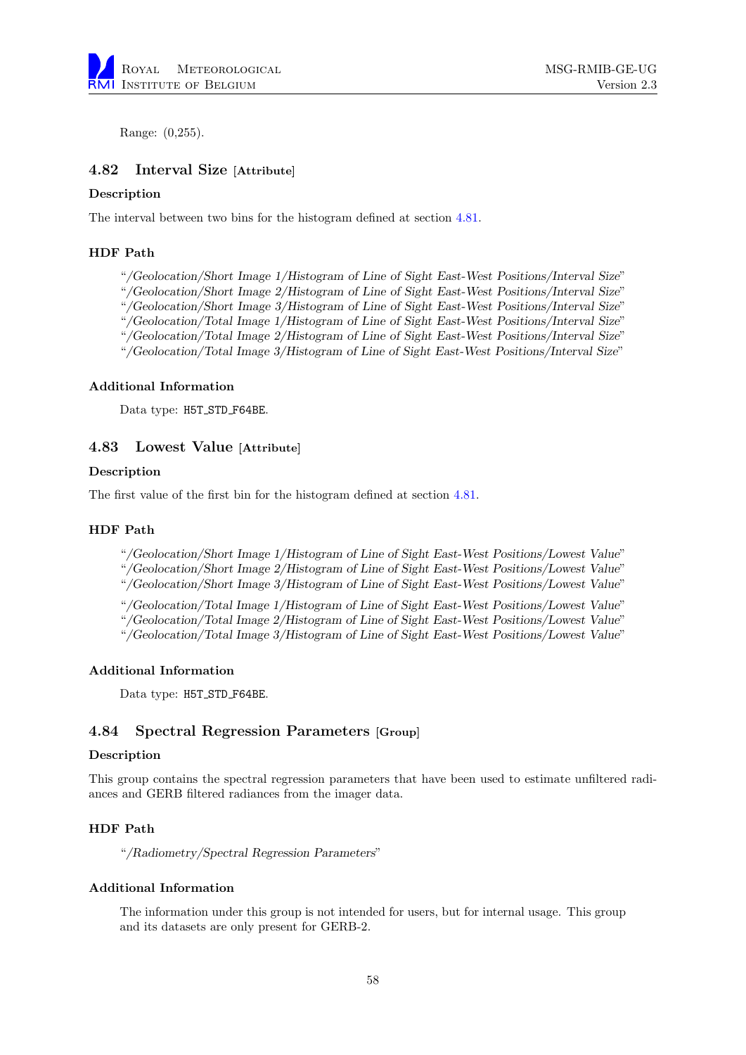Range: (0,255).

## 4.82 Interval Size [Attribute]

### Description

The interval between two bins for the histogram defined at section 4.81.

### HDF Path

"*/Geolocation/Short Image 1/Histogram of Line of Sight East-West Positions/Interval Size*"
"*/Geolocation/Short Image 2/Histogram of Line of Sight East-West Positions/Interval Size*"
"*/Geolocation/Short Image 3/Histogram of Line of Sight East-West Positions/Interval Size*"
"*/Geolocation/Total Image 1/Histogram of Line of Sight East-West Positions/Interval Size*"
"*/Geolocation/Total Image 2/Histogram of Line of Sight East-West Positions/Interval Size*"
"*/Geolocation/Total Image 3/Histogram of Line of Sight East-West Positions/Interval Size*"

### Additional Information

Data type: `H5T_STD_F64BE`.

## 4.83 Lowest Value [Attribute]

### Description

The first value of the first bin for the histogram defined at section 4.81.

### HDF Path

"*/Geolocation/Short Image 1/Histogram of Line of Sight East-West Positions/Lowest Value*"
"*/Geolocation/Short Image 2/Histogram of Line of Sight East-West Positions/Lowest Value*"
"*/Geolocation/Short Image 3/Histogram of Line of Sight East-West Positions/Lowest Value*"

"*/Geolocation/Total Image 1/Histogram of Line of Sight East-West Positions/Lowest Value*"
"*/Geolocation/Total Image 2/Histogram of Line of Sight East-West Positions/Lowest Value*"
"*/Geolocation/Total Image 3/Histogram of Line of Sight East-West Positions/Lowest Value*"

### Additional Information

Data type: `H5T_STD_F64BE`.

## 4.84 Spectral Regression Parameters [Group]

### Description

This group contains the spectral regression parameters that have been used to estimate unfiltered radiances and GERB filtered radiances from the imager data.

### HDF Path

"*/Radiometry/Spectral Regression Parameters*"

### Additional Information

The information under this group is not intended for users, but for internal usage. This group and its datasets are only present for GERB-2.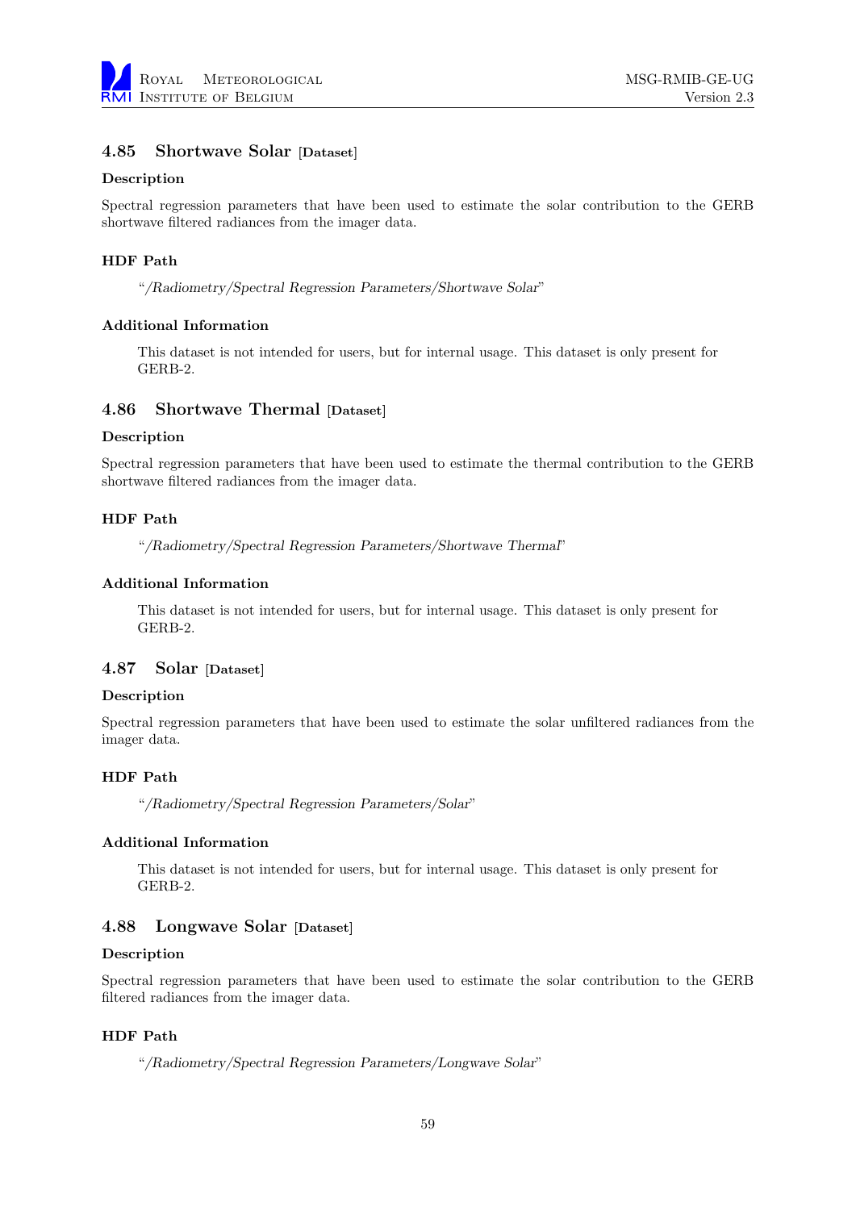## 4.85 Shortwave Solar [Dataset]

### Description

Spectral regression parameters that have been used to estimate the solar contribution to the GERB shortwave filtered radiances from the imager data.

### HDF Path

"*/Radiometry/Spectral Regression Parameters/Shortwave Solar*"

### Additional Information

This dataset is not intended for users, but for internal usage. This dataset is only present for GERB-2.

## 4.86 Shortwave Thermal [Dataset]

### Description

Spectral regression parameters that have been used to estimate the thermal contribution to the GERB shortwave filtered radiances from the imager data.

### HDF Path

"*/Radiometry/Spectral Regression Parameters/Shortwave Thermal*"

### Additional Information

This dataset is not intended for users, but for internal usage. This dataset is only present for GERB-2.

## 4.87 Solar [Dataset]

### Description

Spectral regression parameters that have been used to estimate the solar unfiltered radiances from the imager data.

### HDF Path

"*/Radiometry/Spectral Regression Parameters/Solar*"

### Additional Information

This dataset is not intended for users, but for internal usage. This dataset is only present for GERB-2.

## 4.88 Longwave Solar [Dataset]

### Description

Spectral regression parameters that have been used to estimate the solar contribution to the GERB filtered radiances from the imager data.

### HDF Path

"*/Radiometry/Spectral Regression Parameters/Longwave Solar*"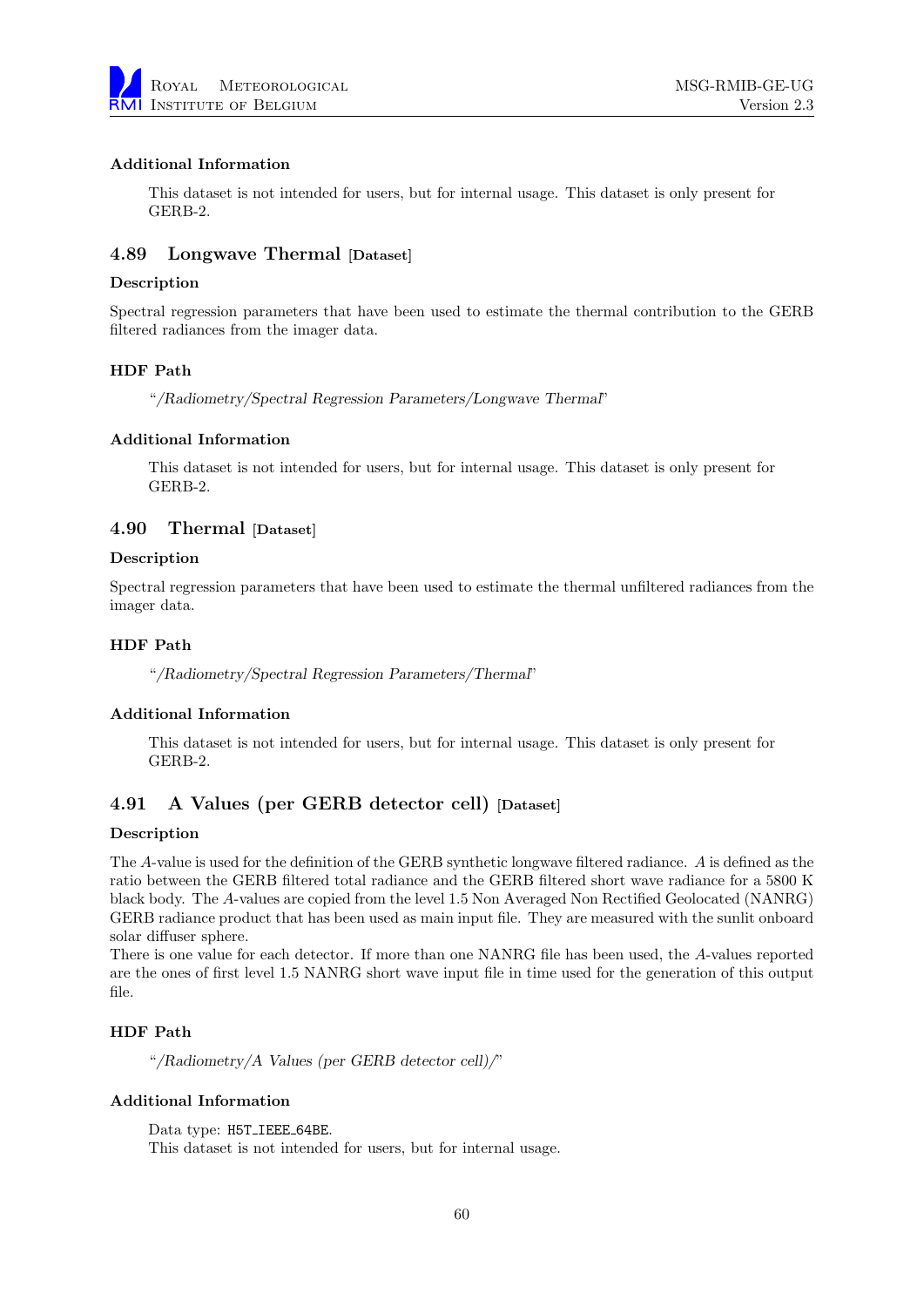#### Additional Information

This dataset is not intended for users, but for internal usage. This dataset is only present for GERB-2.

### 4.89 Longwave Thermal [Dataset]

#### Description

Spectral regression parameters that have been used to estimate the thermal contribution to the GERB filtered radiances from the imager data.

#### HDF Path

"*/Radiometry/Spectral Regression Parameters/Longwave Thermal*"

#### Additional Information

This dataset is not intended for users, but for internal usage. This dataset is only present for GERB-2.

### 4.90 Thermal [Dataset]

#### Description

Spectral regression parameters that have been used to estimate the thermal unfiltered radiances from the imager data.

#### HDF Path

"*/Radiometry/Spectral Regression Parameters/Thermal*"

#### Additional Information

This dataset is not intended for users, but for internal usage. This dataset is only present for GERB-2.

### 4.91 A Values (per GERB detector cell) [Dataset]

#### Description

The $A$-value is used for the definition of the GERB synthetic longwave filtered radiance. $A$ is defined as the ratio between the GERB filtered total radiance and the GERB filtered short wave radiance for a 5800 K black body. The $A$-values are copied from the level 1.5 Non Averaged Non Rectified Geolocated (NANRG) GERB radiance product that has been used as main input file. They are measured with the sunlit onboard solar diffuser sphere.
There is one value for each detector. If more than one NANRG file has been used, the $A$-values reported are the ones of first level 1.5 NANRG short wave input file in time used for the generation of this output file.

#### HDF Path

"*/Radiometry/A Values (per GERB detector cell)/*"

#### Additional Information

Data type: `H5T_IEEE_64BE`.
This dataset is not intended for users, but for internal usage.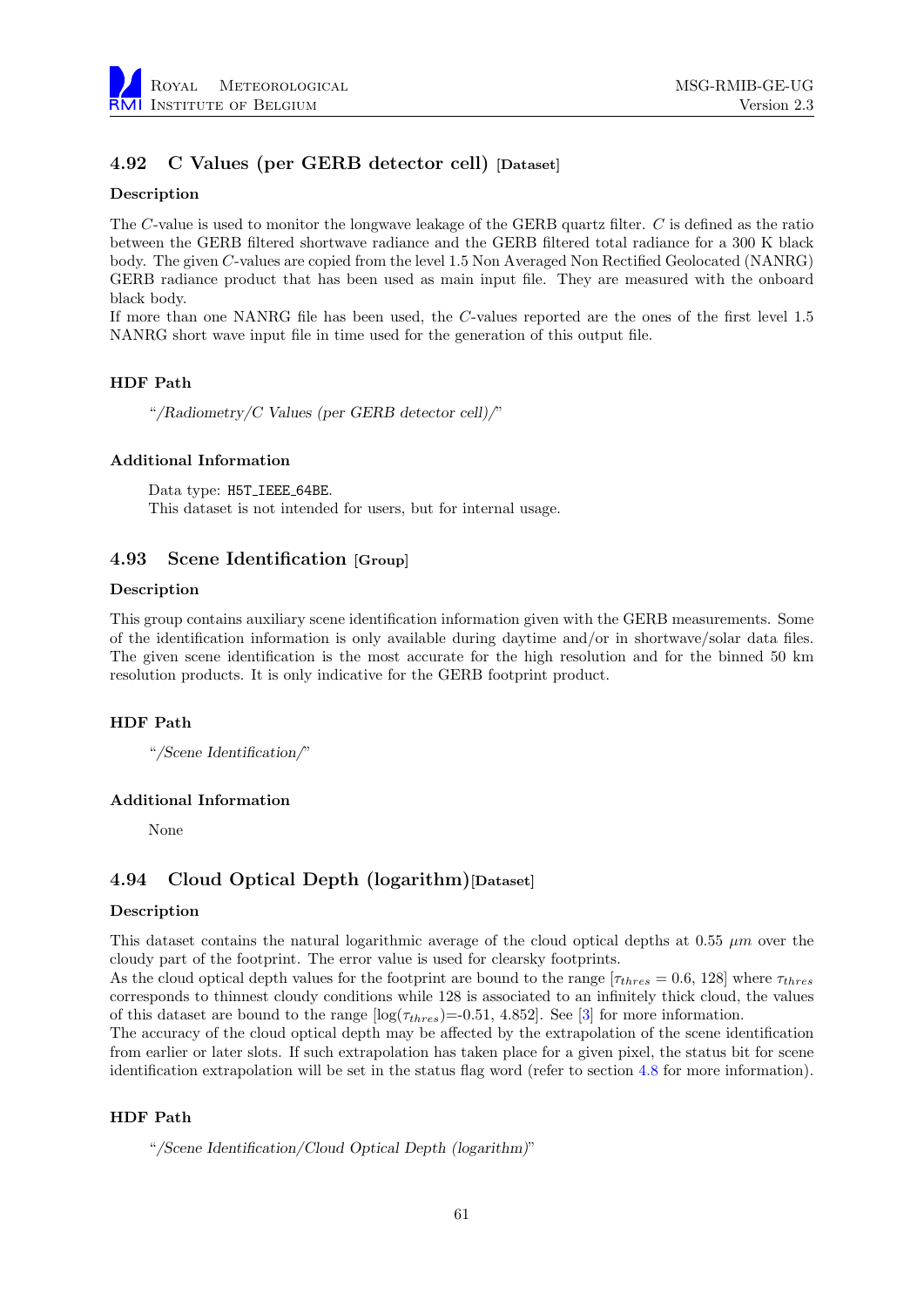## 4.92 C Values (per GERB detector cell) [Dataset]

### Description

The $C$-value is used to monitor the longwave leakage of the GERB quartz filter. $C$ is defined as the ratio between the GERB filtered shortwave radiance and the GERB filtered total radiance for a 300 K black body. The given $C$-values are copied from the level 1.5 Non Averaged Non Rectified Geolocated (NANRG) GERB radiance product that has been used as main input file. They are measured with the onboard black body.
If more than one NANRG file has been used, the $C$-values reported are the ones of the first level 1.5 NANRG short wave input file in time used for the generation of this output file.

### HDF Path

"*/Radiometry/C Values (per GERB detector cell)/*"

### Additional Information

Data type: `H5T_IEEE_64BE`.
This dataset is not intended for users, but for internal usage.

## 4.93 Scene Identification [Group]

### Description

This group contains auxiliary scene identification information given with the GERB measurements. Some of the identification information is only available during daytime and/or in shortwave/solar data files. The given scene identification is the most accurate for the high resolution and for the binned 50 km resolution products. It is only indicative for the GERB footprint product.

### HDF Path

"*/Scene Identification/*"

### Additional Information

None

## 4.94 Cloud Optical Depth (logarithm)[Dataset]

### Description

This dataset contains the natural logarithmic average of the cloud optical depths at 0.55 $\mu m$ over the cloudy part of the footprint. The error value is used for clearsky footprints.
As the cloud optical depth values for the footprint are bound to the range [$\tau_{thres} = 0.6$, 128] where $\tau_{thres}$ corresponds to thinnest cloudy conditions while 128 is associated to an infinitely thick cloud, the values of this dataset are bound to the range [$\log(\tau_{thres})$=-0.51, 4.852]. See [3] for more information.
The accuracy of the cloud optical depth may be affected by the extrapolation of the scene identification from earlier or later slots. If such extrapolation has taken place for a given pixel, the status bit for scene identification extrapolation will be set in the status flag word (refer to section 4.8 for more information).

### HDF Path

"*/Scene Identification/Cloud Optical Depth (logarithm)*"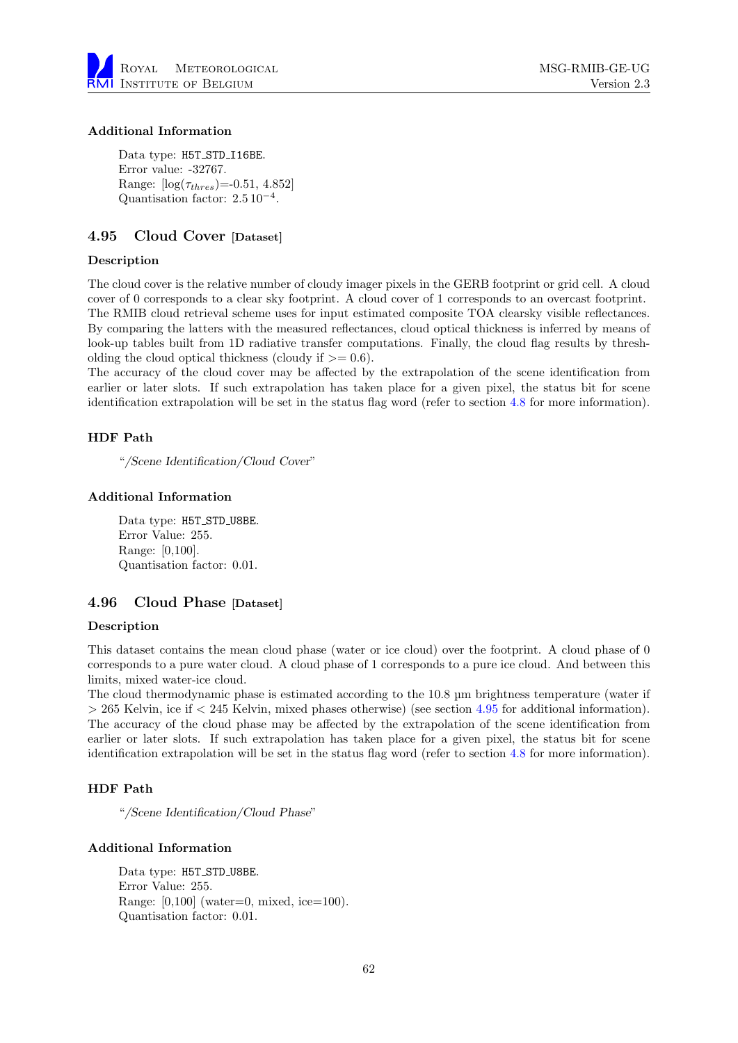**Additional Information**

Data type: H5T_STD_I16BE.
Error value: -32767.
Range: [$\log(\tau_{thres})$=-0.51, 4.852]
Quantisation factor: $2.5\,10^{-4}$.

## 4.95 Cloud Cover [Dataset]

**Description**

The cloud cover is the relative number of cloudy imager pixels in the GERB footprint or grid cell. A cloud cover of 0 corresponds to a clear sky footprint. A cloud cover of 1 corresponds to an overcast footprint. The RMIB cloud retrieval scheme uses for input estimated composite TOA clearsky visible reflectances. By comparing the latters with the measured reflectances, cloud optical thickness is inferred by means of look-up tables built from 1D radiative transfer computations. Finally, the cloud flag results by thresholding the cloud optical thickness (cloudy if $>= 0.6$).
The accuracy of the cloud cover may be affected by the extrapolation of the scene identification from earlier or later slots. If such extrapolation has taken place for a given pixel, the status bit for scene identification extrapolation will be set in the status flag word (refer to section 4.8 for more information).

**HDF Path**

"*/Scene Identification/Cloud Cover*"

**Additional Information**

Data type: H5T_STD_U8BE.
Error Value: 255.
Range: [0,100].
Quantisation factor: 0.01.

## 4.96 Cloud Phase [Dataset]

**Description**

This dataset contains the mean cloud phase (water or ice cloud) over the footprint. A cloud phase of 0 corresponds to a pure water cloud. A cloud phase of 1 corresponds to a pure ice cloud. And between this limits, mixed water-ice cloud.
The cloud thermodynamic phase is estimated according to the 10.8 µm brightness temperature (water if $> 265$ Kelvin, ice if $< 245$ Kelvin, mixed phases otherwise) (see section 4.95 for additional information).
The accuracy of the cloud phase may be affected by the extrapolation of the scene identification from earlier or later slots. If such extrapolation has taken place for a given pixel, the status bit for scene identification extrapolation will be set in the status flag word (refer to section 4.8 for more information).

**HDF Path**

"*/Scene Identification/Cloud Phase*"

**Additional Information**

Data type: H5T_STD_U8BE.
Error Value: 255.
Range: [0,100] (water=0, mixed, ice=100).
Quantisation factor: 0.01.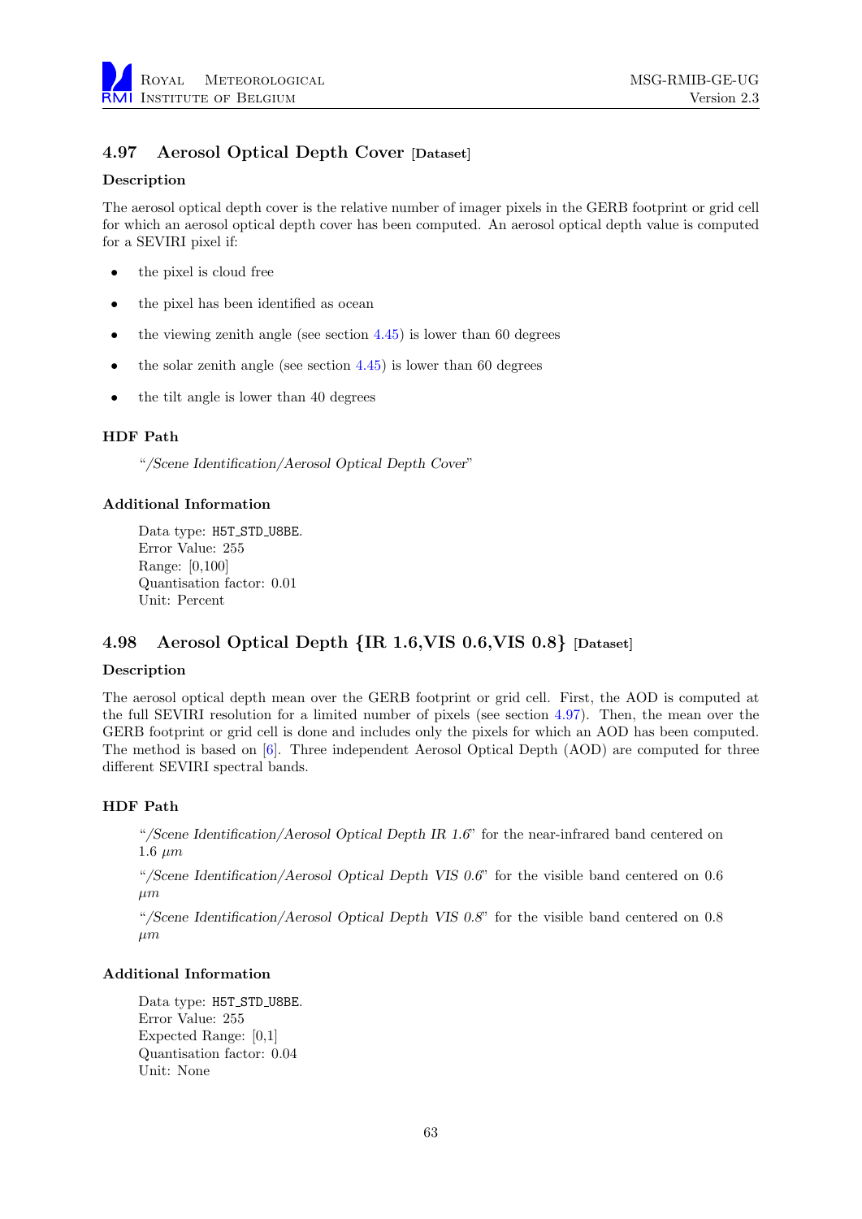## 4.97 Aerosol Optical Depth Cover [Dataset]

### Description

The aerosol optical depth cover is the relative number of imager pixels in the GERB footprint or grid cell for which an aerosol optical depth cover has been computed. An aerosol optical depth value is computed for a SEVIRI pixel if:

- the pixel is cloud free
- the pixel has been identified as ocean
- the viewing zenith angle (see section 4.45) is lower than 60 degrees
- the solar zenith angle (see section 4.45) is lower than 60 degrees
- the tilt angle is lower than 40 degrees

### HDF Path

"*/Scene Identification/Aerosol Optical Depth Cover*"

### Additional Information

Data type: `H5T_STD_U8BE`.
Error Value: 255
Range: [0,100]
Quantisation factor: 0.01
Unit: Percent

## 4.98 Aerosol Optical Depth {IR 1.6,VIS 0.6,VIS 0.8} [Dataset]

### Description

The aerosol optical depth mean over the GERB footprint or grid cell. First, the AOD is computed at the full SEVIRI resolution for a limited number of pixels (see section 4.97). Then, the mean over the GERB footprint or grid cell is done and includes only the pixels for which an AOD has been computed. The method is based on [6]. Three independent Aerosol Optical Depth (AOD) are computed for three different SEVIRI spectral bands.

### HDF Path

"*/Scene Identification/Aerosol Optical Depth IR 1.6*" for the near-infrared band centered on 1.6 $\mu m$

"*/Scene Identification/Aerosol Optical Depth VIS 0.6*" for the visible band centered on 0.6 $\mu m$

"*/Scene Identification/Aerosol Optical Depth VIS 0.8*" for the visible band centered on 0.8 $\mu m$

### Additional Information

Data type: `H5T_STD_U8BE`.
Error Value: 255
Expected Range: [0,1]
Quantisation factor: 0.04
Unit: None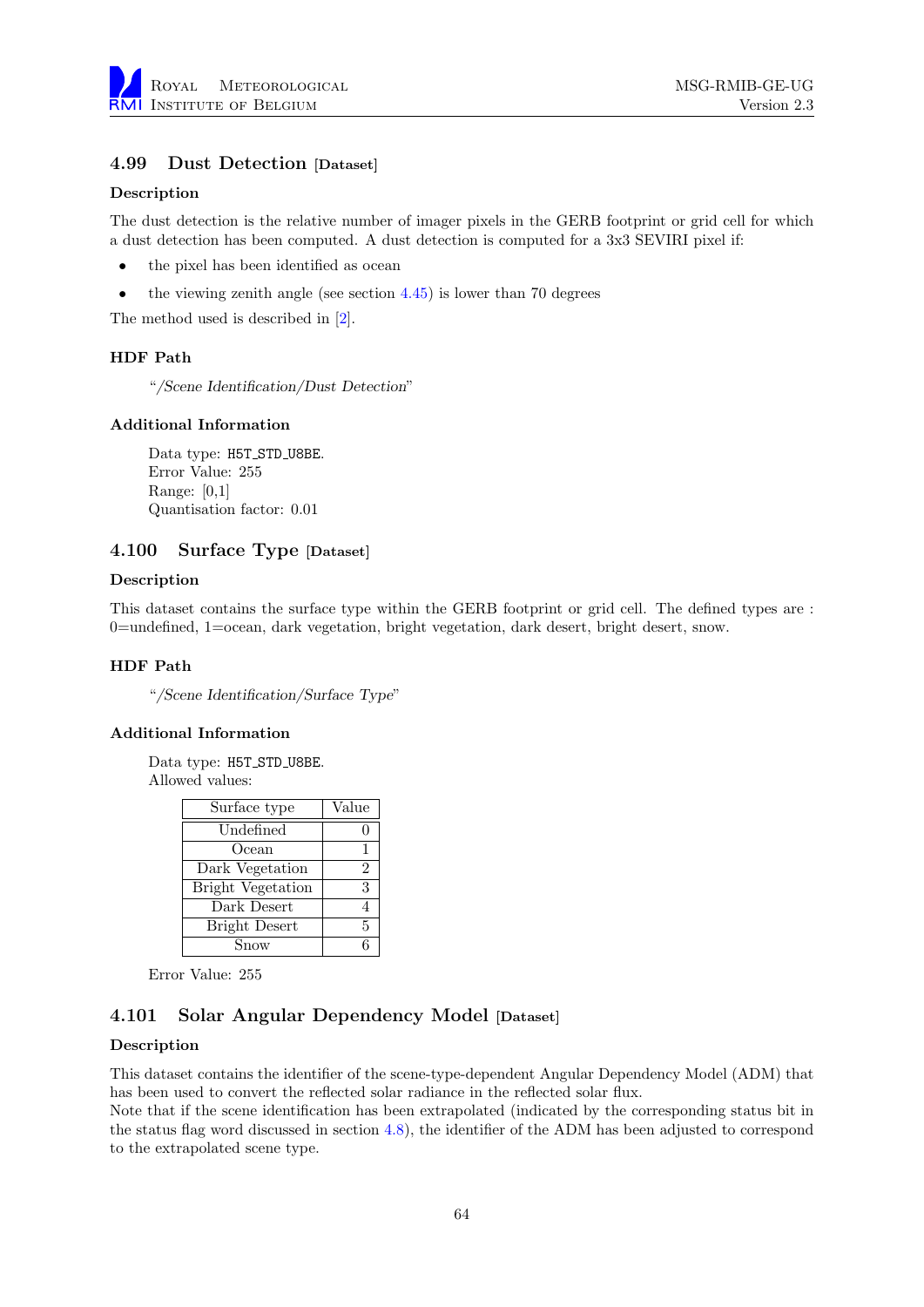## 4.99 Dust Detection [Dataset]

### Description

The dust detection is the relative number of imager pixels in the GERB footprint or grid cell for which a dust detection has been computed. A dust detection is computed for a 3x3 SEVIRI pixel if:

- the pixel has been identified as ocean
- the viewing zenith angle (see section 4.45) is lower than 70 degrees

The method used is described in [2].

### HDF Path

"*/Scene Identification/Dust Detection*"

### Additional Information

Data type: `H5T_STD_U8BE`.
Error Value: 255
Range: [0,1]
Quantisation factor: 0.01

## 4.100 Surface Type [Dataset]

### Description

This dataset contains the surface type within the GERB footprint or grid cell. The defined types are : 0=undefined, 1=ocean, dark vegetation, bright vegetation, dark desert, bright desert, snow.

### HDF Path

"*/Scene Identification/Surface Type*"

### Additional Information

Data type: `H5T_STD_U8BE`.
Allowed values:

| Surface type | Value |
|---|---|
| Undefined | 0 |
| Ocean | 1 |
| Dark Vegetation | 2 |
| Bright Vegetation | 3 |
| Dark Desert | 4 |
| Bright Desert | 5 |
| Snow | 6 |

Error Value: 255

## 4.101 Solar Angular Dependency Model [Dataset]

### Description

This dataset contains the identifier of the scene-type-dependent Angular Dependency Model (ADM) that has been used to convert the reflected solar radiance in the reflected solar flux.
Note that if the scene identification has been extrapolated (indicated by the corresponding status bit in the status flag word discussed in section 4.8), the identifier of the ADM has been adjusted to correspond to the extrapolated scene type.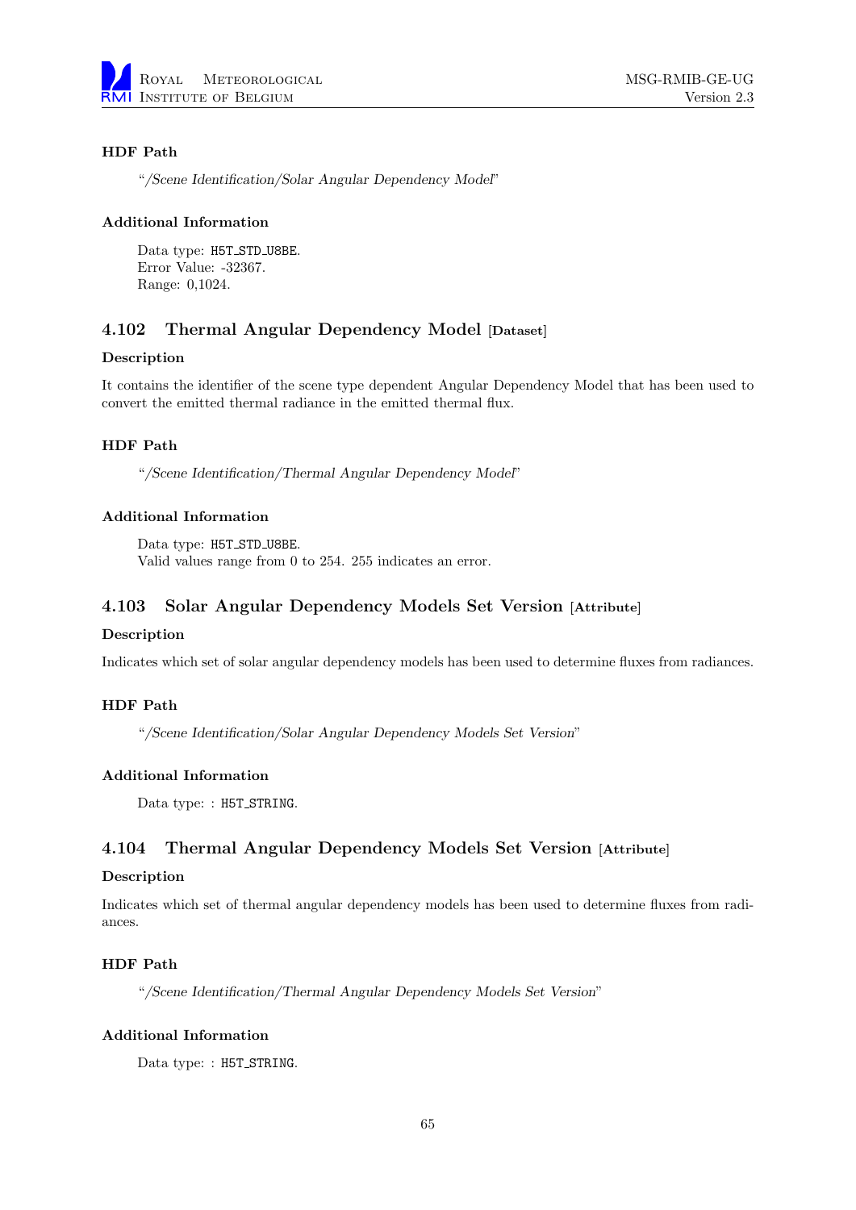#### HDF Path

"*/Scene Identification/Solar Angular Dependency Model*"

#### Additional Information

Data type: `H5T_STD_U8BE`.
Error Value: -32367.
Range: 0,1024.

### 4.102 Thermal Angular Dependency Model [Dataset]

#### Description

It contains the identifier of the scene type dependent Angular Dependency Model that has been used to convert the emitted thermal radiance in the emitted thermal flux.

#### HDF Path

"*/Scene Identification/Thermal Angular Dependency Model*"

#### Additional Information

Data type: `H5T_STD_U8BE`.
Valid values range from 0 to 254. 255 indicates an error.

### 4.103 Solar Angular Dependency Models Set Version [Attribute]

#### Description

Indicates which set of solar angular dependency models has been used to determine fluxes from radiances.

#### HDF Path

"*/Scene Identification/Solar Angular Dependency Models Set Version*"

#### Additional Information

Data type: : `H5T_STRING`.

### 4.104 Thermal Angular Dependency Models Set Version [Attribute]

#### Description

Indicates which set of thermal angular dependency models has been used to determine fluxes from radiances.

#### HDF Path

"*/Scene Identification/Thermal Angular Dependency Models Set Version*"

#### Additional Information

Data type: : `H5T_STRING`.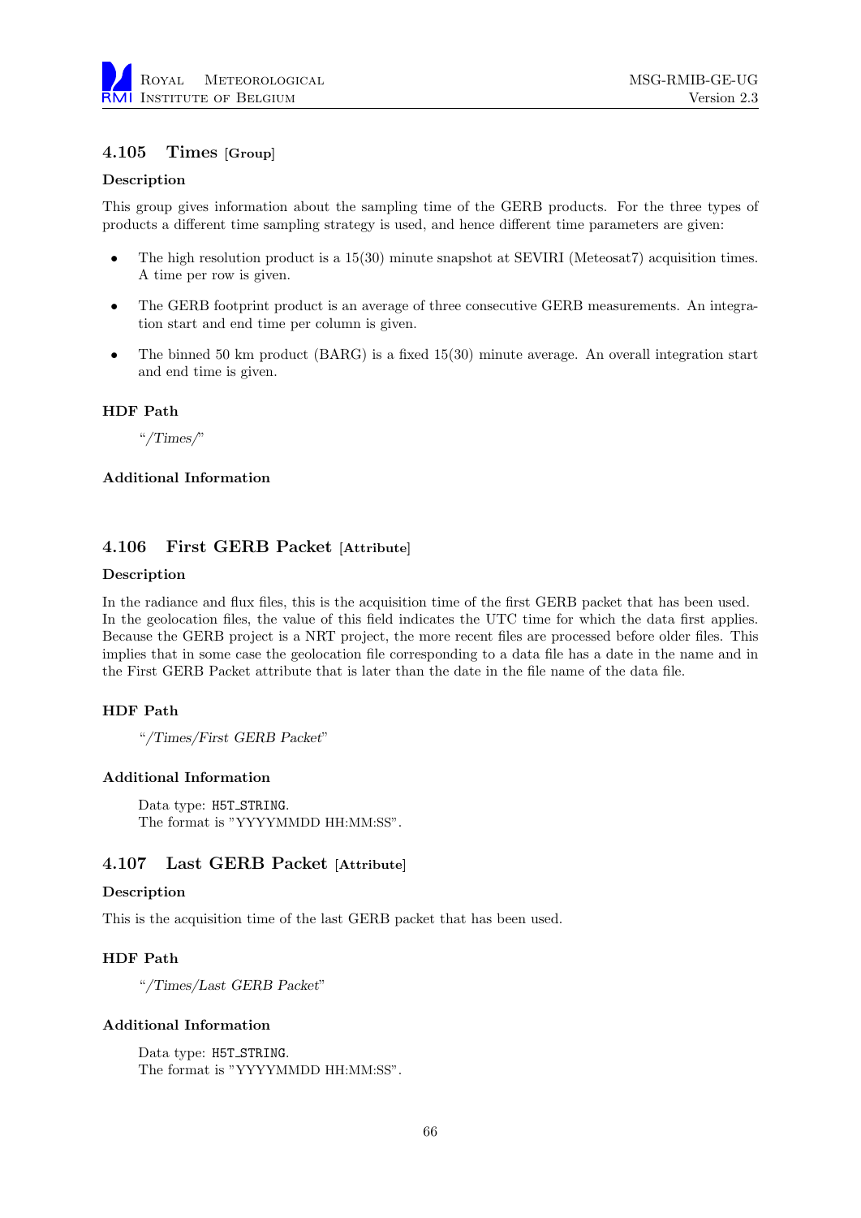## 4.105 Times [Group]

#### Description

This group gives information about the sampling time of the GERB products. For the three types of products a different time sampling strategy is used, and hence different time parameters are given:

- The high resolution product is a 15(30) minute snapshot at SEVIRI (Meteosat7) acquisition times. A time per row is given.
- The GERB footprint product is an average of three consecutive GERB measurements. An integration start and end time per column is given.
- The binned 50 km product (BARG) is a fixed 15(30) minute average. An overall integration start and end time is given.

#### HDF Path

"*/Times/*"

#### Additional Information

## 4.106 First GERB Packet [Attribute]

#### Description

In the radiance and flux files, this is the acquisition time of the first GERB packet that has been used. In the geolocation files, the value of this field indicates the UTC time for which the data first applies. Because the GERB project is a NRT project, the more recent files are processed before older files. This implies that in some case the geolocation file corresponding to a data file has a date in the name and in the First GERB Packet attribute that is later than the date in the file name of the data file.

#### HDF Path

"*/Times/First GERB Packet*"

#### Additional Information

Data type: `H5T_STRING`.
The format is "YYYYMMDD HH:MM:SS".

## 4.107 Last GERB Packet [Attribute]

#### Description

This is the acquisition time of the last GERB packet that has been used.

#### HDF Path

"*/Times/Last GERB Packet*"

#### Additional Information

Data type: `H5T_STRING`.
The format is "YYYYMMDD HH:MM:SS".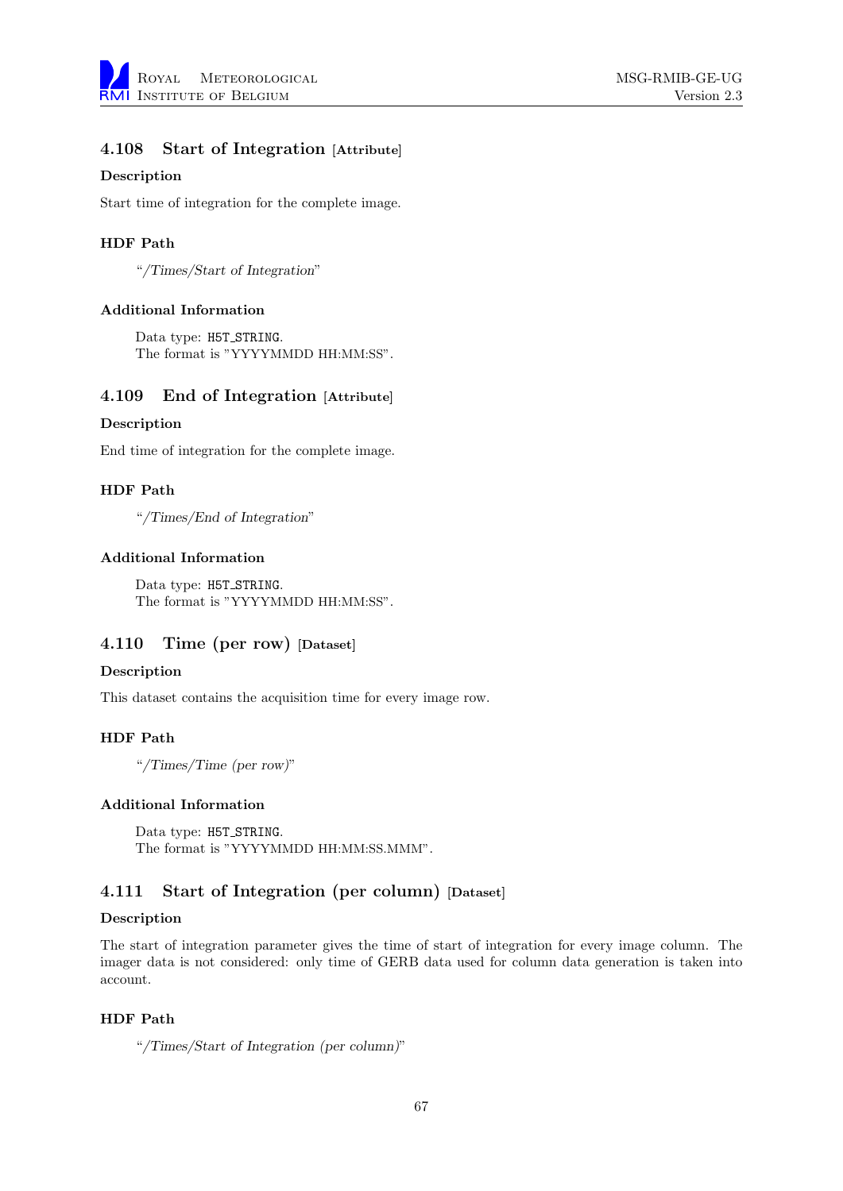## 4.108 Start of Integration [Attribute]

**Description**

Start time of integration for the complete image.

**HDF Path**

> "*/Times/Start of Integration*"

**Additional Information**

> Data type: `H5T_STRING`.
> The format is "YYYYMMDD HH:MM:SS".

## 4.109 End of Integration [Attribute]

**Description**

End time of integration for the complete image.

**HDF Path**

> "*/Times/End of Integration*"

**Additional Information**

> Data type: `H5T_STRING`.
> The format is "YYYYMMDD HH:MM:SS".

## 4.110 Time (per row) [Dataset]

**Description**

This dataset contains the acquisition time for every image row.

**HDF Path**

> "*/Times/Time (per row)*"

**Additional Information**

> Data type: `H5T_STRING`.
> The format is "YYYYMMDD HH:MM:SS.MMM".

## 4.111 Start of Integration (per column) [Dataset]

**Description**

The start of integration parameter gives the time of start of integration for every image column. The imager data is not considered: only time of GERB data used for column data generation is taken into account.

**HDF Path**

> "*/Times/Start of Integration (per column)*"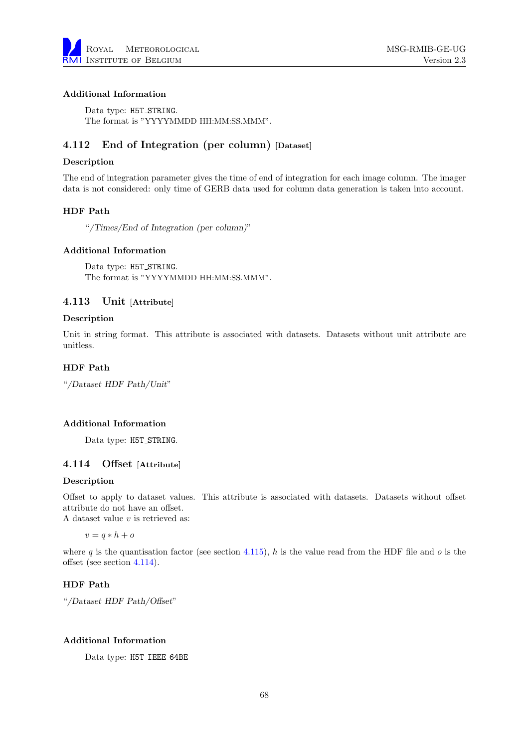#### Additional Information

Data type: H5T_STRING.
The format is "YYYYMMDD HH:MM:SS.MMM".

### 4.112 End of Integration (per column) [Dataset]

#### Description

The end of integration parameter gives the time of end of integration for each image column. The imager data is not considered: only time of GERB data used for column data generation is taken into account.

#### HDF Path

"*/Times/End of Integration (per column)*"

#### Additional Information

Data type: H5T_STRING.
The format is "YYYYMMDD HH:MM:SS.MMM".

### 4.113 Unit [Attribute]

#### Description

Unit in string format. This attribute is associated with datasets. Datasets without unit attribute are unitless.

#### HDF Path

"*/Dataset HDF Path/Unit*"

#### Additional Information

Data type: H5T_STRING.

### 4.114 Offset [Attribute]

#### Description

Offset to apply to dataset values. This attribute is associated with datasets. Datasets without offset attribute do not have an offset.
A dataset value $v$ is retrieved as:

$$v = q * h + o$$

where $q$ is the quantisation factor (see section 4.115), $h$ is the value read from the HDF file and $o$ is the offset (see section 4.114).

#### HDF Path

"*/Dataset HDF Path/Offset*"

#### Additional Information

Data type: H5T_IEEE_64BE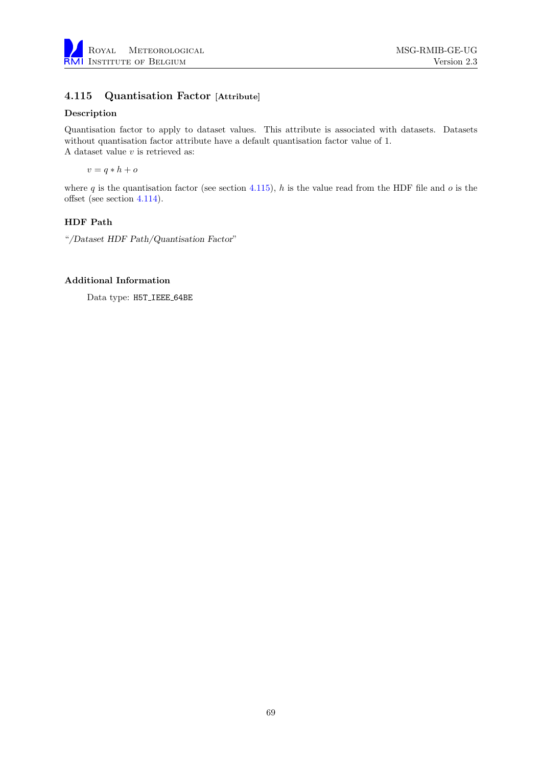### 4.115 Quantisation Factor [Attribute]

#### Description

Quantisation factor to apply to dataset values. This attribute is associated with datasets. Datasets without quantisation factor attribute have a default quantisation factor value of 1.
A dataset value $v$ is retrieved as:

$$v = q * h + o$$

where $q$ is the quantisation factor (see section 4.115), $h$ is the value read from the HDF file and $o$ is the offset (see section 4.114).

#### HDF Path

"*/Dataset HDF Path/Quantisation Factor*"

#### Additional Information

Data type: `H5T_IEEE_64BE`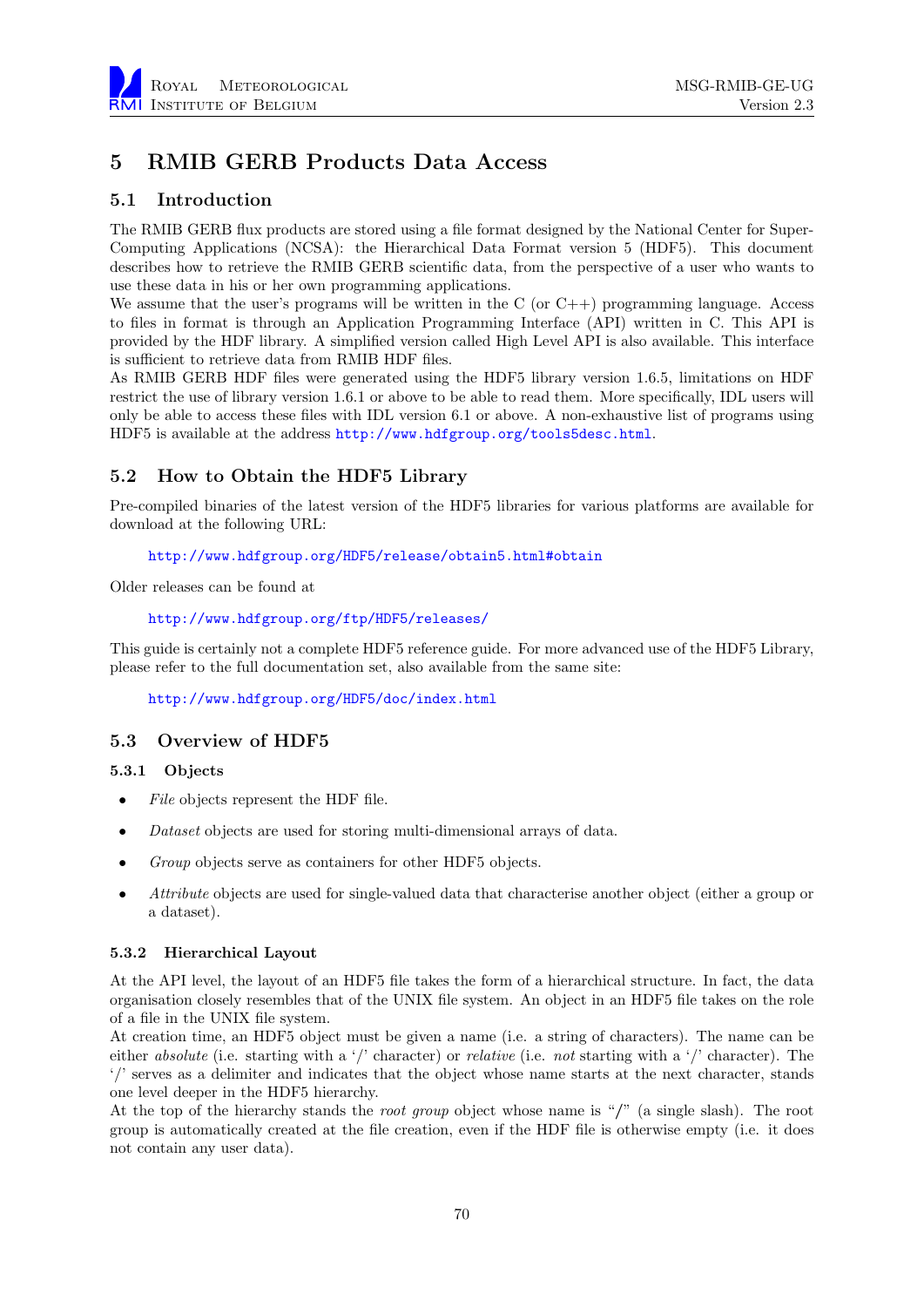# 5 RMIB GERB Products Data Access

## 5.1 Introduction

The RMIB GERB flux products are stored using a file format designed by the National Center for Super-Computing Applications (NCSA): the Hierarchical Data Format version 5 (HDF5). This document describes how to retrieve the RMIB GERB scientific data, from the perspective of a user who wants to use these data in his or her own programming applications.

We assume that the user's programs will be written in the C (or C++) programming language. Access to files in format is through an Application Programming Interface (API) written in C. This API is provided by the HDF library. A simplified version called High Level API is also available. This interface is sufficient to retrieve data from RMIB HDF files.

As RMIB GERB HDF files were generated using the HDF5 library version 1.6.5, limitations on HDF restrict the use of library version 1.6.1 or above to be able to read them. More specifically, IDL users will only be able to access these files with IDL version 6.1 or above. A non-exhaustive list of programs using HDF5 is available at the address http://www.hdfgroup.org/tools5desc.html.

## 5.2 How to Obtain the HDF5 Library

Pre-compiled binaries of the latest version of the HDF5 libraries for various platforms are available for download at the following URL:

http://www.hdfgroup.org/HDF5/release/obtain5.html#obtain

Older releases can be found at

http://www.hdfgroup.org/ftp/HDF5/releases/

This guide is certainly not a complete HDF5 reference guide. For more advanced use of the HDF5 Library, please refer to the full documentation set, also available from the same site:

http://www.hdfgroup.org/HDF5/doc/index.html

## 5.3 Overview of HDF5

### 5.3.1 Objects

- *File* objects represent the HDF file.
- *Dataset* objects are used for storing multi-dimensional arrays of data.
- *Group* objects serve as containers for other HDF5 objects.
- *Attribute* objects are used for single-valued data that characterise another object (either a group or a dataset).

### 5.3.2 Hierarchical Layout

At the API level, the layout of an HDF5 file takes the form of a hierarchical structure. In fact, the data organisation closely resembles that of the UNIX file system. An object in an HDF5 file takes on the role of a file in the UNIX file system.

At creation time, an HDF5 object must be given a name (i.e. a string of characters). The name can be either *absolute* (i.e. starting with a '/' character) or *relative* (i.e. *not* starting with a '/' character). The '/' serves as a delimiter and indicates that the object whose name starts at the next character, stands one level deeper in the HDF5 hierarchy.

At the top of the hierarchy stands the *root group* object whose name is "/" (a single slash). The root group is automatically created at the file creation, even if the HDF file is otherwise empty (i.e. it does not contain any user data).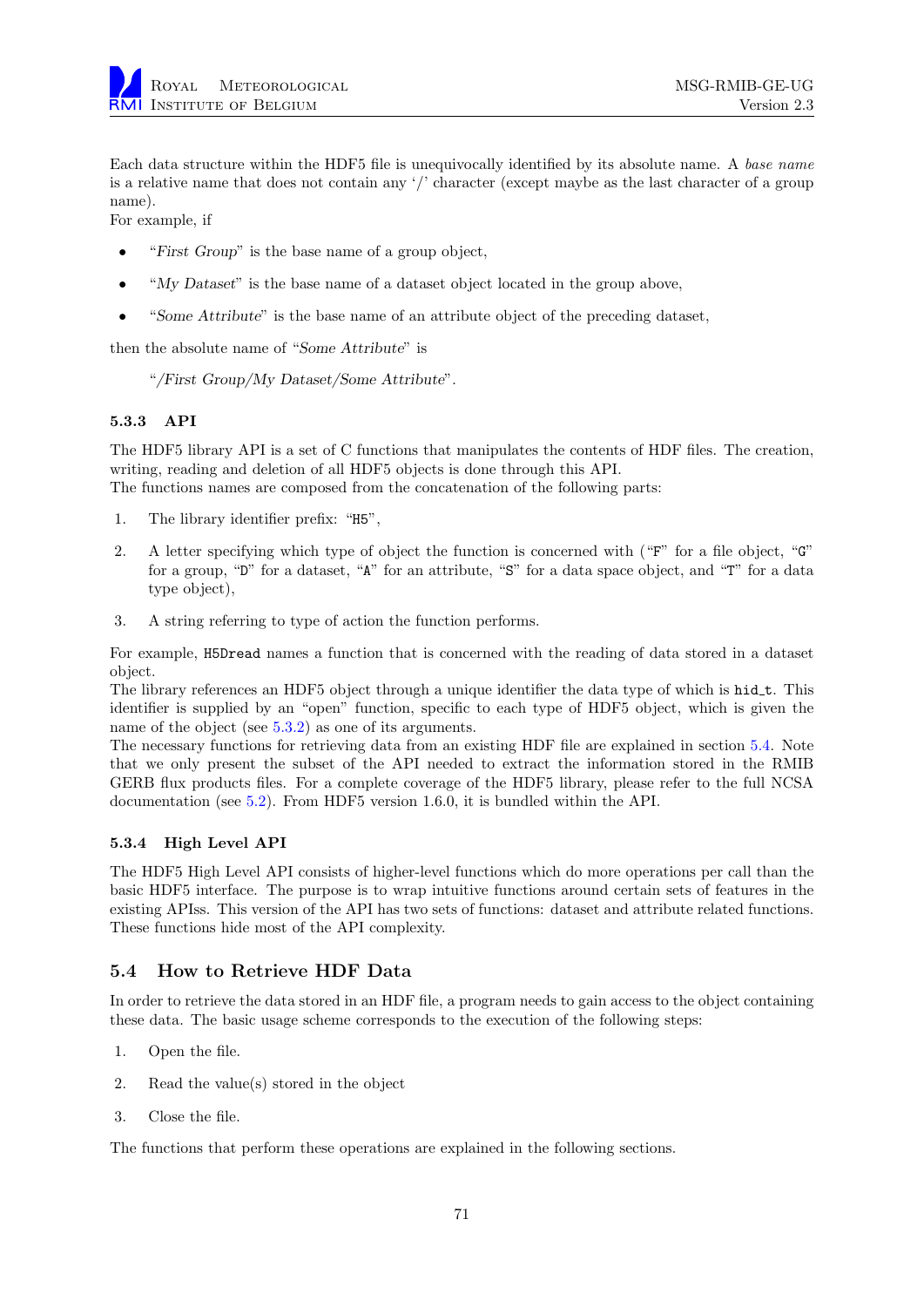Each data structure within the HDF5 file is unequivocally identified by its absolute name. A *base name* is a relative name that does not contain any '/' character (except maybe as the last character of a group name).
For example, if

- "*First Group*" is the base name of a group object,
- "*My Dataset*" is the base name of a dataset object located in the group above,
- "*Some Attribute*" is the base name of an attribute object of the preceding dataset,

then the absolute name of "*Some Attribute*" is

> "*/First Group/My Dataset/Some Attribute*".

### 5.3.3 API

The HDF5 library API is a set of C functions that manipulates the contents of HDF files. The creation, writing, reading and deletion of all HDF5 objects is done through this API.
The functions names are composed from the concatenation of the following parts:

1. The library identifier prefix: "`H5`",
2. A letter specifying which type of object the function is concerned with ("`F`" for a file object, "`G`" for a group, "`D`" for a dataset, "`A`" for an attribute, "`S`" for a data space object, and "`T`" for a data type object),
3. A string referring to type of action the function performs.

For example, `H5Dread` names a function that is concerned with the reading of data stored in a dataset object.
The library references an HDF5 object through a unique identifier the data type of which is `hid_t`. This identifier is supplied by an "open" function, specific to each type of HDF5 object, which is given the name of the object (see 5.3.2) as one of its arguments.
The necessary functions for retrieving data from an existing HDF file are explained in section 5.4. Note that we only present the subset of the API needed to extract the information stored in the RMIB GERB flux products files. For a complete coverage of the HDF5 library, please refer to the full NCSA documentation (see 5.2). From HDF5 version 1.6.0, it is bundled within the API.

### 5.3.4 High Level API

The HDF5 High Level API consists of higher-level functions which do more operations per call than the basic HDF5 interface. The purpose is to wrap intuitive functions around certain sets of features in the existing APIss. This version of the API has two sets of functions: dataset and attribute related functions. These functions hide most of the API complexity.

## 5.4 How to Retrieve HDF Data

In order to retrieve the data stored in an HDF file, a program needs to gain access to the object containing these data. The basic usage scheme corresponds to the execution of the following steps:

1. Open the file.
2. Read the value(s) stored in the object
3. Close the file.

The functions that perform these operations are explained in the following sections.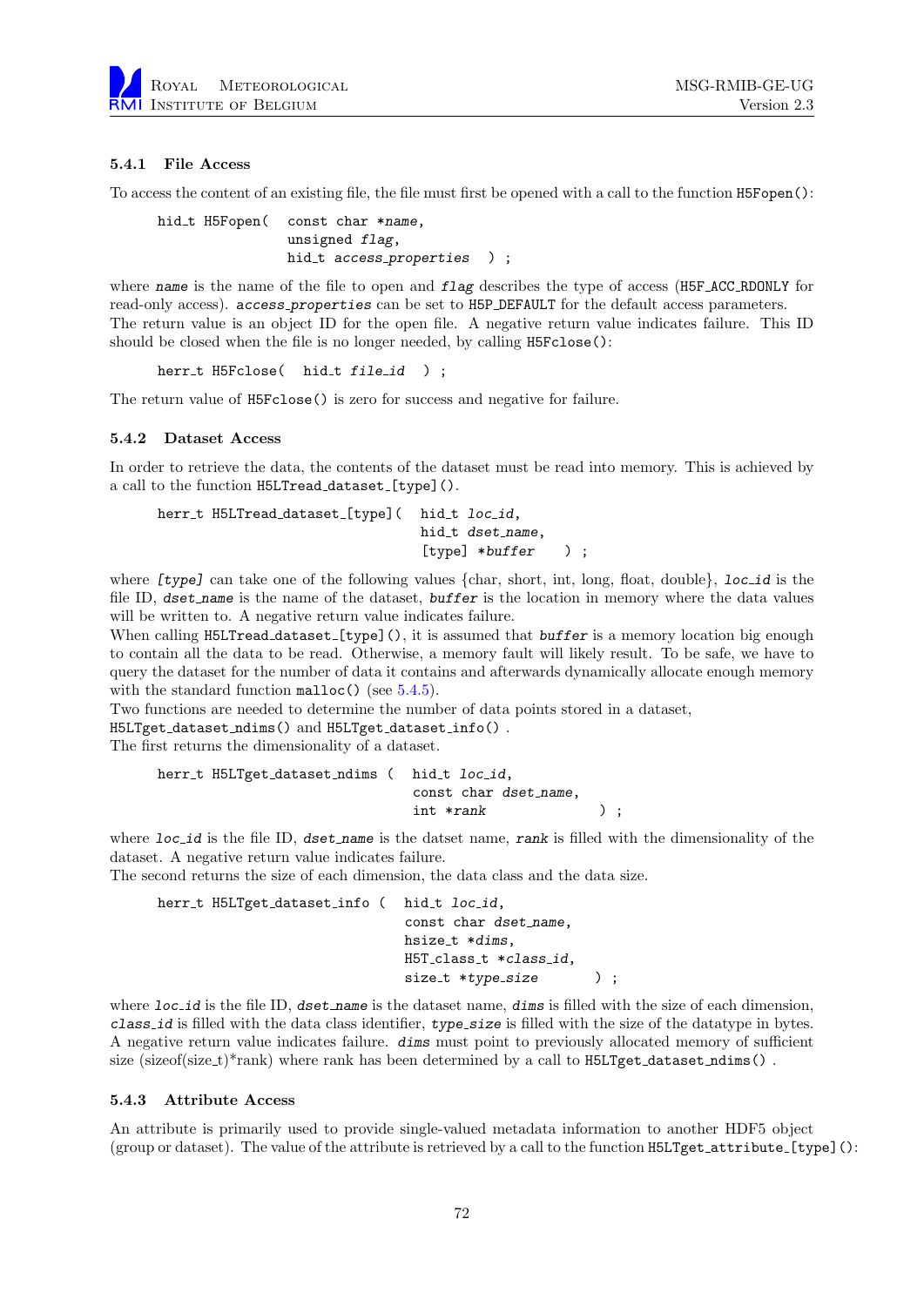### 5.4.1 File Access

To access the content of an existing file, the file must first be opened with a call to the function `H5Fopen()`:

```
hid_t H5Fopen(  const char *name,
                unsigned flag,
                hid_t access_properties  ) ;
```

where *name* is the name of the file to open and *flag* describes the type of access (`H5F_ACC_RDONLY` for read-only access). *access_properties* can be set to `H5P_DEFAULT` for the default access parameters. The return value is an object ID for the open file. A negative return value indicates failure. This ID should be closed when the file is no longer needed, by calling `H5Fclose()`:

```
herr_t H5Fclose(  hid_t file_id  ) ;
```

The return value of `H5Fclose()` is zero for success and negative for failure.

### 5.4.2 Dataset Access

In order to retrieve the data, the contents of the dataset must be read into memory. This is achieved by a call to the function `H5LTread_dataset_[type]()`.

```
herr_t H5LTread_dataset_[type](  hid_t loc_id,
                                 hid_t dset_name,
                                 [type] *buffer   ) ;
```

where *[type]* can take one of the following values {char, short, int, long, float, double}, *loc_id* is the file ID, *dset_name* is the name of the dataset, *buffer* is the location in memory where the data values will be written to. A negative return value indicates failure.
When calling `H5LTread_dataset_[type]()`, it is assumed that *buffer* is a memory location big enough to contain all the data to be read. Otherwise, a memory fault will likely result. To be safe, we have to query the dataset for the number of data it contains and afterwards dynamically allocate enough memory with the standard function `malloc()` (see 5.4.5).
Two functions are needed to determine the number of data points stored in a dataset, `H5LTget_dataset_ndims()` and `H5LTget_dataset_info()` .
The first returns the dimensionality of a dataset.

```
herr_t H5LTget_dataset_ndims (  hid_t loc_id,
                                const char dset_name,
                                int *rank             ) ;
```

where *loc_id* is the file ID, *dset_name* is the datset name, *rank* is filled with the dimensionality of the dataset. A negative return value indicates failure.
The second returns the size of each dimension, the data class and the data size.

```
herr_t H5LTget_dataset_info (  hid_t loc_id,
                               const char dset_name,
                               hsize_t *dims,
                               H5T_class_t *class_id,
                               size_t *type_size      ) ;
```

where *loc_id* is the file ID, *dset_name* is the dataset name, *dims* is filled with the size of each dimension, *class_id* is filled with the data class identifier, *type_size* is filled with the size of the datatype in bytes. A negative return value indicates failure. *dims* must point to previously allocated memory of sufficient size (sizeof(size_t)*rank) where rank has been determined by a call to `H5LTget_dataset_ndims()` .

### 5.4.3 Attribute Access

An attribute is primarily used to provide single-valued metadata information to another HDF5 object (group or dataset). The value of the attribute is retrieved by a call to the function `H5LTget_attribute_[type]()`: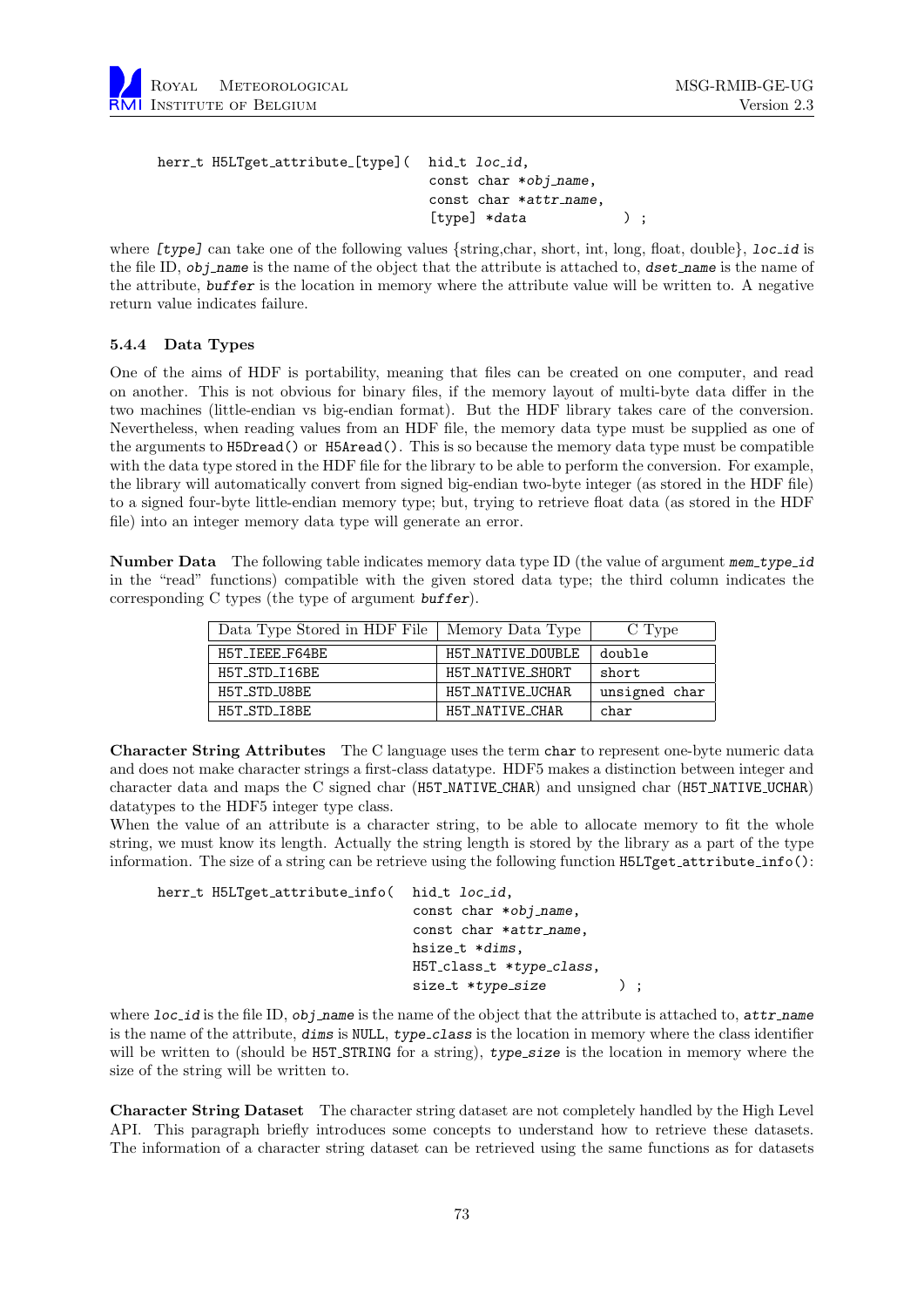```
herr_t H5LTget_attribute_[type]( hid_t loc_id,
                                 const char *obj_name,
                                 const char *attr_name,
                                 [type] *data          ) ;
```

where *[type]* can take one of the following values {string,char, short, int, long, float, double}, *loc_id* is the file ID, *obj_name* is the name of the object that the attribute is attached to, *dset_name* is the name of the attribute, *buffer* is the location in memory where the attribute value will be written to. A negative return value indicates failure.

#### 5.4.4 Data Types

One of the aims of HDF is portability, meaning that files can be created on one computer, and read on another. This is not obvious for binary files, if the memory layout of multi-byte data differ in the two machines (little-endian vs big-endian format). But the HDF library takes care of the conversion. Nevertheless, when reading values from an HDF file, the memory data type must be supplied as one of the arguments to `H5Dread()` or `H5Aread()`. This is so because the memory data type must be compatible with the data type stored in the HDF file for the library to be able to perform the conversion. For example, the library will automatically convert from signed big-endian two-byte integer (as stored in the HDF file) to a signed four-byte little-endian memory type; but, trying to retrieve float data (as stored in the HDF file) into an integer memory data type will generate an error.

**Number Data** The following table indicates memory data type ID (the value of argument *mem_type_id* in the "read" functions) compatible with the given stored data type; the third column indicates the corresponding C types (the type of argument *buffer*).

| Data Type Stored in HDF File | Memory Data Type | C Type |
|---|---|---|
| H5T_IEEE_F64BE | H5T_NATIVE_DOUBLE | double |
| H5T_STD_I16BE | H5T_NATIVE_SHORT | short |
| H5T_STD_U8BE | H5T_NATIVE_UCHAR | unsigned char |
| H5T_STD_I8BE | H5T_NATIVE_CHAR | char |

**Character String Attributes** The C language uses the term `char` to represent one-byte numeric data and does not make character strings a first-class datatype. HDF5 makes a distinction between integer and character data and maps the C signed char (`H5T_NATIVE_CHAR`) and unsigned char (`H5T_NATIVE_UCHAR`) datatypes to the HDF5 integer type class.

When the value of an attribute is a character string, to be able to allocate memory to fit the whole string, we must know its length. Actually the string length is stored by the library as a part of the type information. The size of a string can be retrieve using the following function `H5LTget_attribute_info()`:

```
herr_t H5LTget_attribute_info( hid_t loc_id,
                               const char *obj_name,
                               const char *attr_name,
                               hsize_t *dims,
                               H5T_class_t *type_class,
                               size_t *type_size       ) ;
```

where *loc_id* is the file ID, *obj_name* is the name of the object that the attribute is attached to, *attr_name* is the name of the attribute, *dims* is `NULL`, *type_class* is the location in memory where the class identifier will be written to (should be `H5T_STRING` for a string), *type_size* is the location in memory where the size of the string will be written to.

**Character String Dataset** The character string dataset are not completely handled by the High Level API. This paragraph briefly introduces some concepts to understand how to retrieve these datasets. The information of a character string dataset can be retrieved using the same functions as for datasets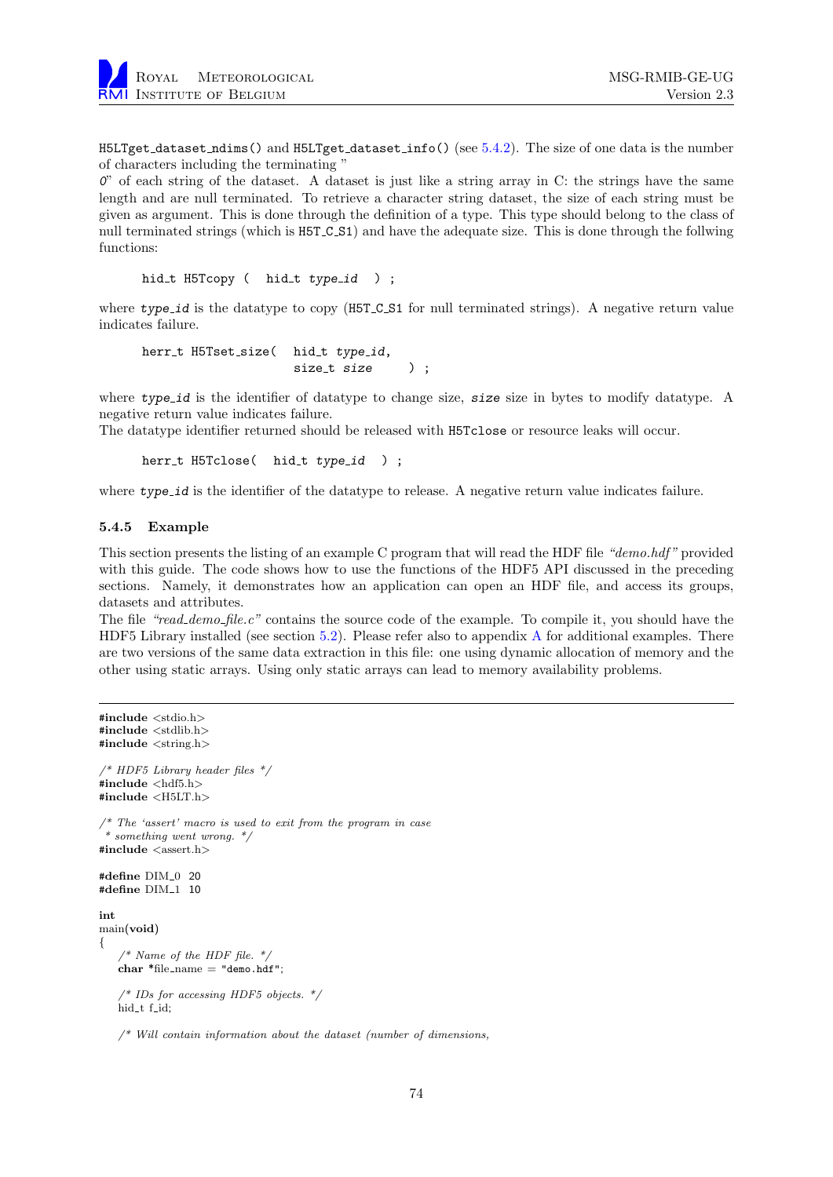`H5LTget_dataset_ndims()` and `H5LTget_dataset_info()` (see 5.4.2). The size of one data is the number of characters including the terminating "
*0*" of each string of the dataset. A dataset is just like a string array in C: the strings have the same length and are null terminated. To retrieve a character string dataset, the size of each string must be given as argument. This is done through the definition of a type. This type should belong to the class of null terminated strings (which is `H5T_C_S1`) and have the adequate size. This is done through the follwing functions:

```
hid_t H5Tcopy (  hid_t type_id  ) ;
```

where *type_id* is the datatype to copy (`H5T_C_S1` for null terminated strings). A negative return value indicates failure.

```
herr_t H5Tset_size(  hid_t type_id,
                     size_t size     ) ;
```

where *type_id* is the identifier of datatype to change size, *size* size in bytes to modify datatype. A negative return value indicates failure.
The datatype identifier returned should be released with `H5Tclose` or resource leaks will occur.

```
herr_t H5Tclose(  hid_t type_id  ) ;
```

where *type_id* is the identifier of the datatype to release. A negative return value indicates failure.

### 5.4.5 Example

This section presents the listing of an example C program that will read the HDF file *"demo.hdf"* provided with this guide. The code shows how to use the functions of the HDF5 API discussed in the preceding sections. Namely, it demonstrates how an application can open an HDF file, and access its groups, datasets and attributes.
The file *"read_demo_file.c"* contains the source code of the example. To compile it, you should have the HDF5 Library installed (see section 5.2). Please refer also to appendix A for additional examples. There are two versions of the same data extraction in this file: one using dynamic allocation of memory and the other using static arrays. Using only static arrays can lead to memory availability problems.

```c
#include <stdio.h>
#include <stdlib.h>
#include <string.h>

/* HDF5 Library header files */
#include <hdf5.h>
#include <H5LT.h>

/* The 'assert' macro is used to exit from the program in case
 * something went wrong. */
#include <assert.h>

#define DIM_0  20
#define DIM_1  10

int
main(void)
{
    /* Name of the HDF file. */
    char *file_name = "demo.hdf";

    /* IDs for accessing HDF5 objects. */
    hid_t f_id;

    /* Will contain information about the dataset (number of dimensions,
```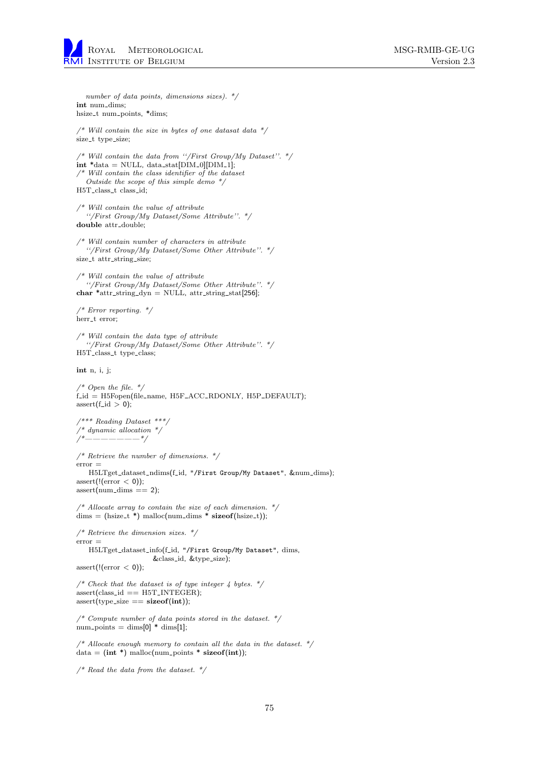```c
   number of data points, dimensions sizes). */
int num_dims;
hsize_t num_points, *dims;

/* Will contain the size in bytes of one datasat data */
size_t type_size;

/* Will contain the data from ''/First Group/My Dataset''. */
int *data = NULL, data_stat[DIM_0][DIM_1];
/* Will contain the class identifier of the dataset
   Outside the scope of this simple demo */
H5T_class_t class_id;

/* Will contain the value of attribute
   ''/First Group/My Dataset/Some Attribute''. */
double attr_double;

/* Will contain number of characters in attribute
   ''/First Group/My Dataset/Some Other Attribute''. */
size_t attr_string_size;

/* Will contain the value of attribute
   ''/First Group/My Dataset/Some Other Attribute''. */
char *attr_string_dyn = NULL, attr_string_stat[256];

/* Error reporting. */
herr_t error;

/* Will contain the data type of attribute
   ''/First Group/My Dataset/Some Other Attribute''. */
H5T_class_t type_class;

int n, i, j;

/* Open the file. */
f_id = H5Fopen(file_name, H5F_ACC_RDONLY, H5P_DEFAULT);
assert(f_id > 0);

/*** Reading Dataset ***/
/* dynamic allocation */
/*----------------------*/

/* Retrieve the number of dimensions. */
error =
    H5LTget_dataset_ndims(f_id, "/First Group/My Dataset", &num_dims);
assert(!(error < 0));
assert(num_dims == 2);

/* Allocate array to contain the size of each dimension. */
dims = (hsize_t *) malloc(num_dims * sizeof(hsize_t));

/* Retrieve the dimension sizes. */
error =
    H5LTget_dataset_info(f_id, "/First Group/My Dataset", dims,
                         &class_id, &type_size);
assert(!(error < 0));

/* Check that the dataset is of type integer 4 bytes. */
assert(class_id == H5T_INTEGER);
assert(type_size == sizeof(int));

/* Compute number of data points stored in the dataset. */
num_points = dims[0] * dims[1];

/* Allocate enough memory to contain all the data in the dataset. */
data = (int *) malloc(num_points * sizeof(int));

/* Read the data from the dataset. */
```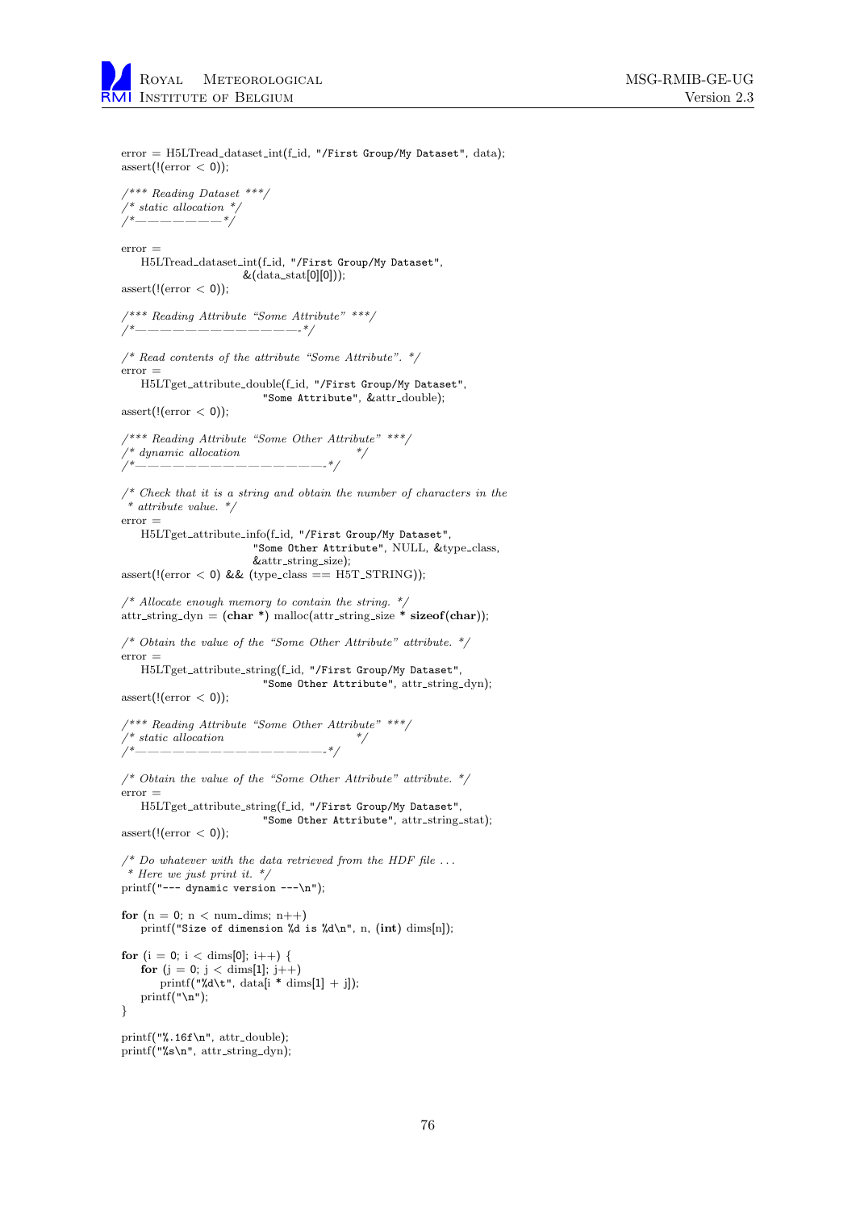```c
error = H5LTread_dataset_int(f_id, "/First Group/My Dataset", data);
assert(!(error < 0));

/*** Reading Dataset ***/
/* static allocation */
/*-----------------*/

error =
    H5LTread_dataset_int(f_id, "/First Group/My Dataset",
                         &(data_stat[0][0]));
assert(!(error < 0));

/*** Reading Attribute "Some Attribute" ***/
/*-------------------------------------*/

/* Read contents of the attribute "Some Attribute". */
error =
    H5LTget_attribute_double(f_id, "/First Group/My Dataset",
                             "Some Attribute", &attr_double);
assert(!(error < 0));

/*** Reading Attribute "Some Other Attribute" ***/
/* dynamic allocation                          */
/*-------------------------------------------*/

/* Check that it is a string and obtain the number of characters in the
 * attribute value. */
error =
    H5LTget_attribute_info(f_id, "/First Group/My Dataset",
                           "Some Other Attribute", NULL, &type_class,
                           &attr_string_size);
assert(!(error < 0) && (type_class == H5T_STRING));

/* Allocate enough memory to contain the string. */
attr_string_dyn = (char *) malloc(attr_string_size * sizeof(char));

/* Obtain the value of the "Some Other Attribute" attribute. */
error =
    H5LTget_attribute_string(f_id, "/First Group/My Dataset",
                             "Some Other Attribute", attr_string_dyn);
assert(!(error < 0));

/*** Reading Attribute "Some Other Attribute" ***/
/* static allocation                           */
/*-------------------------------------------*/

/* Obtain the value of the "Some Other Attribute" attribute. */
error =
    H5LTget_attribute_string(f_id, "/First Group/My Dataset",
                             "Some Other Attribute", attr_string_stat);
assert(!(error < 0));

/* Do whatever with the data retrieved from the HDF file ...
 * Here we just print it. */
printf("--- dynamic version ---\n");

for (n = 0; n < num_dims; n++)
    printf("Size of dimension %d is %d\n", n, (int) dims[n]);

for (i = 0; i < dims[0]; i++) {
    for (j = 0; j < dims[1]; j++)
        printf("%d\t", data[i * dims[1] + j]);
    printf("\n");
}

printf("%.16f\n", attr_double);
printf("%s\n", attr_string_dyn);
```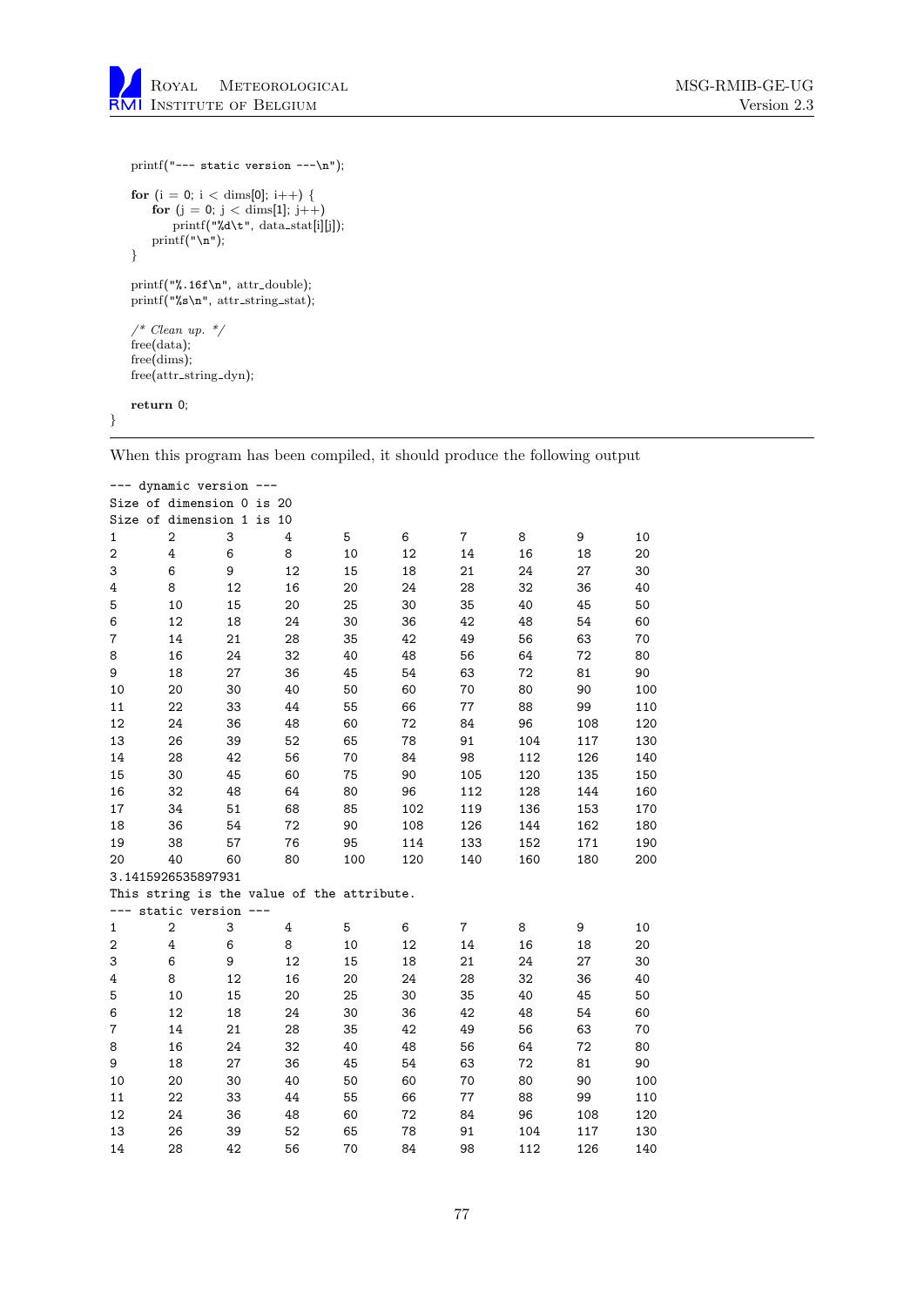```
    printf("--- static version ---\n");

    for (i = 0; i < dims[0]; i++) {
        for (j = 0; j < dims[1]; j++)
            printf("%d\t", data_stat[i][j]);
        printf("\n");
    }

    printf("%.16f\n", attr_double);
    printf("%s\n", attr_string_stat);

    /* Clean up. */
    free(data);
    free(dims);
    free(attr_string_dyn);

    return 0;
}
```

When this program has been compiled, it should produce the following output

```
--- dynamic version ---
Size of dimension 0 is 20
Size of dimension 1 is 10
1       2       3       4       5       6       7       8       9       10
2       4       6       8       10      12      14      16      18      20
3       6       9       12      15      18      21      24      27      30
4       8       12      16      20      24      28      32      36      40
5       10      15      20      25      30      35      40      45      50
6       12      18      24      30      36      42      48      54      60
7       14      21      28      35      42      49      56      63      70
8       16      24      32      40      48      56      64      72      80
9       18      27      36      45      54      63      72      81      90
10      20      30      40      50      60      70      80      90      100
11      22      33      44      55      66      77      88      99      110
12      24      36      48      60      72      84      96      108     120
13      26      39      52      65      78      91      104     117     130
14      28      42      56      70      84      98      112     126     140
15      30      45      60      75      90      105     120     135     150
16      32      48      64      80      96      112     128     144     160
17      34      51      68      85      102     119     136     153     170
18      36      54      72      90      108     126     144     162     180
19      38      57      76      95      114     133     152     171     190
20      40      60      80      100     120     140     160     180     200
3.1415926535897931
This string is the value of the attribute.
--- static version ---
1       2       3       4       5       6       7       8       9       10
2       4       6       8       10      12      14      16      18      20
3       6       9       12      15      18      21      24      27      30
4       8       12      16      20      24      28      32      36      40
5       10      15      20      25      30      35      40      45      50
6       12      18      24      30      36      42      48      54      60
7       14      21      28      35      42      49      56      63      70
8       16      24      32      40      48      56      64      72      80
9       18      27      36      45      54      63      72      81      90
10      20      30      40      50      60      70      80      90      100
11      22      33      44      55      66      77      88      99      110
12      24      36      48      60      72      84      96      108     120
13      26      39      52      65      78      91      104     117     130
14      28      42      56      70      84      98      112     126     140
```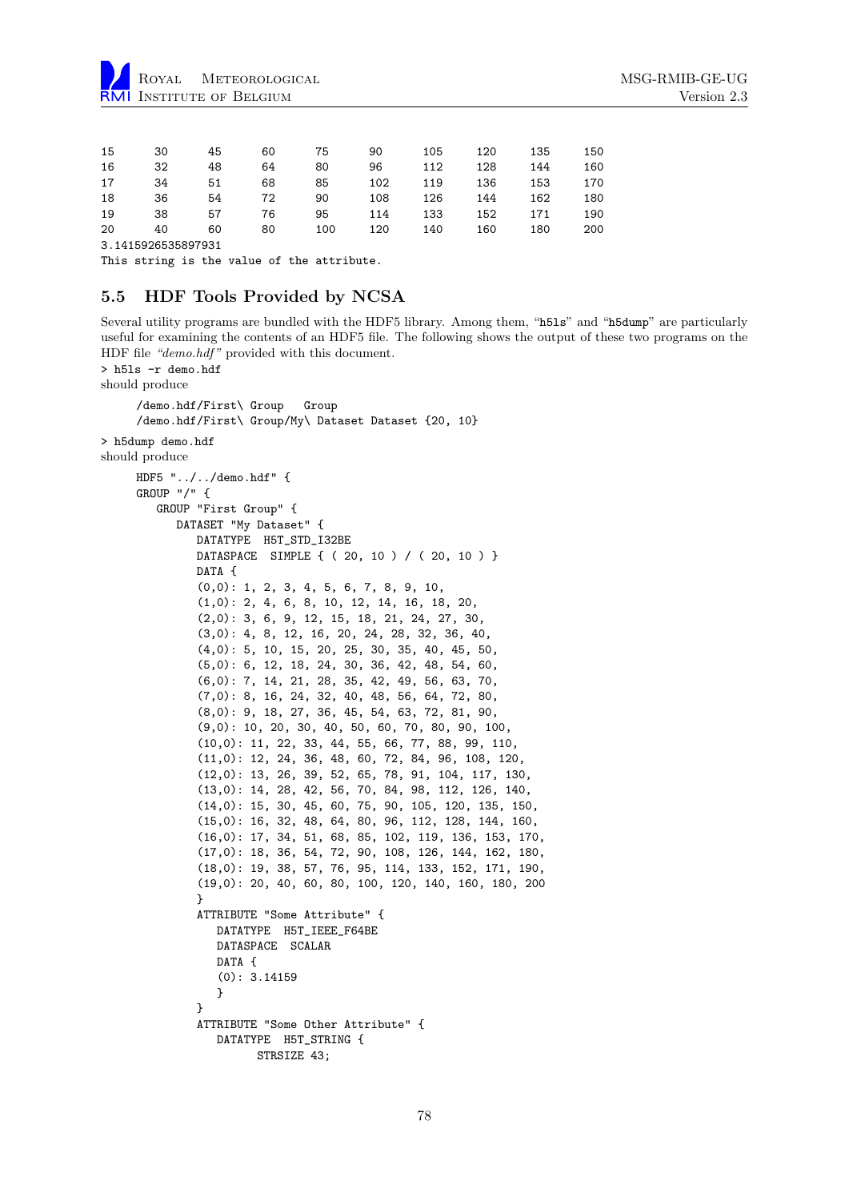```
15      30      45      60      75      90      105     120     135     150
16      32      48      64      80      96      112     128     144     160
17      34      51      68      85      102     119     136     153     170
18      36      54      72      90      108     126     144     162     180
19      38      57      76      95      114     133     152     171     190
20      40      60      80      100     120     140     160     180     200
3.1415926535897931
This string is the value of the attribute.
```

### 5.5 HDF Tools Provided by NCSA

Several utility programs are bundled with the HDF5 library. Among them, "h5ls" and "h5dump" are particularly useful for examining the contents of an HDF5 file. The following shows the output of these two programs on the HDF file *"demo.hdf"* provided with this document.

```
> h5ls -r demo.hdf
```

should produce

```
/demo.hdf/First\ Group   Group
/demo.hdf/First\ Group/My\ Dataset Dataset {20, 10}
```

```
> h5dump demo.hdf
```

should produce

```
HDF5 "../../demo.hdf" {
GROUP "/" {
   GROUP "First Group" {
      DATASET "My Dataset" {
         DATATYPE  H5T_STD_I32BE
         DATASPACE  SIMPLE { ( 20, 10 ) / ( 20, 10 ) }
         DATA {
         (0,0): 1, 2, 3, 4, 5, 6, 7, 8, 9, 10,
         (1,0): 2, 4, 6, 8, 10, 12, 14, 16, 18, 20,
         (2,0): 3, 6, 9, 12, 15, 18, 21, 24, 27, 30,
         (3,0): 4, 8, 12, 16, 20, 24, 28, 32, 36, 40,
         (4,0): 5, 10, 15, 20, 25, 30, 35, 40, 45, 50,
         (5,0): 6, 12, 18, 24, 30, 36, 42, 48, 54, 60,
         (6,0): 7, 14, 21, 28, 35, 42, 49, 56, 63, 70,
         (7,0): 8, 16, 24, 32, 40, 48, 56, 64, 72, 80,
         (8,0): 9, 18, 27, 36, 45, 54, 63, 72, 81, 90,
         (9,0): 10, 20, 30, 40, 50, 60, 70, 80, 90, 100,
         (10,0): 11, 22, 33, 44, 55, 66, 77, 88, 99, 110,
         (11,0): 12, 24, 36, 48, 60, 72, 84, 96, 108, 120,
         (12,0): 13, 26, 39, 52, 65, 78, 91, 104, 117, 130,
         (13,0): 14, 28, 42, 56, 70, 84, 98, 112, 126, 140,
         (14,0): 15, 30, 45, 60, 75, 90, 105, 120, 135, 150,
         (15,0): 16, 32, 48, 64, 80, 96, 112, 128, 144, 160,
         (16,0): 17, 34, 51, 68, 85, 102, 119, 136, 153, 170,
         (17,0): 18, 36, 54, 72, 90, 108, 126, 144, 162, 180,
         (18,0): 19, 38, 57, 76, 95, 114, 133, 152, 171, 190,
         (19,0): 20, 40, 60, 80, 100, 120, 140, 160, 180, 200
         }
         ATTRIBUTE "Some Attribute" {
            DATATYPE  H5T_IEEE_F64BE
            DATASPACE  SCALAR
            DATA {
            (0): 3.14159
            }
         }
         ATTRIBUTE "Some Other Attribute" {
            DATATYPE  H5T_STRING {
                  STRSIZE 43;
```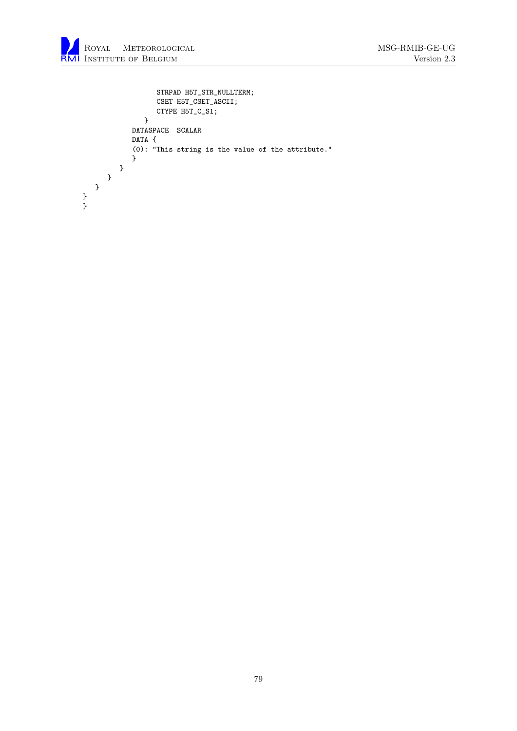```
                  STRPAD H5T_STR_NULLTERM;
                  CSET H5T_CSET_ASCII;
                  CTYPE H5T_C_S1;
               }
            DATASPACE  SCALAR
            DATA {
            (0): "This string is the value of the attribute."
            }
         }
      }
   }
}
}
```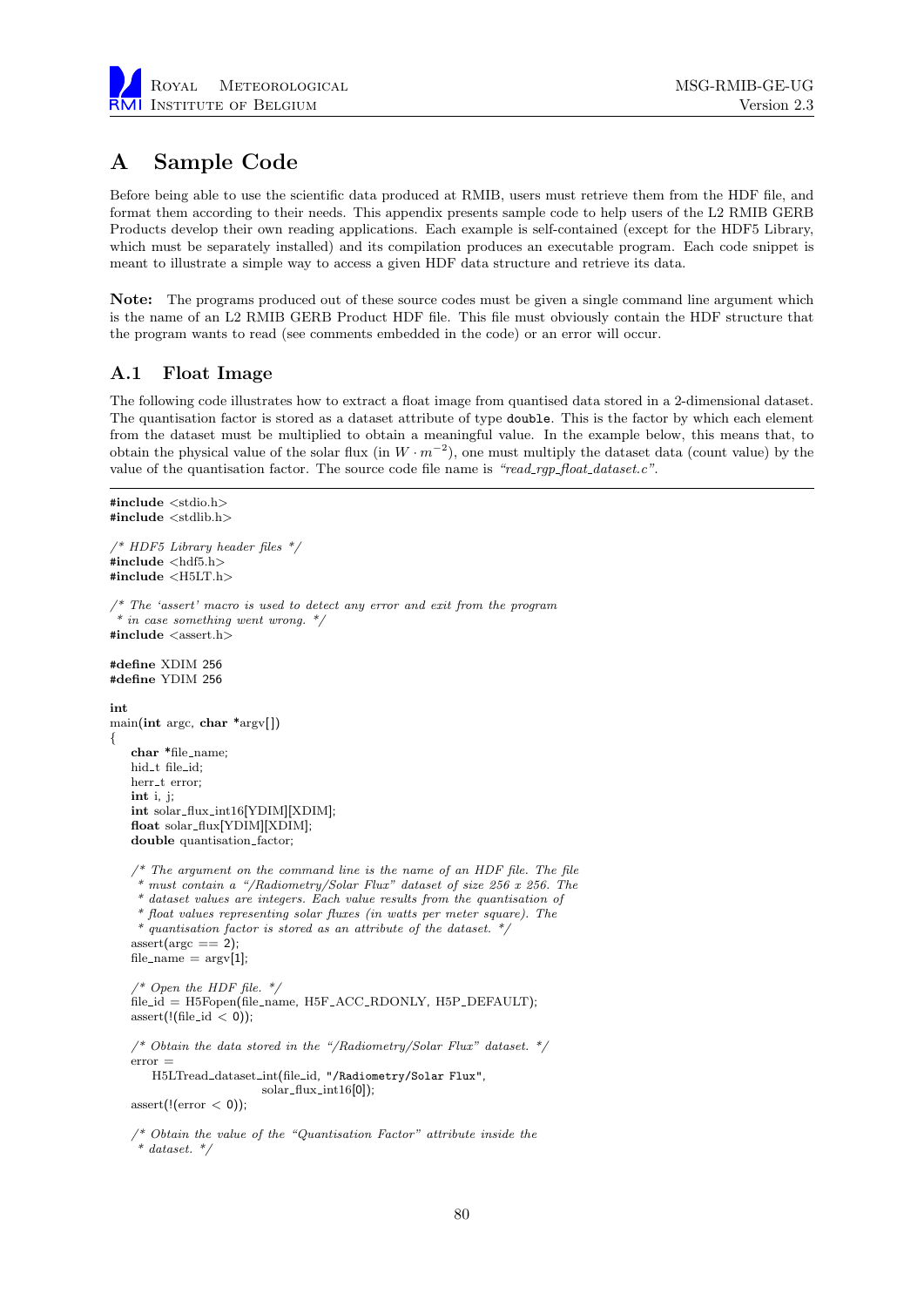# A Sample Code

Before being able to use the scientific data produced at RMIB, users must retrieve them from the HDF file, and format them according to their needs. This appendix presents sample code to help users of the L2 RMIB GERB Products develop their own reading applications. Each example is self-contained (except for the HDF5 Library, which must be separately installed) and its compilation produces an executable program. Each code snippet is meant to illustrate a simple way to access a given HDF data structure and retrieve its data.

**Note:** The programs produced out of these source codes must be given a single command line argument which is the name of an L2 RMIB GERB Product HDF file. This file must obviously contain the HDF structure that the program wants to read (see comments embedded in the code) or an error will occur.

## A.1 Float Image

The following code illustrates how to extract a float image from quantised data stored in a 2-dimensional dataset. The quantisation factor is stored as a dataset attribute of type `double`. This is the factor by which each element from the dataset must be multiplied to obtain a meaningful value. In the example below, this means that, to obtain the physical value of the solar flux (in $W \cdot m^{-2}$), one must multiply the dataset data (count value) by the value of the quantisation factor. The source code file name is *"read_rgp_float_dataset.c"*.

```
#include <stdio.h>
#include <stdlib.h>

/* HDF5 Library header files */
#include <hdf5.h>
#include <H5LT.h>

/* The 'assert' macro is used to detect any error and exit from the program
 * in case something went wrong. */
#include <assert.h>

#define XDIM 256
#define YDIM 256

int
main(int argc, char *argv[])
{
    char *file_name;
    hid_t file_id;
    herr_t error;
    int i, j;
    int solar_flux_int16[YDIM][XDIM];
    float solar_flux[YDIM][XDIM];
    double quantisation_factor;

    /* The argument on the command line is the name of an HDF file. The file
     * must contain a "/Radiometry/Solar Flux" dataset of size 256 x 256. The
     * dataset values are integers. Each value results from the quantisation of
     * float values representing solar fluxes (in watts per meter square). The
     * quantisation factor is stored as an attribute of the dataset. */
    assert(argc == 2);
    file_name = argv[1];

    /* Open the HDF file. */
    file_id = H5Fopen(file_name, H5F_ACC_RDONLY, H5P_DEFAULT);
    assert(!(file_id < 0));

    /* Obtain the data stored in the "/Radiometry/Solar Flux" dataset. */
    error =
        H5LTread_dataset_int(file_id, "/Radiometry/Solar Flux",
                             solar_flux_int16[0]);
    assert(!(error < 0));

    /* Obtain the value of the "Quantisation Factor" attribute inside the
     * dataset. */
```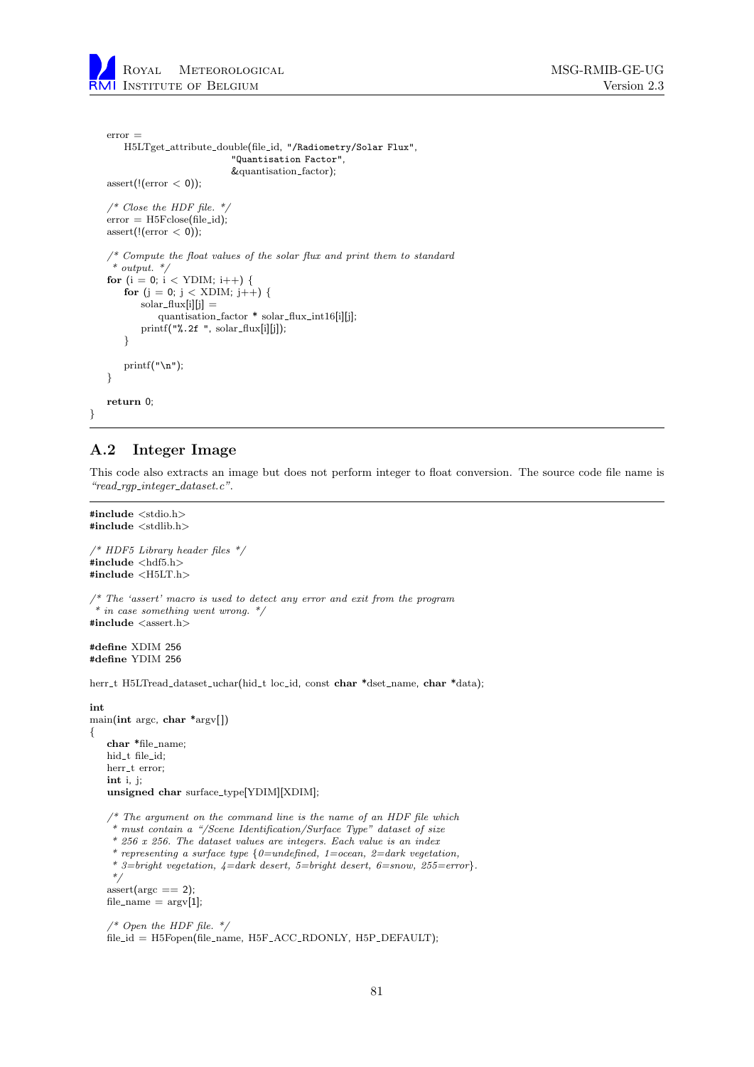```
    error =
        H5LTget_attribute_double(file_id, "/Radiometry/Solar Flux",
                                 "Quantisation Factor",
                                 &quantisation_factor);
    assert(!(error < 0));

    /* Close the HDF file. */
    error = H5Fclose(file_id);
    assert(!(error < 0));

    /* Compute the float values of the solar flux and print them to standard
     * output. */
    for (i = 0; i < YDIM; i++) {
        for (j = 0; j < XDIM; j++) {
            solar_flux[i][j] =
                quantisation_factor * solar_flux_int16[i][j];
            printf("%.2f ", solar_flux[i][j]);
        }

        printf("\n");
    }

    return 0;
}
```

## A.2 Integer Image

This code also extracts an image but does not perform integer to float conversion. The source code file name is *"read_rgp_integer_dataset.c"*.

```
#include <stdio.h>
#include <stdlib.h>

/* HDF5 Library header files */
#include <hdf5.h>
#include <H5LT.h>

/* The 'assert' macro is used to detect any error and exit from the program
 * in case something went wrong. */
#include <assert.h>

#define XDIM 256
#define YDIM 256

herr_t H5LTread_dataset_uchar(hid_t loc_id, const char *dset_name, char *data);

int
main(int argc, char *argv[])
{
    char *file_name;
    hid_t file_id;
    herr_t error;
    int i, j;
    unsigned char surface_type[YDIM][XDIM];

    /* The argument on the command line is the name of an HDF file which
     * must contain a "/Scene Identification/Surface Type" dataset of size
     * 256 x 256. The dataset values are integers. Each value is an index
     * representing a surface type {0=undefined, 1=ocean, 2=dark vegetation,
     * 3=bright vegetation, 4=dark desert, 5=bright desert, 6=snow, 255=error}.
     */
    assert(argc == 2);
    file_name = argv[1];

    /* Open the HDF file. */
    file_id = H5Fopen(file_name, H5F_ACC_RDONLY, H5P_DEFAULT);
```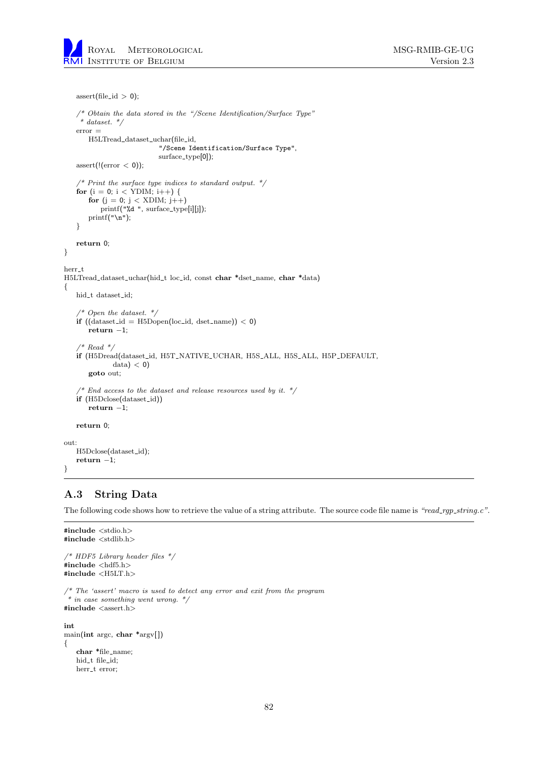```
    assert(file_id > 0);

    /* Obtain the data stored in the "/Scene Identification/Surface Type"
     * dataset. */
    error =
        H5LTread_dataset_uchar(file_id,
                               "/Scene Identification/Surface Type",
                               surface_type[0]);
    assert(!(error < 0));

    /* Print the surface type indices to standard output. */
    for (i = 0; i < YDIM; i++) {
        for (j = 0; j < XDIM; j++)
            printf("%d ", surface_type[i][j]);
        printf("\n");
    }

    return 0;
}

herr_t
H5LTread_dataset_uchar(hid_t loc_id, const char *dset_name, char *data)
{
    hid_t dataset_id;

    /* Open the dataset. */
    if ((dataset_id = H5Dopen(loc_id, dset_name)) < 0)
        return -1;

    /* Read */
    if (H5Dread(dataset_id, H5T_NATIVE_UCHAR, H5S_ALL, H5S_ALL, H5P_DEFAULT,
                data) < 0)
        goto out;

    /* End access to the dataset and release resources used by it. */
    if (H5Dclose(dataset_id))
        return -1;

    return 0;

out:
    H5Dclose(dataset_id);
    return -1;
}
```

## A.3 String Data

The following code shows how to retrieve the value of a string attribute. The source code file name is *"read_rgp_string.c"*.

```
#include <stdio.h>
#include <stdlib.h>

/* HDF5 Library header files */
#include <hdf5.h>
#include <H5LT.h>

/* The 'assert' macro is used to detect any error and exit from the program
 * in case something went wrong. */
#include <assert.h>

int
main(int argc, char *argv[])
{
    char *file_name;
    hid_t file_id;
    herr_t error;
```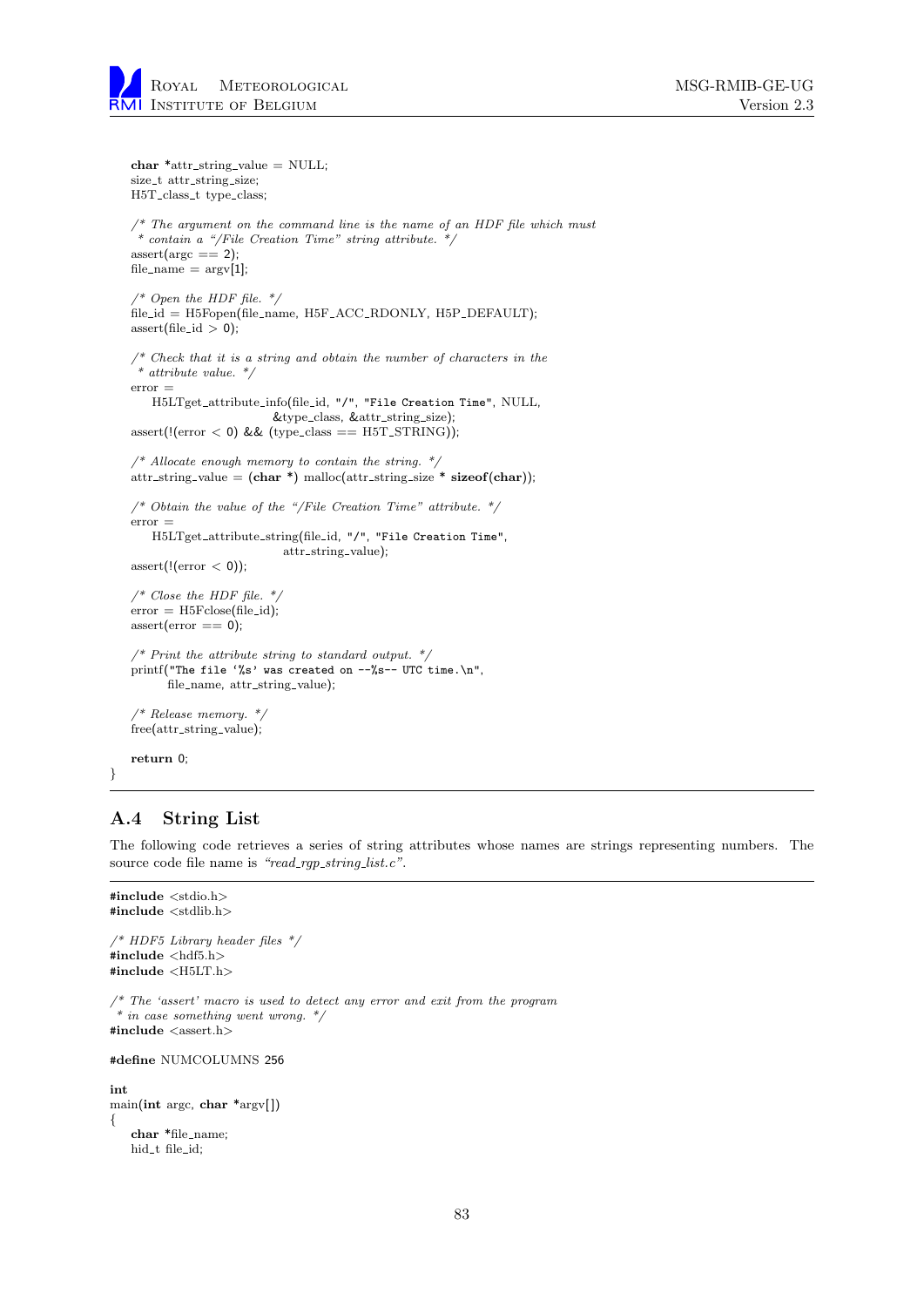```
    char *attr_string_value = NULL;
    size_t attr_string_size;
    H5T_class_t type_class;

    /* The argument on the command line is the name of an HDF file which must
     * contain a "/File Creation Time" string attribute. */
    assert(argc == 2);
    file_name = argv[1];

    /* Open the HDF file. */
    file_id = H5Fopen(file_name, H5F_ACC_RDONLY, H5P_DEFAULT);
    assert(file_id > 0);

    /* Check that it is a string and obtain the number of characters in the
     * attribute value. */
    error =
        H5LTget_attribute_info(file_id, "/", "File Creation Time", NULL,
                               &type_class, &attr_string_size);
    assert(!(error < 0) && (type_class == H5T_STRING));

    /* Allocate enough memory to contain the string. */
    attr_string_value = (char *) malloc(attr_string_size * sizeof(char));

    /* Obtain the value of the "/File Creation Time" attribute. */
    error =
        H5LTget_attribute_string(file_id, "/", "File Creation Time",
                                 attr_string_value);
    assert(!(error < 0));

    /* Close the HDF file. */
    error = H5Fclose(file_id);
    assert(error == 0);

    /* Print the attribute string to standard output. */
    printf("The file '%s' was created on --%s-- UTC time.\n",
           file_name, attr_string_value);

    /* Release memory. */
    free(attr_string_value);

    return 0;
}
```

## A.4 String List

The following code retrieves a series of string attributes whose names are strings representing numbers. The source code file name is *"read_rgp_string_list.c"*.

```
#include <stdio.h>
#include <stdlib.h>

/* HDF5 Library header files */
#include <hdf5.h>
#include <H5LT.h>

/* The 'assert' macro is used to detect any error and exit from the program
 * in case something went wrong. */
#include <assert.h>

#define NUMCOLUMNS 256

int
main(int argc, char *argv[])
{
    char *file_name;
    hid_t file_id;
```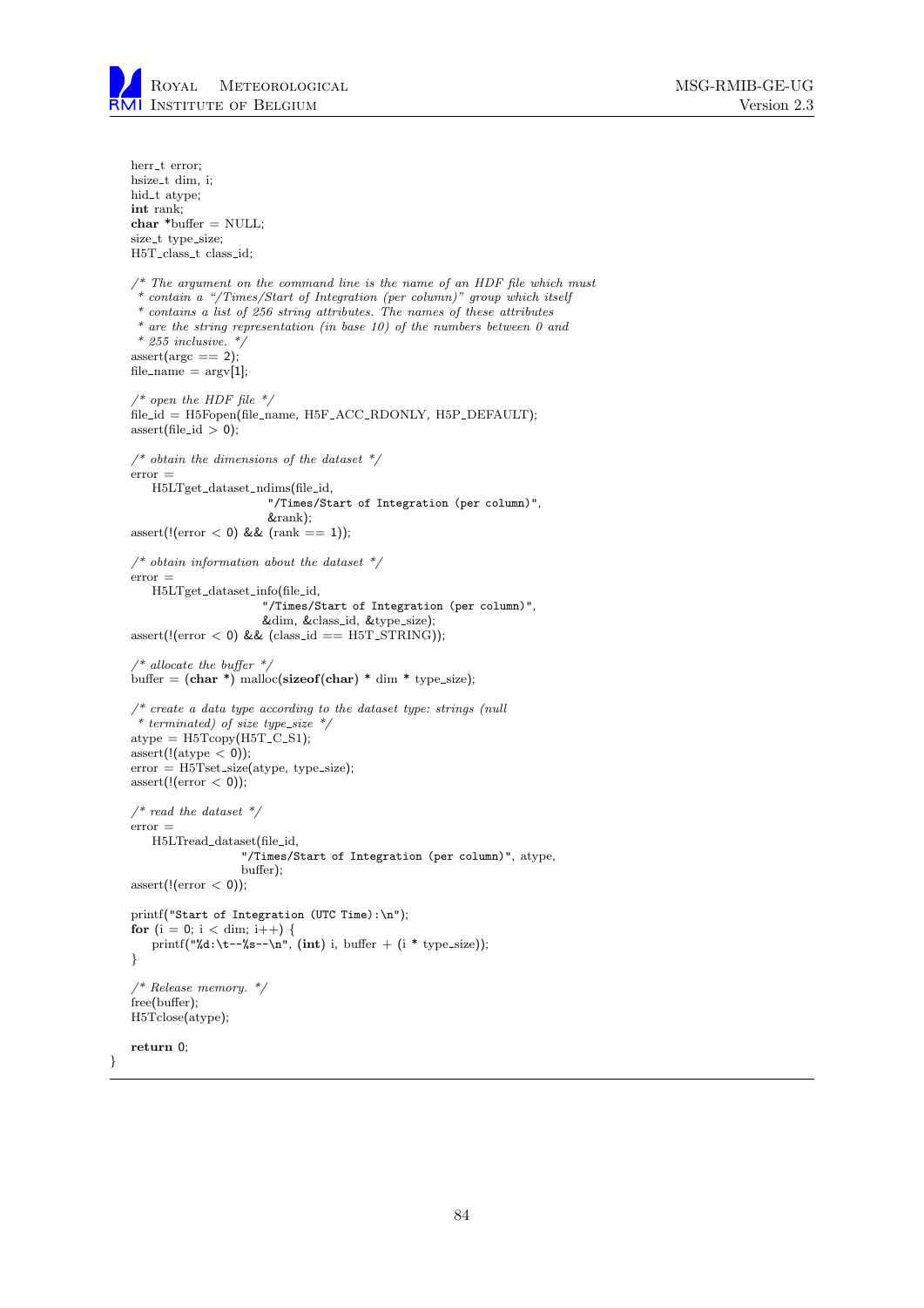```c
    herr_t error;
    hsize_t dim, i;
    hid_t atype;
    int rank;
    char *buffer = NULL;
    size_t type_size;
    H5T_class_t class_id;

    /* The argument on the command line is the name of an HDF file which must
     * contain a "/Times/Start of Integration (per column)" group which itself
     * contains a list of 256 string attributes. The names of these attributes
     * are the string representation (in base 10) of the numbers between 0 and
     * 255 inclusive. */
    assert(argc == 2);
    file_name = argv[1];

    /* open the HDF file */
    file_id = H5Fopen(file_name, H5F_ACC_RDONLY, H5P_DEFAULT);
    assert(file_id > 0);

    /* obtain the dimensions of the dataset */
    error =
        H5LTget_dataset_ndims(file_id,
                              "/Times/Start of Integration (per column)",
                              &rank);
    assert(!(error < 0) && (rank == 1));

    /* obtain information about the dataset */
    error =
        H5LTget_dataset_info(file_id,
                             "/Times/Start of Integration (per column)",
                             &dim, &class_id, &type_size);
    assert(!(error < 0) && (class_id == H5T_STRING));

    /* allocate the buffer */
    buffer = (char *) malloc(sizeof(char) * dim * type_size);

    /* create a data type according to the dataset type: strings (null
     * terminated) of size type_size */
    atype = H5Tcopy(H5T_C_S1);
    assert(!(atype < 0));
    error = H5Tset_size(atype, type_size);
    assert(!(error < 0));

    /* read the dataset */
    error =
        H5LTread_dataset(file_id,
                         "/Times/Start of Integration (per column)", atype,
                         buffer);
    assert(!(error < 0));

    printf("Start of Integration (UTC Time):\n");
    for (i = 0; i < dim; i++) {
        printf("%d:\t--%s--\n", (int) i, buffer + (i * type_size));
    }

    /* Release memory. */
    free(buffer);
    H5Tclose(atype);

    return 0;
}
```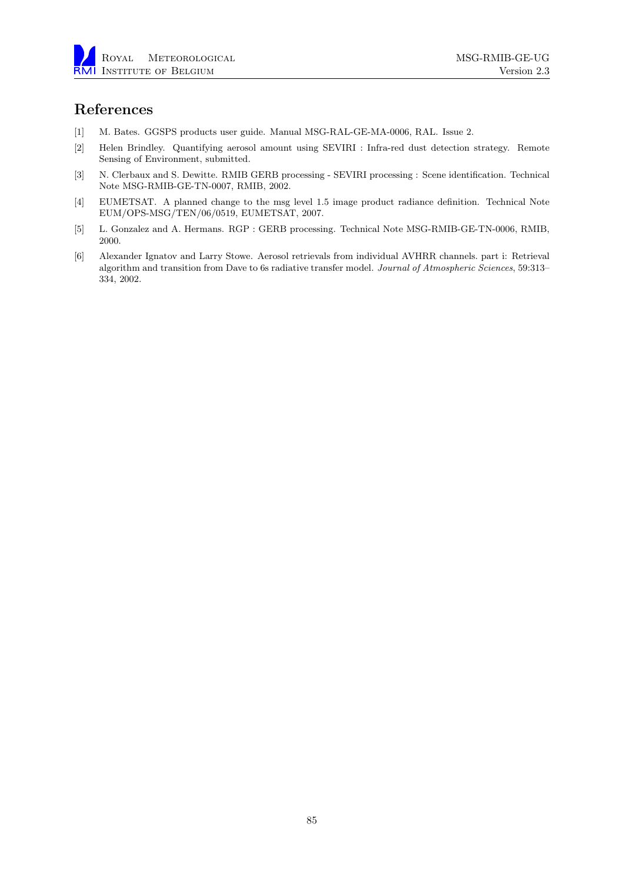# References

[1] M. Bates. GGSPS products user guide. Manual MSG-RAL-GE-MA-0006, RAL. Issue 2.

[2] Helen Brindley. Quantifying aerosol amount using SEVIRI : Infra-red dust detection strategy. Remote Sensing of Environment, submitted.

[3] N. Clerbaux and S. Dewitte. RMIB GERB processing - SEVIRI processing : Scene identification. Technical Note MSG-RMIB-GE-TN-0007, RMIB, 2002.

[4] EUMETSAT. A planned change to the msg level 1.5 image product radiance definition. Technical Note EUM/OPS-MSG/TEN/06/0519, EUMETSAT, 2007.

[5] L. Gonzalez and A. Hermans. RGP : GERB processing. Technical Note MSG-RMIB-GE-TN-0006, RMIB, 2000.

[6] Alexander Ignatov and Larry Stowe. Aerosol retrievals from individual AVHRR channels. part i: Retrieval algorithm and transition from Dave to 6s radiative transfer model. *Journal of Atmospheric Sciences*, 59:313–334, 2002.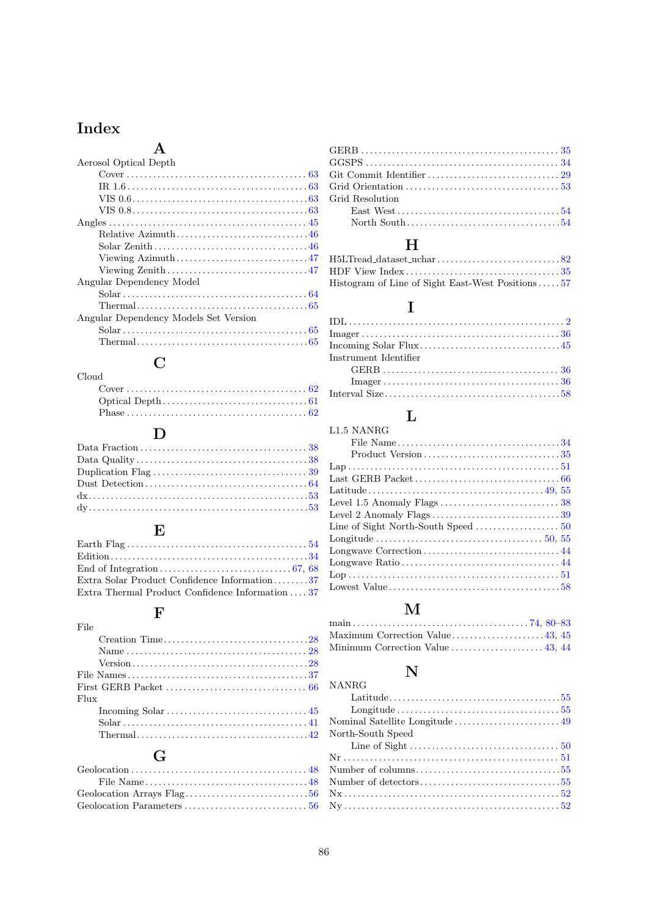# Index

## A

Aerosol Optical Depth
- Cover . . . 63
- IR 1.6 . . . 63
- VIS 0.6 . . . 63
- VIS 0.8 . . . 63

Angles . . . 45
- Relative Azimuth . . . 46
- Solar Zenith . . . 46
- Viewing Azimuth . . . 47
- Viewing Zenith . . . 47

Angular Dependency Model
- Solar . . . 64
- Thermal . . . 65

Angular Dependency Models Set Version
- Solar . . . 65
- Thermal . . . 65

## C

Cloud
- Cover . . . 62
- Optical Depth . . . 61
- Phase . . . 62

## D

Data Fraction . . . 38
Data Quality . . . 38
Duplication Flag . . . 39
Dust Detection . . . 64
dx . . . 53
dy . . . 53

## E

Earth Flag . . . 54
Edition . . . 34
End of Integration . . . 67, 68
Extra Solar Product Confidence Information . . . 37
Extra Thermal Product Confidence Information . . . 37

## F

File
- Creation Time . . . 28
- Name . . . 28
- Version . . . 28

File Names . . . 37
First GERB Packet . . . 66
Flux
- Incoming Solar . . . 45
- Solar . . . 41
- Thermal . . . 42

## G

Geolocation . . . 48
- File Name . . . 48

Geolocation Arrays Flag . . . 56
Geolocation Parameters . . . 56
GERB . . . 35
GGSPS . . . 34
Git Commit Identifier . . . 29
Grid Orientation . . . 53
Grid Resolution
- East West . . . 54
- North South . . . 54

## H

H5LTread_dataset_uchar . . . 82
HDF View Index . . . 35
Histogram of Line of Sight East-West Positions . . . 57

## I

IDL . . . 2
Imager . . . 36
Incoming Solar Flux . . . 45
Instrument Identifier
- GERB . . . 36
- Imager . . . 36

Interval Size . . . 58

## L

L1.5 NANRG
- File Name . . . 34
- Product Version . . . 35

Lap . . . 51
Last GERB Packet . . . 66
Latitude . . . 49, 55
Level 1.5 Anomaly Flags . . . 38
Level 2 Anomaly Flags . . . 39
Line of Sight North-South Speed . . . 50
Longitude . . . 50, 55
Longwave Correction . . . 44
Longwave Ratio . . . 44
Lop . . . 51
Lowest Value . . . 58

## M

main . . . 74, 80–83
Maximum Correction Value . . . 43, 45
Minimum Correction Value . . . 43, 44

## N

NANRG
- Latitude . . . 55
- Longitude . . . 55

Nominal Satellite Longitude . . . 49
North-South Speed
- Line of Sight . . . 50

Nr . . . 51
Number of columns . . . 55
Number of detectors . . . 55
Nx . . . 52
Ny . . . 52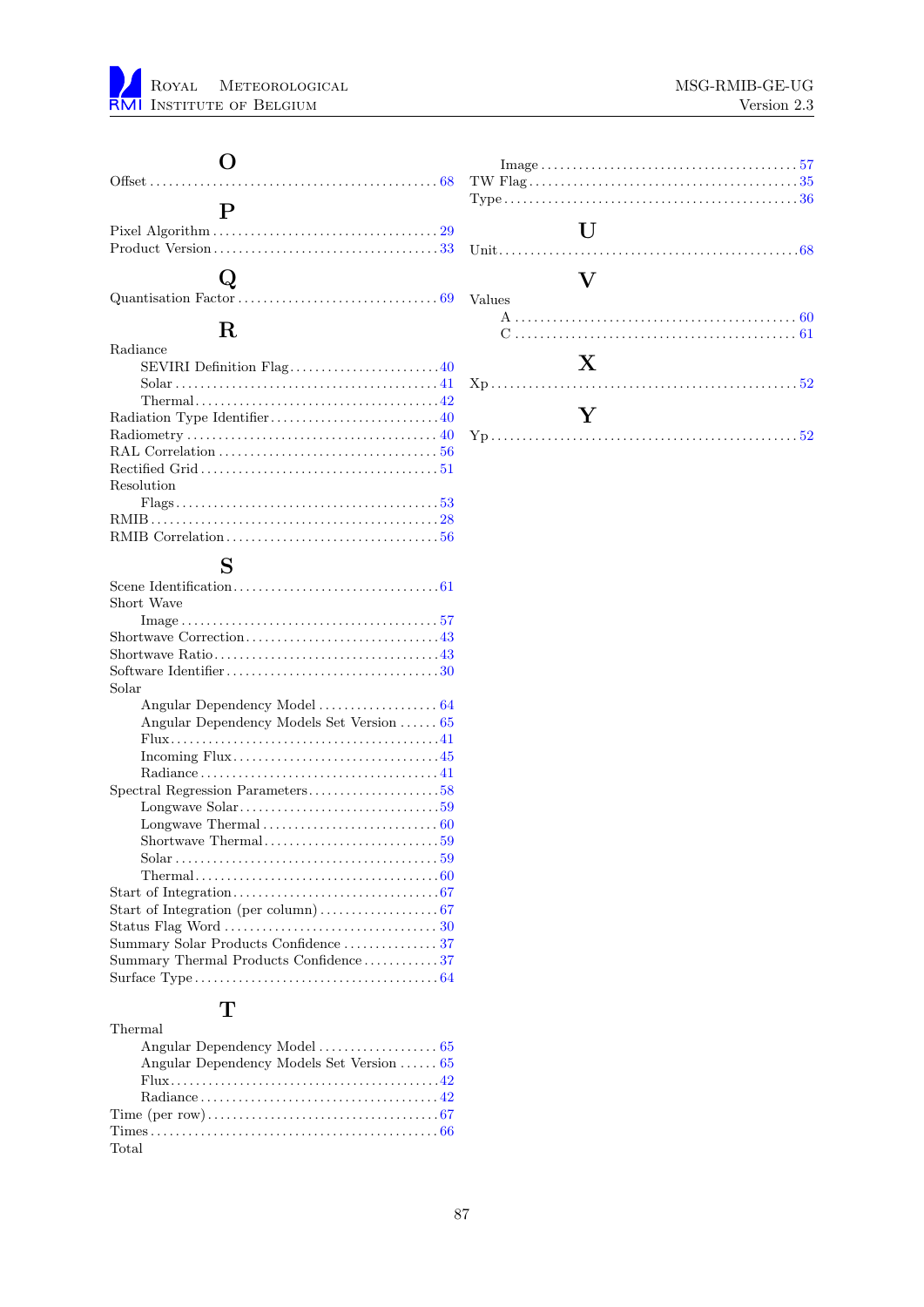## O

Offset . . . . . . . . . . 68

## P

Pixel Algorithm . . . . . . . . . . 29
Product Version . . . . . . . . . . 33

## Q

Quantisation Factor . . . . . . . . . . 69

## R

Radiance
- SEVIRI Definition Flag . . . . . . . . . . 40
- Solar . . . . . . . . . . 41
- Thermal . . . . . . . . . . 42

Radiation Type Identifier . . . . . . . . . . 40
Radiometry . . . . . . . . . . 40
RAL Correlation . . . . . . . . . . 56
Rectified Grid . . . . . . . . . . 51
Resolution
- Flags . . . . . . . . . . 53

RMIB . . . . . . . . . . 28
RMIB Correlation . . . . . . . . . . 56

## S

Scene Identification . . . . . . . . . . 61
Short Wave
- Image . . . . . . . . . . 57

Shortwave Correction . . . . . . . . . . 43
Shortwave Ratio . . . . . . . . . . 43
Software Identifier . . . . . . . . . . 30
Solar
- Angular Dependency Model . . . . . . . . . . 64
- Angular Dependency Models Set Version . . . . . . 65
- Flux . . . . . . . . . . 41
- Incoming Flux . . . . . . . . . . 45
- Radiance . . . . . . . . . . 41

Spectral Regression Parameters . . . . . . . . . . 58
- Longwave Solar . . . . . . . . . . 59
- Longwave Thermal . . . . . . . . . . 60
- Shortwave Thermal . . . . . . . . . . 59
- Solar . . . . . . . . . . 59
- Thermal . . . . . . . . . . 60

Start of Integration . . . . . . . . . . 67
Start of Integration (per column) . . . . . . . . . . 67
Status Flag Word . . . . . . . . . . 30
Summary Solar Products Confidence . . . . . . . . . . 37
Summary Thermal Products Confidence . . . . . . . . . . 37
Surface Type . . . . . . . . . . 64

## T

Thermal
- Angular Dependency Model . . . . . . . . . . 65
- Angular Dependency Models Set Version . . . . . . 65
- Flux . . . . . . . . . . 42
- Radiance . . . . . . . . . . 42

Time (per row) . . . . . . . . . . 67
Times . . . . . . . . . . 66
Total
- Image . . . . . . . . . . 57

TW Flag . . . . . . . . . . 35
Type . . . . . . . . . . 36

## U

Unit . . . . . . . . . . 68

## V

Values
- A . . . . . . . . . . 60
- C . . . . . . . . . . 61

## X

Xp . . . . . . . . . . 52

## Y

Yp . . . . . . . . . . 52